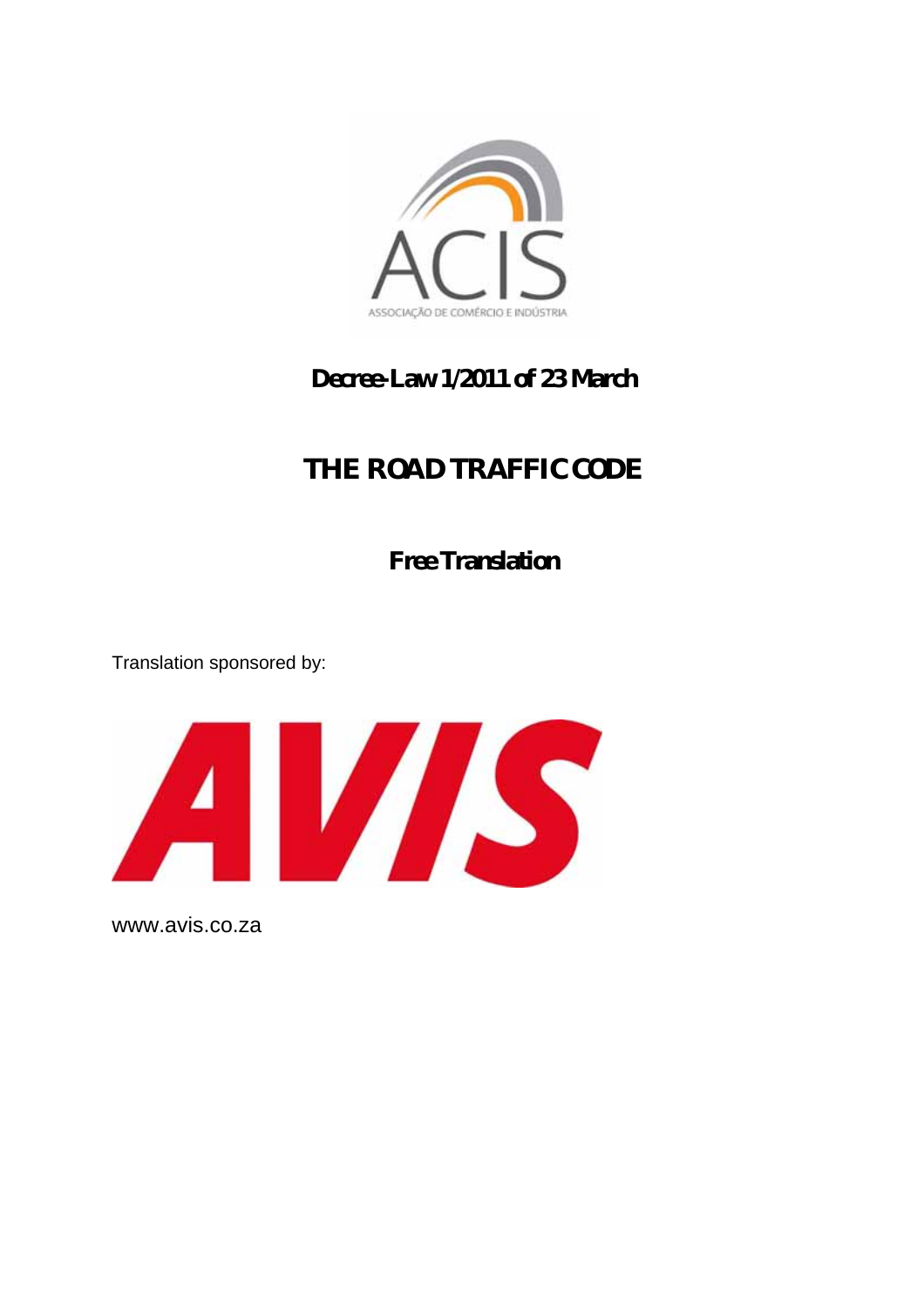ACIS

ASSOCIAÇÃO DE COMÉRCIO E INDÚSTRIA

# Decree-Law 1/2011 of 23 March

# THE ROAD TRAFFIC CODE

## Free Translation

Translation sponsored by:

AVIS

www.avis.co.za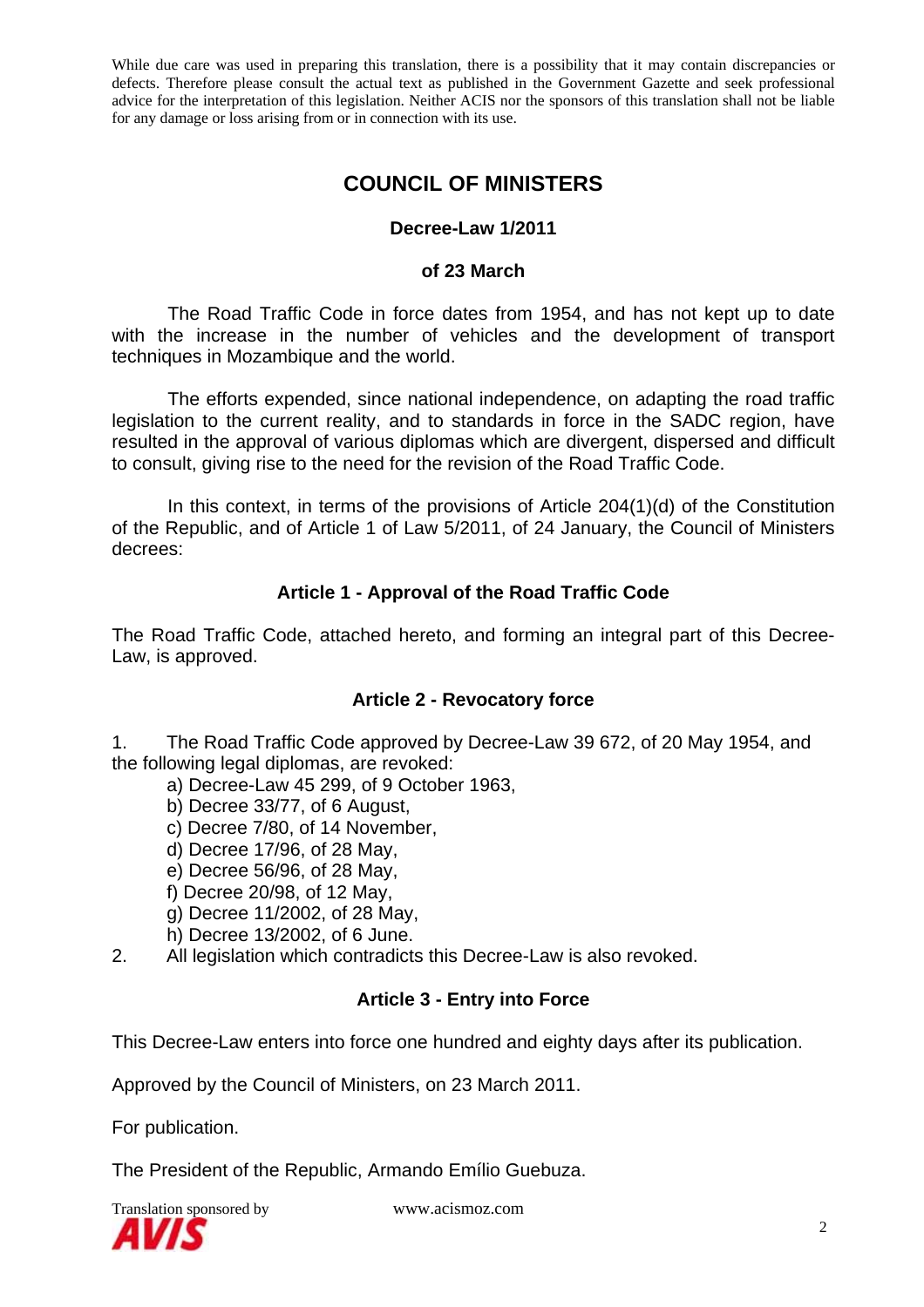While due care was used in preparing this translation, there is a possibility that it may contain discrepancies or defects. Therefore please consult the actual text as published in the Government Gazette and seek professional advice for the interpretation of this legislation. Neither ACIS nor the sponsors of this translation shall not be liable for any damage or loss arising from or in connection with its use.

# COUNCIL OF MINISTERS

### Decree-Law 1/2011

### of 23 March

The Road Traffic Code in force dates from 1954, and has not kept up to date with the increase in the number of vehicles and the development of transport techniques in Mozambique and the world.

The efforts expended, since national independence, on adapting the road traffic legislation to the current reality, and to standards in force in the SADC region, have resulted in the approval of various diplomas which are divergent, dispersed and difficult to consult, giving rise to the need for the revision of the Road Traffic Code.

In this context, in terms of the provisions of Article 204(1)(d) of the Constitution of the Republic, and of Article 1 of Law 5/2011, of 24 January, the Council of Ministers decrees:

### Article 1 - Approval of the Road Traffic Code

The Road Traffic Code, attached hereto, and forming an integral part of this Decree-Law, is approved.

### Article 2 - Revocatory force

1. The Road Traffic Code approved by Decree-Law 39 672, of 20 May 1954, and the following legal diplomas, are revoked:
   a) Decree-Law 45 299, of 9 October 1963,
   b) Decree 33/77, of 6 August,
   c) Decree 7/80, of 14 November,
   d) Decree 17/96, of 28 May,
   e) Decree 56/96, of 28 May,
   f) Decree 20/98, of 12 May,
   g) Decree 11/2002, of 28 May,
   h) Decree 13/2002, of 6 June.
2. All legislation which contradicts this Decree-Law is also revoked.

### Article 3 - Entry into Force

This Decree-Law enters into force one hundred and eighty days after its publication.

Approved by the Council of Ministers, on 23 March 2011.

For publication.

The President of the Republic, Armando Emílio Guebuza.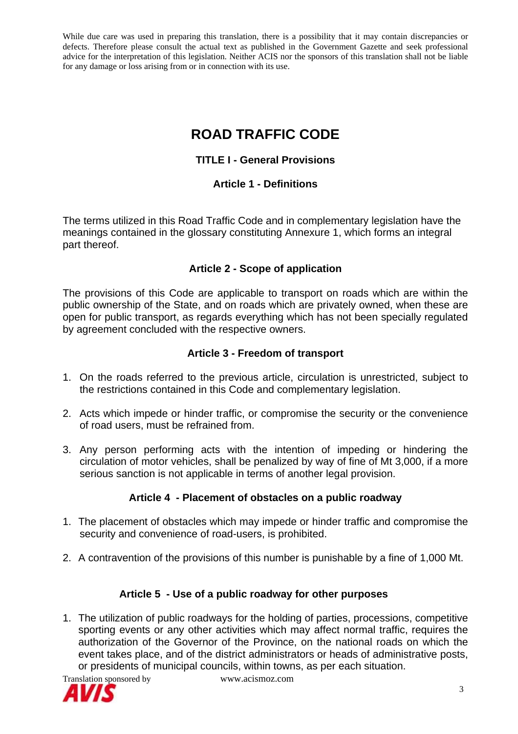While due care was used in preparing this translation, there is a possibility that it may contain discrepancies or defects. Therefore please consult the actual text as published in the Government Gazette and seek professional advice for the interpretation of this legislation. Neither ACIS nor the sponsors of this translation shall not be liable for any damage or loss arising from or in connection with its use.

# ROAD TRAFFIC CODE

## TITLE I - General Provisions

### Article 1 - Definitions

The terms utilized in this Road Traffic Code and in complementary legislation have the meanings contained in the glossary constituting Annexure 1, which forms an integral part thereof.

### Article 2 - Scope of application

The provisions of this Code are applicable to transport on roads which are within the public ownership of the State, and on roads which are privately owned, when these are open for public transport, as regards everything which has not been specially regulated by agreement concluded with the respective owners.

### Article 3 - Freedom of transport

1. On the roads referred to the previous article, circulation is unrestricted, subject to the restrictions contained in this Code and complementary legislation.

2. Acts which impede or hinder traffic, or compromise the security or the convenience of road users, must be refrained from.

3. Any person performing acts with the intention of impeding or hindering the circulation of motor vehicles, shall be penalized by way of fine of Mt 3,000, if a more serious sanction is not applicable in terms of another legal provision.

### Article 4 - Placement of obstacles on a public roadway

1. The placement of obstacles which may impede or hinder traffic and compromise the security and convenience of road-users, is prohibited.

2. A contravention of the provisions of this number is punishable by a fine of 1,000 Mt.

### Article 5 - Use of a public roadway for other purposes

1. The utilization of public roadways for the holding of parties, processions, competitive sporting events or any other activities which may affect normal traffic, requires the authorization of the Governor of the Province, on the national roads on which the event takes place, and of the district administrators or heads of administrative posts, or presidents of municipal councils, within towns, as per each situation.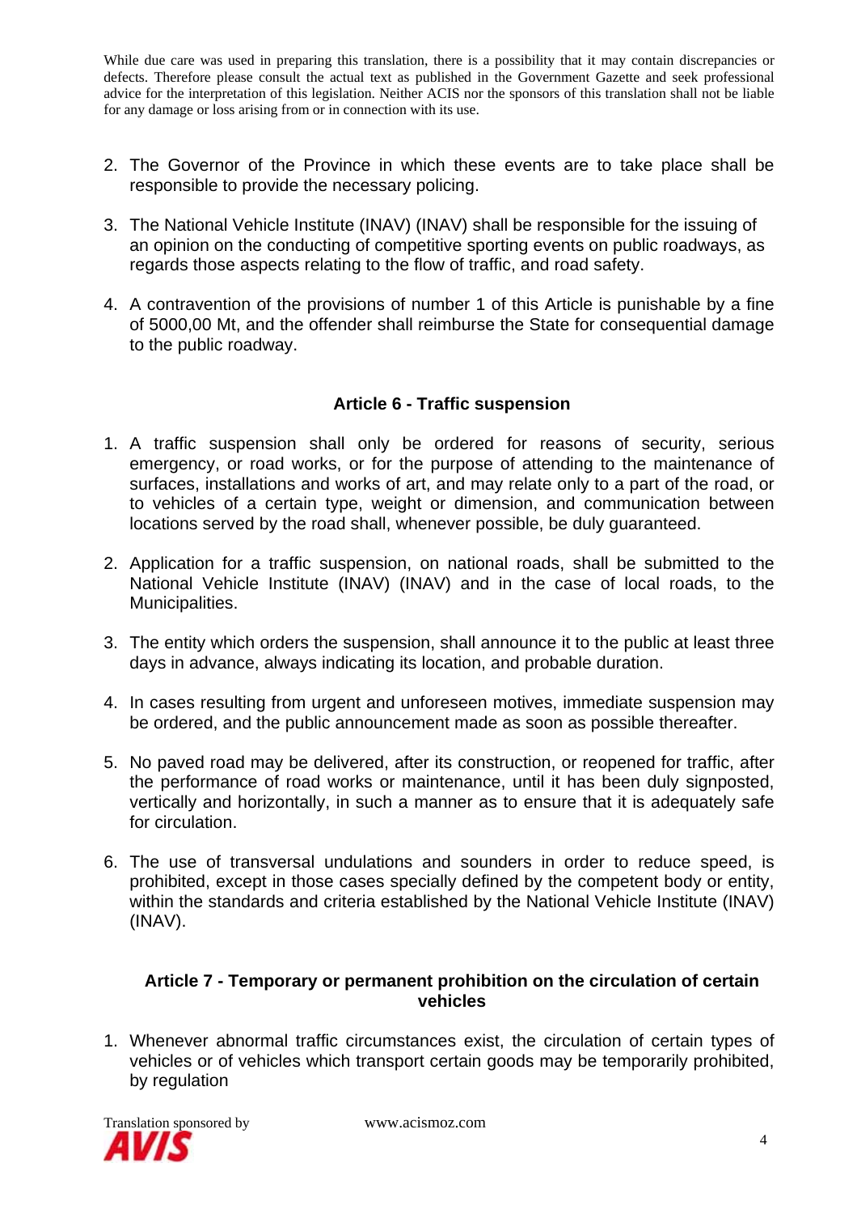2. The Governor of the Province in which these events are to take place shall be responsible to provide the necessary policing.

3. The National Vehicle Institute (INAV) (INAV) shall be responsible for the issuing of an opinion on the conducting of competitive sporting events on public roadways, as regards those aspects relating to the flow of traffic, and road safety.

4. A contravention of the provisions of number 1 of this Article is punishable by a fine of 5000,00 Mt, and the offender shall reimburse the State for consequential damage to the public roadway.

### Article 6 - Traffic suspension

1. A traffic suspension shall only be ordered for reasons of security, serious emergency, or road works, or for the purpose of attending to the maintenance of surfaces, installations and works of art, and may relate only to a part of the road, or to vehicles of a certain type, weight or dimension, and communication between locations served by the road shall, whenever possible, be duly guaranteed.

2. Application for a traffic suspension, on national roads, shall be submitted to the National Vehicle Institute (INAV) (INAV) and in the case of local roads, to the Municipalities.

3. The entity which orders the suspension, shall announce it to the public at least three days in advance, always indicating its location, and probable duration.

4. In cases resulting from urgent and unforeseen motives, immediate suspension may be ordered, and the public announcement made as soon as possible thereafter.

5. No paved road may be delivered, after its construction, or reopened for traffic, after the performance of road works or maintenance, until it has been duly signposted, vertically and horizontally, in such a manner as to ensure that it is adequately safe for circulation.

6. The use of transversal undulations and sounders in order to reduce speed, is prohibited, except in those cases specially defined by the competent body or entity, within the standards and criteria established by the National Vehicle Institute (INAV) (INAV).

### Article 7 - Temporary or permanent prohibition on the circulation of certain vehicles

1. Whenever abnormal traffic circumstances exist, the circulation of certain types of vehicles or of vehicles which transport certain goods may be temporarily prohibited, by regulation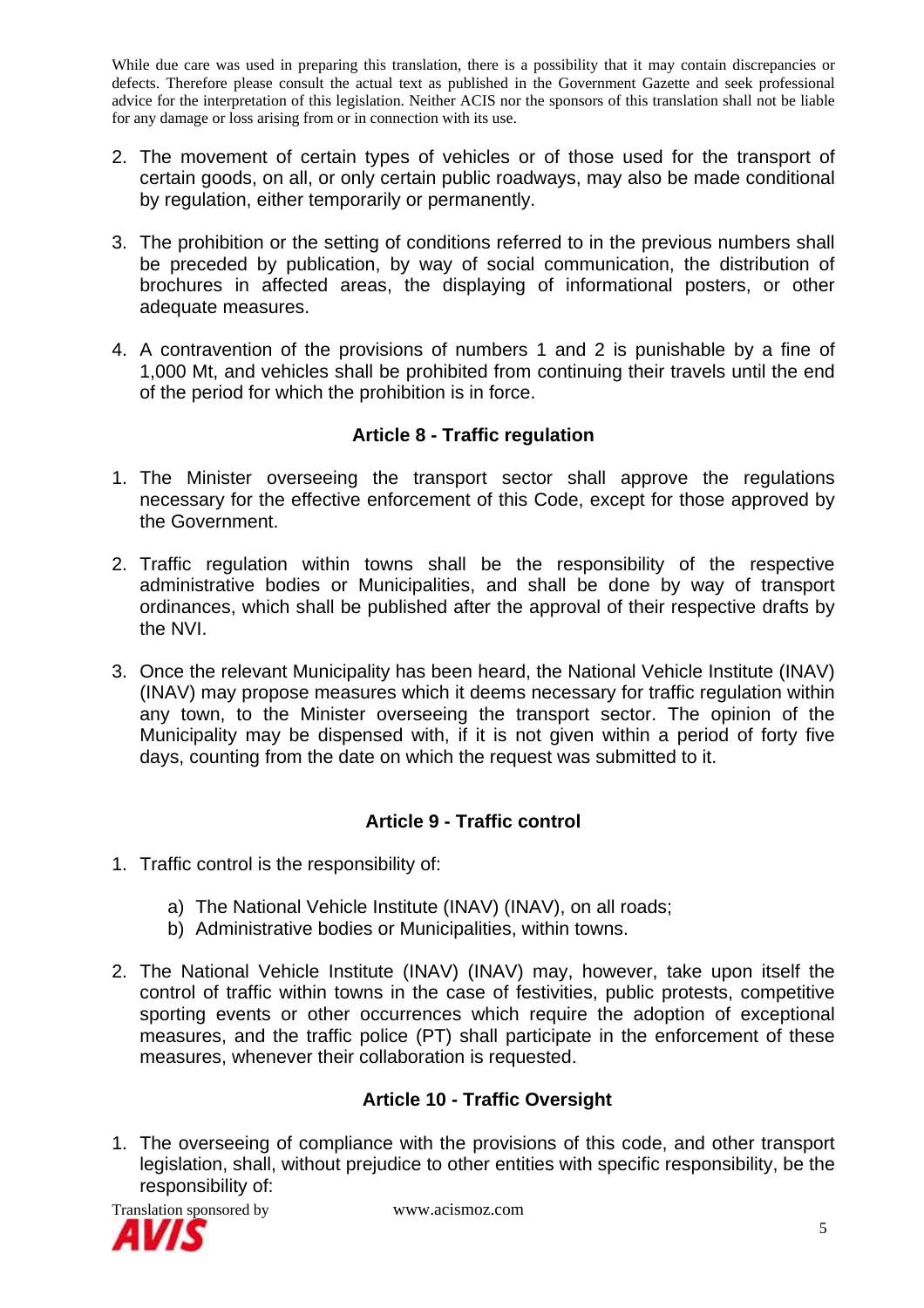While due care was used in preparing this translation, there is a possibility that it may contain discrepancies or defects. Therefore please consult the actual text as published in the Government Gazette and seek professional advice for the interpretation of this legislation. Neither ACIS nor the sponsors of this translation shall not be liable for any damage or loss arising from or in connection with its use.

2. The movement of certain types of vehicles or of those used for the transport of certain goods, on all, or only certain public roadways, may also be made conditional by regulation, either temporarily or permanently.

3. The prohibition or the setting of conditions referred to in the previous numbers shall be preceded by publication, by way of social communication, the distribution of brochures in affected areas, the displaying of informational posters, or other adequate measures.

4. A contravention of the provisions of numbers 1 and 2 is punishable by a fine of 1,000 Mt, and vehicles shall be prohibited from continuing their travels until the end of the period for which the prohibition is in force.

### Article 8 - Traffic regulation

1. The Minister overseeing the transport sector shall approve the regulations necessary for the effective enforcement of this Code, except for those approved by the Government.

2. Traffic regulation within towns shall be the responsibility of the respective administrative bodies or Municipalities, and shall be done by way of transport ordinances, which shall be published after the approval of their respective drafts by the NVI.

3. Once the relevant Municipality has been heard, the National Vehicle Institute (INAV) (INAV) may propose measures which it deems necessary for traffic regulation within any town, to the Minister overseeing the transport sector. The opinion of the Municipality may be dispensed with, if it is not given within a period of forty five days, counting from the date on which the request was submitted to it.

### Article 9 - Traffic control

1. Traffic control is the responsibility of:

   a) The National Vehicle Institute (INAV) (INAV), on all roads;
   b) Administrative bodies or Municipalities, within towns.

2. The National Vehicle Institute (INAV) (INAV) may, however, take upon itself the control of traffic within towns in the case of festivities, public protests, competitive sporting events or other occurrences which require the adoption of exceptional measures, and the traffic police (PT) shall participate in the enforcement of these measures, whenever their collaboration is requested.

### Article 10 - Traffic Oversight

1. The overseeing of compliance with the provisions of this code, and other transport legislation, shall, without prejudice to other entities with specific responsibility, be the responsibility of:

Translation sponsored by AVIS www.acismoz.com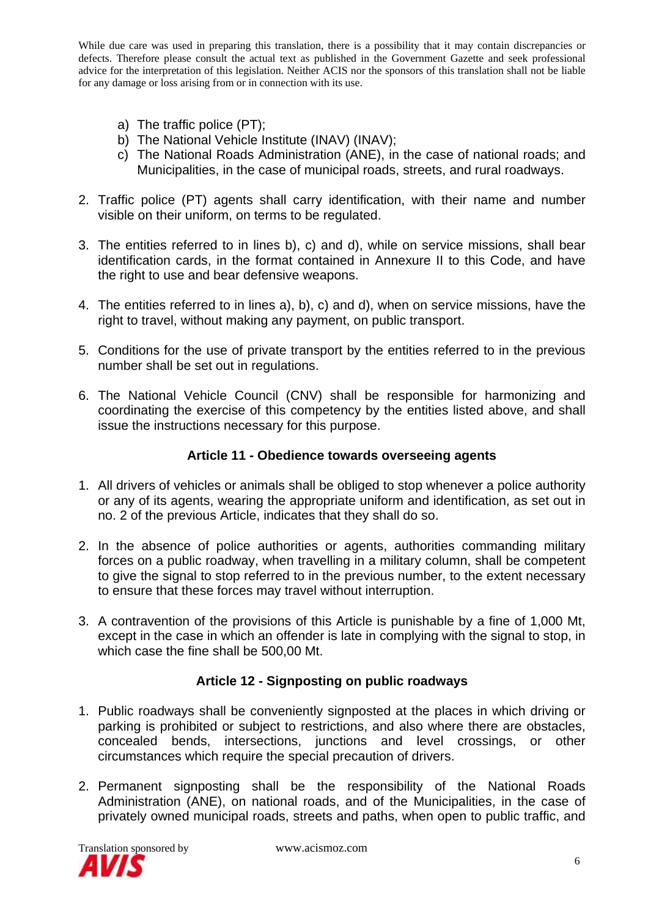While due care was used in preparing this translation, there is a possibility that it may contain discrepancies or defects. Therefore please consult the actual text as published in the Government Gazette and seek professional advice for the interpretation of this legislation. Neither ACIS nor the sponsors of this translation shall not be liable for any damage or loss arising from or in connection with its use.

a) The traffic police (PT);
b) The National Vehicle Institute (INAV) (INAV);
c) The National Roads Administration (ANE), in the case of national roads; and Municipalities, in the case of municipal roads, streets, and rural roadways.

2. Traffic police (PT) agents shall carry identification, with their name and number visible on their uniform, on terms to be regulated.

3. The entities referred to in lines b), c) and d), while on service missions, shall bear identification cards, in the format contained in Annexure II to this Code, and have the right to use and bear defensive weapons.

4. The entities referred to in lines a), b), c) and d), when on service missions, have the right to travel, without making any payment, on public transport.

5. Conditions for the use of private transport by the entities referred to in the previous number shall be set out in regulations.

6. The National Vehicle Council (CNV) shall be responsible for harmonizing and coordinating the exercise of this competency by the entities listed above, and shall issue the instructions necessary for this purpose.

### Article 11 - Obedience towards overseeing agents

1. All drivers of vehicles or animals shall be obliged to stop whenever a police authority or any of its agents, wearing the appropriate uniform and identification, as set out in no. 2 of the previous Article, indicates that they shall do so.

2. In the absence of police authorities or agents, authorities commanding military forces on a public roadway, when travelling in a military column, shall be competent to give the signal to stop referred to in the previous number, to the extent necessary to ensure that these forces may travel without interruption.

3. A contravention of the provisions of this Article is punishable by a fine of 1,000 Mt, except in the case in which an offender is late in complying with the signal to stop, in which case the fine shall be 500,00 Mt.

### Article 12 - Signposting on public roadways

1. Public roadways shall be conveniently signposted at the places in which driving or parking is prohibited or subject to restrictions, and also where there are obstacles, concealed bends, intersections, junctions and level crossings, or other circumstances which require the special precaution of drivers.

2. Permanent signposting shall be the responsibility of the National Roads Administration (ANE), on national roads, and of the Municipalities, in the case of privately owned municipal roads, streets and paths, when open to public traffic, and

Translation sponsored by www.acismoz.com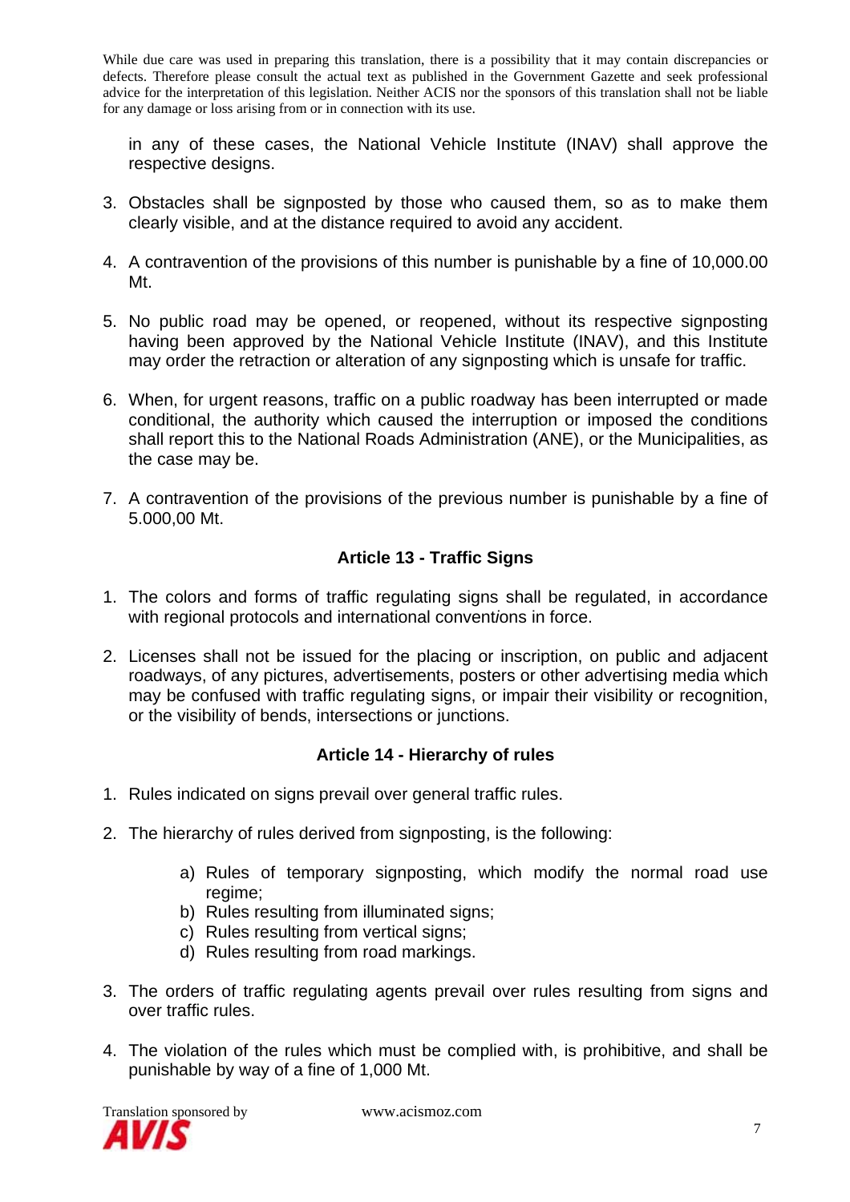in any of these cases, the National Vehicle Institute (INAV) shall approve the respective designs.

3. Obstacles shall be signposted by those who caused them, so as to make them clearly visible, and at the distance required to avoid any accident.

4. A contravention of the provisions of this number is punishable by a fine of 10,000.00 Mt.

5. No public road may be opened, or reopened, without its respective signposting having been approved by the National Vehicle Institute (INAV), and this Institute may order the retraction or alteration of any signposting which is unsafe for traffic.

6. When, for urgent reasons, traffic on a public roadway has been interrupted or made conditional, the authority which caused the interruption or imposed the conditions shall report this to the National Roads Administration (ANE), or the Municipalities, as the case may be.

7. A contravention of the provisions of the previous number is punishable by a fine of 5.000,00 Mt.

### Article 13 - Traffic Signs

1. The colors and forms of traffic regulating signs shall be regulated, in accordance with regional protocols and international conventions in force.

2. Licenses shall not be issued for the placing or inscription, on public and adjacent roadways, of any pictures, advertisements, posters or other advertising media which may be confused with traffic regulating signs, or impair their visibility or recognition, or the visibility of bends, intersections or junctions.

### Article 14 - Hierarchy of rules

1. Rules indicated on signs prevail over general traffic rules.

2. The hierarchy of rules derived from signposting, is the following:

   a) Rules of temporary signposting, which modify the normal road use regime;
   b) Rules resulting from illuminated signs;
   c) Rules resulting from vertical signs;
   d) Rules resulting from road markings.

3. The orders of traffic regulating agents prevail over rules resulting from signs and over traffic rules.

4. The violation of the rules which must be complied with, is prohibitive, and shall be punishable by way of a fine of 1,000 Mt.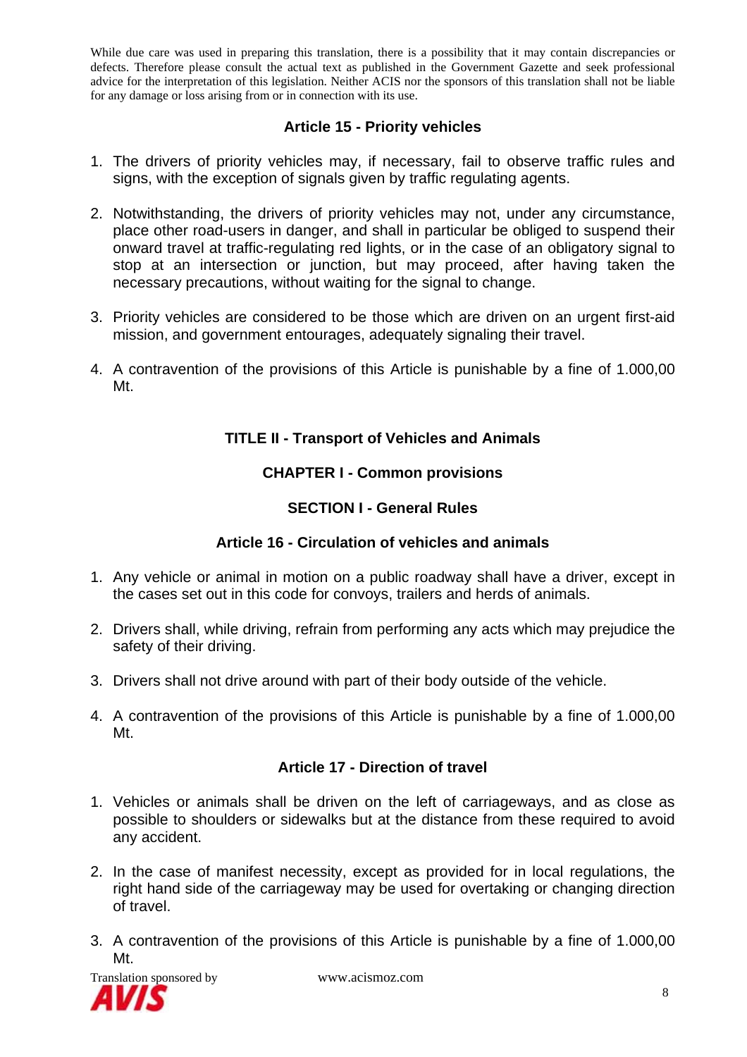While due care was used in preparing this translation, there is a possibility that it may contain discrepancies or defects. Therefore please consult the actual text as published in the Government Gazette and seek professional advice for the interpretation of this legislation. Neither ACIS nor the sponsors of this translation shall not be liable for any damage or loss arising from or in connection with its use.

### Article 15 - Priority vehicles

1. The drivers of priority vehicles may, if necessary, fail to observe traffic rules and signs, with the exception of signals given by traffic regulating agents.

2. Notwithstanding, the drivers of priority vehicles may not, under any circumstance, place other road-users in danger, and shall in particular be obliged to suspend their onward travel at traffic-regulating red lights, or in the case of an obligatory signal to stop at an intersection or junction, but may proceed, after having taken the necessary precautions, without waiting for the signal to change.

3. Priority vehicles are considered to be those which are driven on an urgent first-aid mission, and government entourages, adequately signaling their travel.

4. A contravention of the provisions of this Article is punishable by a fine of 1.000,00 Mt.

## TITLE II - Transport of Vehicles and Animals

## CHAPTER I - Common provisions

## SECTION I - General Rules

### Article 16 - Circulation of vehicles and animals

1. Any vehicle or animal in motion on a public roadway shall have a driver, except in the cases set out in this code for convoys, trailers and herds of animals.

2. Drivers shall, while driving, refrain from performing any acts which may prejudice the safety of their driving.

3. Drivers shall not drive around with part of their body outside of the vehicle.

4. A contravention of the provisions of this Article is punishable by a fine of 1.000,00 Mt.

### Article 17 - Direction of travel

1. Vehicles or animals shall be driven on the left of carriageways, and as close as possible to shoulders or sidewalks but at the distance from these required to avoid any accident.

2. In the case of manifest necessity, except as provided for in local regulations, the right hand side of the carriageway may be used for overtaking or changing direction of travel.

3. A contravention of the provisions of this Article is punishable by a fine of 1.000,00 Mt.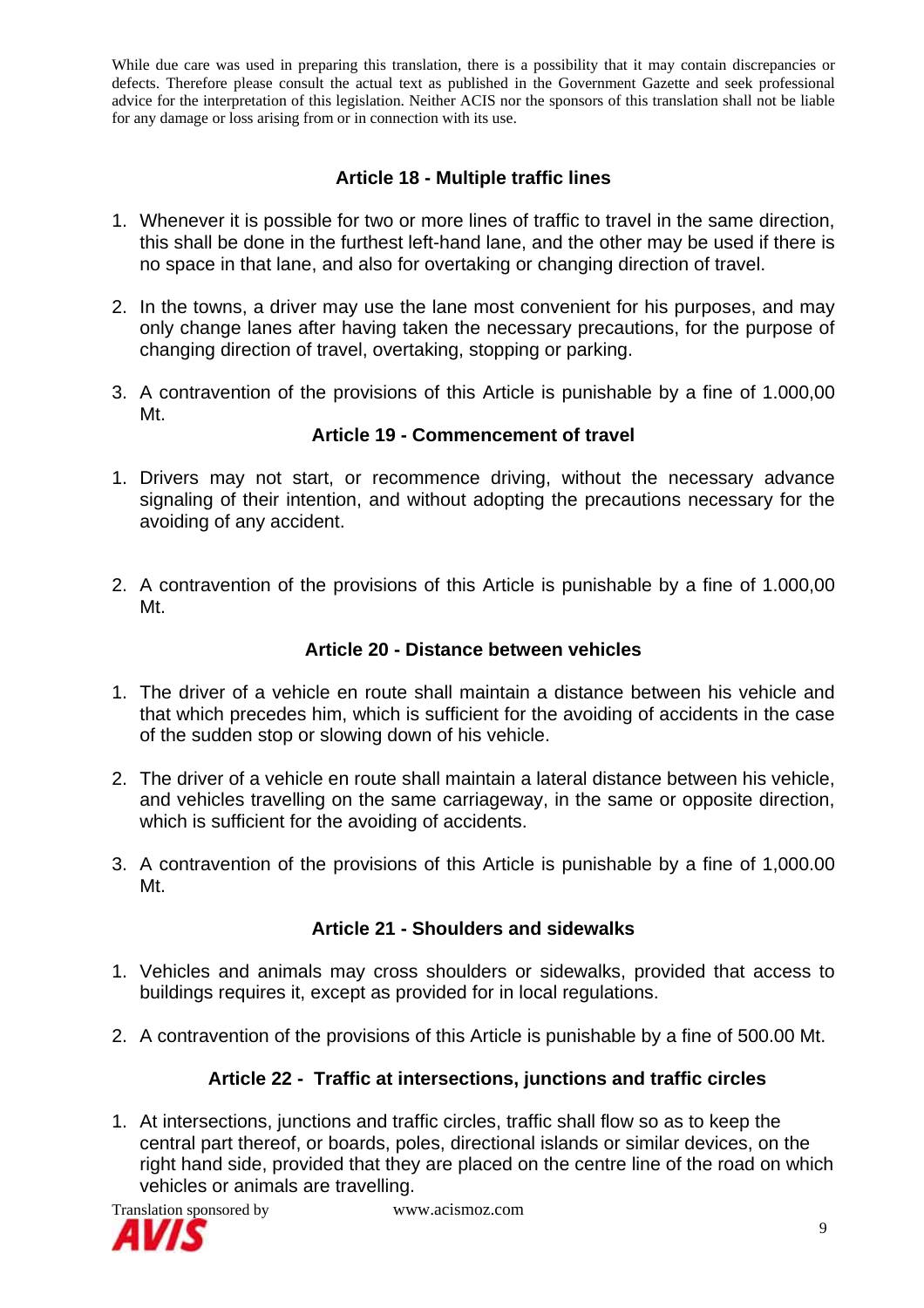While due care was used in preparing this translation, there is a possibility that it may contain discrepancies or defects. Therefore please consult the actual text as published in the Government Gazette and seek professional advice for the interpretation of this legislation. Neither ACIS nor the sponsors of this translation shall not be liable for any damage or loss arising from or in connection with its use.

### Article 18 - Multiple traffic lines

1. Whenever it is possible for two or more lines of traffic to travel in the same direction, this shall be done in the furthest left-hand lane, and the other may be used if there is no space in that lane, and also for overtaking or changing direction of travel.
2. In the towns, a driver may use the lane most convenient for his purposes, and may only change lanes after having taken the necessary precautions, for the purpose of changing direction of travel, overtaking, stopping or parking.
3. A contravention of the provisions of this Article is punishable by a fine of 1.000,00 Mt.

### Article 19 - Commencement of travel

1. Drivers may not start, or recommence driving, without the necessary advance signaling of their intention, and without adopting the precautions necessary for the avoiding of any accident.
2. A contravention of the provisions of this Article is punishable by a fine of 1.000,00 Mt.

### Article 20 - Distance between vehicles

1. The driver of a vehicle en route shall maintain a distance between his vehicle and that which precedes him, which is sufficient for the avoiding of accidents in the case of the sudden stop or slowing down of his vehicle.
2. The driver of a vehicle en route shall maintain a lateral distance between his vehicle, and vehicles travelling on the same carriageway, in the same or opposite direction, which is sufficient for the avoiding of accidents.
3. A contravention of the provisions of this Article is punishable by a fine of 1,000.00 Mt.

### Article 21 - Shoulders and sidewalks

1. Vehicles and animals may cross shoulders or sidewalks, provided that access to buildings requires it, except as provided for in local regulations.
2. A contravention of the provisions of this Article is punishable by a fine of 500.00 Mt.

### Article 22 - Traffic at intersections, junctions and traffic circles

1. At intersections, junctions and traffic circles, traffic shall flow so as to keep the central part thereof, or boards, poles, directional islands or similar devices, on the right hand side, provided that they are placed on the centre line of the road on which vehicles or animals are travelling.

Translation sponsored by AVIS www.acismoz.com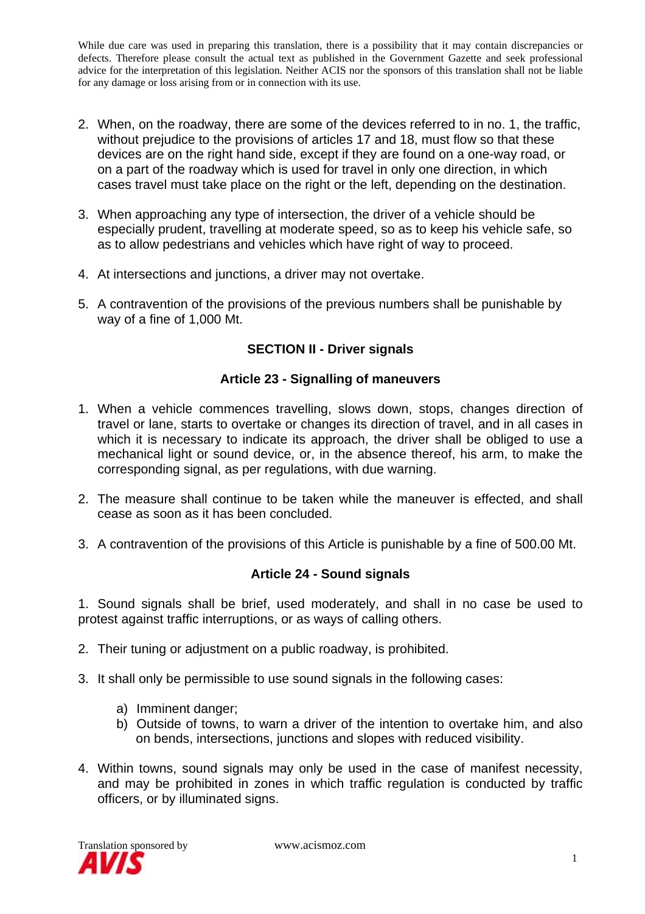While due care was used in preparing this translation, there is a possibility that it may contain discrepancies or defects. Therefore please consult the actual text as published in the Government Gazette and seek professional advice for the interpretation of this legislation. Neither ACIS nor the sponsors of this translation shall not be liable for any damage or loss arising from or in connection with its use.

2. When, on the roadway, there are some of the devices referred to in no. 1, the traffic, without prejudice to the provisions of articles 17 and 18, must flow so that these devices are on the right hand side, except if they are found on a one-way road, or on a part of the roadway which is used for travel in only one direction, in which cases travel must take place on the right or the left, depending on the destination.

3. When approaching any type of intersection, the driver of a vehicle should be especially prudent, travelling at moderate speed, so as to keep his vehicle safe, so as to allow pedestrians and vehicles which have right of way to proceed.

4. At intersections and junctions, a driver may not overtake.

5. A contravention of the provisions of the previous numbers shall be punishable by way of a fine of 1,000 Mt.

## SECTION II - Driver signals

### Article 23 - Signalling of maneuvers

1. When a vehicle commences travelling, slows down, stops, changes direction of travel or lane, starts to overtake or changes its direction of travel, and in all cases in which it is necessary to indicate its approach, the driver shall be obliged to use a mechanical light or sound device, or, in the absence thereof, his arm, to make the corresponding signal, as per regulations, with due warning.

2. The measure shall continue to be taken while the maneuver is effected, and shall cease as soon as it has been concluded.

3. A contravention of the provisions of this Article is punishable by a fine of 500.00 Mt.

### Article 24 - Sound signals

1. Sound signals shall be brief, used moderately, and shall in no case be used to protest against traffic interruptions, or as ways of calling others.

2. Their tuning or adjustment on a public roadway, is prohibited.

3. It shall only be permissible to use sound signals in the following cases:

   a) Imminent danger;
   
   b) Outside of towns, to warn a driver of the intention to overtake him, and also on bends, intersections, junctions and slopes with reduced visibility.

4. Within towns, sound signals may only be used in the case of manifest necessity, and may be prohibited in zones in which traffic regulation is conducted by traffic officers, or by illuminated signs.

Translation sponsored by AVIS www.acismoz.com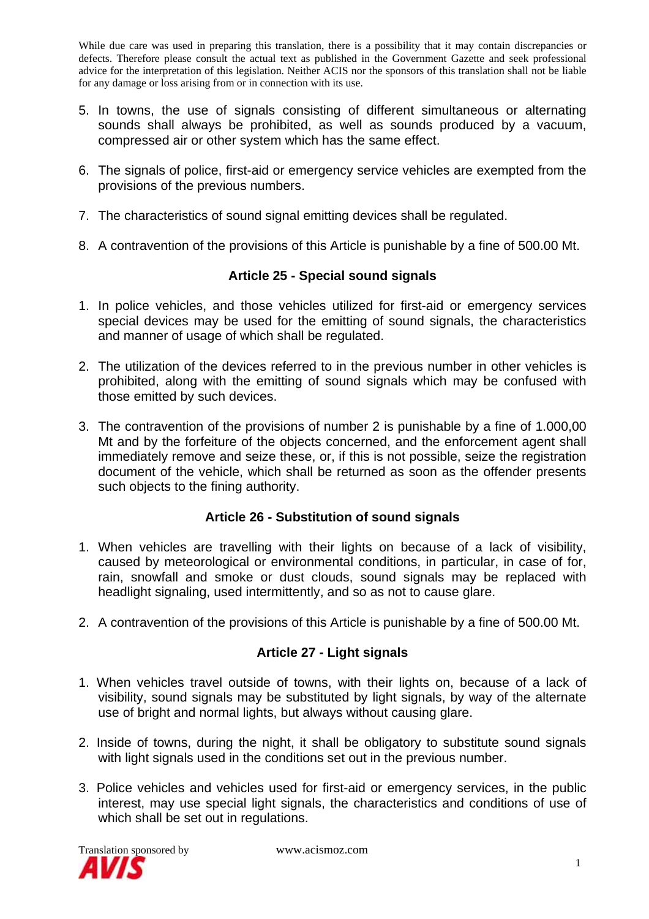While due care was used in preparing this translation, there is a possibility that it may contain discrepancies or defects. Therefore please consult the actual text as published in the Government Gazette and seek professional advice for the interpretation of this legislation. Neither ACIS nor the sponsors of this translation shall not be liable for any damage or loss arising from or in connection with its use.

5. In towns, the use of signals consisting of different simultaneous or alternating sounds shall always be prohibited, as well as sounds produced by a vacuum, compressed air or other system which has the same effect.

6. The signals of police, first-aid or emergency service vehicles are exempted from the provisions of the previous numbers.

7. The characteristics of sound signal emitting devices shall be regulated.

8. A contravention of the provisions of this Article is punishable by a fine of 500.00 Mt.

### Article 25 - Special sound signals

1. In police vehicles, and those vehicles utilized for first-aid or emergency services special devices may be used for the emitting of sound signals, the characteristics and manner of usage of which shall be regulated.

2. The utilization of the devices referred to in the previous number in other vehicles is prohibited, along with the emitting of sound signals which may be confused with those emitted by such devices.

3. The contravention of the provisions of number 2 is punishable by a fine of 1.000,00 Mt and by the forfeiture of the objects concerned, and the enforcement agent shall immediately remove and seize these, or, if this is not possible, seize the registration document of the vehicle, which shall be returned as soon as the offender presents such objects to the fining authority.

### Article 26 - Substitution of sound signals

1. When vehicles are travelling with their lights on because of a lack of visibility, caused by meteorological or environmental conditions, in particular, in case of for, rain, snowfall and smoke or dust clouds, sound signals may be replaced with headlight signaling, used intermittently, and so as not to cause glare.

2. A contravention of the provisions of this Article is punishable by a fine of 500.00 Mt.

### Article 27 - Light signals

1. When vehicles travel outside of towns, with their lights on, because of a lack of visibility, sound signals may be substituted by light signals, by way of the alternate use of bright and normal lights, but always without causing glare.

2. Inside of towns, during the night, it shall be obligatory to substitute sound signals with light signals used in the conditions set out in the previous number.

3. Police vehicles and vehicles used for first-aid or emergency services, in the public interest, may use special light signals, the characteristics and conditions of use of which shall be set out in regulations.

Translation sponsored by AVIS www.acismoz.com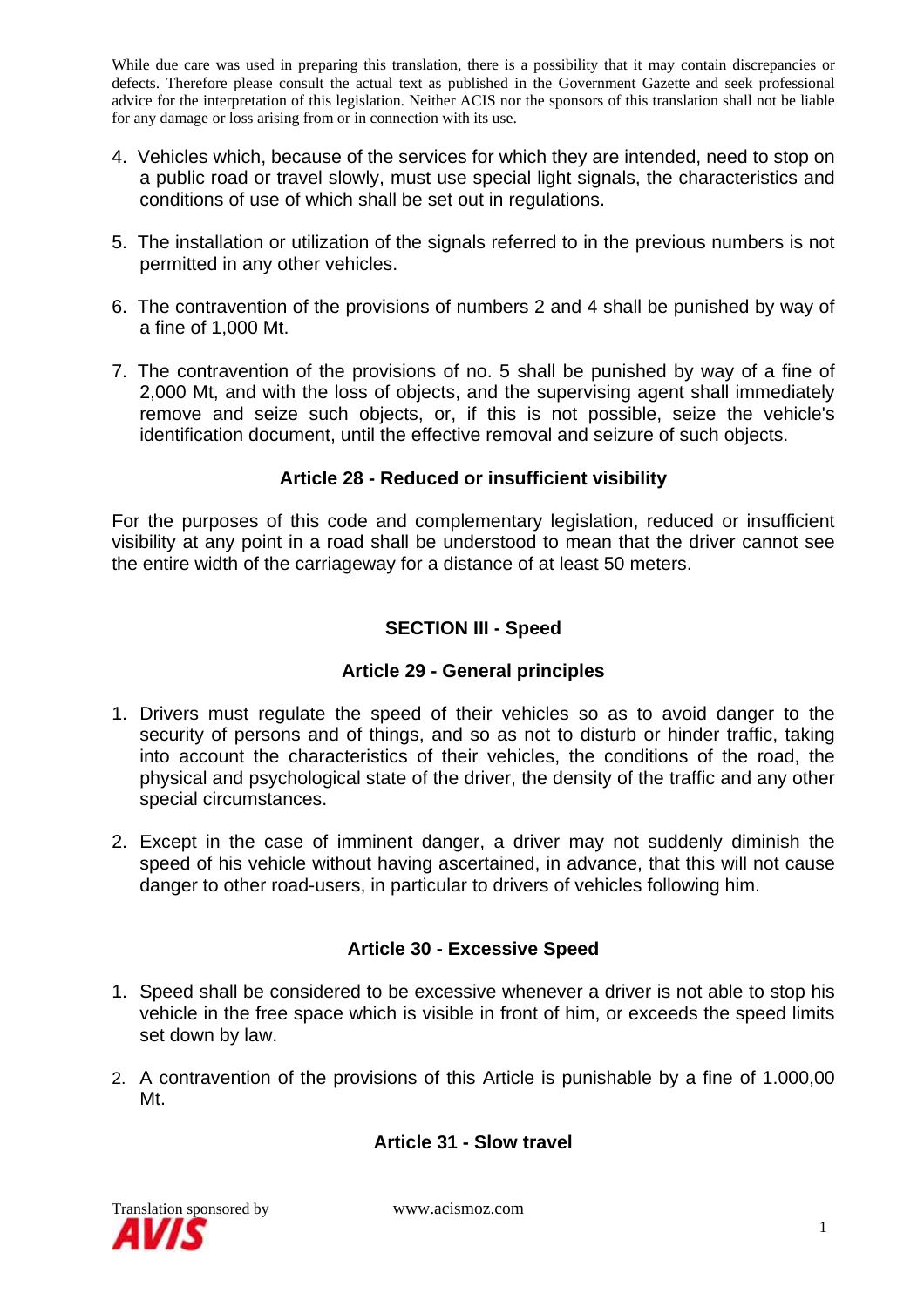While due care was used in preparing this translation, there is a possibility that it may contain discrepancies or defects. Therefore please consult the actual text as published in the Government Gazette and seek professional advice for the interpretation of this legislation. Neither ACIS nor the sponsors of this translation shall not be liable for any damage or loss arising from or in connection with its use.

4. Vehicles which, because of the services for which they are intended, need to stop on a public road or travel slowly, must use special light signals, the characteristics and conditions of use of which shall be set out in regulations.

5. The installation or utilization of the signals referred to in the previous numbers is not permitted in any other vehicles.

6. The contravention of the provisions of numbers 2 and 4 shall be punished by way of a fine of 1,000 Mt.

7. The contravention of the provisions of no. 5 shall be punished by way of a fine of 2,000 Mt, and with the loss of objects, and the supervising agent shall immediately remove and seize such objects, or, if this is not possible, seize the vehicle's identification document, until the effective removal and seizure of such objects.

### Article 28 - Reduced or insufficient visibility

For the purposes of this code and complementary legislation, reduced or insufficient visibility at any point in a road shall be understood to mean that the driver cannot see the entire width of the carriageway for a distance of at least 50 meters.

## SECTION III - Speed

### Article 29 - General principles

1. Drivers must regulate the speed of their vehicles so as to avoid danger to the security of persons and of things, and so as not to disturb or hinder traffic, taking into account the characteristics of their vehicles, the conditions of the road, the physical and psychological state of the driver, the density of the traffic and any other special circumstances.

2. Except in the case of imminent danger, a driver may not suddenly diminish the speed of his vehicle without having ascertained, in advance, that this will not cause danger to other road-users, in particular to drivers of vehicles following him.

### Article 30 - Excessive Speed

1. Speed shall be considered to be excessive whenever a driver is not able to stop his vehicle in the free space which is visible in front of him, or exceeds the speed limits set down by law.

2. A contravention of the provisions of this Article is punishable by a fine of 1.000,00 Mt.

### Article 31 - Slow travel

Translation sponsored by AVIS www.acismoz.com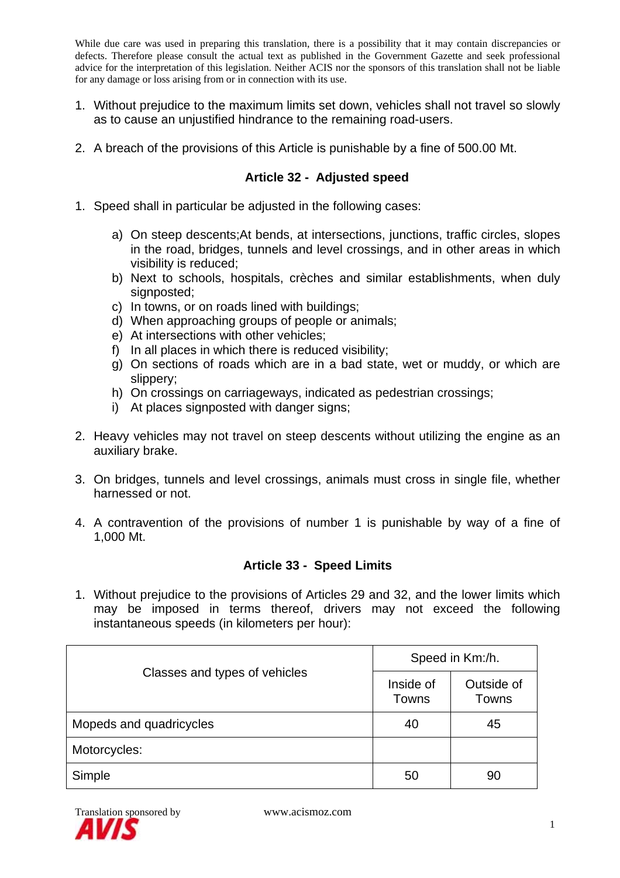While due care was used in preparing this translation, there is a possibility that it may contain discrepancies or defects. Therefore please consult the actual text as published in the Government Gazette and seek professional advice for the interpretation of this legislation. Neither ACIS nor the sponsors of this translation shall not be liable for any damage or loss arising from or in connection with its use.

1. Without prejudice to the maximum limits set down, vehicles shall not travel so slowly as to cause an unjustified hindrance to the remaining road-users.

2. A breach of the provisions of this Article is punishable by a fine of 500.00 Mt.

### Article 32 - Adjusted speed

1. Speed shall in particular be adjusted in the following cases:

   a) On steep descents;At bends, at intersections, junctions, traffic circles, slopes in the road, bridges, tunnels and level crossings, and in other areas in which visibility is reduced;
   b) Next to schools, hospitals, crèches and similar establishments, when duly signposted;
   c) In towns, or on roads lined with buildings;
   d) When approaching groups of people or animals;
   e) At intersections with other vehicles;
   f) In all places in which there is reduced visibility;
   g) On sections of roads which are in a bad state, wet or muddy, or which are slippery;
   h) On crossings on carriageways, indicated as pedestrian crossings;
   i) At places signposted with danger signs;

2. Heavy vehicles may not travel on steep descents without utilizing the engine as an auxiliary brake.

3. On bridges, tunnels and level crossings, animals must cross in single file, whether harnessed or not.

4. A contravention of the provisions of number 1 is punishable by way of a fine of 1,000 Mt.

### Article 33 - Speed Limits

1. Without prejudice to the provisions of Articles 29 and 32, and the lower limits which may be imposed in terms thereof, drivers may not exceed the following instantaneous speeds (in kilometers per hour):

| Classes and types of vehicles | Speed in Km:/h. | |
|---|---|---|
| | Inside of Towns | Outside of Towns |
| Mopeds and quadricycles | 40 | 45 |
| Motorcycles: | | |
| Simple | 50 | 90 |

Translation sponsored by AVIS — www.acismoz.com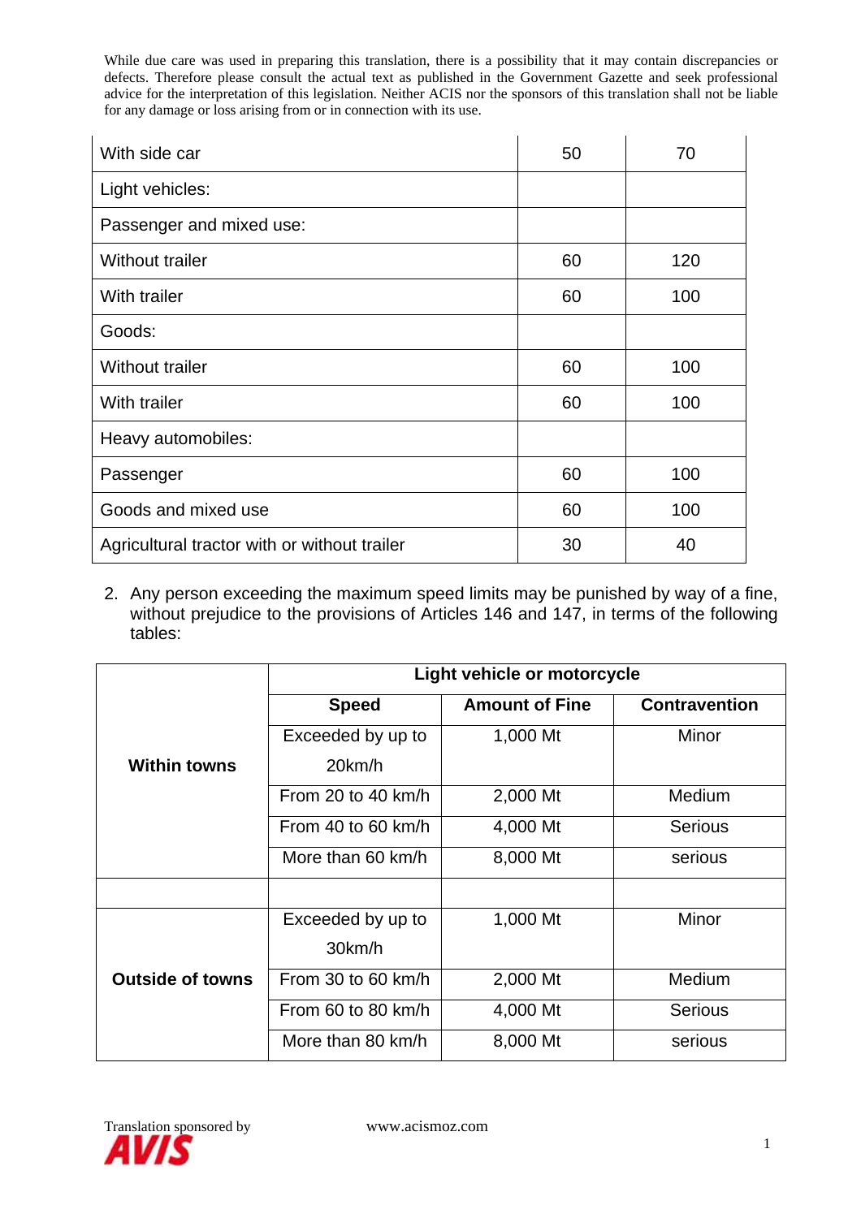While due care was used in preparing this translation, there is a possibility that it may contain discrepancies or defects. Therefore please consult the actual text as published in the Government Gazette and seek professional advice for the interpretation of this legislation. Neither ACIS nor the sponsors of this translation shall not be liable for any damage or loss arising from or in connection with its use.

| | | |
|---|---|---|
| With side car | 50 | 70 |
| Light vehicles: | | |
| Passenger and mixed use: | | |
| Without trailer | 60 | 120 |
| With trailer | 60 | 100 |
| Goods: | | |
| Without trailer | 60 | 100 |
| With trailer | 60 | 100 |
| Heavy automobiles: | | |
| Passenger | 60 | 100 |
| Goods and mixed use | 60 | 100 |
| Agricultural tractor with or without trailer | 30 | 40 |

2. Any person exceeding the maximum speed limits may be punished by way of a fine, without prejudice to the provisions of Articles 146 and 147, in terms of the following tables:

| | **Light vehicle or motorcycle** | | |
|---|---|---|---|
| | **Speed** | **Amount of Fine** | **Contravention** |
| **Within towns** | Exceeded by up to 20km/h | 1,000 Mt | Minor |
| | From 20 to 40 km/h | 2,000 Mt | Medium |
| | From 40 to 60 km/h | 4,000 Mt | Serious |
| | More than 60 km/h | 8,000 Mt | serious |
| | | | |
| **Outside of towns** | Exceeded by up to 30km/h | 1,000 Mt | Minor |
| | From 30 to 60 km/h | 2,000 Mt | Medium |
| | From 60 to 80 km/h | 4,000 Mt | Serious |
| | More than 80 km/h | 8,000 Mt | serious |

Translation sponsored by AVIS www.acismoz.com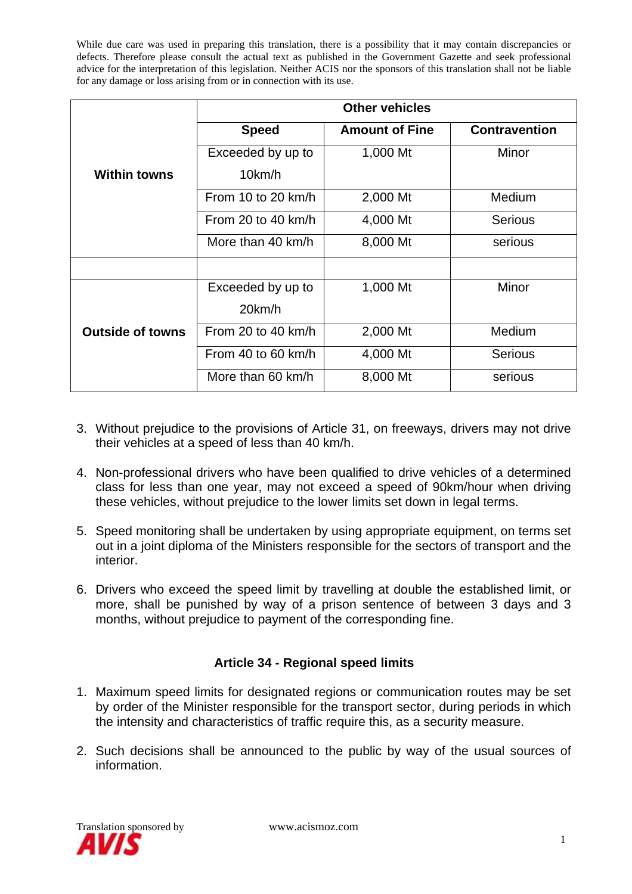| | Other vehicles | | |
|---|---|---|---|
| | **Speed** | **Amount of Fine** | **Contravention** |
| **Within towns** | Exceeded by up to 10km/h | 1,000 Mt | Minor |
| | From 10 to 20 km/h | 2,000 Mt | Medium |
| | From 20 to 40 km/h | 4,000 Mt | Serious |
| | More than 40 km/h | 8,000 Mt | serious |
| | | | |
| **Outside of towns** | Exceeded by up to 20km/h | 1,000 Mt | Minor |
| | From 20 to 40 km/h | 2,000 Mt | Medium |
| | From 40 to 60 km/h | 4,000 Mt | Serious |
| | More than 60 km/h | 8,000 Mt | serious |

3. Without prejudice to the provisions of Article 31, on freeways, drivers may not drive their vehicles at a speed of less than 40 km/h.

4. Non-professional drivers who have been qualified to drive vehicles of a determined class for less than one year, may not exceed a speed of 90km/hour when driving these vehicles, without prejudice to the lower limits set down in legal terms.

5. Speed monitoring shall be undertaken by using appropriate equipment, on terms set out in a joint diploma of the Ministers responsible for the sectors of transport and the interior.

6. Drivers who exceed the speed limit by travelling at double the established limit, or more, shall be punished by way of a prison sentence of between 3 days and 3 months, without prejudice to payment of the corresponding fine.

### Article 34 - Regional speed limits

1. Maximum speed limits for designated regions or communication routes may be set by order of the Minister responsible for the transport sector, during periods in which the intensity and characteristics of traffic require this, as a security measure.

2. Such decisions shall be announced to the public by way of the usual sources of information.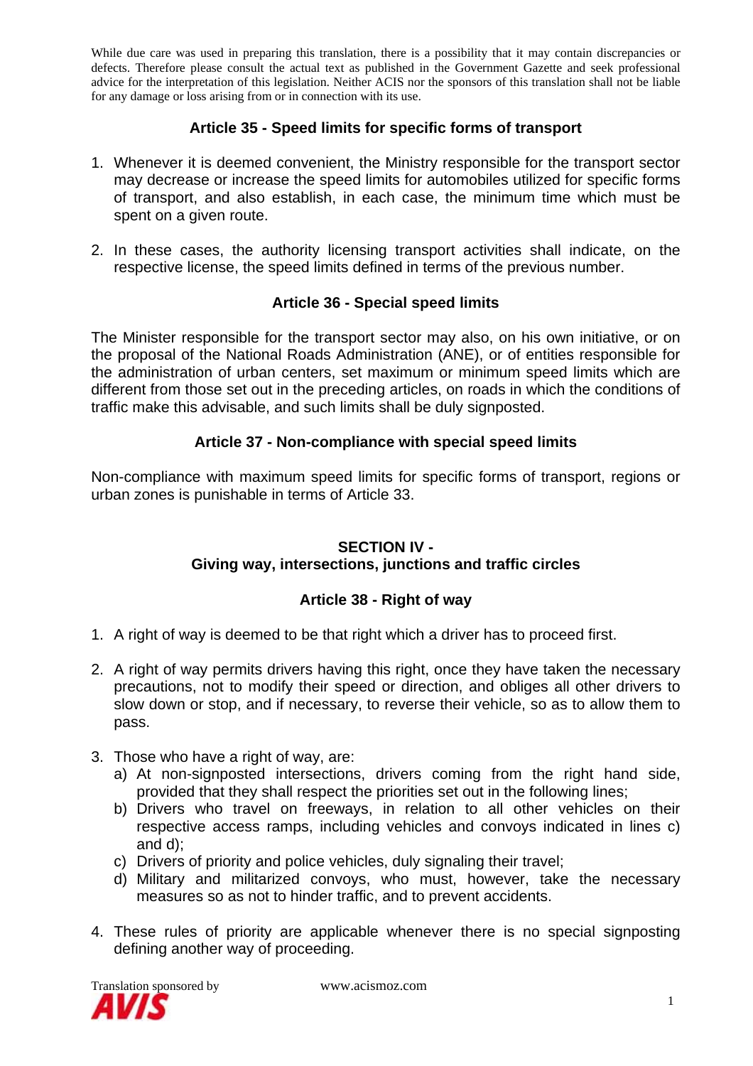While due care was used in preparing this translation, there is a possibility that it may contain discrepancies or defects. Therefore please consult the actual text as published in the Government Gazette and seek professional advice for the interpretation of this legislation. Neither ACIS nor the sponsors of this translation shall not be liable for any damage or loss arising from or in connection with its use.

### Article 35 - Speed limits for specific forms of transport

1. Whenever it is deemed convenient, the Ministry responsible for the transport sector may decrease or increase the speed limits for automobiles utilized for specific forms of transport, and also establish, in each case, the minimum time which must be spent on a given route.
2. In these cases, the authority licensing transport activities shall indicate, on the respective license, the speed limits defined in terms of the previous number.

### Article 36 - Special speed limits

The Minister responsible for the transport sector may also, on his own initiative, or on the proposal of the National Roads Administration (ANE), or of entities responsible for the administration of urban centers, set maximum or minimum speed limits which are different from those set out in the preceding articles, on roads in which the conditions of traffic make this advisable, and such limits shall be duly signposted.

### Article 37 - Non-compliance with special speed limits

Non-compliance with maximum speed limits for specific forms of transport, regions or urban zones is punishable in terms of Article 33.

## SECTION IV - Giving way, intersections, junctions and traffic circles

### Article 38 - Right of way

1. A right of way is deemed to be that right which a driver has to proceed first.
2. A right of way permits drivers having this right, once they have taken the necessary precautions, not to modify their speed or direction, and obliges all other drivers to slow down or stop, and if necessary, to reverse their vehicle, so as to allow them to pass.
3. Those who have a right of way, are:
   a) At non-signposted intersections, drivers coming from the right hand side, provided that they shall respect the priorities set out in the following lines;
   b) Drivers who travel on freeways, in relation to all other vehicles on their respective access ramps, including vehicles and convoys indicated in lines c) and d);
   c) Drivers of priority and police vehicles, duly signaling their travel;
   d) Military and militarized convoys, who must, however, take the necessary measures so as not to hinder traffic, and to prevent accidents.
4. These rules of priority are applicable whenever there is no special signposting defining another way of proceeding.

Translation sponsored by AVIS www.acismoz.com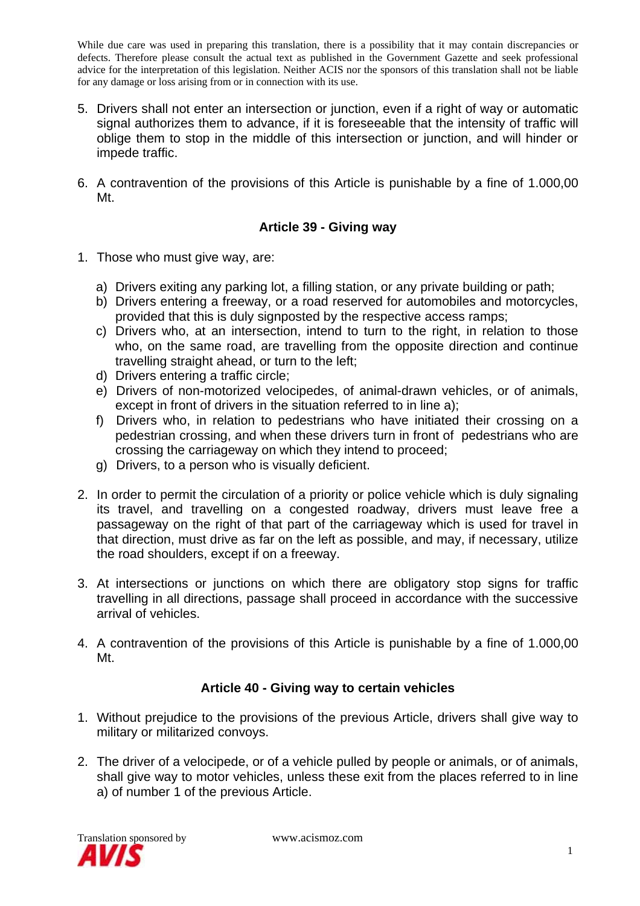While due care was used in preparing this translation, there is a possibility that it may contain discrepancies or defects. Therefore please consult the actual text as published in the Government Gazette and seek professional advice for the interpretation of this legislation. Neither ACIS nor the sponsors of this translation shall not be liable for any damage or loss arising from or in connection with its use.

5. Drivers shall not enter an intersection or junction, even if a right of way or automatic signal authorizes them to advance, if it is foreseeable that the intensity of traffic will oblige them to stop in the middle of this intersection or junction, and will hinder or impede traffic.

6. A contravention of the provisions of this Article is punishable by a fine of 1.000,00 Mt.

### Article 39 - Giving way

1. Those who must give way, are:

   a) Drivers exiting any parking lot, a filling station, or any private building or path;
   b) Drivers entering a freeway, or a road reserved for automobiles and motorcycles, provided that this is duly signposted by the respective access ramps;
   c) Drivers who, at an intersection, intend to turn to the right, in relation to those who, on the same road, are travelling from the opposite direction and continue travelling straight ahead, or turn to the left;
   d) Drivers entering a traffic circle;
   e) Drivers of non-motorized velocipedes, of animal-drawn vehicles, or of animals, except in front of drivers in the situation referred to in line a);
   f) Drivers who, in relation to pedestrians who have initiated their crossing on a pedestrian crossing, and when these drivers turn in front of pedestrians who are crossing the carriageway on which they intend to proceed;
   g) Drivers, to a person who is visually deficient.

2. In order to permit the circulation of a priority or police vehicle which is duly signaling its travel, and travelling on a congested roadway, drivers must leave free a passageway on the right of that part of the carriageway which is used for travel in that direction, must drive as far on the left as possible, and may, if necessary, utilize the road shoulders, except if on a freeway.

3. At intersections or junctions on which there are obligatory stop signs for traffic travelling in all directions, passage shall proceed in accordance with the successive arrival of vehicles.

4. A contravention of the provisions of this Article is punishable by a fine of 1.000,00 Mt.

### Article 40 - Giving way to certain vehicles

1. Without prejudice to the provisions of the previous Article, drivers shall give way to military or militarized convoys.

2. The driver of a velocipede, or of a vehicle pulled by people or animals, or of animals, shall give way to motor vehicles, unless these exit from the places referred to in line a) of number 1 of the previous Article.

Translation sponsored by AVIS www.acismoz.com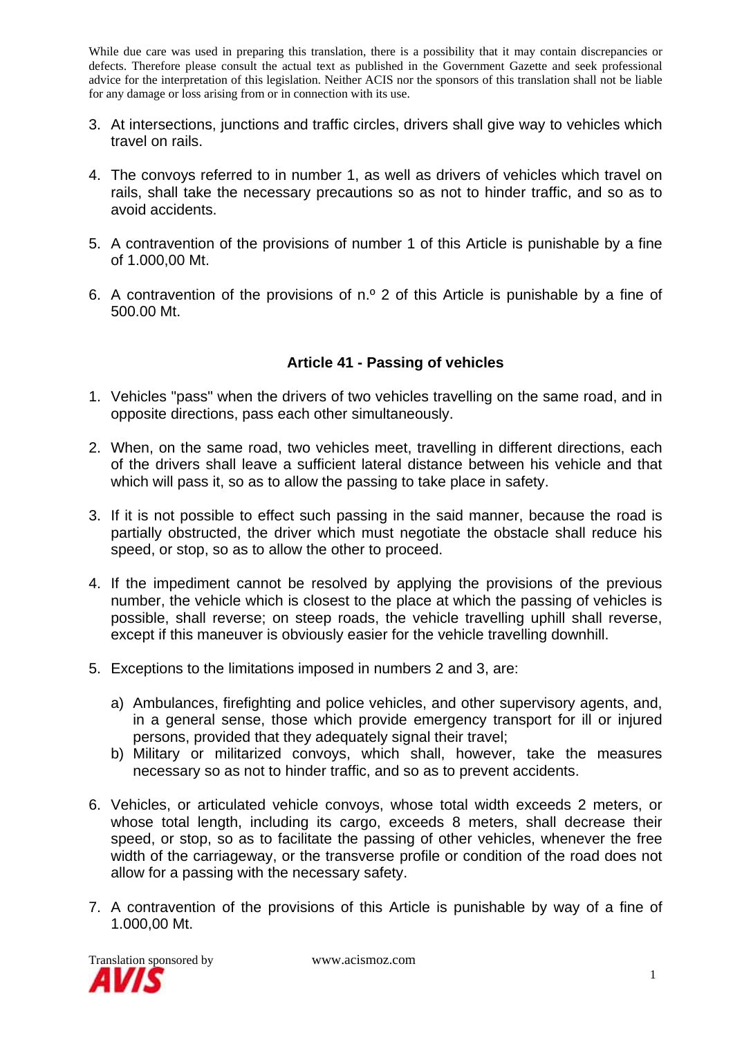While due care was used in preparing this translation, there is a possibility that it may contain discrepancies or defects. Therefore please consult the actual text as published in the Government Gazette and seek professional advice for the interpretation of this legislation. Neither ACIS nor the sponsors of this translation shall not be liable for any damage or loss arising from or in connection with its use.

3. At intersections, junctions and traffic circles, drivers shall give way to vehicles which travel on rails.

4. The convoys referred to in number 1, as well as drivers of vehicles which travel on rails, shall take the necessary precautions so as not to hinder traffic, and so as to avoid accidents.

5. A contravention of the provisions of number 1 of this Article is punishable by a fine of 1.000,00 Mt.

6. A contravention of the provisions of n.º 2 of this Article is punishable by a fine of 500.00 Mt.

### Article 41 - Passing of vehicles

1. Vehicles "pass" when the drivers of two vehicles travelling on the same road, and in opposite directions, pass each other simultaneously.

2. When, on the same road, two vehicles meet, travelling in different directions, each of the drivers shall leave a sufficient lateral distance between his vehicle and that which will pass it, so as to allow the passing to take place in safety.

3. If it is not possible to effect such passing in the said manner, because the road is partially obstructed, the driver which must negotiate the obstacle shall reduce his speed, or stop, so as to allow the other to proceed.

4. If the impediment cannot be resolved by applying the provisions of the previous number, the vehicle which is closest to the place at which the passing of vehicles is possible, shall reverse; on steep roads, the vehicle travelling uphill shall reverse, except if this maneuver is obviously easier for the vehicle travelling downhill.

5. Exceptions to the limitations imposed in numbers 2 and 3, are:

   a) Ambulances, firefighting and police vehicles, and other supervisory agents, and, in a general sense, those which provide emergency transport for ill or injured persons, provided that they adequately signal their travel;
   b) Military or militarized convoys, which shall, however, take the measures necessary so as not to hinder traffic, and so as to prevent accidents.

6. Vehicles, or articulated vehicle convoys, whose total width exceeds 2 meters, or whose total length, including its cargo, exceeds 8 meters, shall decrease their speed, or stop, so as to facilitate the passing of other vehicles, whenever the free width of the carriageway, or the transverse profile or condition of the road does not allow for a passing with the necessary safety.

7. A contravention of the provisions of this Article is punishable by way of a fine of 1.000,00 Mt.

Translation sponsored by AVIS www.acismoz.com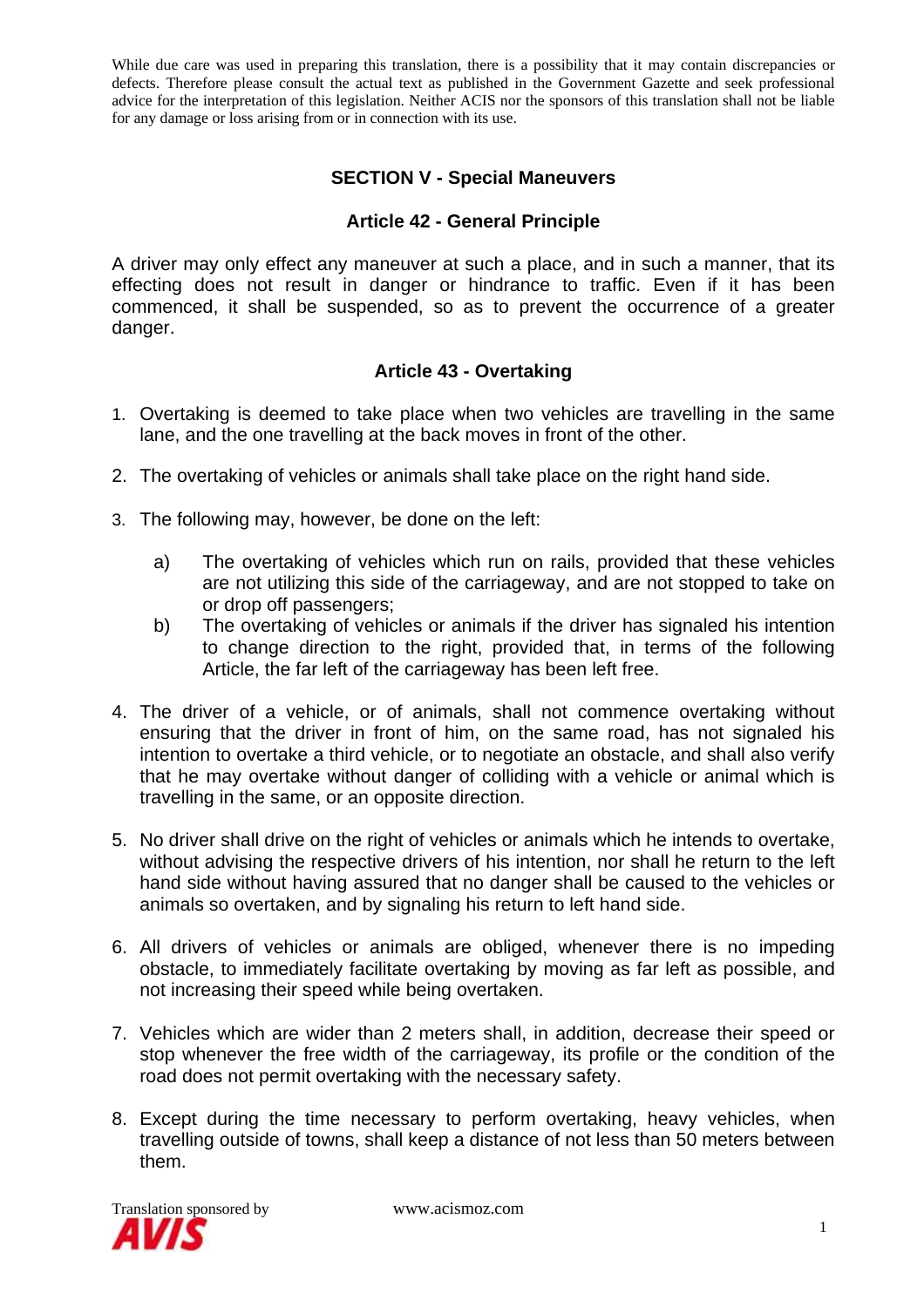While due care was used in preparing this translation, there is a possibility that it may contain discrepancies or defects. Therefore please consult the actual text as published in the Government Gazette and seek professional advice for the interpretation of this legislation. Neither ACIS nor the sponsors of this translation shall not be liable for any damage or loss arising from or in connection with its use.

## SECTION V - Special Maneuvers

### Article 42 - General Principle

A driver may only effect any maneuver at such a place, and in such a manner, that its effecting does not result in danger or hindrance to traffic. Even if it has been commenced, it shall be suspended, so as to prevent the occurrence of a greater danger.

### Article 43 - Overtaking

1. Overtaking is deemed to take place when two vehicles are travelling in the same lane, and the one travelling at the back moves in front of the other.
2. The overtaking of vehicles or animals shall take place on the right hand side.
3. The following may, however, be done on the left:
   a) The overtaking of vehicles which run on rails, provided that these vehicles are not utilizing this side of the carriageway, and are not stopped to take on or drop off passengers;
   b) The overtaking of vehicles or animals if the driver has signaled his intention to change direction to the right, provided that, in terms of the following Article, the far left of the carriageway has been left free.
4. The driver of a vehicle, or of animals, shall not commence overtaking without ensuring that the driver in front of him, on the same road, has not signaled his intention to overtake a third vehicle, or to negotiate an obstacle, and shall also verify that he may overtake without danger of colliding with a vehicle or animal which is travelling in the same, or an opposite direction.
5. No driver shall drive on the right of vehicles or animals which he intends to overtake, without advising the respective drivers of his intention, nor shall he return to the left hand side without having assured that no danger shall be caused to the vehicles or animals so overtaken, and by signaling his return to left hand side.
6. All drivers of vehicles or animals are obliged, whenever there is no impeding obstacle, to immediately facilitate overtaking by moving as far left as possible, and not increasing their speed while being overtaken.
7. Vehicles which are wider than 2 meters shall, in addition, decrease their speed or stop whenever the free width of the carriageway, its profile or the condition of the road does not permit overtaking with the necessary safety.
8. Except during the time necessary to perform overtaking, heavy vehicles, when travelling outside of towns, shall keep a distance of not less than 50 meters between them.

Translation sponsored by AVIS www.acismoz.com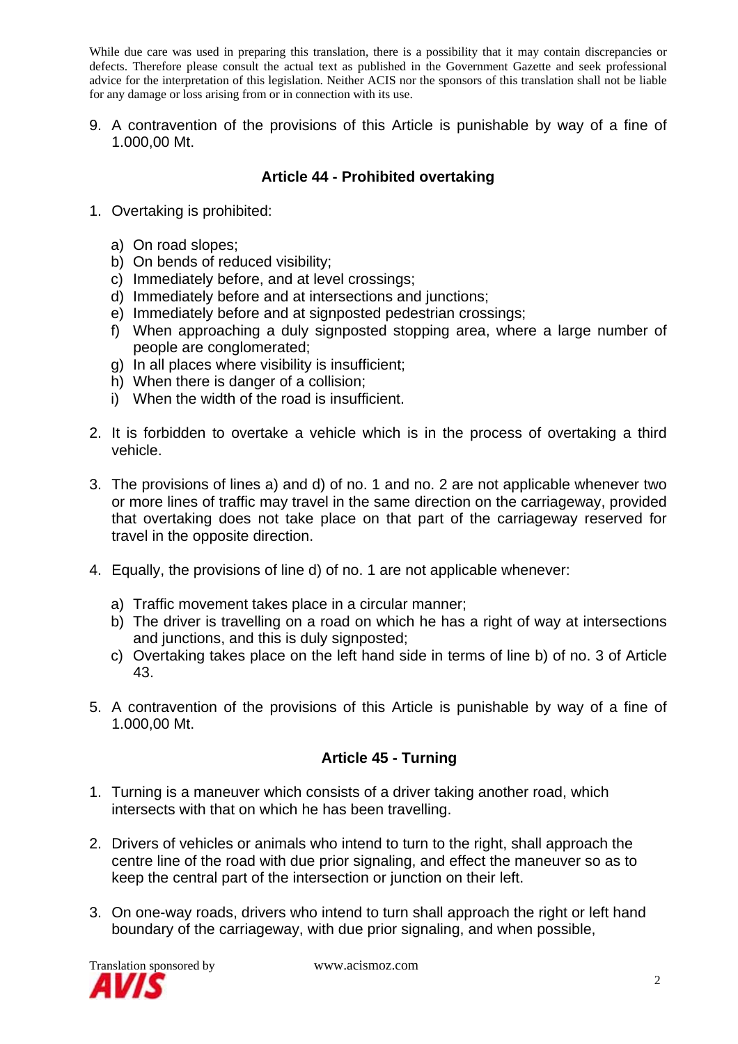While due care was used in preparing this translation, there is a possibility that it may contain discrepancies or defects. Therefore please consult the actual text as published in the Government Gazette and seek professional advice for the interpretation of this legislation. Neither ACIS nor the sponsors of this translation shall not be liable for any damage or loss arising from or in connection with its use.

9. A contravention of the provisions of this Article is punishable by way of a fine of 1.000,00 Mt.

### Article 44 - Prohibited overtaking

1. Overtaking is prohibited:

   a) On road slopes;
   b) On bends of reduced visibility;
   c) Immediately before, and at level crossings;
   d) Immediately before and at intersections and junctions;
   e) Immediately before and at signposted pedestrian crossings;
   f) When approaching a duly signposted stopping area, where a large number of people are conglomerated;
   g) In all places where visibility is insufficient;
   h) When there is danger of a collision;
   i) When the width of the road is insufficient.

2. It is forbidden to overtake a vehicle which is in the process of overtaking a third vehicle.

3. The provisions of lines a) and d) of no. 1 and no. 2 are not applicable whenever two or more lines of traffic may travel in the same direction on the carriageway, provided that overtaking does not take place on that part of the carriageway reserved for travel in the opposite direction.

4. Equally, the provisions of line d) of no. 1 are not applicable whenever:

   a) Traffic movement takes place in a circular manner;
   b) The driver is travelling on a road on which he has a right of way at intersections and junctions, and this is duly signposted;
   c) Overtaking takes place on the left hand side in terms of line b) of no. 3 of Article 43.

5. A contravention of the provisions of this Article is punishable by way of a fine of 1.000,00 Mt.

### Article 45 - Turning

1. Turning is a maneuver which consists of a driver taking another road, which intersects with that on which he has been travelling.

2. Drivers of vehicles or animals who intend to turn to the right, shall approach the centre line of the road with due prior signaling, and effect the maneuver so as to keep the central part of the intersection or junction on their left.

3. On one-way roads, drivers who intend to turn shall approach the right or left hand boundary of the carriageway, with due prior signaling, and when possible,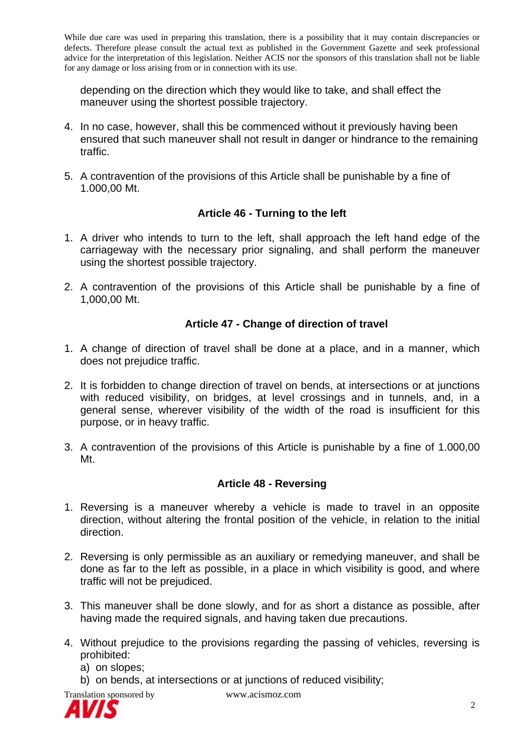depending on the direction which they would like to take, and shall effect the maneuver using the shortest possible trajectory.

4. In no case, however, shall this be commenced without it previously having been ensured that such maneuver shall not result in danger or hindrance to the remaining traffic.

5. A contravention of the provisions of this Article shall be punishable by a fine of 1.000,00 Mt.

### Article 46 - Turning to the left

1. A driver who intends to turn to the left, shall approach the left hand edge of the carriageway with the necessary prior signaling, and shall perform the maneuver using the shortest possible trajectory.

2. A contravention of the provisions of this Article shall be punishable by a fine of 1,000,00 Mt.

### Article 47 - Change of direction of travel

1. A change of direction of travel shall be done at a place, and in a manner, which does not prejudice traffic.

2. It is forbidden to change direction of travel on bends, at intersections or at junctions with reduced visibility, on bridges, at level crossings and in tunnels, and, in a general sense, wherever visibility of the width of the road is insufficient for this purpose, or in heavy traffic.

3. A contravention of the provisions of this Article is punishable by a fine of 1.000,00 Mt.

### Article 48 - Reversing

1. Reversing is a maneuver whereby a vehicle is made to travel in an opposite direction, without altering the frontal position of the vehicle, in relation to the initial direction.

2. Reversing is only permissible as an auxiliary or remedying maneuver, and shall be done as far to the left as possible, in a place in which visibility is good, and where traffic will not be prejudiced.

3. This maneuver shall be done slowly, and for as short a distance as possible, after having made the required signals, and having taken due precautions.

4. Without prejudice to the provisions regarding the passing of vehicles, reversing is prohibited:
   a) on slopes;
   b) on bends, at intersections or at junctions of reduced visibility;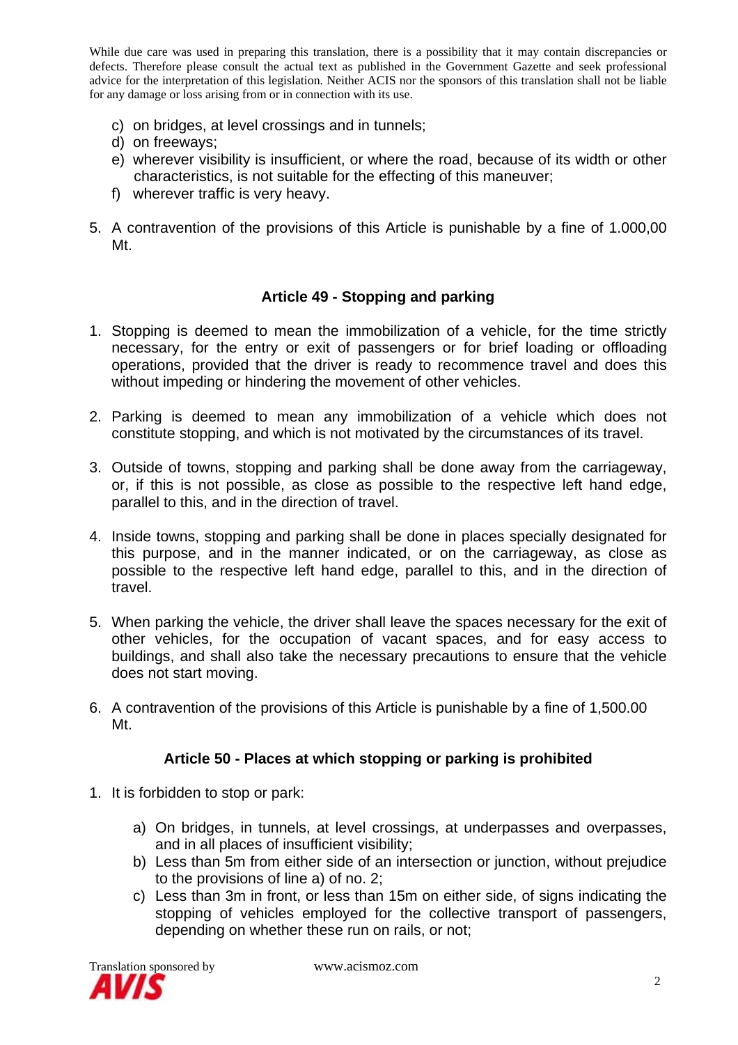While due care was used in preparing this translation, there is a possibility that it may contain discrepancies or defects. Therefore please consult the actual text as published in the Government Gazette and seek professional advice for the interpretation of this legislation. Neither ACIS nor the sponsors of this translation shall not be liable for any damage or loss arising from or in connection with its use.

c) on bridges, at level crossings and in tunnels;
d) on freeways;
e) wherever visibility is insufficient, or where the road, because of its width or other characteristics, is not suitable for the effecting of this maneuver;
f) wherever traffic is very heavy.

5. A contravention of the provisions of this Article is punishable by a fine of 1.000,00 Mt.

### Article 49 - Stopping and parking

1. Stopping is deemed to mean the immobilization of a vehicle, for the time strictly necessary, for the entry or exit of passengers or for brief loading or offloading operations, provided that the driver is ready to recommence travel and does this without impeding or hindering the movement of other vehicles.

2. Parking is deemed to mean any immobilization of a vehicle which does not constitute stopping, and which is not motivated by the circumstances of its travel.

3. Outside of towns, stopping and parking shall be done away from the carriageway, or, if this is not possible, as close as possible to the respective left hand edge, parallel to this, and in the direction of travel.

4. Inside towns, stopping and parking shall be done in places specially designated for this purpose, and in the manner indicated, or on the carriageway, as close as possible to the respective left hand edge, parallel to this, and in the direction of travel.

5. When parking the vehicle, the driver shall leave the spaces necessary for the exit of other vehicles, for the occupation of vacant spaces, and for easy access to buildings, and shall also take the necessary precautions to ensure that the vehicle does not start moving.

6. A contravention of the provisions of this Article is punishable by a fine of 1,500.00 Mt.

### Article 50 - Places at which stopping or parking is prohibited

1. It is forbidden to stop or park:

   a) On bridges, in tunnels, at level crossings, at underpasses and overpasses, and in all places of insufficient visibility;
   b) Less than 5m from either side of an intersection or junction, without prejudice to the provisions of line a) of no. 2;
   c) Less than 3m in front, or less than 15m on either side, of signs indicating the stopping of vehicles employed for the collective transport of passengers, depending on whether these run on rails, or not;

Translation sponsored by www.acismoz.com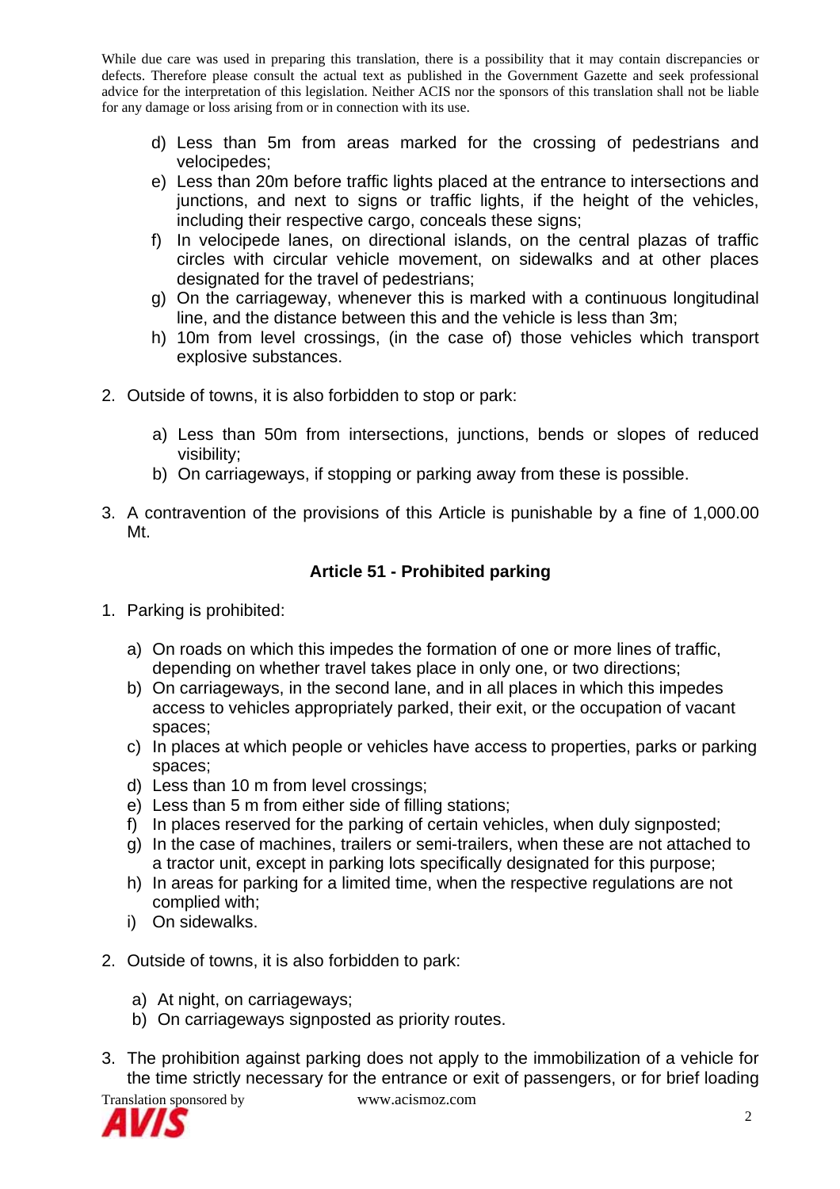While due care was used in preparing this translation, there is a possibility that it may contain discrepancies or defects. Therefore please consult the actual text as published in the Government Gazette and seek professional advice for the interpretation of this legislation. Neither ACIS nor the sponsors of this translation shall not be liable for any damage or loss arising from or in connection with its use.

d) Less than 5m from areas marked for the crossing of pedestrians and velocipedes;
e) Less than 20m before traffic lights placed at the entrance to intersections and junctions, and next to signs or traffic lights, if the height of the vehicles, including their respective cargo, conceals these signs;
f) In velocipede lanes, on directional islands, on the central plazas of traffic circles with circular vehicle movement, on sidewalks and at other places designated for the travel of pedestrians;
g) On the carriageway, whenever this is marked with a continuous longitudinal line, and the distance between this and the vehicle is less than 3m;
h) 10m from level crossings, (in the case of) those vehicles which transport explosive substances.

2. Outside of towns, it is also forbidden to stop or park:

    a) Less than 50m from intersections, junctions, bends or slopes of reduced visibility;
    b) On carriageways, if stopping or parking away from these is possible.

3. A contravention of the provisions of this Article is punishable by a fine of 1,000.00 Mt.

### Article 51 - Prohibited parking

1. Parking is prohibited:

    a) On roads on which this impedes the formation of one or more lines of traffic, depending on whether travel takes place in only one, or two directions;
    b) On carriageways, in the second lane, and in all places in which this impedes access to vehicles appropriately parked, their exit, or the occupation of vacant spaces;
    c) In places at which people or vehicles have access to properties, parks or parking spaces;
    d) Less than 10 m from level crossings;
    e) Less than 5 m from either side of filling stations;
    f) In places reserved for the parking of certain vehicles, when duly signposted;
    g) In the case of machines, trailers or semi-trailers, when these are not attached to a tractor unit, except in parking lots specifically designated for this purpose;
    h) In areas for parking for a limited time, when the respective regulations are not complied with;
    i) On sidewalks.

2. Outside of towns, it is also forbidden to park:

    a) At night, on carriageways;
    b) On carriageways signposted as priority routes.

3. The prohibition against parking does not apply to the immobilization of a vehicle for the time strictly necessary for the entrance or exit of passengers, or for brief loading

Translation sponsored by AVIS www.acismoz.com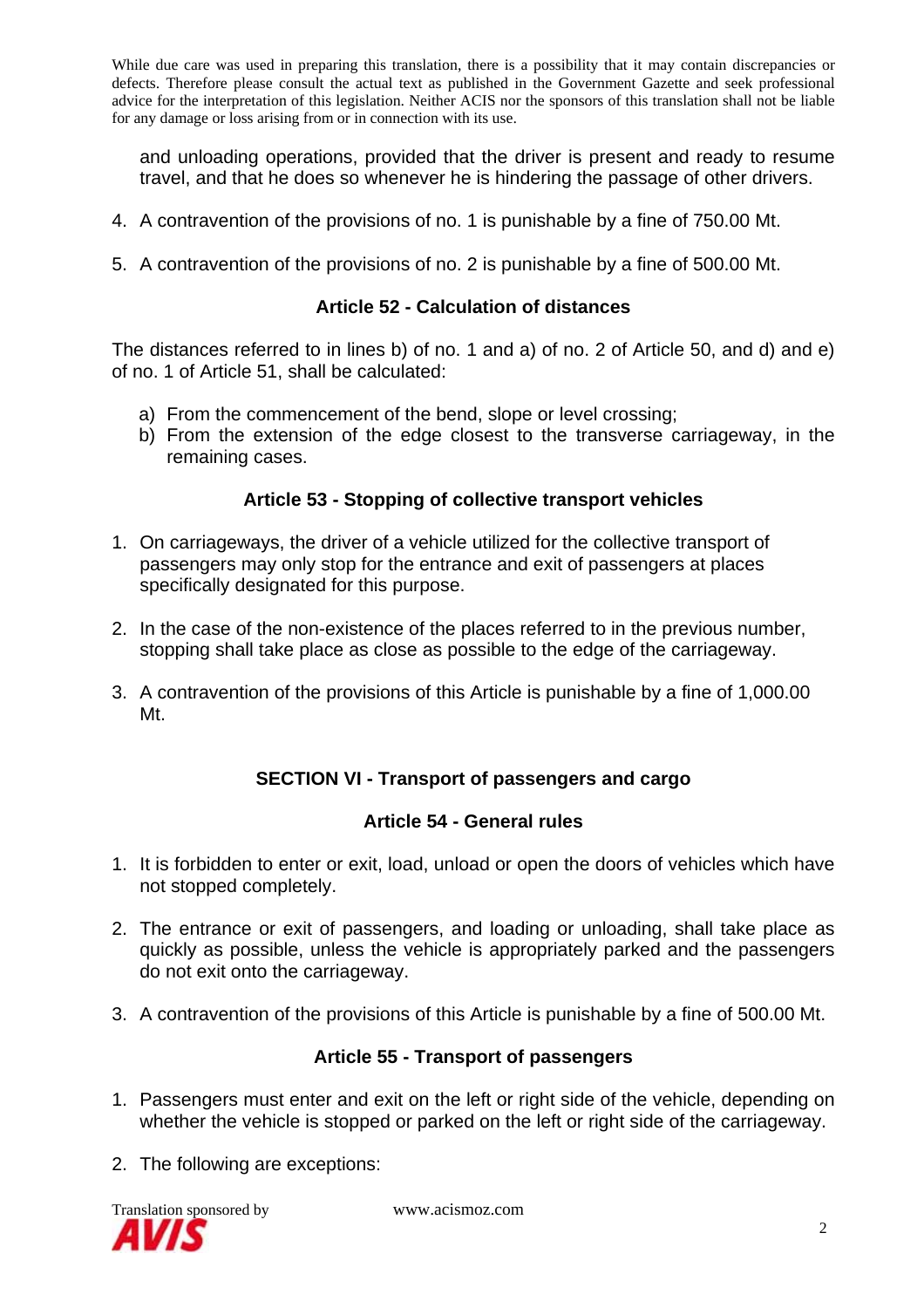and unloading operations, provided that the driver is present and ready to resume travel, and that he does so whenever he is hindering the passage of other drivers.

4. A contravention of the provisions of no. 1 is punishable by a fine of 750.00 Mt.

5. A contravention of the provisions of no. 2 is punishable by a fine of 500.00 Mt.

### Article 52 - Calculation of distances

The distances referred to in lines b) of no. 1 and a) of no. 2 of Article 50, and d) and e) of no. 1 of Article 51, shall be calculated:

a) From the commencement of the bend, slope or level crossing;
b) From the extension of the edge closest to the transverse carriageway, in the remaining cases.

### Article 53 - Stopping of collective transport vehicles

1. On carriageways, the driver of a vehicle utilized for the collective transport of passengers may only stop for the entrance and exit of passengers at places specifically designated for this purpose.

2. In the case of the non-existence of the places referred to in the previous number, stopping shall take place as close as possible to the edge of the carriageway.

3. A contravention of the provisions of this Article is punishable by a fine of 1,000.00 Mt.

## SECTION VI - Transport of passengers and cargo

### Article 54 - General rules

1. It is forbidden to enter or exit, load, unload or open the doors of vehicles which have not stopped completely.

2. The entrance or exit of passengers, and loading or unloading, shall take place as quickly as possible, unless the vehicle is appropriately parked and the passengers do not exit onto the carriageway.

3. A contravention of the provisions of this Article is punishable by a fine of 500.00 Mt.

### Article 55 - Transport of passengers

1. Passengers must enter and exit on the left or right side of the vehicle, depending on whether the vehicle is stopped or parked on the left or right side of the carriageway.

2. The following are exceptions: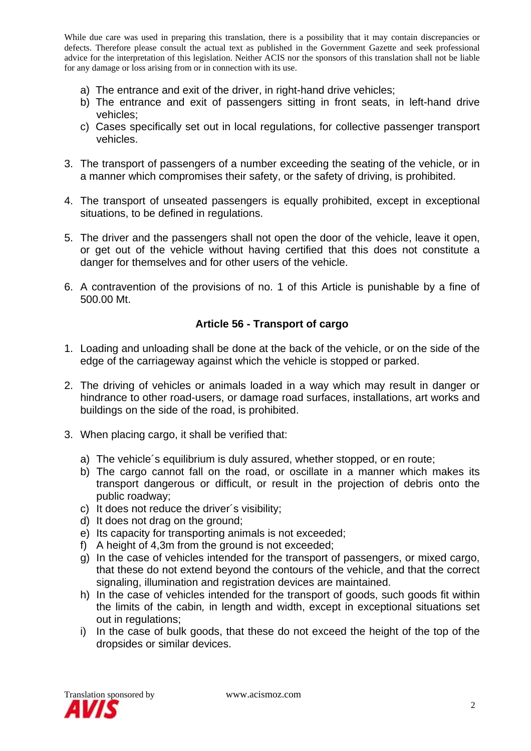While due care was used in preparing this translation, there is a possibility that it may contain discrepancies or defects. Therefore please consult the actual text as published in the Government Gazette and seek professional advice for the interpretation of this legislation. Neither ACIS nor the sponsors of this translation shall not be liable for any damage or loss arising from or in connection with its use.

a) The entrance and exit of the driver, in right-hand drive vehicles;
b) The entrance and exit of passengers sitting in front seats, in left-hand drive vehicles;
c) Cases specifically set out in local regulations, for collective passenger transport vehicles.

3. The transport of passengers of a number exceeding the seating of the vehicle, or in a manner which compromises their safety, or the safety of driving, is prohibited.

4. The transport of unseated passengers is equally prohibited, except in exceptional situations, to be defined in regulations.

5. The driver and the passengers shall not open the door of the vehicle, leave it open, or get out of the vehicle without having certified that this does not constitute a danger for themselves and for other users of the vehicle.

6. A contravention of the provisions of no. 1 of this Article is punishable by a fine of 500.00 Mt.

### Article 56 - Transport of cargo

1. Loading and unloading shall be done at the back of the vehicle, or on the side of the edge of the carriageway against which the vehicle is stopped or parked.

2. The driving of vehicles or animals loaded in a way which may result in danger or hindrance to other road-users, or damage road surfaces, installations, art works and buildings on the side of the road, is prohibited.

3. When placing cargo, it shall be verified that:

   a) The vehicle´s equilibrium is duly assured, whether stopped, or en route;
   b) The cargo cannot fall on the road, or oscillate in a manner which makes its transport dangerous or difficult, or result in the projection of debris onto the public roadway;
   c) It does not reduce the driver´s visibility;
   d) It does not drag on the ground;
   e) Its capacity for transporting animals is not exceeded;
   f) A height of 4,3m from the ground is not exceeded;
   g) In the case of vehicles intended for the transport of passengers, or mixed cargo, that these do not extend beyond the contours of the vehicle, and that the correct signaling, illumination and registration devices are maintained.
   h) In the case of vehicles intended for the transport of goods, such goods fit within the limits of the cabin, in length and width, except in exceptional situations set out in regulations;
   i) In the case of bulk goods, that these do not exceed the height of the top of the dropsides or similar devices.

Translation sponsored by AVIS www.acismoz.com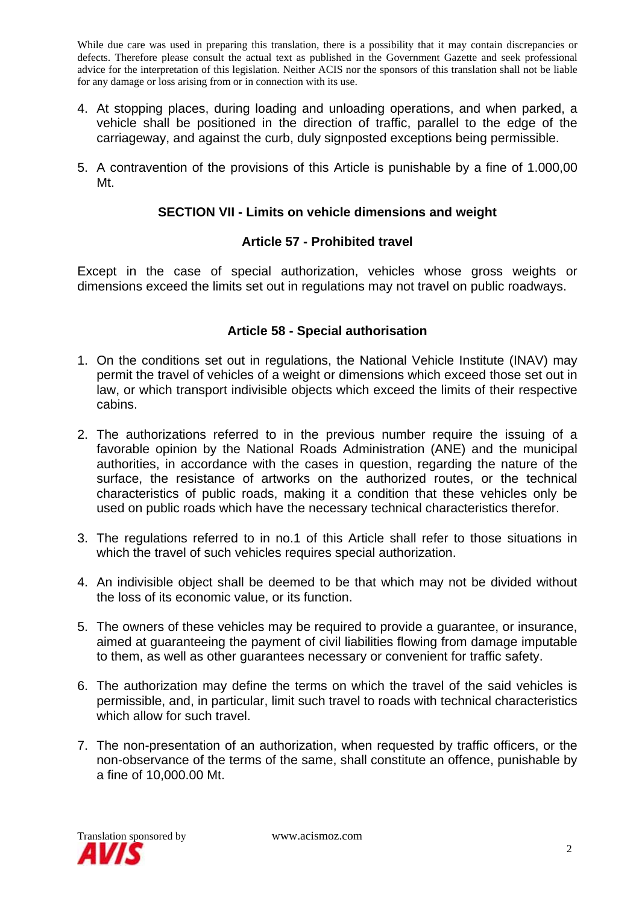While due care was used in preparing this translation, there is a possibility that it may contain discrepancies or defects. Therefore please consult the actual text as published in the Government Gazette and seek professional advice for the interpretation of this legislation. Neither ACIS nor the sponsors of this translation shall not be liable for any damage or loss arising from or in connection with its use.

4. At stopping places, during loading and unloading operations, and when parked, a vehicle shall be positioned in the direction of traffic, parallel to the edge of the carriageway, and against the curb, duly signposted exceptions being permissible.

5. A contravention of the provisions of this Article is punishable by a fine of 1.000,00 Mt.

### SECTION VII - Limits on vehicle dimensions and weight

#### Article 57 - Prohibited travel

Except in the case of special authorization, vehicles whose gross weights or dimensions exceed the limits set out in regulations may not travel on public roadways.

#### Article 58 - Special authorisation

1. On the conditions set out in regulations, the National Vehicle Institute (INAV) may permit the travel of vehicles of a weight or dimensions which exceed those set out in law, or which transport indivisible objects which exceed the limits of their respective cabins.

2. The authorizations referred to in the previous number require the issuing of a favorable opinion by the National Roads Administration (ANE) and the municipal authorities, in accordance with the cases in question, regarding the nature of the surface, the resistance of artworks on the authorized routes, or the technical characteristics of public roads, making it a condition that these vehicles only be used on public roads which have the necessary technical characteristics therefor.

3. The regulations referred to in no.1 of this Article shall refer to those situations in which the travel of such vehicles requires special authorization.

4. An indivisible object shall be deemed to be that which may not be divided without the loss of its economic value, or its function.

5. The owners of these vehicles may be required to provide a guarantee, or insurance, aimed at guaranteeing the payment of civil liabilities flowing from damage imputable to them, as well as other guarantees necessary or convenient for traffic safety.

6. The authorization may define the terms on which the travel of the said vehicles is permissible, and, in particular, limit such travel to roads with technical characteristics which allow for such travel.

7. The non-presentation of an authorization, when requested by traffic officers, or the non-observance of the terms of the same, shall constitute an offence, punishable by a fine of 10,000.00 Mt.

Translation sponsored by AVIS www.acismoz.com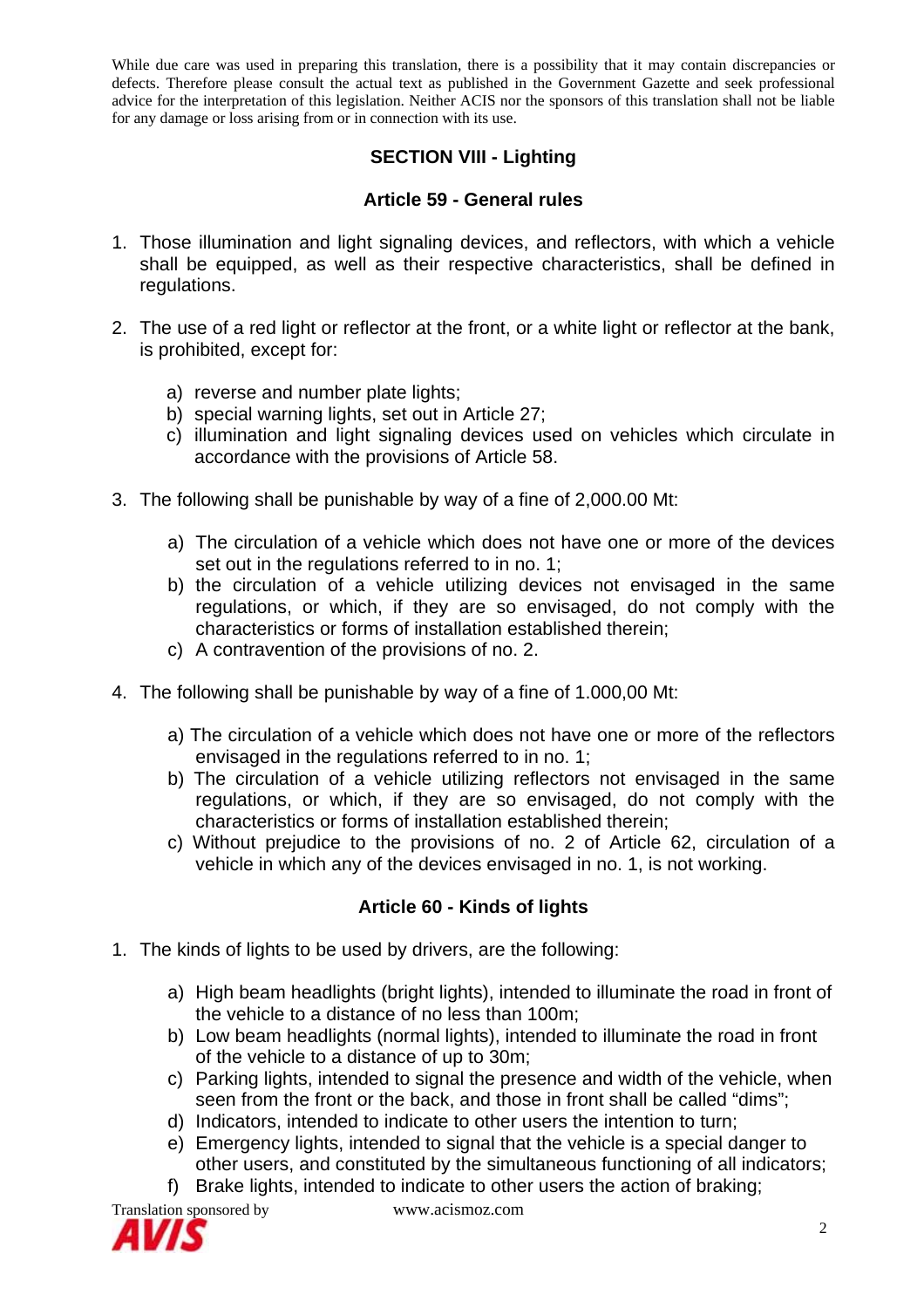While due care was used in preparing this translation, there is a possibility that it may contain discrepancies or defects. Therefore please consult the actual text as published in the Government Gazette and seek professional advice for the interpretation of this legislation. Neither ACIS nor the sponsors of this translation shall not be liable for any damage or loss arising from or in connection with its use.

## SECTION VIII - Lighting

### Article 59 - General rules

1. Those illumination and light signaling devices, and reflectors, with which a vehicle shall be equipped, as well as their respective characteristics, shall be defined in regulations.

2. The use of a red light or reflector at the front, or a white light or reflector at the bank, is prohibited, except for:

   a) reverse and number plate lights;
   b) special warning lights, set out in Article 27;
   c) illumination and light signaling devices used on vehicles which circulate in accordance with the provisions of Article 58.

3. The following shall be punishable by way of a fine of 2,000.00 Mt:

   a) The circulation of a vehicle which does not have one or more of the devices set out in the regulations referred to in no. 1;
   b) the circulation of a vehicle utilizing devices not envisaged in the same regulations, or which, if they are so envisaged, do not comply with the characteristics or forms of installation established therein;
   c) A contravention of the provisions of no. 2.

4. The following shall be punishable by way of a fine of 1.000,00 Mt:

   a) The circulation of a vehicle which does not have one or more of the reflectors envisaged in the regulations referred to in no. 1;
   b) The circulation of a vehicle utilizing reflectors not envisaged in the same regulations, or which, if they are so envisaged, do not comply with the characteristics or forms of installation established therein;
   c) Without prejudice to the provisions of no. 2 of Article 62, circulation of a vehicle in which any of the devices envisaged in no. 1, is not working.

### Article 60 - Kinds of lights

1. The kinds of lights to be used by drivers, are the following:

   a) High beam headlights (bright lights), intended to illuminate the road in front of the vehicle to a distance of no less than 100m;
   b) Low beam headlights (normal lights), intended to illuminate the road in front of the vehicle to a distance of up to 30m;
   c) Parking lights, intended to signal the presence and width of the vehicle, when seen from the front or the back, and those in front shall be called "dims";
   d) Indicators, intended to indicate to other users the intention to turn;
   e) Emergency lights, intended to signal that the vehicle is a special danger to other users, and constituted by the simultaneous functioning of all indicators;
   f) Brake lights, intended to indicate to other users the action of braking;

Translation sponsored by www.acismoz.com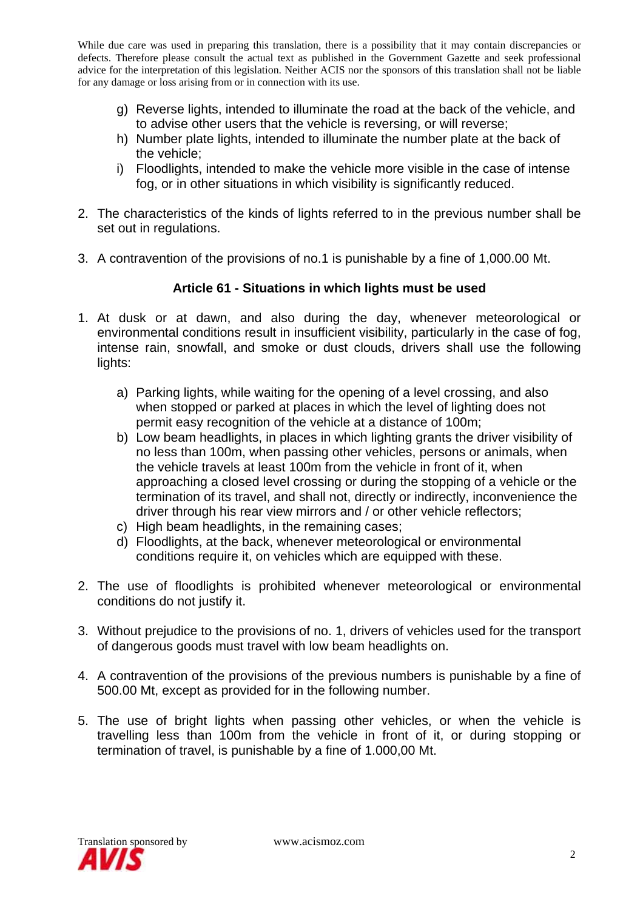While due care was used in preparing this translation, there is a possibility that it may contain discrepancies or defects. Therefore please consult the actual text as published in the Government Gazette and seek professional advice for the interpretation of this legislation. Neither ACIS nor the sponsors of this translation shall not be liable for any damage or loss arising from or in connection with its use.

g) Reverse lights, intended to illuminate the road at the back of the vehicle, and to advise other users that the vehicle is reversing, or will reverse;
h) Number plate lights, intended to illuminate the number plate at the back of the vehicle;
i) Floodlights, intended to make the vehicle more visible in the case of intense fog, or in other situations in which visibility is significantly reduced.

2. The characteristics of the kinds of lights referred to in the previous number shall be set out in regulations.

3. A contravention of the provisions of no.1 is punishable by a fine of 1,000.00 Mt.

### Article 61 - Situations in which lights must be used

1. At dusk or at dawn, and also during the day, whenever meteorological or environmental conditions result in insufficient visibility, particularly in the case of fog, intense rain, snowfall, and smoke or dust clouds, drivers shall use the following lights:

   a) Parking lights, while waiting for the opening of a level crossing, and also when stopped or parked at places in which the level of lighting does not permit easy recognition of the vehicle at a distance of 100m;
   b) Low beam headlights, in places in which lighting grants the driver visibility of no less than 100m, when passing other vehicles, persons or animals, when the vehicle travels at least 100m from the vehicle in front of it, when approaching a closed level crossing or during the stopping of a vehicle or the termination of its travel, and shall not, directly or indirectly, inconvenience the driver through his rear view mirrors and / or other vehicle reflectors;
   c) High beam headlights, in the remaining cases;
   d) Floodlights, at the back, whenever meteorological or environmental conditions require it, on vehicles which are equipped with these.

2. The use of floodlights is prohibited whenever meteorological or environmental conditions do not justify it.

3. Without prejudice to the provisions of no. 1, drivers of vehicles used for the transport of dangerous goods must travel with low beam headlights on.

4. A contravention of the provisions of the previous numbers is punishable by a fine of 500.00 Mt, except as provided for in the following number.

5. The use of bright lights when passing other vehicles, or when the vehicle is travelling less than 100m from the vehicle in front of it, or during stopping or termination of travel, is punishable by a fine of 1.000,00 Mt.

Translation sponsored by AVIS www.acismoz.com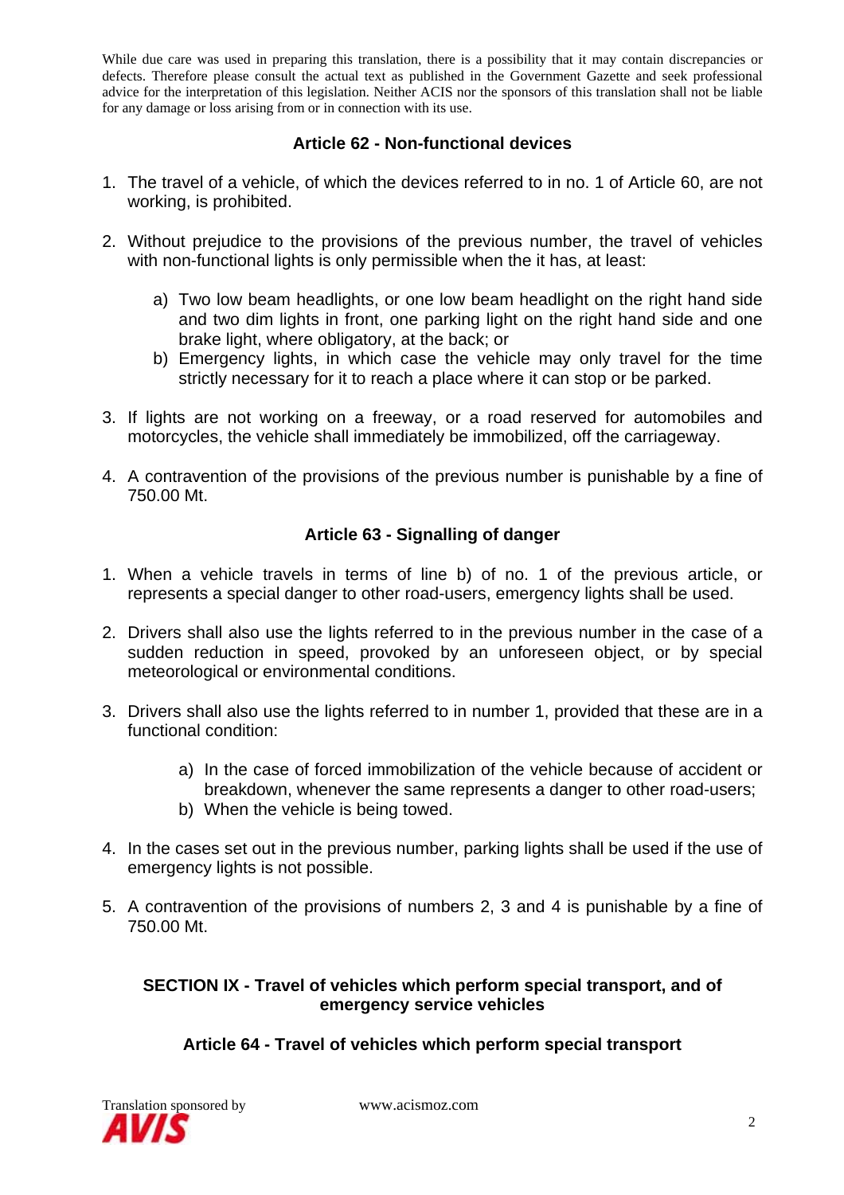While due care was used in preparing this translation, there is a possibility that it may contain discrepancies or defects. Therefore please consult the actual text as published in the Government Gazette and seek professional advice for the interpretation of this legislation. Neither ACIS nor the sponsors of this translation shall not be liable for any damage or loss arising from or in connection with its use.

### Article 62 - Non-functional devices

1. The travel of a vehicle, of which the devices referred to in no. 1 of Article 60, are not working, is prohibited.

2. Without prejudice to the provisions of the previous number, the travel of vehicles with non-functional lights is only permissible when the it has, at least:

   a) Two low beam headlights, or one low beam headlight on the right hand side and two dim lights in front, one parking light on the right hand side and one brake light, where obligatory, at the back; or
   b) Emergency lights, in which case the vehicle may only travel for the time strictly necessary for it to reach a place where it can stop or be parked.

3. If lights are not working on a freeway, or a road reserved for automobiles and motorcycles, the vehicle shall immediately be immobilized, off the carriageway.

4. A contravention of the provisions of the previous number is punishable by a fine of 750.00 Mt.

### Article 63 - Signalling of danger

1. When a vehicle travels in terms of line b) of no. 1 of the previous article, or represents a special danger to other road-users, emergency lights shall be used.

2. Drivers shall also use the lights referred to in the previous number in the case of a sudden reduction in speed, provoked by an unforeseen object, or by special meteorological or environmental conditions.

3. Drivers shall also use the lights referred to in number 1, provided that these are in a functional condition:

   a) In the case of forced immobilization of the vehicle because of accident or breakdown, whenever the same represents a danger to other road-users;
   b) When the vehicle is being towed.

4. In the cases set out in the previous number, parking lights shall be used if the use of emergency lights is not possible.

5. A contravention of the provisions of numbers 2, 3 and 4 is punishable by a fine of 750.00 Mt.

## SECTION IX - Travel of vehicles which perform special transport, and of emergency service vehicles

### Article 64 - Travel of vehicles which perform special transport

Translation sponsored by AVIS www.acismoz.com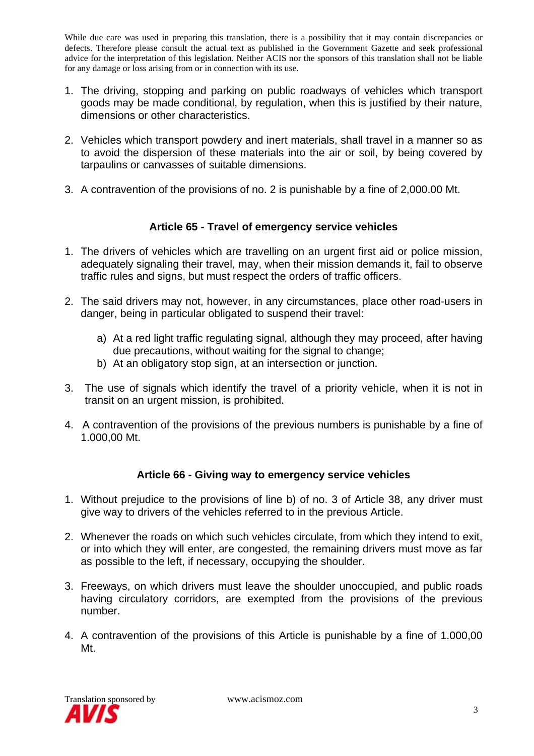While due care was used in preparing this translation, there is a possibility that it may contain discrepancies or defects. Therefore please consult the actual text as published in the Government Gazette and seek professional advice for the interpretation of this legislation. Neither ACIS nor the sponsors of this translation shall not be liable for any damage or loss arising from or in connection with its use.

1. The driving, stopping and parking on public roadways of vehicles which transport goods may be made conditional, by regulation, when this is justified by their nature, dimensions or other characteristics.

2. Vehicles which transport powdery and inert materials, shall travel in a manner so as to avoid the dispersion of these materials into the air or soil, by being covered by tarpaulins or canvasses of suitable dimensions.

3. A contravention of the provisions of no. 2 is punishable by a fine of 2,000.00 Mt.

### Article 65 - Travel of emergency service vehicles

1. The drivers of vehicles which are travelling on an urgent first aid or police mission, adequately signaling their travel, may, when their mission demands it, fail to observe traffic rules and signs, but must respect the orders of traffic officers.

2. The said drivers may not, however, in any circumstances, place other road-users in danger, being in particular obligated to suspend their travel:

    a) At a red light traffic regulating signal, although they may proceed, after having due precautions, without waiting for the signal to change;
    b) At an obligatory stop sign, at an intersection or junction.

3. The use of signals which identify the travel of a priority vehicle, when it is not in transit on an urgent mission, is prohibited.

4. A contravention of the provisions of the previous numbers is punishable by a fine of 1.000,00 Mt.

### Article 66 - Giving way to emergency service vehicles

1. Without prejudice to the provisions of line b) of no. 3 of Article 38, any driver must give way to drivers of the vehicles referred to in the previous Article.

2. Whenever the roads on which such vehicles circulate, from which they intend to exit, or into which they will enter, are congested, the remaining drivers must move as far as possible to the left, if necessary, occupying the shoulder.

3. Freeways, on which drivers must leave the shoulder unoccupied, and public roads having circulatory corridors, are exempted from the provisions of the previous number.

4. A contravention of the provisions of this Article is punishable by a fine of 1.000,00 Mt.

Translation sponsored by AVIS www.acismoz.com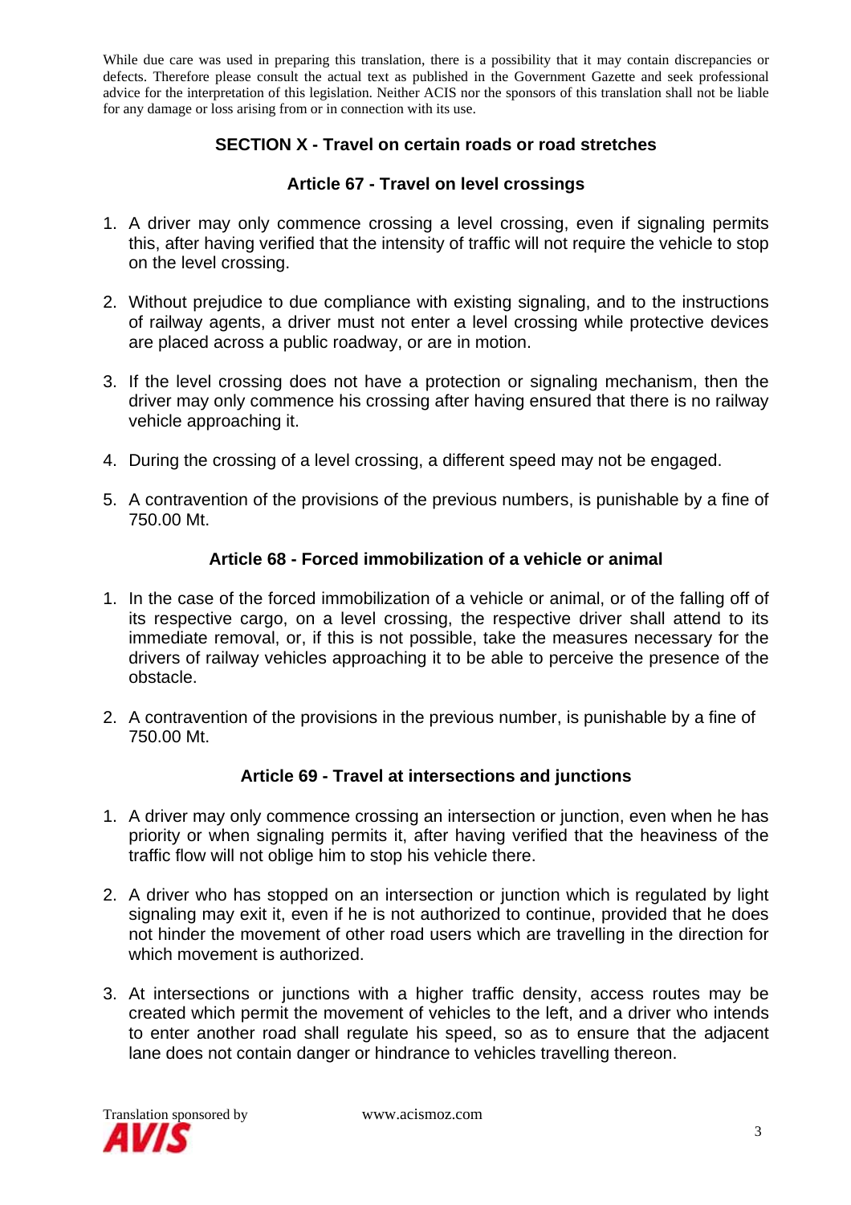While due care was used in preparing this translation, there is a possibility that it may contain discrepancies or defects. Therefore please consult the actual text as published in the Government Gazette and seek professional advice for the interpretation of this legislation. Neither ACIS nor the sponsors of this translation shall not be liable for any damage or loss arising from or in connection with its use.

## SECTION X - Travel on certain roads or road stretches

### Article 67 - Travel on level crossings

1. A driver may only commence crossing a level crossing, even if signaling permits this, after having verified that the intensity of traffic will not require the vehicle to stop on the level crossing.
2. Without prejudice to due compliance with existing signaling, and to the instructions of railway agents, a driver must not enter a level crossing while protective devices are placed across a public roadway, or are in motion.
3. If the level crossing does not have a protection or signaling mechanism, then the driver may only commence his crossing after having ensured that there is no railway vehicle approaching it.
4. During the crossing of a level crossing, a different speed may not be engaged.
5. A contravention of the provisions of the previous numbers, is punishable by a fine of 750.00 Mt.

### Article 68 - Forced immobilization of a vehicle or animal

1. In the case of the forced immobilization of a vehicle or animal, or of the falling off of its respective cargo, on a level crossing, the respective driver shall attend to its immediate removal, or, if this is not possible, take the measures necessary for the drivers of railway vehicles approaching it to be able to perceive the presence of the obstacle.
2. A contravention of the provisions in the previous number, is punishable by a fine of 750.00 Mt.

### Article 69 - Travel at intersections and junctions

1. A driver may only commence crossing an intersection or junction, even when he has priority or when signaling permits it, after having verified that the heaviness of the traffic flow will not oblige him to stop his vehicle there.
2. A driver who has stopped on an intersection or junction which is regulated by light signaling may exit it, even if he is not authorized to continue, provided that he does not hinder the movement of other road users which are travelling in the direction for which movement is authorized.
3. At intersections or junctions with a higher traffic density, access routes may be created which permit the movement of vehicles to the left, and a driver who intends to enter another road shall regulate his speed, so as to ensure that the adjacent lane does not contain danger or hindrance to vehicles travelling thereon.

Translation sponsored by AVIS www.acismoz.com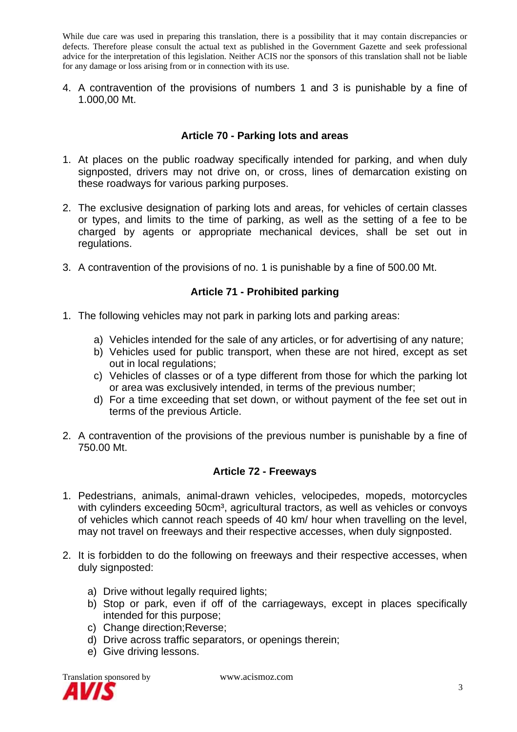While due care was used in preparing this translation, there is a possibility that it may contain discrepancies or defects. Therefore please consult the actual text as published in the Government Gazette and seek professional advice for the interpretation of this legislation. Neither ACIS nor the sponsors of this translation shall not be liable for any damage or loss arising from or in connection with its use.

4. A contravention of the provisions of numbers 1 and 3 is punishable by a fine of 1.000,00 Mt.

### Article 70 - Parking lots and areas

1. At places on the public roadway specifically intended for parking, and when duly signposted, drivers may not drive on, or cross, lines of demarcation existing on these roadways for various parking purposes.
2. The exclusive designation of parking lots and areas, for vehicles of certain classes or types, and limits to the time of parking, as well as the setting of a fee to be charged by agents or appropriate mechanical devices, shall be set out in regulations.
3. A contravention of the provisions of no. 1 is punishable by a fine of 500.00 Mt.

### Article 71 - Prohibited parking

1. The following vehicles may not park in parking lots and parking areas:
   a) Vehicles intended for the sale of any articles, or for advertising of any nature;
   b) Vehicles used for public transport, when these are not hired, except as set out in local regulations;
   c) Vehicles of classes or of a type different from those for which the parking lot or area was exclusively intended, in terms of the previous number;
   d) For a time exceeding that set down, or without payment of the fee set out in terms of the previous Article.
2. A contravention of the provisions of the previous number is punishable by a fine of 750.00 Mt.

### Article 72 - Freeways

1. Pedestrians, animals, animal-drawn vehicles, velocipedes, mopeds, motorcycles with cylinders exceeding 50cm³, agricultural tractors, as well as vehicles or convoys of vehicles which cannot reach speeds of 40 km/ hour when travelling on the level, may not travel on freeways and their respective accesses, when duly signposted.
2. It is forbidden to do the following on freeways and their respective accesses, when duly signposted:
   a) Drive without legally required lights;
   b) Stop or park, even if off of the carriageways, except in places specifically intended for this purpose;
   c) Change direction;Reverse;
   d) Drive across traffic separators, or openings therein;
   e) Give driving lessons.

Translation sponsored by www.acismoz.com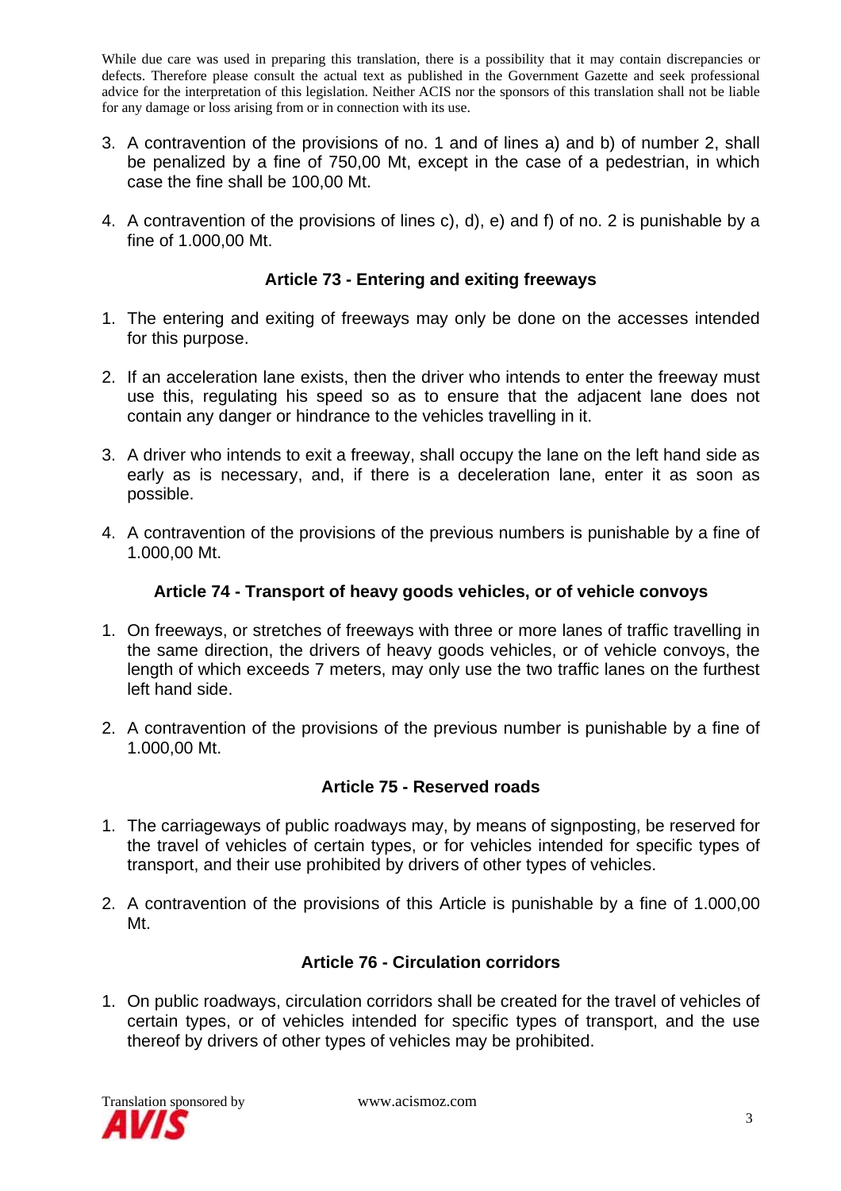While due care was used in preparing this translation, there is a possibility that it may contain discrepancies or defects. Therefore please consult the actual text as published in the Government Gazette and seek professional advice for the interpretation of this legislation. Neither ACIS nor the sponsors of this translation shall not be liable for any damage or loss arising from or in connection with its use.

3. A contravention of the provisions of no. 1 and of lines a) and b) of number 2, shall be penalized by a fine of 750,00 Mt, except in the case of a pedestrian, in which case the fine shall be 100,00 Mt.

4. A contravention of the provisions of lines c), d), e) and f) of no. 2 is punishable by a fine of 1.000,00 Mt.

### Article 73 - Entering and exiting freeways

1. The entering and exiting of freeways may only be done on the accesses intended for this purpose.

2. If an acceleration lane exists, then the driver who intends to enter the freeway must use this, regulating his speed so as to ensure that the adjacent lane does not contain any danger or hindrance to the vehicles travelling in it.

3. A driver who intends to exit a freeway, shall occupy the lane on the left hand side as early as is necessary, and, if there is a deceleration lane, enter it as soon as possible.

4. A contravention of the provisions of the previous numbers is punishable by a fine of 1.000,00 Mt.

### Article 74 - Transport of heavy goods vehicles, or of vehicle convoys

1. On freeways, or stretches of freeways with three or more lanes of traffic travelling in the same direction, the drivers of heavy goods vehicles, or of vehicle convoys, the length of which exceeds 7 meters, may only use the two traffic lanes on the furthest left hand side.

2. A contravention of the provisions of the previous number is punishable by a fine of 1.000,00 Mt.

### Article 75 - Reserved roads

1. The carriageways of public roadways may, by means of signposting, be reserved for the travel of vehicles of certain types, or for vehicles intended for specific types of transport, and their use prohibited by drivers of other types of vehicles.

2. A contravention of the provisions of this Article is punishable by a fine of 1.000,00 Mt.

### Article 76 - Circulation corridors

1. On public roadways, circulation corridors shall be created for the travel of vehicles of certain types, or of vehicles intended for specific types of transport, and the use thereof by drivers of other types of vehicles may be prohibited.

Translation sponsored by www.acismoz.com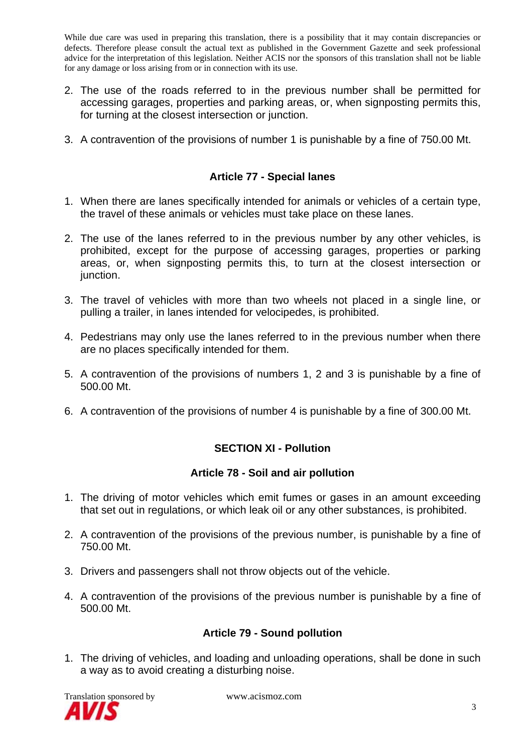While due care was used in preparing this translation, there is a possibility that it may contain discrepancies or defects. Therefore please consult the actual text as published in the Government Gazette and seek professional advice for the interpretation of this legislation. Neither ACIS nor the sponsors of this translation shall not be liable for any damage or loss arising from or in connection with its use.

2. The use of the roads referred to in the previous number shall be permitted for accessing garages, properties and parking areas, or, when signposting permits this, for turning at the closest intersection or junction.

3. A contravention of the provisions of number 1 is punishable by a fine of 750.00 Mt.

### Article 77 - Special lanes

1. When there are lanes specifically intended for animals or vehicles of a certain type, the travel of these animals or vehicles must take place on these lanes.

2. The use of the lanes referred to in the previous number by any other vehicles, is prohibited, except for the purpose of accessing garages, properties or parking areas, or, when signposting permits this, to turn at the closest intersection or junction.

3. The travel of vehicles with more than two wheels not placed in a single line, or pulling a trailer, in lanes intended for velocipedes, is prohibited.

4. Pedestrians may only use the lanes referred to in the previous number when there are no places specifically intended for them.

5. A contravention of the provisions of numbers 1, 2 and 3 is punishable by a fine of 500.00 Mt.

6. A contravention of the provisions of number 4 is punishable by a fine of 300.00 Mt.

## SECTION XI - Pollution

### Article 78 - Soil and air pollution

1. The driving of motor vehicles which emit fumes or gases in an amount exceeding that set out in regulations, or which leak oil or any other substances, is prohibited.

2. A contravention of the provisions of the previous number, is punishable by a fine of 750.00 Mt.

3. Drivers and passengers shall not throw objects out of the vehicle.

4. A contravention of the provisions of the previous number is punishable by a fine of 500.00 Mt.

### Article 79 - Sound pollution

1. The driving of vehicles, and loading and unloading operations, shall be done in such a way as to avoid creating a disturbing noise.

Translation sponsored by AVIS www.acismoz.com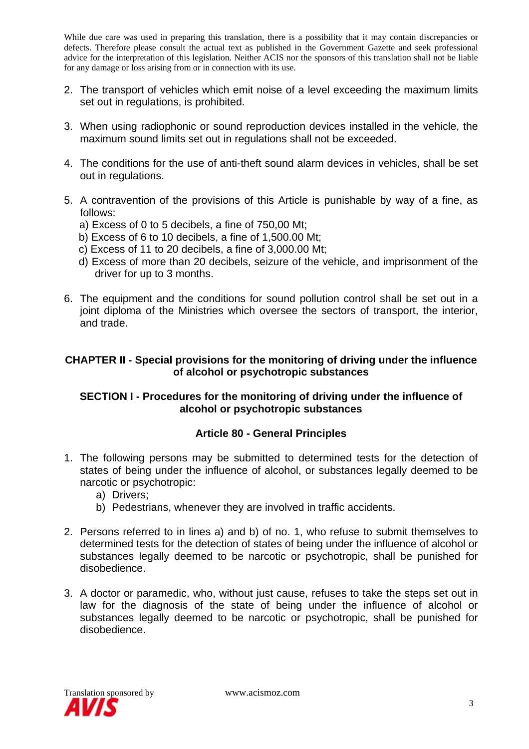While due care was used in preparing this translation, there is a possibility that it may contain discrepancies or defects. Therefore please consult the actual text as published in the Government Gazette and seek professional advice for the interpretation of this legislation. Neither ACIS nor the sponsors of this translation shall not be liable for any damage or loss arising from or in connection with its use.

2. The transport of vehicles which emit noise of a level exceeding the maximum limits set out in regulations, is prohibited.

3. When using radiophonic or sound reproduction devices installed in the vehicle, the maximum sound limits set out in regulations shall not be exceeded.

4. The conditions for the use of anti-theft sound alarm devices in vehicles, shall be set out in regulations.

5. A contravention of the provisions of this Article is punishable by way of a fine, as follows:
   a) Excess of 0 to 5 decibels, a fine of 750,00 Mt;
   b) Excess of 6 to 10 decibels, a fine of 1,500.00 Mt;
   c) Excess of 11 to 20 decibels, a fine of 3,000.00 Mt;
   d) Excess of more than 20 decibels, seizure of the vehicle, and imprisonment of the driver for up to 3 months.

6. The equipment and the conditions for sound pollution control shall be set out in a joint diploma of the Ministries which oversee the sectors of transport, the interior, and trade.

## CHAPTER II - Special provisions for the monitoring of driving under the influence of alcohol or psychotropic substances

### SECTION I - Procedures for the monitoring of driving under the influence of alcohol or psychotropic substances

#### Article 80 - General Principles

1. The following persons may be submitted to determined tests for the detection of states of being under the influence of alcohol, or substances legally deemed to be narcotic or psychotropic:
   a) Drivers;
   b) Pedestrians, whenever they are involved in traffic accidents.

2. Persons referred to in lines a) and b) of no. 1, who refuse to submit themselves to determined tests for the detection of states of being under the influence of alcohol or substances legally deemed to be narcotic or psychotropic, shall be punished for disobedience.

3. A doctor or paramedic, who, without just cause, refuses to take the steps set out in law for the diagnosis of the state of being under the influence of alcohol or substances legally deemed to be narcotic or psychotropic, shall be punished for disobedience.

Translation sponsored by AVIS www.acismoz.com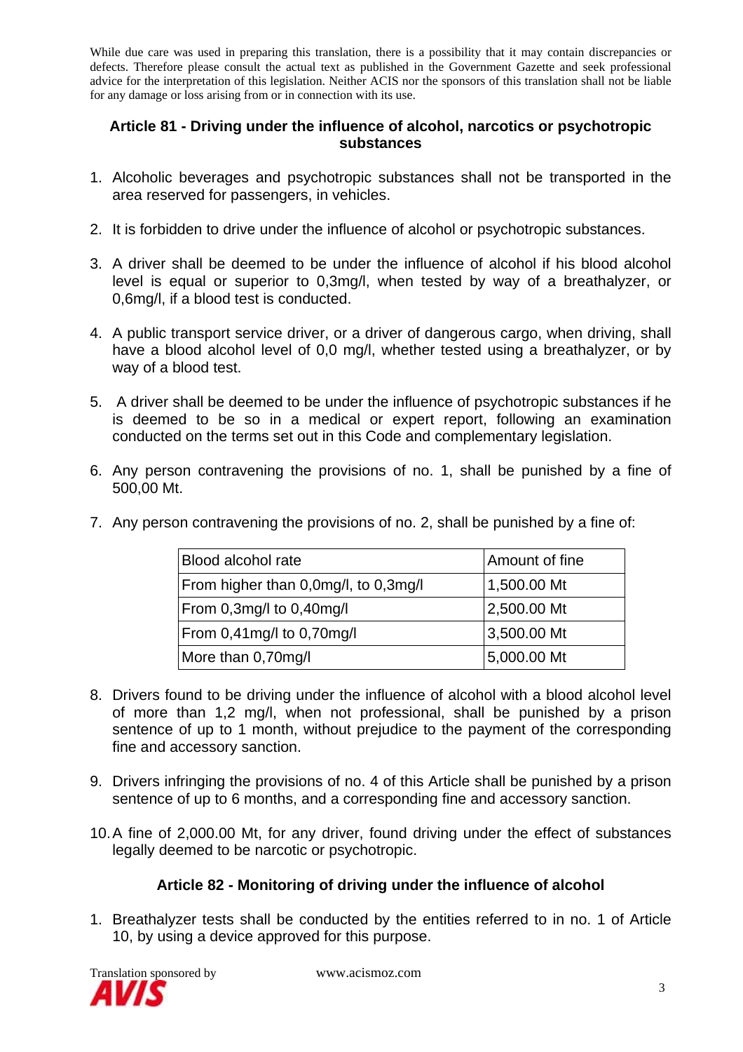While due care was used in preparing this translation, there is a possibility that it may contain discrepancies or defects. Therefore please consult the actual text as published in the Government Gazette and seek professional advice for the interpretation of this legislation. Neither ACIS nor the sponsors of this translation shall not be liable for any damage or loss arising from or in connection with its use.

### Article 81 - Driving under the influence of alcohol, narcotics or psychotropic substances

1. Alcoholic beverages and psychotropic substances shall not be transported in the area reserved for passengers, in vehicles.
2. It is forbidden to drive under the influence of alcohol or psychotropic substances.
3. A driver shall be deemed to be under the influence of alcohol if his blood alcohol level is equal or superior to 0,3mg/l, when tested by way of a breathalyzer, or 0,6mg/l, if a blood test is conducted.
4. A public transport service driver, or a driver of dangerous cargo, when driving, shall have a blood alcohol level of 0,0 mg/l, whether tested using a breathalyzer, or by way of a blood test.
5. A driver shall be deemed to be under the influence of psychotropic substances if he is deemed to be so in a medical or expert report, following an examination conducted on the terms set out in this Code and complementary legislation.
6. Any person contravening the provisions of no. 1, shall be punished by a fine of 500,00 Mt.
7. Any person contravening the provisions of no. 2, shall be punished by a fine of:

| Blood alcohol rate | Amount of fine |
|---|---|
| From higher than 0,0mg/l, to 0,3mg/l | 1,500.00 Mt |
| From 0,3mg/l to 0,40mg/l | 2,500.00 Mt |
| From 0,41mg/l to 0,70mg/l | 3,500.00 Mt |
| More than 0,70mg/l | 5,000.00 Mt |

8. Drivers found to be driving under the influence of alcohol with a blood alcohol level of more than 1,2 mg/l, when not professional, shall be punished by a prison sentence of up to 1 month, without prejudice to the payment of the corresponding fine and accessory sanction.
9. Drivers infringing the provisions of no. 4 of this Article shall be punished by a prison sentence of up to 6 months, and a corresponding fine and accessory sanction.
10. A fine of 2,000.00 Mt, for any driver, found driving under the effect of substances legally deemed to be narcotic or psychotropic.

### Article 82 - Monitoring of driving under the influence of alcohol

1. Breathalyzer tests shall be conducted by the entities referred to in no. 1 of Article 10, by using a device approved for this purpose.

Translation sponsored by AVIS www.acismoz.com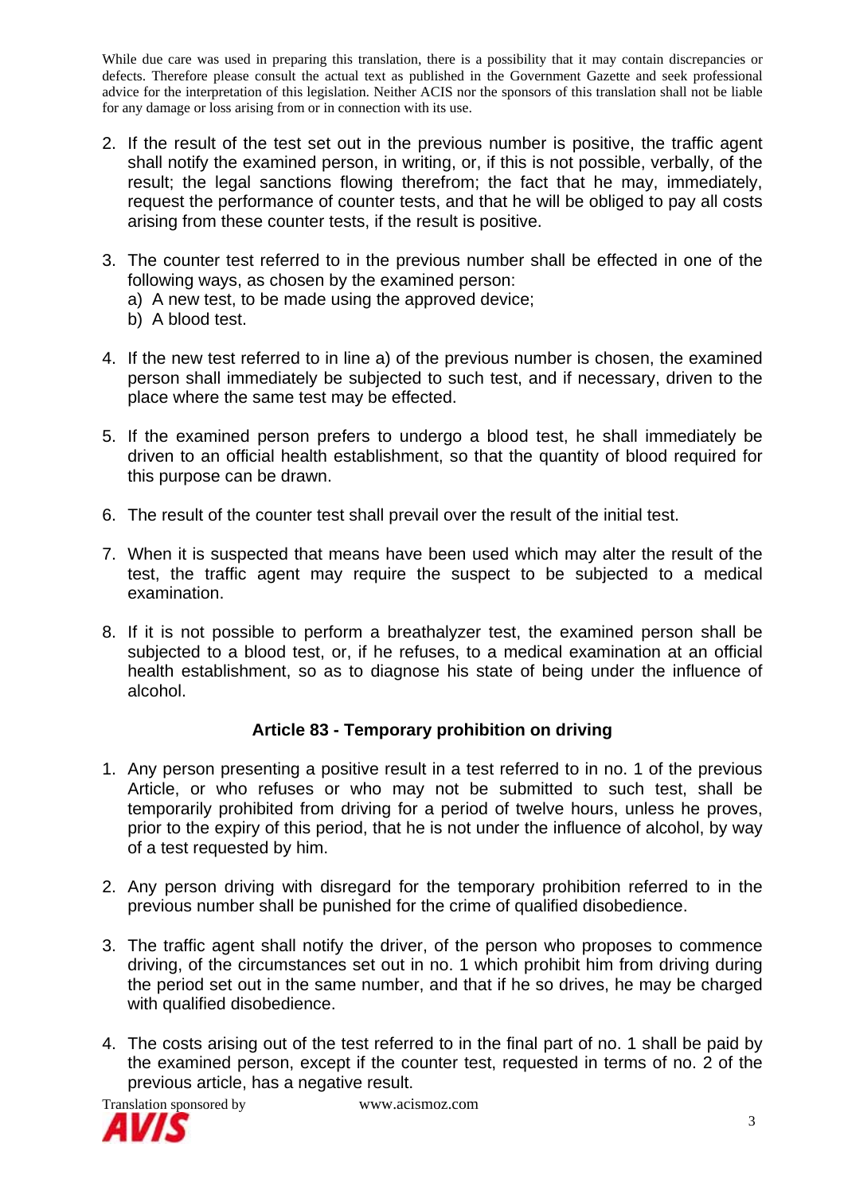While due care was used in preparing this translation, there is a possibility that it may contain discrepancies or defects. Therefore please consult the actual text as published in the Government Gazette and seek professional advice for the interpretation of this legislation. Neither ACIS nor the sponsors of this translation shall not be liable for any damage or loss arising from or in connection with its use.

2. If the result of the test set out in the previous number is positive, the traffic agent shall notify the examined person, in writing, or, if this is not possible, verbally, of the result; the legal sanctions flowing therefrom; the fact that he may, immediately, request the performance of counter tests, and that he will be obliged to pay all costs arising from these counter tests, if the result is positive.

3. The counter test referred to in the previous number shall be effected in one of the following ways, as chosen by the examined person:
   a) A new test, to be made using the approved device;
   b) A blood test.

4. If the new test referred to in line a) of the previous number is chosen, the examined person shall immediately be subjected to such test, and if necessary, driven to the place where the same test may be effected.

5. If the examined person prefers to undergo a blood test, he shall immediately be driven to an official health establishment, so that the quantity of blood required for this purpose can be drawn.

6. The result of the counter test shall prevail over the result of the initial test.

7. When it is suspected that means have been used which may alter the result of the test, the traffic agent may require the suspect to be subjected to a medical examination.

8. If it is not possible to perform a breathalyzer test, the examined person shall be subjected to a blood test, or, if he refuses, to a medical examination at an official health establishment, so as to diagnose his state of being under the influence of alcohol.

### Article 83 - Temporary prohibition on driving

1. Any person presenting a positive result in a test referred to in no. 1 of the previous Article, or who refuses or who may not be submitted to such test, shall be temporarily prohibited from driving for a period of twelve hours, unless he proves, prior to the expiry of this period, that he is not under the influence of alcohol, by way of a test requested by him.

2. Any person driving with disregard for the temporary prohibition referred to in the previous number shall be punished for the crime of qualified disobedience.

3. The traffic agent shall notify the driver, of the person who proposes to commence driving, of the circumstances set out in no. 1 which prohibit him from driving during the period set out in the same number, and that if he so drives, he may be charged with qualified disobedience.

4. The costs arising out of the test referred to in the final part of no. 1 shall be paid by the examined person, except if the counter test, requested in terms of no. 2 of the previous article, has a negative result.

Translation sponsored by AVIS www.acismoz.com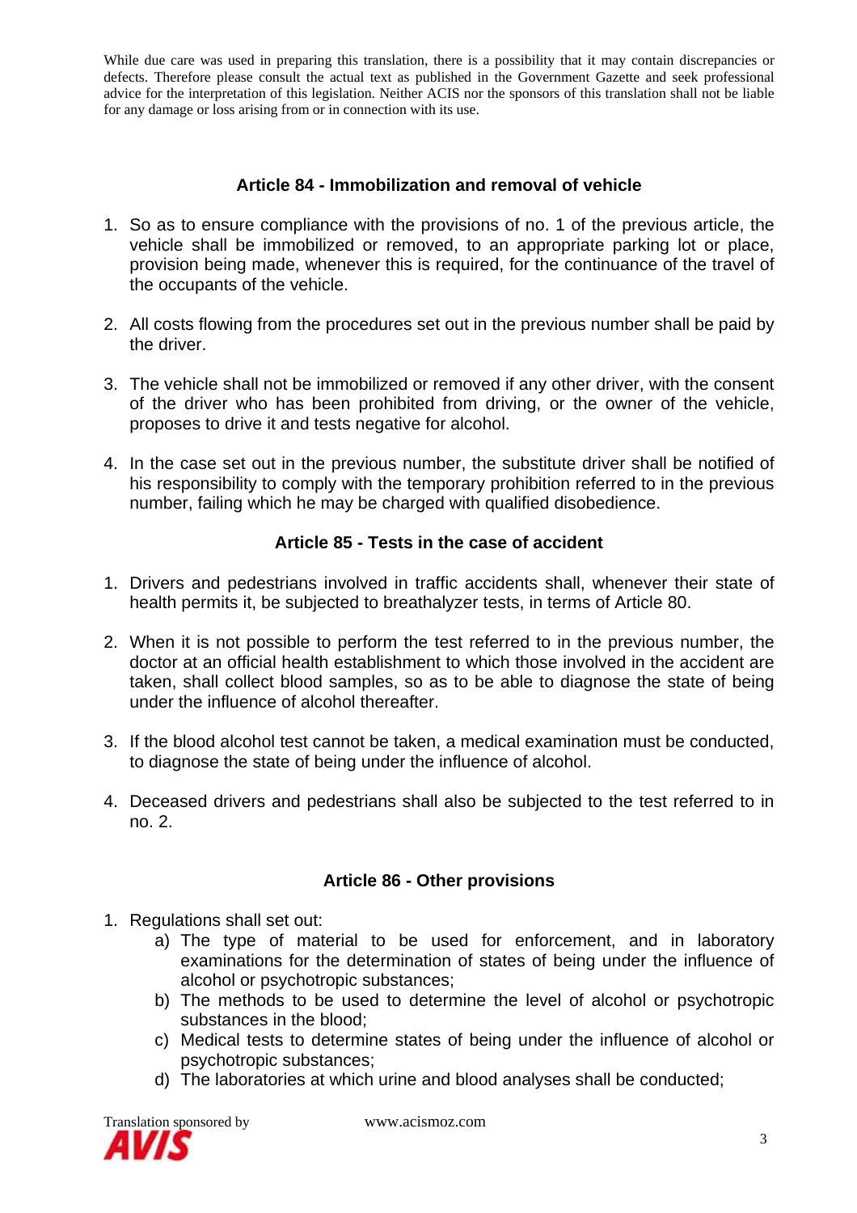While due care was used in preparing this translation, there is a possibility that it may contain discrepancies or defects. Therefore please consult the actual text as published in the Government Gazette and seek professional advice for the interpretation of this legislation. Neither ACIS nor the sponsors of this translation shall not be liable for any damage or loss arising from or in connection with its use.

### Article 84 - Immobilization and removal of vehicle

1. So as to ensure compliance with the provisions of no. 1 of the previous article, the vehicle shall be immobilized or removed, to an appropriate parking lot or place, provision being made, whenever this is required, for the continuance of the travel of the occupants of the vehicle.

2. All costs flowing from the procedures set out in the previous number shall be paid by the driver.

3. The vehicle shall not be immobilized or removed if any other driver, with the consent of the driver who has been prohibited from driving, or the owner of the vehicle, proposes to drive it and tests negative for alcohol.

4. In the case set out in the previous number, the substitute driver shall be notified of his responsibility to comply with the temporary prohibition referred to in the previous number, failing which he may be charged with qualified disobedience.

### Article 85 - Tests in the case of accident

1. Drivers and pedestrians involved in traffic accidents shall, whenever their state of health permits it, be subjected to breathalyzer tests, in terms of Article 80.

2. When it is not possible to perform the test referred to in the previous number, the doctor at an official health establishment to which those involved in the accident are taken, shall collect blood samples, so as to be able to diagnose the state of being under the influence of alcohol thereafter.

3. If the blood alcohol test cannot be taken, a medical examination must be conducted, to diagnose the state of being under the influence of alcohol.

4. Deceased drivers and pedestrians shall also be subjected to the test referred to in no. 2.

### Article 86 - Other provisions

1. Regulations shall set out:
   a) The type of material to be used for enforcement, and in laboratory examinations for the determination of states of being under the influence of alcohol or psychotropic substances;
   b) The methods to be used to determine the level of alcohol or psychotropic substances in the blood;
   c) Medical tests to determine states of being under the influence of alcohol or psychotropic substances;
   d) The laboratories at which urine and blood analyses shall be conducted;

Translation sponsored by AVIS www.acismoz.com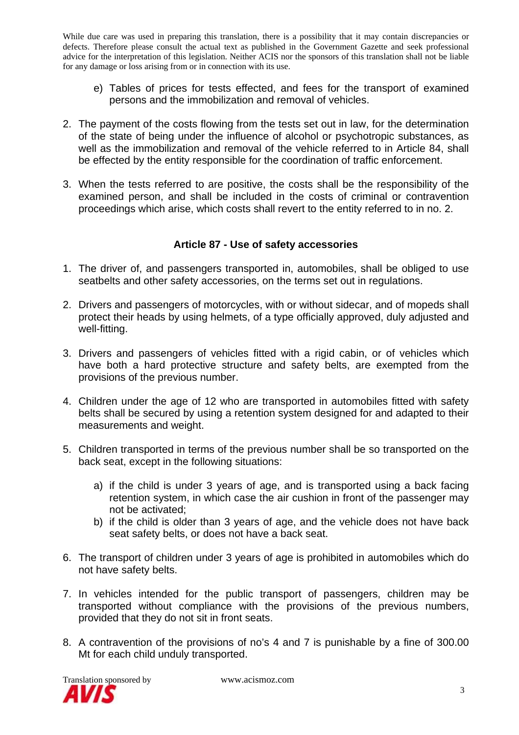While due care was used in preparing this translation, there is a possibility that it may contain discrepancies or defects. Therefore please consult the actual text as published in the Government Gazette and seek professional advice for the interpretation of this legislation. Neither ACIS nor the sponsors of this translation shall not be liable for any damage or loss arising from or in connection with its use.

e) Tables of prices for tests effected, and fees for the transport of examined persons and the immobilization and removal of vehicles.

2. The payment of the costs flowing from the tests set out in law, for the determination of the state of being under the influence of alcohol or psychotropic substances, as well as the immobilization and removal of the vehicle referred to in Article 84, shall be effected by the entity responsible for the coordination of traffic enforcement.

3. When the tests referred to are positive, the costs shall be the responsibility of the examined person, and shall be included in the costs of criminal or contravention proceedings which arise, which costs shall revert to the entity referred to in no. 2.

### Article 87 - Use of safety accessories

1. The driver of, and passengers transported in, automobiles, shall be obliged to use seatbelts and other safety accessories, on the terms set out in regulations.

2. Drivers and passengers of motorcycles, with or without sidecar, and of mopeds shall protect their heads by using helmets, of a type officially approved, duly adjusted and well-fitting.

3. Drivers and passengers of vehicles fitted with a rigid cabin, or of vehicles which have both a hard protective structure and safety belts, are exempted from the provisions of the previous number.

4. Children under the age of 12 who are transported in automobiles fitted with safety belts shall be secured by using a retention system designed for and adapted to their measurements and weight.

5. Children transported in terms of the previous number shall be so transported on the back seat, except in the following situations:

   a) if the child is under 3 years of age, and is transported using a back facing retention system, in which case the air cushion in front of the passenger may not be activated;
   b) if the child is older than 3 years of age, and the vehicle does not have back seat safety belts, or does not have a back seat.

6. The transport of children under 3 years of age is prohibited in automobiles which do not have safety belts.

7. In vehicles intended for the public transport of passengers, children may be transported without compliance with the provisions of the previous numbers, provided that they do not sit in front seats.

8. A contravention of the provisions of no's 4 and 7 is punishable by a fine of 300.00 Mt for each child unduly transported.

Translation sponsored by AVIS www.acismoz.com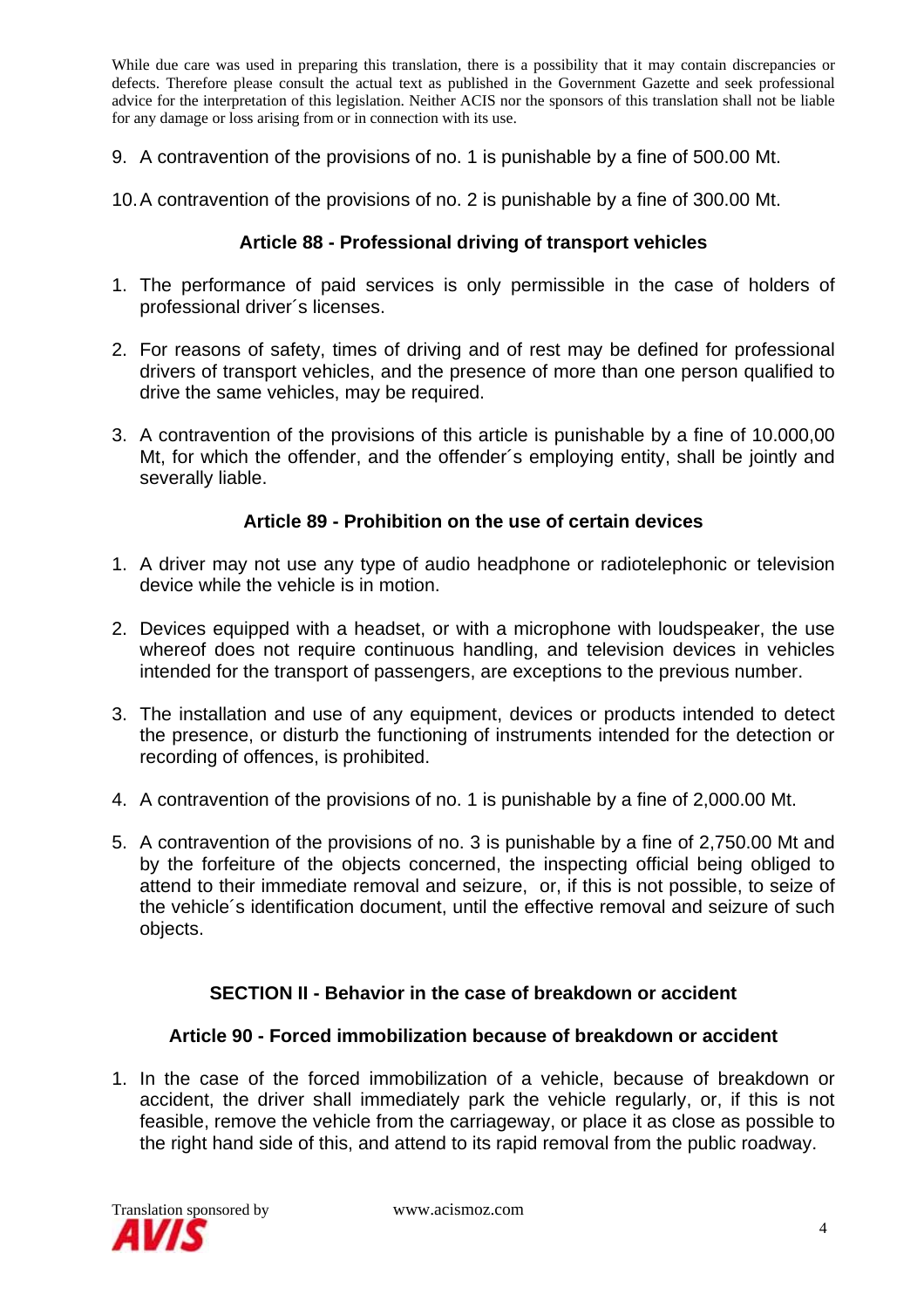While due care was used in preparing this translation, there is a possibility that it may contain discrepancies or defects. Therefore please consult the actual text as published in the Government Gazette and seek professional advice for the interpretation of this legislation. Neither ACIS nor the sponsors of this translation shall not be liable for any damage or loss arising from or in connection with its use.

9. A contravention of the provisions of no. 1 is punishable by a fine of 500.00 Mt.

10. A contravention of the provisions of no. 2 is punishable by a fine of 300.00 Mt.

### Article 88 - Professional driving of transport vehicles

1. The performance of paid services is only permissible in the case of holders of professional driver´s licenses.

2. For reasons of safety, times of driving and of rest may be defined for professional drivers of transport vehicles, and the presence of more than one person qualified to drive the same vehicles, may be required.

3. A contravention of the provisions of this article is punishable by a fine of 10.000,00 Mt, for which the offender, and the offender´s employing entity, shall be jointly and severally liable.

### Article 89 - Prohibition on the use of certain devices

1. A driver may not use any type of audio headphone or radiotelephonic or television device while the vehicle is in motion.

2. Devices equipped with a headset, or with a microphone with loudspeaker, the use whereof does not require continuous handling, and television devices in vehicles intended for the transport of passengers, are exceptions to the previous number.

3. The installation and use of any equipment, devices or products intended to detect the presence, or disturb the functioning of instruments intended for the detection or recording of offences, is prohibited.

4. A contravention of the provisions of no. 1 is punishable by a fine of 2,000.00 Mt.

5. A contravention of the provisions of no. 3 is punishable by a fine of 2,750.00 Mt and by the forfeiture of the objects concerned, the inspecting official being obliged to attend to their immediate removal and seizure, or, if this is not possible, to seize of the vehicle´s identification document, until the effective removal and seizure of such objects.

## SECTION II - Behavior in the case of breakdown or accident

### Article 90 - Forced immobilization because of breakdown or accident

1. In the case of the forced immobilization of a vehicle, because of breakdown or accident, the driver shall immediately park the vehicle regularly, or, if this is not feasible, remove the vehicle from the carriageway, or place it as close as possible to the right hand side of this, and attend to its rapid removal from the public roadway.

Translation sponsored by AVIS www.acismoz.com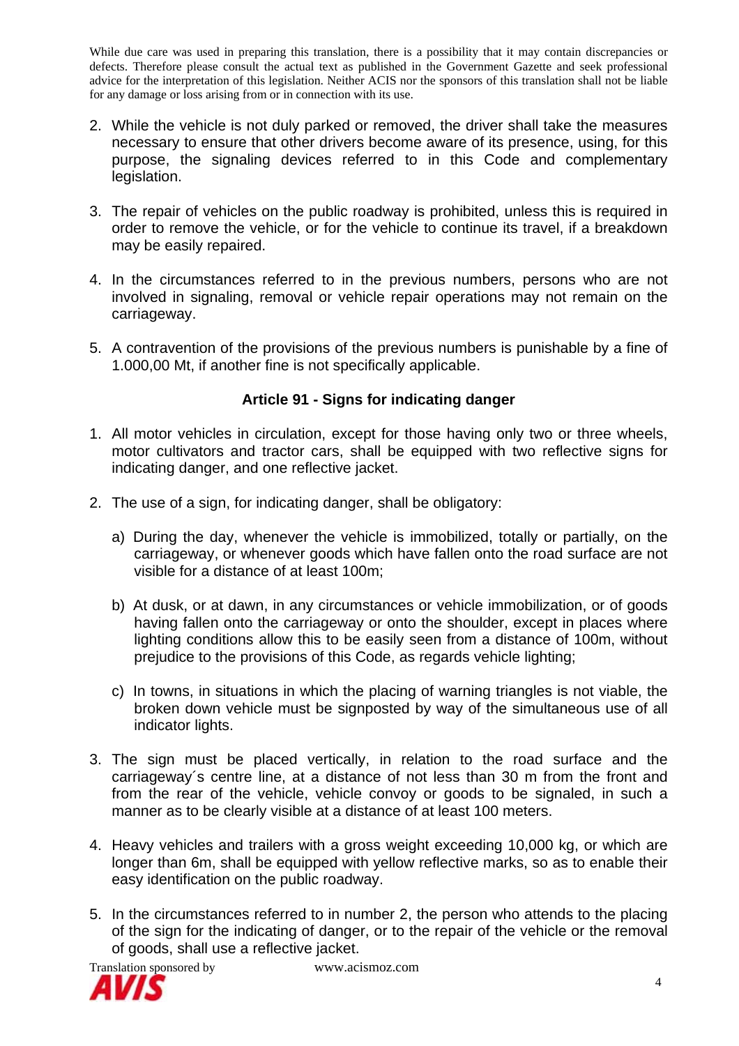2. While the vehicle is not duly parked or removed, the driver shall take the measures necessary to ensure that other drivers become aware of its presence, using, for this purpose, the signaling devices referred to in this Code and complementary legislation.

3. The repair of vehicles on the public roadway is prohibited, unless this is required in order to remove the vehicle, or for the vehicle to continue its travel, if a breakdown may be easily repaired.

4. In the circumstances referred to in the previous numbers, persons who are not involved in signaling, removal or vehicle repair operations may not remain on the carriageway.

5. A contravention of the provisions of the previous numbers is punishable by a fine of 1.000,00 Mt, if another fine is not specifically applicable.

### Article 91 - Signs for indicating danger

1. All motor vehicles in circulation, except for those having only two or three wheels, motor cultivators and tractor cars, shall be equipped with two reflective signs for indicating danger, and one reflective jacket.

2. The use of a sign, for indicating danger, shall be obligatory:

   a) During the day, whenever the vehicle is immobilized, totally or partially, on the carriageway, or whenever goods which have fallen onto the road surface are not visible for a distance of at least 100m;

   b) At dusk, or at dawn, in any circumstances or vehicle immobilization, or of goods having fallen onto the carriageway or onto the shoulder, except in places where lighting conditions allow this to be easily seen from a distance of 100m, without prejudice to the provisions of this Code, as regards vehicle lighting;

   c) In towns, in situations in which the placing of warning triangles is not viable, the broken down vehicle must be signposted by way of the simultaneous use of all indicator lights.

3. The sign must be placed vertically, in relation to the road surface and the carriageway´s centre line, at a distance of not less than 30 m from the front and from the rear of the vehicle, vehicle convoy or goods to be signaled, in such a manner as to be clearly visible at a distance of at least 100 meters.

4. Heavy vehicles and trailers with a gross weight exceeding 10,000 kg, or which are longer than 6m, shall be equipped with yellow reflective marks, so as to enable their easy identification on the public roadway.

5. In the circumstances referred to in number 2, the person who attends to the placing of the sign for the indicating of danger, or to the repair of the vehicle or the removal of goods, shall use a reflective jacket.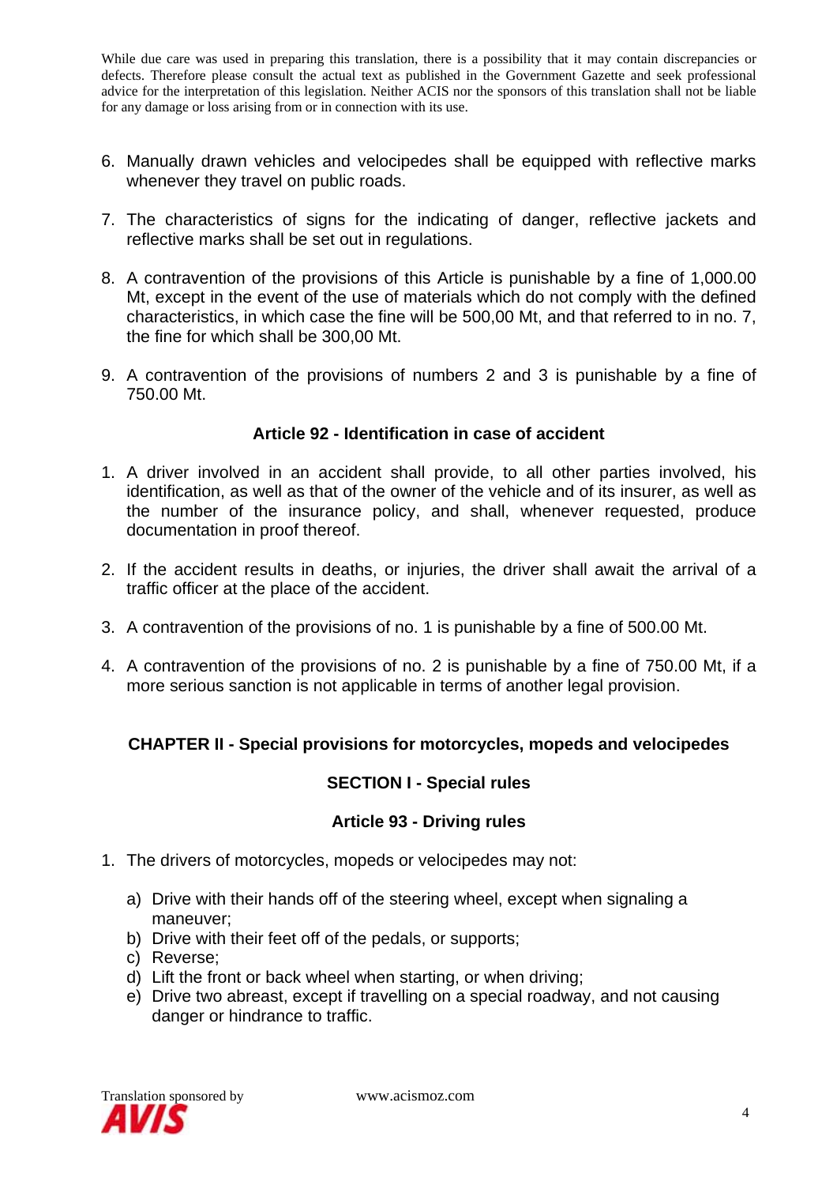While due care was used in preparing this translation, there is a possibility that it may contain discrepancies or defects. Therefore please consult the actual text as published in the Government Gazette and seek professional advice for the interpretation of this legislation. Neither ACIS nor the sponsors of this translation shall not be liable for any damage or loss arising from or in connection with its use.

6. Manually drawn vehicles and velocipedes shall be equipped with reflective marks whenever they travel on public roads.

7. The characteristics of signs for the indicating of danger, reflective jackets and reflective marks shall be set out in regulations.

8. A contravention of the provisions of this Article is punishable by a fine of 1,000.00 Mt, except in the event of the use of materials which do not comply with the defined characteristics, in which case the fine will be 500,00 Mt, and that referred to in no. 7, the fine for which shall be 300,00 Mt.

9. A contravention of the provisions of numbers 2 and 3 is punishable by a fine of 750.00 Mt.

### Article 92 - Identification in case of accident

1. A driver involved in an accident shall provide, to all other parties involved, his identification, as well as that of the owner of the vehicle and of its insurer, as well as the number of the insurance policy, and shall, whenever requested, produce documentation in proof thereof.

2. If the accident results in deaths, or injuries, the driver shall await the arrival of a traffic officer at the place of the accident.

3. A contravention of the provisions of no. 1 is punishable by a fine of 500.00 Mt.

4. A contravention of the provisions of no. 2 is punishable by a fine of 750.00 Mt, if a more serious sanction is not applicable in terms of another legal provision.

## CHAPTER II - Special provisions for motorcycles, mopeds and velocipedes

### SECTION I - Special rules

### Article 93 - Driving rules

1. The drivers of motorcycles, mopeds or velocipedes may not:

   a) Drive with their hands off of the steering wheel, except when signaling a maneuver;
   b) Drive with their feet off of the pedals, or supports;
   c) Reverse;
   d) Lift the front or back wheel when starting, or when driving;
   e) Drive two abreast, except if travelling on a special roadway, and not causing danger or hindrance to traffic.

Translation sponsored by AVIS www.acismoz.com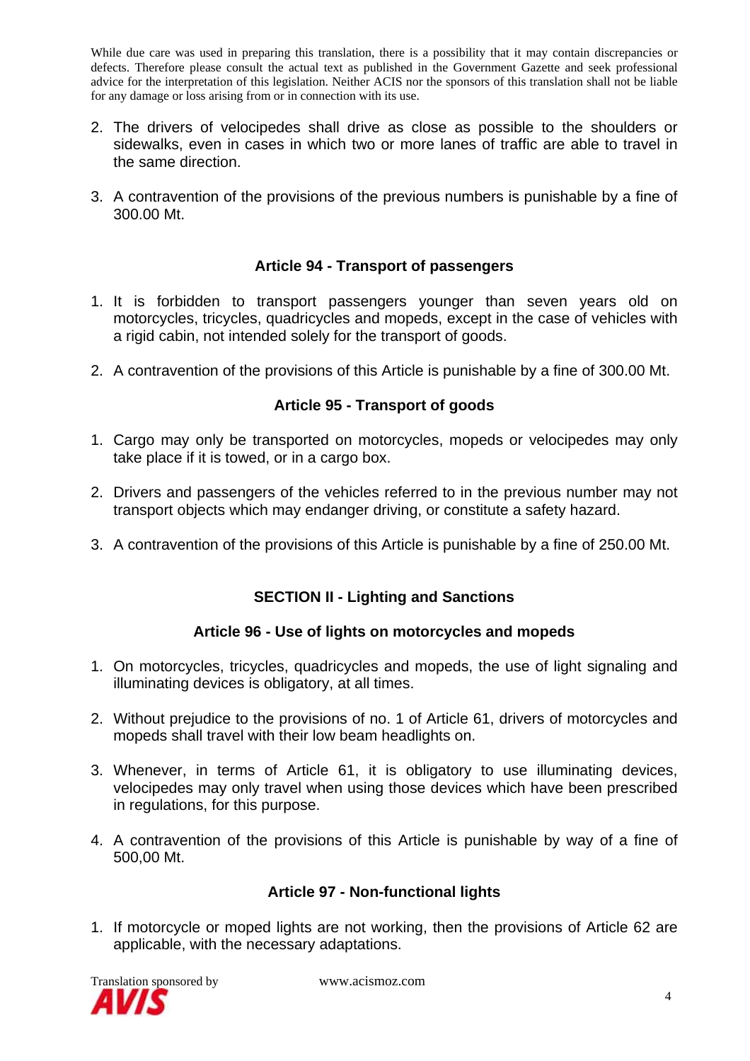While due care was used in preparing this translation, there is a possibility that it may contain discrepancies or defects. Therefore please consult the actual text as published in the Government Gazette and seek professional advice for the interpretation of this legislation. Neither ACIS nor the sponsors of this translation shall not be liable for any damage or loss arising from or in connection with its use.

2. The drivers of velocipedes shall drive as close as possible to the shoulders or sidewalks, even in cases in which two or more lanes of traffic are able to travel in the same direction.

3. A contravention of the provisions of the previous numbers is punishable by a fine of 300.00 Mt.

### Article 94 - Transport of passengers

1. It is forbidden to transport passengers younger than seven years old on motorcycles, tricycles, quadricycles and mopeds, except in the case of vehicles with a rigid cabin, not intended solely for the transport of goods.

2. A contravention of the provisions of this Article is punishable by a fine of 300.00 Mt.

### Article 95 - Transport of goods

1. Cargo may only be transported on motorcycles, mopeds or velocipedes may only take place if it is towed, or in a cargo box.

2. Drivers and passengers of the vehicles referred to in the previous number may not transport objects which may endanger driving, or constitute a safety hazard.

3. A contravention of the provisions of this Article is punishable by a fine of 250.00 Mt.

## SECTION II - Lighting and Sanctions

### Article 96 - Use of lights on motorcycles and mopeds

1. On motorcycles, tricycles, quadricycles and mopeds, the use of light signaling and illuminating devices is obligatory, at all times.

2. Without prejudice to the provisions of no. 1 of Article 61, drivers of motorcycles and mopeds shall travel with their low beam headlights on.

3. Whenever, in terms of Article 61, it is obligatory to use illuminating devices, velocipedes may only travel when using those devices which have been prescribed in regulations, for this purpose.

4. A contravention of the provisions of this Article is punishable by way of a fine of 500,00 Mt.

### Article 97 - Non-functional lights

1. If motorcycle or moped lights are not working, then the provisions of Article 62 are applicable, with the necessary adaptations.

Translation sponsored by AVIS www.acismoz.com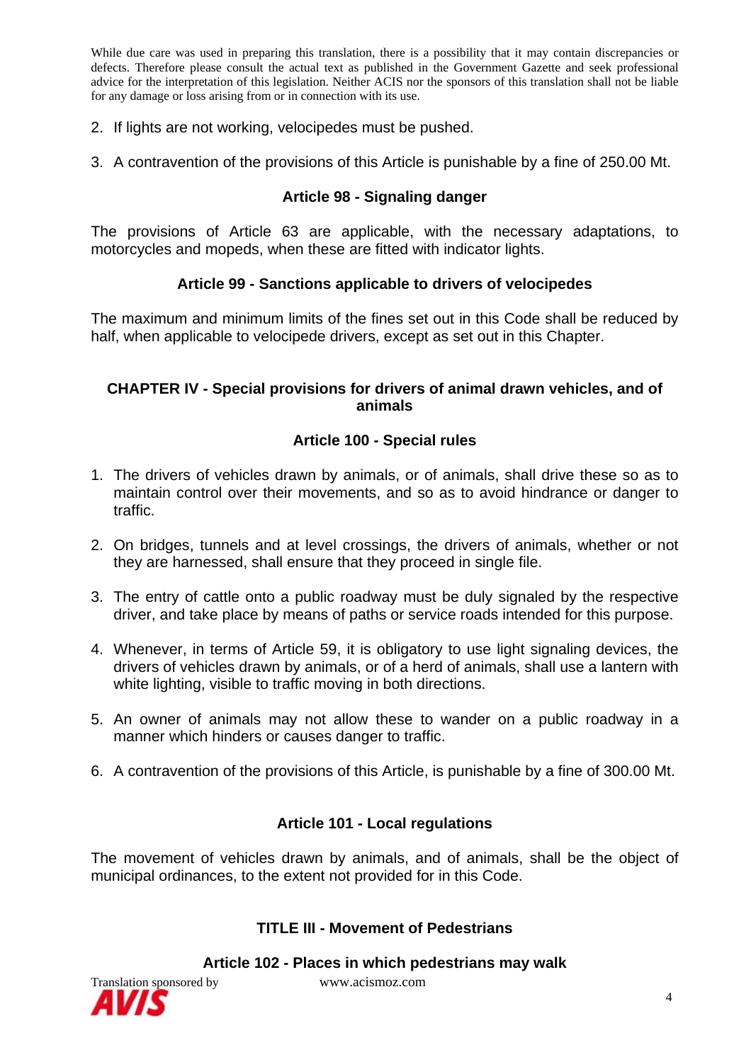2. If lights are not working, velocipedes must be pushed.

3. A contravention of the provisions of this Article is punishable by a fine of 250.00 Mt.

### Article 98 - Signaling danger

The provisions of Article 63 are applicable, with the necessary adaptations, to motorcycles and mopeds, when these are fitted with indicator lights.

### Article 99 - Sanctions applicable to drivers of velocipedes

The maximum and minimum limits of the fines set out in this Code shall be reduced by half, when applicable to velocipede drivers, except as set out in this Chapter.

## CHAPTER IV - Special provisions for drivers of animal drawn vehicles, and of animals

### Article 100 - Special rules

1. The drivers of vehicles drawn by animals, or of animals, shall drive these so as to maintain control over their movements, and so as to avoid hindrance or danger to traffic.

2. On bridges, tunnels and at level crossings, the drivers of animals, whether or not they are harnessed, shall ensure that they proceed in single file.

3. The entry of cattle onto a public roadway must be duly signaled by the respective driver, and take place by means of paths or service roads intended for this purpose.

4. Whenever, in terms of Article 59, it is obligatory to use light signaling devices, the drivers of vehicles drawn by animals, or of a herd of animals, shall use a lantern with white lighting, visible to traffic moving in both directions.

5. An owner of animals may not allow these to wander on a public roadway in a manner which hinders or causes danger to traffic.

6. A contravention of the provisions of this Article, is punishable by a fine of 300.00 Mt.

### Article 101 - Local regulations

The movement of vehicles drawn by animals, and of animals, shall be the object of municipal ordinances, to the extent not provided for in this Code.

## TITLE III - Movement of Pedestrians

### Article 102 - Places in which pedestrians may walk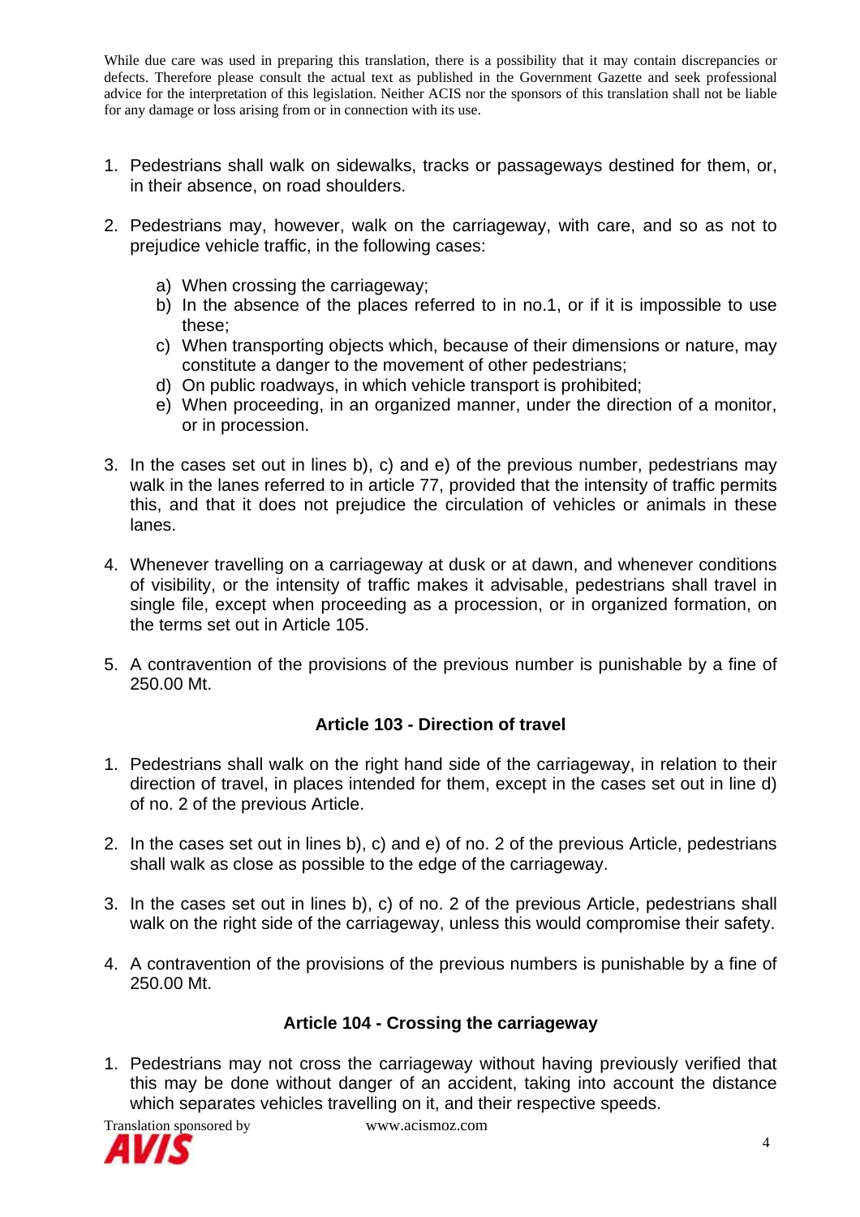While due care was used in preparing this translation, there is a possibility that it may contain discrepancies or defects. Therefore please consult the actual text as published in the Government Gazette and seek professional advice for the interpretation of this legislation. Neither ACIS nor the sponsors of this translation shall not be liable for any damage or loss arising from or in connection with its use.

1. Pedestrians shall walk on sidewalks, tracks or passageways destined for them, or, in their absence, on road shoulders.

2. Pedestrians may, however, walk on the carriageway, with care, and so as not to prejudice vehicle traffic, in the following cases:

   a) When crossing the carriageway;
   b) In the absence of the places referred to in no.1, or if it is impossible to use these;
   c) When transporting objects which, because of their dimensions or nature, may constitute a danger to the movement of other pedestrians;
   d) On public roadways, in which vehicle transport is prohibited;
   e) When proceeding, in an organized manner, under the direction of a monitor, or in procession.

3. In the cases set out in lines b), c) and e) of the previous number, pedestrians may walk in the lanes referred to in article 77, provided that the intensity of traffic permits this, and that it does not prejudice the circulation of vehicles or animals in these lanes.

4. Whenever travelling on a carriageway at dusk or at dawn, and whenever conditions of visibility, or the intensity of traffic makes it advisable, pedestrians shall travel in single file, except when proceeding as a procession, or in organized formation, on the terms set out in Article 105.

5. A contravention of the provisions of the previous number is punishable by a fine of 250.00 Mt.

### Article 103 - Direction of travel

1. Pedestrians shall walk on the right hand side of the carriageway, in relation to their direction of travel, in places intended for them, except in the cases set out in line d) of no. 2 of the previous Article.

2. In the cases set out in lines b), c) and e) of no. 2 of the previous Article, pedestrians shall walk as close as possible to the edge of the carriageway.

3. In the cases set out in lines b), c) of no. 2 of the previous Article, pedestrians shall walk on the right side of the carriageway, unless this would compromise their safety.

4. A contravention of the provisions of the previous numbers is punishable by a fine of 250.00 Mt.

### Article 104 - Crossing the carriageway

1. Pedestrians may not cross the carriageway without having previously verified that this may be done without danger of an accident, taking into account the distance which separates vehicles travelling on it, and their respective speeds.

Translation sponsored by www.acismoz.com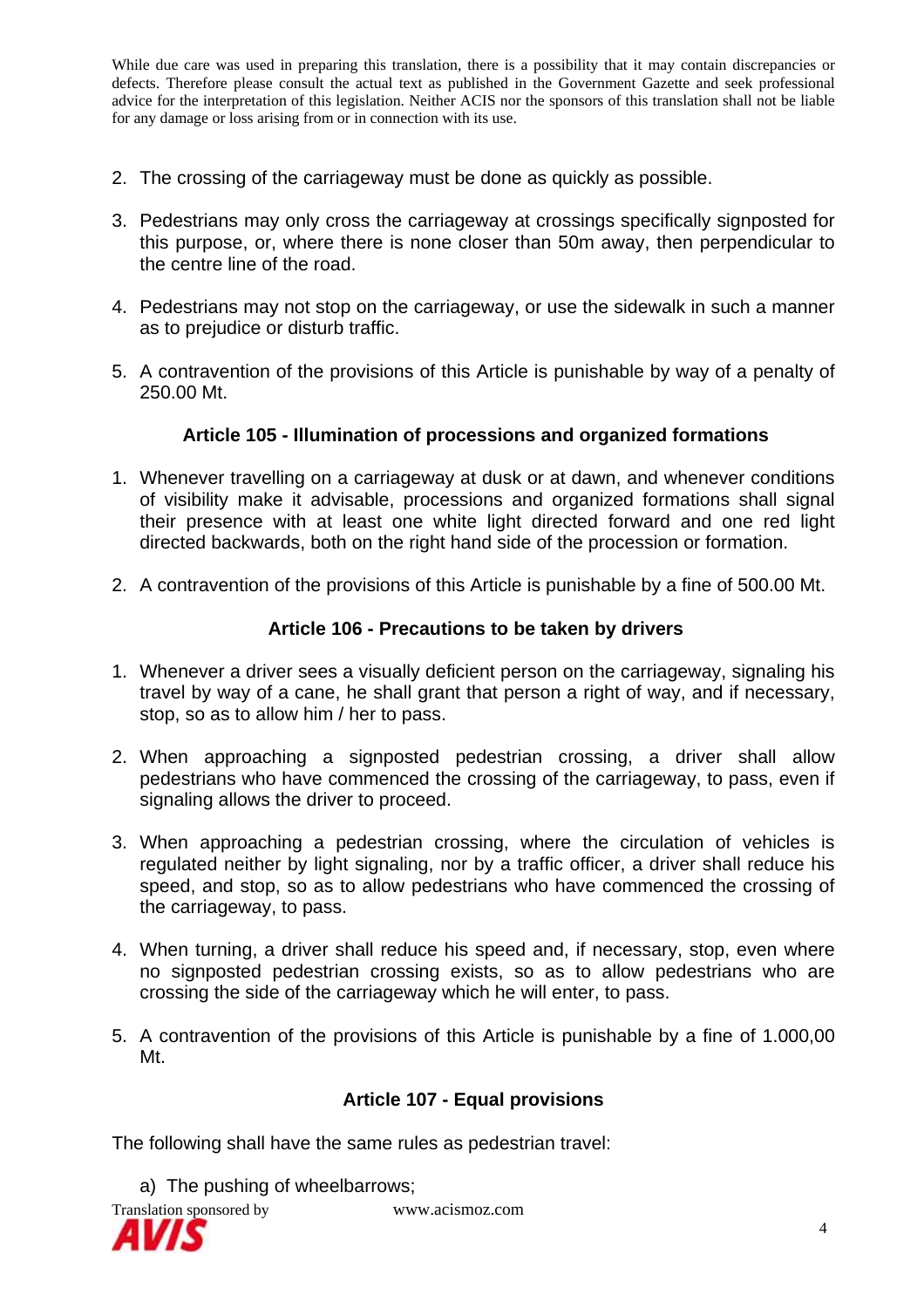2. The crossing of the carriageway must be done as quickly as possible.

3. Pedestrians may only cross the carriageway at crossings specifically signposted for this purpose, or, where there is none closer than 50m away, then perpendicular to the centre line of the road.

4. Pedestrians may not stop on the carriageway, or use the sidewalk in such a manner as to prejudice or disturb traffic.

5. A contravention of the provisions of this Article is punishable by way of a penalty of 250.00 Mt.

### Article 105 - Illumination of processions and organized formations

1. Whenever travelling on a carriageway at dusk or at dawn, and whenever conditions of visibility make it advisable, processions and organized formations shall signal their presence with at least one white light directed forward and one red light directed backwards, both on the right hand side of the procession or formation.

2. A contravention of the provisions of this Article is punishable by a fine of 500.00 Mt.

### Article 106 - Precautions to be taken by drivers

1. Whenever a driver sees a visually deficient person on the carriageway, signaling his travel by way of a cane, he shall grant that person a right of way, and if necessary, stop, so as to allow him / her to pass.

2. When approaching a signposted pedestrian crossing, a driver shall allow pedestrians who have commenced the crossing of the carriageway, to pass, even if signaling allows the driver to proceed.

3. When approaching a pedestrian crossing, where the circulation of vehicles is regulated neither by light signaling, nor by a traffic officer, a driver shall reduce his speed, and stop, so as to allow pedestrians who have commenced the crossing of the carriageway, to pass.

4. When turning, a driver shall reduce his speed and, if necessary, stop, even where no signposted pedestrian crossing exists, so as to allow pedestrians who are crossing the side of the carriageway which he will enter, to pass.

5. A contravention of the provisions of this Article is punishable by a fine of 1.000,00 Mt.

### Article 107 - Equal provisions

The following shall have the same rules as pedestrian travel:

a) The pushing of wheelbarrows;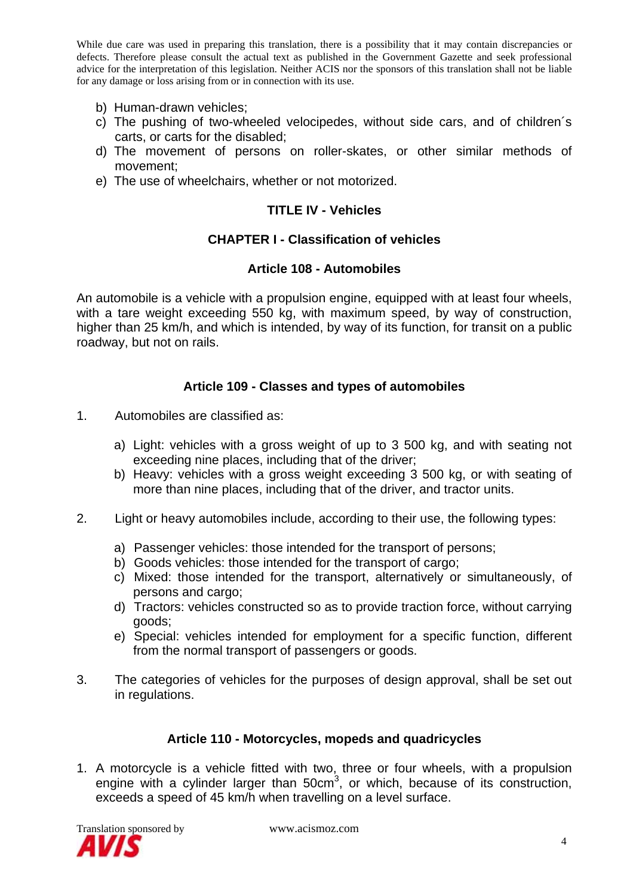While due care was used in preparing this translation, there is a possibility that it may contain discrepancies or defects. Therefore please consult the actual text as published in the Government Gazette and seek professional advice for the interpretation of this legislation. Neither ACIS nor the sponsors of this translation shall not be liable for any damage or loss arising from or in connection with its use.

b) Human-drawn vehicles;
c) The pushing of two-wheeled velocipedes, without side cars, and of children´s carts, or carts for the disabled;
d) The movement of persons on roller-skates, or other similar methods of movement;
e) The use of wheelchairs, whether or not motorized.

## TITLE IV - Vehicles

### CHAPTER I - Classification of vehicles

#### Article 108 - Automobiles

An automobile is a vehicle with a propulsion engine, equipped with at least four wheels, with a tare weight exceeding 550 kg, with maximum speed, by way of construction, higher than 25 km/h, and which is intended, by way of its function, for transit on a public roadway, but not on rails.

#### Article 109 - Classes and types of automobiles

1. Automobiles are classified as:

   a) Light: vehicles with a gross weight of up to 3 500 kg, and with seating not exceeding nine places, including that of the driver;
   b) Heavy: vehicles with a gross weight exceeding 3 500 kg, or with seating of more than nine places, including that of the driver, and tractor units.

2. Light or heavy automobiles include, according to their use, the following types:

   a) Passenger vehicles: those intended for the transport of persons;
   b) Goods vehicles: those intended for the transport of cargo;
   c) Mixed: those intended for the transport, alternatively or simultaneously, of persons and cargo;
   d) Tractors: vehicles constructed so as to provide traction force, without carrying goods;
   e) Special: vehicles intended for employment for a specific function, different from the normal transport of passengers or goods.

3. The categories of vehicles for the purposes of design approval, shall be set out in regulations.

#### Article 110 - Motorcycles, mopeds and quadricycles

1. A motorcycle is a vehicle fitted with two, three or four wheels, with a propulsion engine with a cylinder larger than $50cm^3$, or which, because of its construction, exceeds a speed of 45 km/h when travelling on a level surface.

Translation sponsored by AVIS www.acismoz.com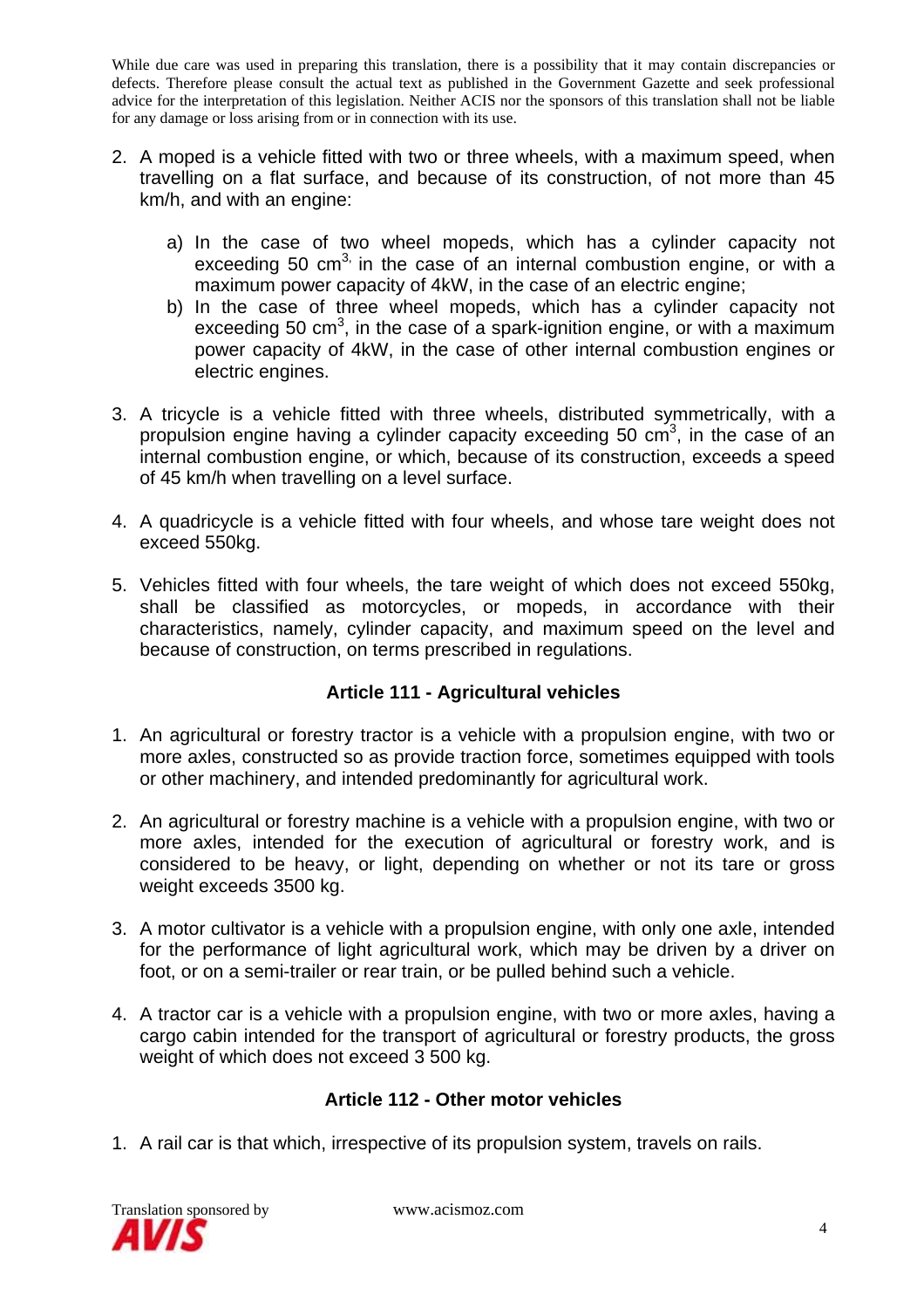While due care was used in preparing this translation, there is a possibility that it may contain discrepancies or defects. Therefore please consult the actual text as published in the Government Gazette and seek professional advice for the interpretation of this legislation. Neither ACIS nor the sponsors of this translation shall not be liable for any damage or loss arising from or in connection with its use.

2. A moped is a vehicle fitted with two or three wheels, with a maximum speed, when travelling on a flat surface, and because of its construction, of not more than 45 km/h, and with an engine:

    a) In the case of two wheel mopeds, which has a cylinder capacity not exceeding 50 $cm^3$, in the case of an internal combustion engine, or with a maximum power capacity of 4kW, in the case of an electric engine;
    b) In the case of three wheel mopeds, which has a cylinder capacity not exceeding 50 $cm^3$, in the case of a spark-ignition engine, or with a maximum power capacity of 4kW, in the case of other internal combustion engines or electric engines.

3. A tricycle is a vehicle fitted with three wheels, distributed symmetrically, with a propulsion engine having a cylinder capacity exceeding 50 $cm^3$, in the case of an internal combustion engine, or which, because of its construction, exceeds a speed of 45 km/h when travelling on a level surface.

4. A quadricycle is a vehicle fitted with four wheels, and whose tare weight does not exceed 550kg.

5. Vehicles fitted with four wheels, the tare weight of which does not exceed 550kg, shall be classified as motorcycles, or mopeds, in accordance with their characteristics, namely, cylinder capacity, and maximum speed on the level and because of construction, on terms prescribed in regulations.

### Article 111 - Agricultural vehicles

1. An agricultural or forestry tractor is a vehicle with a propulsion engine, with two or more axles, constructed so as provide traction force, sometimes equipped with tools or other machinery, and intended predominantly for agricultural work.

2. An agricultural or forestry machine is a vehicle with a propulsion engine, with two or more axles, intended for the execution of agricultural or forestry work, and is considered to be heavy, or light, depending on whether or not its tare or gross weight exceeds 3500 kg.

3. A motor cultivator is a vehicle with a propulsion engine, with only one axle, intended for the performance of light agricultural work, which may be driven by a driver on foot, or on a semi-trailer or rear train, or be pulled behind such a vehicle.

4. A tractor car is a vehicle with a propulsion engine, with two or more axles, having a cargo cabin intended for the transport of agricultural or forestry products, the gross weight of which does not exceed 3 500 kg.

### Article 112 - Other motor vehicles

1. A rail car is that which, irrespective of its propulsion system, travels on rails.

Translation sponsored by www.acismoz.com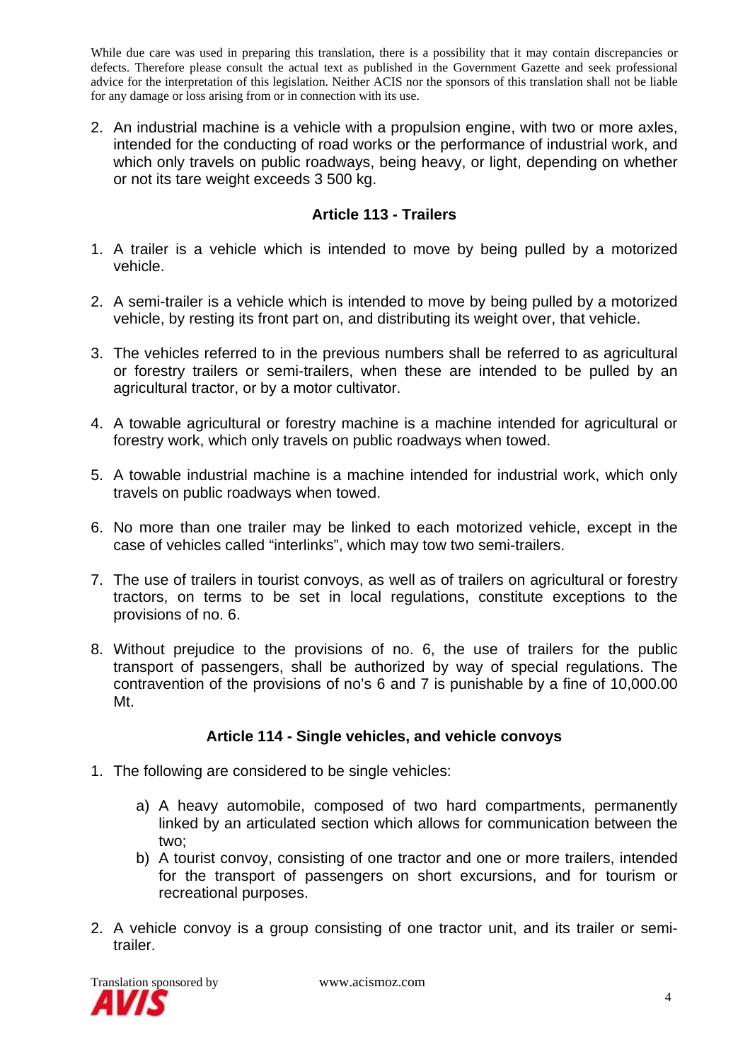2. An industrial machine is a vehicle with a propulsion engine, with two or more axles, intended for the conducting of road works or the performance of industrial work, and which only travels on public roadways, being heavy, or light, depending on whether or not its tare weight exceeds 3 500 kg.

### Article 113 - Trailers

1. A trailer is a vehicle which is intended to move by being pulled by a motorized vehicle.

2. A semi-trailer is a vehicle which is intended to move by being pulled by a motorized vehicle, by resting its front part on, and distributing its weight over, that vehicle.

3. The vehicles referred to in the previous numbers shall be referred to as agricultural or forestry trailers or semi-trailers, when these are intended to be pulled by an agricultural tractor, or by a motor cultivator.

4. A towable agricultural or forestry machine is a machine intended for agricultural or forestry work, which only travels on public roadways when towed.

5. A towable industrial machine is a machine intended for industrial work, which only travels on public roadways when towed.

6. No more than one trailer may be linked to each motorized vehicle, except in the case of vehicles called "interlinks", which may tow two semi-trailers.

7. The use of trailers in tourist convoys, as well as of trailers on agricultural or forestry tractors, on terms to be set in local regulations, constitute exceptions to the provisions of no. 6.

8. Without prejudice to the provisions of no. 6, the use of trailers for the public transport of passengers, shall be authorized by way of special regulations. The contravention of the provisions of no's 6 and 7 is punishable by a fine of 10,000.00 Mt.

### Article 114 - Single vehicles, and vehicle convoys

1. The following are considered to be single vehicles:

   a) A heavy automobile, composed of two hard compartments, permanently linked by an articulated section which allows for communication between the two;
   b) A tourist convoy, consisting of one tractor and one or more trailers, intended for the transport of passengers on short excursions, and for tourism or recreational purposes.

2. A vehicle convoy is a group consisting of one tractor unit, and its trailer or semi-trailer.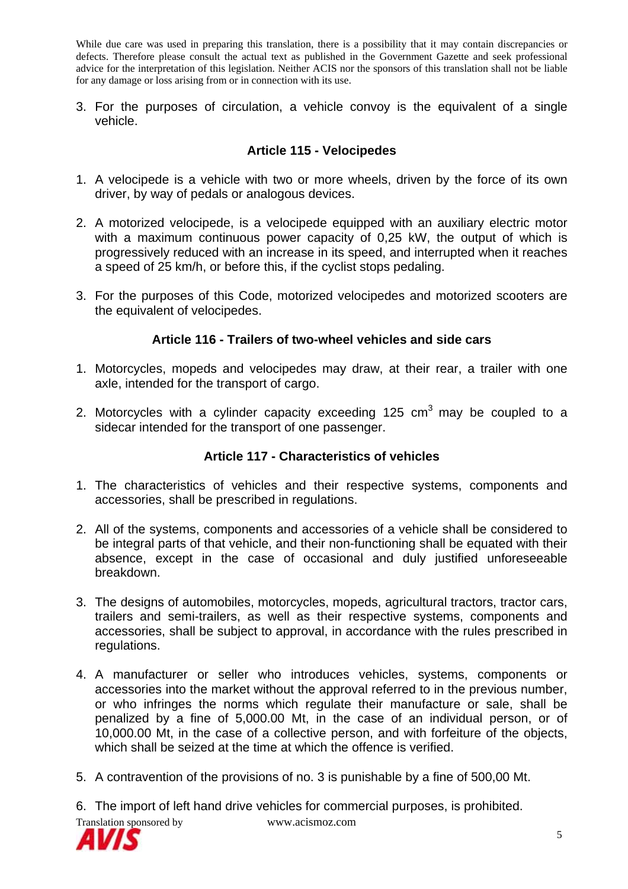While due care was used in preparing this translation, there is a possibility that it may contain discrepancies or defects. Therefore please consult the actual text as published in the Government Gazette and seek professional advice for the interpretation of this legislation. Neither ACIS nor the sponsors of this translation shall not be liable for any damage or loss arising from or in connection with its use.

3. For the purposes of circulation, a vehicle convoy is the equivalent of a single vehicle.

### Article 115 - Velocipedes

1. A velocipede is a vehicle with two or more wheels, driven by the force of its own driver, by way of pedals or analogous devices.

2. A motorized velocipede, is a velocipede equipped with an auxiliary electric motor with a maximum continuous power capacity of 0,25 kW, the output of which is progressively reduced with an increase in its speed, and interrupted when it reaches a speed of 25 km/h, or before this, if the cyclist stops pedaling.

3. For the purposes of this Code, motorized velocipedes and motorized scooters are the equivalent of velocipedes.

### Article 116 - Trailers of two-wheel vehicles and side cars

1. Motorcycles, mopeds and velocipedes may draw, at their rear, a trailer with one axle, intended for the transport of cargo.

2. Motorcycles with a cylinder capacity exceeding 125 $cm^3$ may be coupled to a sidecar intended for the transport of one passenger.

### Article 117 - Characteristics of vehicles

1. The characteristics of vehicles and their respective systems, components and accessories, shall be prescribed in regulations.

2. All of the systems, components and accessories of a vehicle shall be considered to be integral parts of that vehicle, and their non-functioning shall be equated with their absence, except in the case of occasional and duly justified unforeseeable breakdown.

3. The designs of automobiles, motorcycles, mopeds, agricultural tractors, tractor cars, trailers and semi-trailers, as well as their respective systems, components and accessories, shall be subject to approval, in accordance with the rules prescribed in regulations.

4. A manufacturer or seller who introduces vehicles, systems, components or accessories into the market without the approval referred to in the previous number, or who infringes the norms which regulate their manufacture or sale, shall be penalized by a fine of 5,000.00 Mt, in the case of an individual person, or of 10,000.00 Mt, in the case of a collective person, and with forfeiture of the objects, which shall be seized at the time at which the offence is verified.

5. A contravention of the provisions of no. 3 is punishable by a fine of 500,00 Mt.

6. The import of left hand drive vehicles for commercial purposes, is prohibited.

Translation sponsored by www.acismoz.com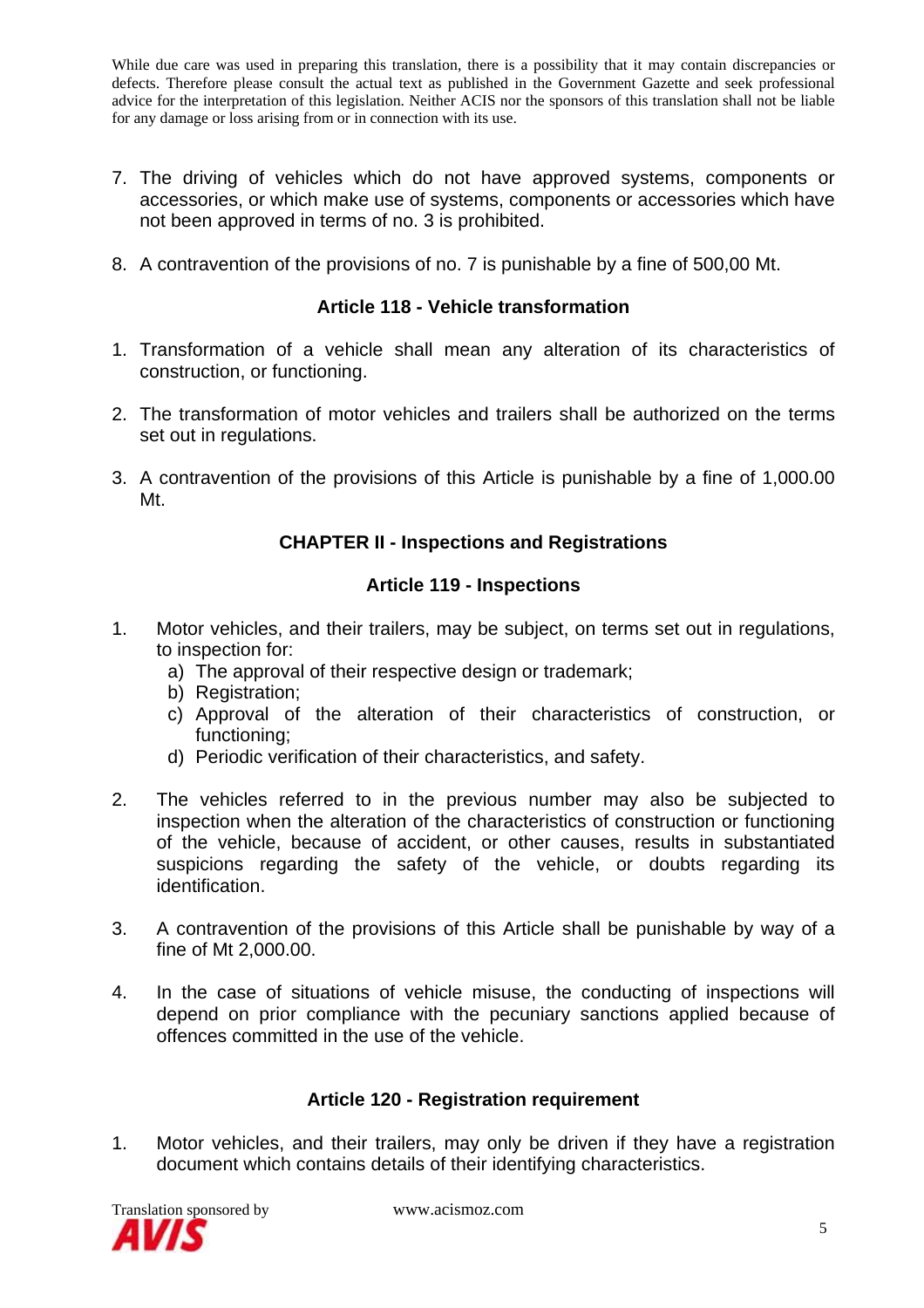While due care was used in preparing this translation, there is a possibility that it may contain discrepancies or defects. Therefore please consult the actual text as published in the Government Gazette and seek professional advice for the interpretation of this legislation. Neither ACIS nor the sponsors of this translation shall not be liable for any damage or loss arising from or in connection with its use.

7. The driving of vehicles which do not have approved systems, components or accessories, or which make use of systems, components or accessories which have not been approved in terms of no. 3 is prohibited.
8. A contravention of the provisions of no. 7 is punishable by a fine of 500,00 Mt.

### Article 118 - Vehicle transformation

1. Transformation of a vehicle shall mean any alteration of its characteristics of construction, or functioning.
2. The transformation of motor vehicles and trailers shall be authorized on the terms set out in regulations.
3. A contravention of the provisions of this Article is punishable by a fine of 1,000.00 Mt.

## CHAPTER II - Inspections and Registrations

### Article 119 - Inspections

1. Motor vehicles, and their trailers, may be subject, on terms set out in regulations, to inspection for:
   a) The approval of their respective design or trademark;
   b) Registration;
   c) Approval of the alteration of their characteristics of construction, or functioning;
   d) Periodic verification of their characteristics, and safety.
2. The vehicles referred to in the previous number may also be subjected to inspection when the alteration of the characteristics of construction or functioning of the vehicle, because of accident, or other causes, results in substantiated suspicions regarding the safety of the vehicle, or doubts regarding its identification.
3. A contravention of the provisions of this Article shall be punishable by way of a fine of Mt 2,000.00.
4. In the case of situations of vehicle misuse, the conducting of inspections will depend on prior compliance with the pecuniary sanctions applied because of offences committed in the use of the vehicle.

### Article 120 - Registration requirement

1. Motor vehicles, and their trailers, may only be driven if they have a registration document which contains details of their identifying characteristics.

Translation sponsored by www.acismoz.com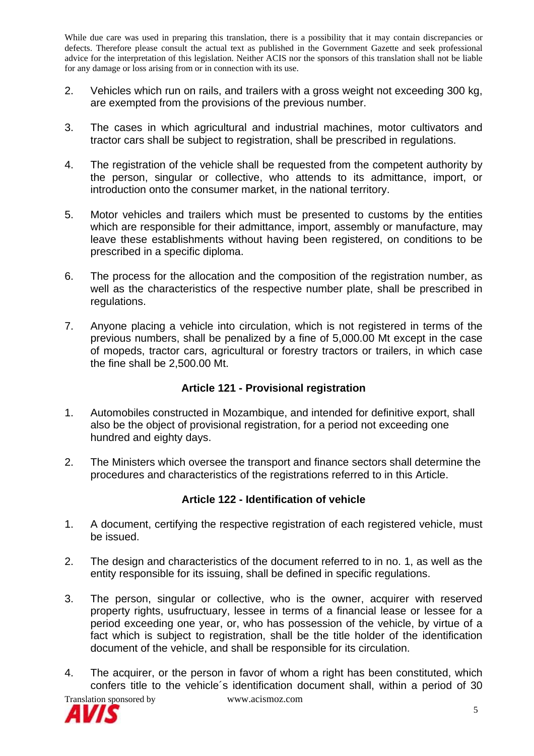2. Vehicles which run on rails, and trailers with a gross weight not exceeding 300 kg, are exempted from the provisions of the previous number.

3. The cases in which agricultural and industrial machines, motor cultivators and tractor cars shall be subject to registration, shall be prescribed in regulations.

4. The registration of the vehicle shall be requested from the competent authority by the person, singular or collective, who attends to its admittance, import, or introduction onto the consumer market, in the national territory.

5. Motor vehicles and trailers which must be presented to customs by the entities which are responsible for their admittance, import, assembly or manufacture, may leave these establishments without having been registered, on conditions to be prescribed in a specific diploma.

6. The process for the allocation and the composition of the registration number, as well as the characteristics of the respective number plate, shall be prescribed in regulations.

7. Anyone placing a vehicle into circulation, which is not registered in terms of the previous numbers, shall be penalized by a fine of 5,000.00 Mt except in the case of mopeds, tractor cars, agricultural or forestry tractors or trailers, in which case the fine shall be 2,500.00 Mt.

### Article 121 - Provisional registration

1. Automobiles constructed in Mozambique, and intended for definitive export, shall also be the object of provisional registration, for a period not exceeding one hundred and eighty days.

2. The Ministers which oversee the transport and finance sectors shall determine the procedures and characteristics of the registrations referred to in this Article.

### Article 122 - Identification of vehicle

1. A document, certifying the respective registration of each registered vehicle, must be issued.

2. The design and characteristics of the document referred to in no. 1, as well as the entity responsible for its issuing, shall be defined in specific regulations.

3. The person, singular or collective, who is the owner, acquirer with reserved property rights, usufructuary, lessee in terms of a financial lease or lessee for a period exceeding one year, or, who has possession of the vehicle, by virtue of a fact which is subject to registration, shall be the title holder of the identification document of the vehicle, and shall be responsible for its circulation.

4. The acquirer, or the person in favor of whom a right has been constituted, which confers title to the vehicle´s identification document shall, within a period of 30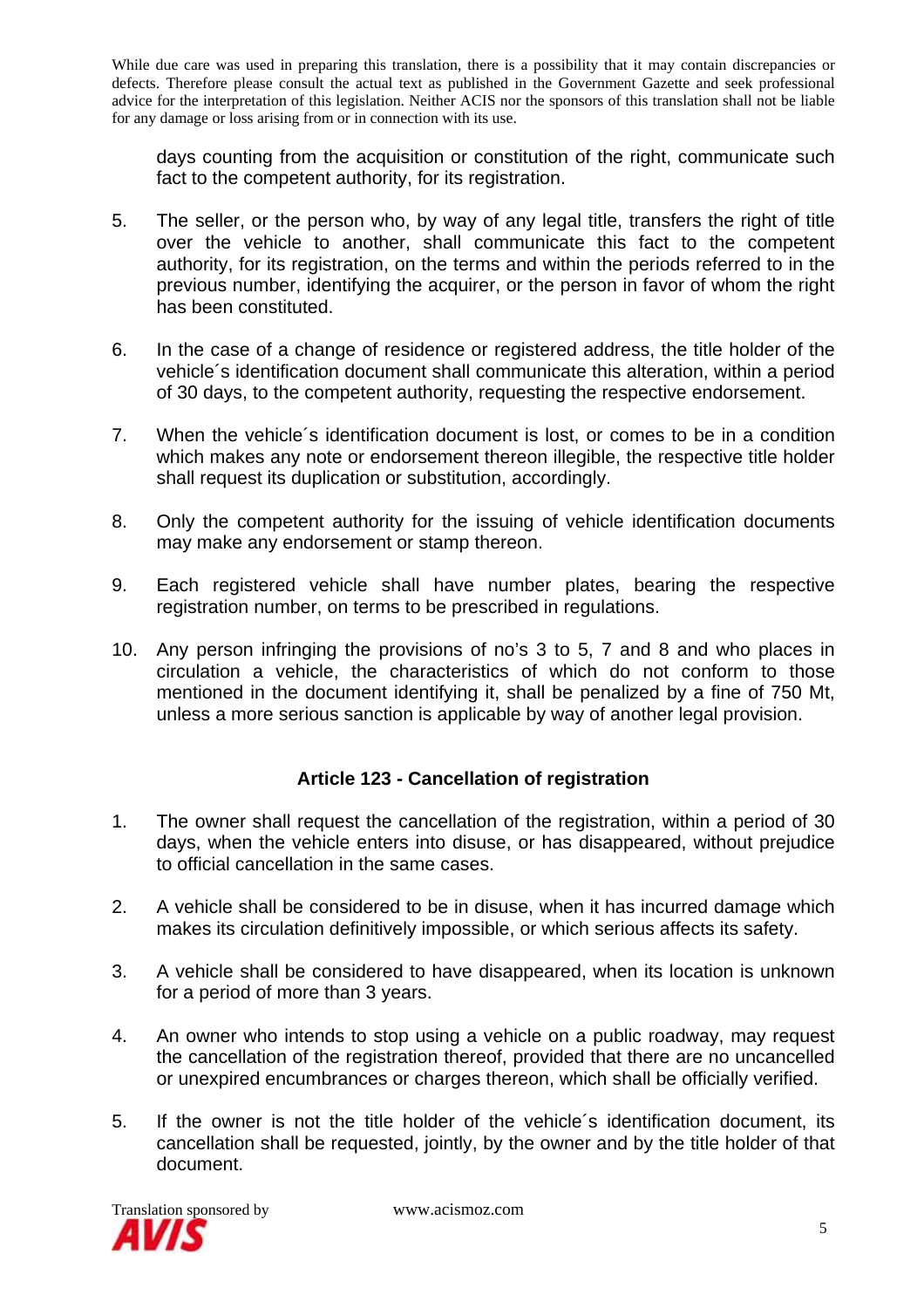days counting from the acquisition or constitution of the right, communicate such fact to the competent authority, for its registration.

5. The seller, or the person who, by way of any legal title, transfers the right of title over the vehicle to another, shall communicate this fact to the competent authority, for its registration, on the terms and within the periods referred to in the previous number, identifying the acquirer, or the person in favor of whom the right has been constituted.

6. In the case of a change of residence or registered address, the title holder of the vehicle´s identification document shall communicate this alteration, within a period of 30 days, to the competent authority, requesting the respective endorsement.

7. When the vehicle´s identification document is lost, or comes to be in a condition which makes any note or endorsement thereon illegible, the respective title holder shall request its duplication or substitution, accordingly.

8. Only the competent authority for the issuing of vehicle identification documents may make any endorsement or stamp thereon.

9. Each registered vehicle shall have number plates, bearing the respective registration number, on terms to be prescribed in regulations.

10. Any person infringing the provisions of no's 3 to 5, 7 and 8 and who places in circulation a vehicle, the characteristics of which do not conform to those mentioned in the document identifying it, shall be penalized by a fine of 750 Mt, unless a more serious sanction is applicable by way of another legal provision.

### Article 123 - Cancellation of registration

1. The owner shall request the cancellation of the registration, within a period of 30 days, when the vehicle enters into disuse, or has disappeared, without prejudice to official cancellation in the same cases.

2. A vehicle shall be considered to be in disuse, when it has incurred damage which makes its circulation definitively impossible, or which serious affects its safety.

3. A vehicle shall be considered to have disappeared, when its location is unknown for a period of more than 3 years.

4. An owner who intends to stop using a vehicle on a public roadway, may request the cancellation of the registration thereof, provided that there are no uncancelled or unexpired encumbrances or charges thereon, which shall be officially verified.

5. If the owner is not the title holder of the vehicle´s identification document, its cancellation shall be requested, jointly, by the owner and by the title holder of that document.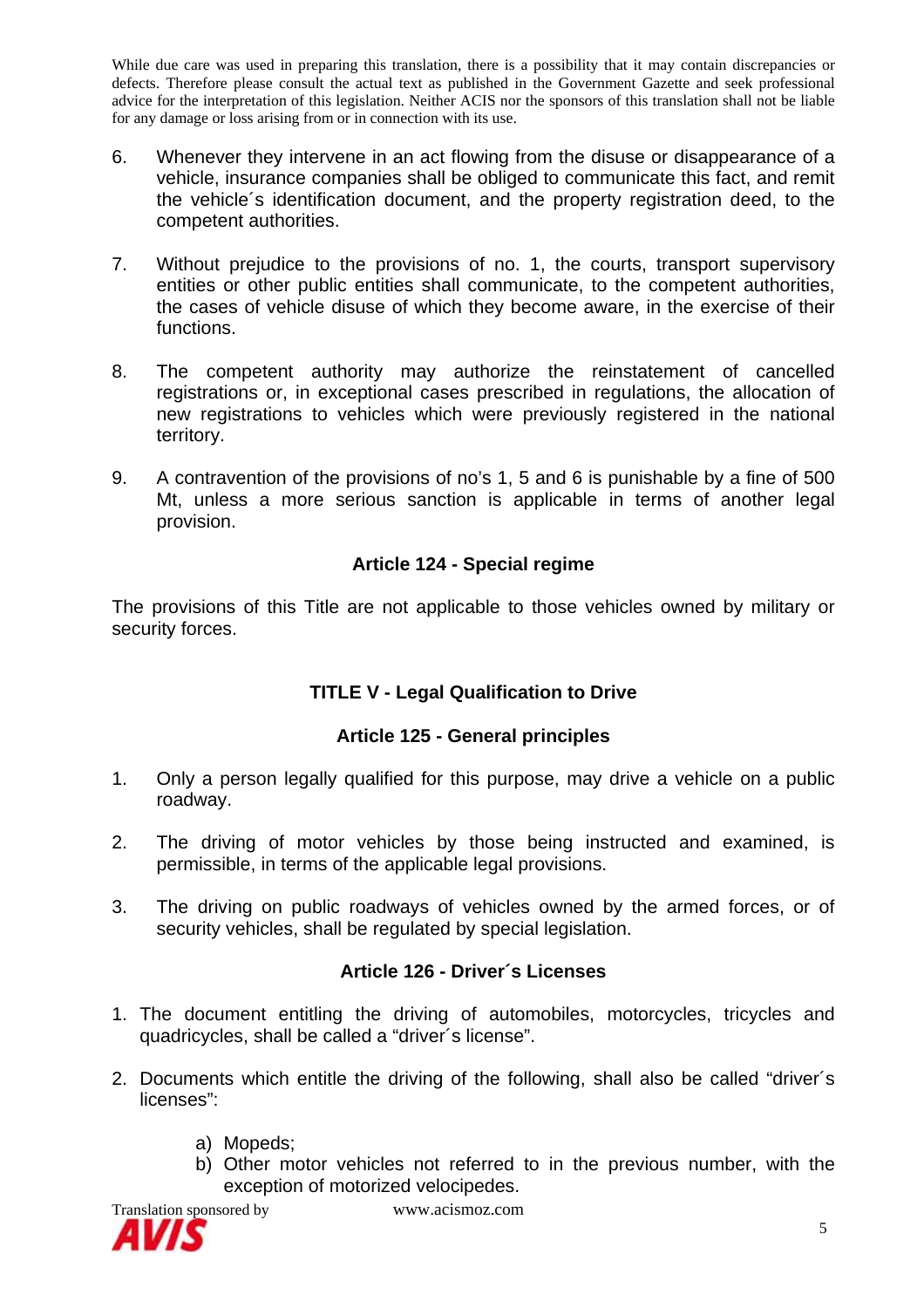While due care was used in preparing this translation, there is a possibility that it may contain discrepancies or defects. Therefore please consult the actual text as published in the Government Gazette and seek professional advice for the interpretation of this legislation. Neither ACIS nor the sponsors of this translation shall not be liable for any damage or loss arising from or in connection with its use.

6. Whenever they intervene in an act flowing from the disuse or disappearance of a vehicle, insurance companies shall be obliged to communicate this fact, and remit the vehicle´s identification document, and the property registration deed, to the competent authorities.

7. Without prejudice to the provisions of no. 1, the courts, transport supervisory entities or other public entities shall communicate, to the competent authorities, the cases of vehicle disuse of which they become aware, in the exercise of their functions.

8. The competent authority may authorize the reinstatement of cancelled registrations or, in exceptional cases prescribed in regulations, the allocation of new registrations to vehicles which were previously registered in the national territory.

9. A contravention of the provisions of no's 1, 5 and 6 is punishable by a fine of 500 Mt, unless a more serious sanction is applicable in terms of another legal provision.

### Article 124 - Special regime

The provisions of this Title are not applicable to those vehicles owned by military or security forces.

## TITLE V - Legal Qualification to Drive

### Article 125 - General principles

1. Only a person legally qualified for this purpose, may drive a vehicle on a public roadway.

2. The driving of motor vehicles by those being instructed and examined, is permissible, in terms of the applicable legal provisions.

3. The driving on public roadways of vehicles owned by the armed forces, or of security vehicles, shall be regulated by special legislation.

### Article 126 - Driver´s Licenses

1. The document entitling the driving of automobiles, motorcycles, tricycles and quadricycles, shall be called a "driver´s license".

2. Documents which entitle the driving of the following, shall also be called "driver´s licenses":

   a) Mopeds;
   b) Other motor vehicles not referred to in the previous number, with the exception of motorized velocipedes.

Translation sponsored by www.acismoz.com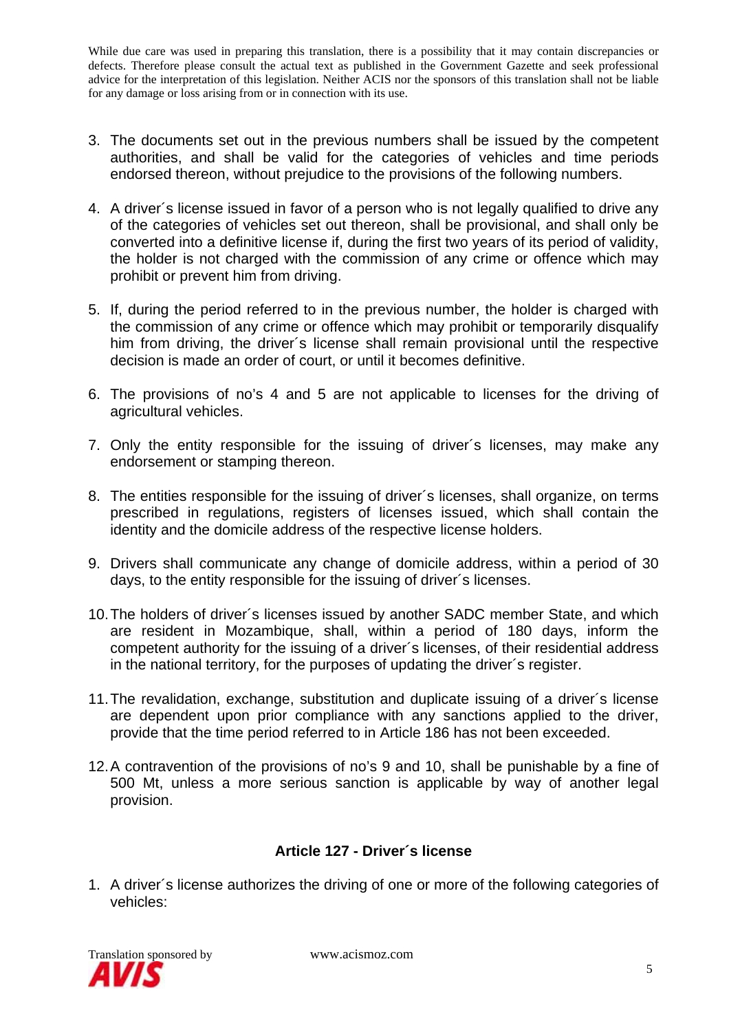While due care was used in preparing this translation, there is a possibility that it may contain discrepancies or defects. Therefore please consult the actual text as published in the Government Gazette and seek professional advice for the interpretation of this legislation. Neither ACIS nor the sponsors of this translation shall not be liable for any damage or loss arising from or in connection with its use.

3. The documents set out in the previous numbers shall be issued by the competent authorities, and shall be valid for the categories of vehicles and time periods endorsed thereon, without prejudice to the provisions of the following numbers.

4. A driver´s license issued in favor of a person who is not legally qualified to drive any of the categories of vehicles set out thereon, shall be provisional, and shall only be converted into a definitive license if, during the first two years of its period of validity, the holder is not charged with the commission of any crime or offence which may prohibit or prevent him from driving.

5. If, during the period referred to in the previous number, the holder is charged with the commission of any crime or offence which may prohibit or temporarily disqualify him from driving, the driver´s license shall remain provisional until the respective decision is made an order of court, or until it becomes definitive.

6. The provisions of no's 4 and 5 are not applicable to licenses for the driving of agricultural vehicles.

7. Only the entity responsible for the issuing of driver´s licenses, may make any endorsement or stamping thereon.

8. The entities responsible for the issuing of driver´s licenses, shall organize, on terms prescribed in regulations, registers of licenses issued, which shall contain the identity and the domicile address of the respective license holders.

9. Drivers shall communicate any change of domicile address, within a period of 30 days, to the entity responsible for the issuing of driver´s licenses.

10. The holders of driver´s licenses issued by another SADC member State, and which are resident in Mozambique, shall, within a period of 180 days, inform the competent authority for the issuing of a driver´s licenses, of their residential address in the national territory, for the purposes of updating the driver´s register.

11. The revalidation, exchange, substitution and duplicate issuing of a driver´s license are dependent upon prior compliance with any sanctions applied to the driver, provide that the time period referred to in Article 186 has not been exceeded.

12. A contravention of the provisions of no's 9 and 10, shall be punishable by a fine of 500 Mt, unless a more serious sanction is applicable by way of another legal provision.

### Article 127 - Driver´s license

1. A driver´s license authorizes the driving of one or more of the following categories of vehicles:

Translation sponsored by AVIS www.acismoz.com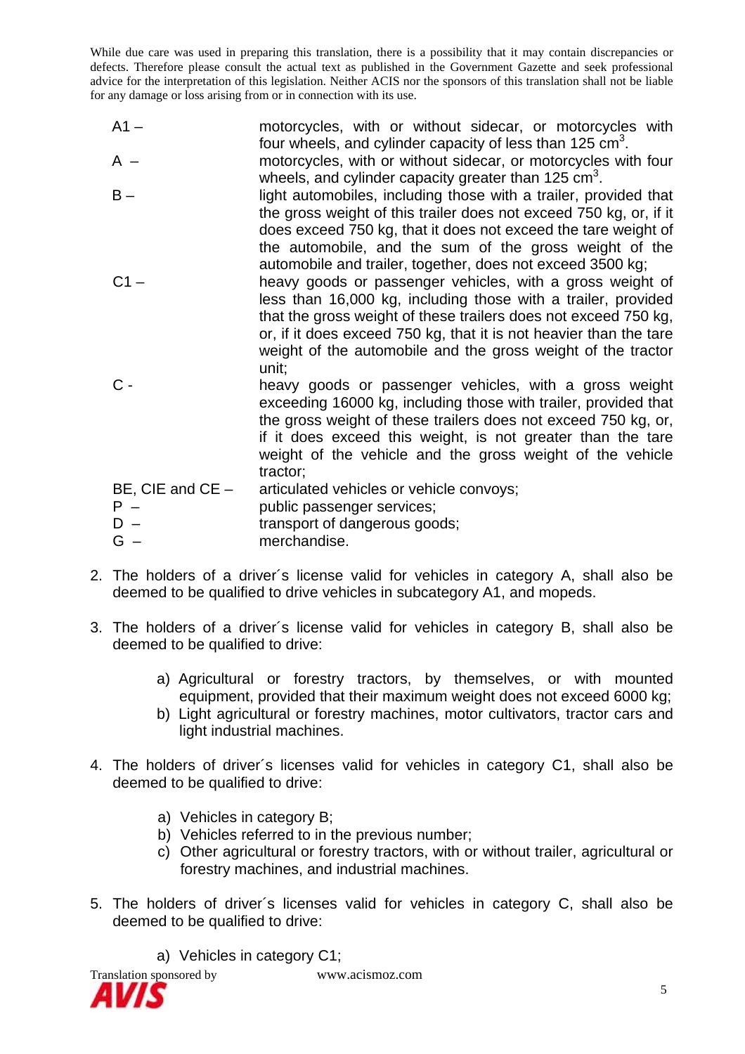While due care was used in preparing this translation, there is a possibility that it may contain discrepancies or defects. Therefore please consult the actual text as published in the Government Gazette and seek professional advice for the interpretation of this legislation. Neither ACIS nor the sponsors of this translation shall not be liable for any damage or loss arising from or in connection with its use.

| | |
|---|---|
| A1 – | motorcycles, with or without sidecar, or motorcycles with four wheels, and cylinder capacity of less than 125 $cm^3$. |
| A – | motorcycles, with or without sidecar, or motorcycles with four wheels, and cylinder capacity greater than 125 $cm^3$. |
| B – | light automobiles, including those with a trailer, provided that the gross weight of this trailer does not exceed 750 kg, or, if it does exceed 750 kg, that it does not exceed the tare weight of the automobile, and the sum of the gross weight of the automobile and trailer, together, does not exceed 3500 kg; |
| C1 – | heavy goods or passenger vehicles, with a gross weight of less than 16,000 kg, including those with a trailer, provided that the gross weight of these trailers does not exceed 750 kg, or, if it does exceed 750 kg, that it is not heavier than the tare weight of the automobile and the gross weight of the tractor unit; |
| C - | heavy goods or passenger vehicles, with a gross weight exceeding 16000 kg, including those with trailer, provided that the gross weight of these trailers does not exceed 750 kg, or, if it does exceed this weight, is not greater than the tare weight of the vehicle and the gross weight of the vehicle tractor; |
| BE, CIE and CE – | articulated vehicles or vehicle convoys; |
| P – | public passenger services; |
| D – | transport of dangerous goods; |
| G – | merchandise. |

2. The holders of a driver´s license valid for vehicles in category A, shall also be deemed to be qualified to drive vehicles in subcategory A1, and mopeds.

3. The holders of a driver´s license valid for vehicles in category B, shall also be deemed to be qualified to drive:

   a) Agricultural or forestry tractors, by themselves, or with mounted equipment, provided that their maximum weight does not exceed 6000 kg;
   b) Light agricultural or forestry machines, motor cultivators, tractor cars and light industrial machines.

4. The holders of driver´s licenses valid for vehicles in category C1, shall also be deemed to be qualified to drive:

   a) Vehicles in category B;
   b) Vehicles referred to in the previous number;
   c) Other agricultural or forestry tractors, with or without trailer, agricultural or forestry machines, and industrial machines.

5. The holders of driver´s licenses valid for vehicles in category C, shall also be deemed to be qualified to drive:

   a) Vehicles in category C1;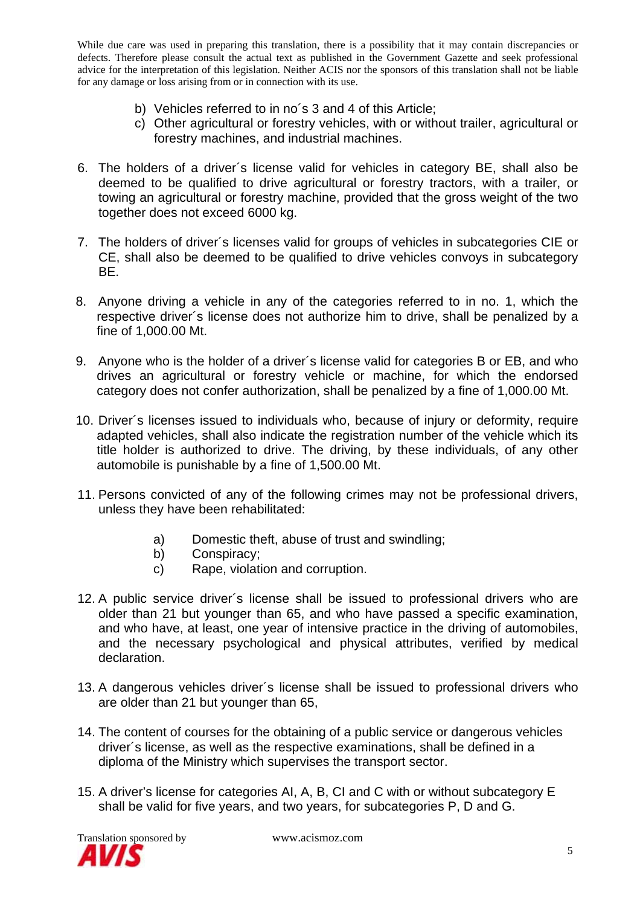While due care was used in preparing this translation, there is a possibility that it may contain discrepancies or defects. Therefore please consult the actual text as published in the Government Gazette and seek professional advice for the interpretation of this legislation. Neither ACIS nor the sponsors of this translation shall not be liable for any damage or loss arising from or in connection with its use.

b) Vehicles referred to in no´s 3 and 4 of this Article;

c) Other agricultural or forestry vehicles, with or without trailer, agricultural or forestry machines, and industrial machines.

6. The holders of a driver´s license valid for vehicles in category BE, shall also be deemed to be qualified to drive agricultural or forestry tractors, with a trailer, or towing an agricultural or forestry machine, provided that the gross weight of the two together does not exceed 6000 kg.

7. The holders of driver´s licenses valid for groups of vehicles in subcategories CIE or CE, shall also be deemed to be qualified to drive vehicles convoys in subcategory BE.

8. Anyone driving a vehicle in any of the categories referred to in no. 1, which the respective driver´s license does not authorize him to drive, shall be penalized by a fine of 1,000.00 Mt.

9. Anyone who is the holder of a driver´s license valid for categories B or EB, and who drives an agricultural or forestry vehicle or machine, for which the endorsed category does not confer authorization, shall be penalized by a fine of 1,000.00 Mt.

10. Driver´s licenses issued to individuals who, because of injury or deformity, require adapted vehicles, shall also indicate the registration number of the vehicle which its title holder is authorized to drive. The driving, by these individuals, of any other automobile is punishable by a fine of 1,500.00 Mt.

11. Persons convicted of any of the following crimes may not be professional drivers, unless they have been rehabilitated:

    a) Domestic theft, abuse of trust and swindling;
    b) Conspiracy;
    c) Rape, violation and corruption.

12. A public service driver´s license shall be issued to professional drivers who are older than 21 but younger than 65, and who have passed a specific examination, and who have, at least, one year of intensive practice in the driving of automobiles, and the necessary psychological and physical attributes, verified by medical declaration.

13. A dangerous vehicles driver´s license shall be issued to professional drivers who are older than 21 but younger than 65,

14. The content of courses for the obtaining of a public service or dangerous vehicles driver´s license, as well as the respective examinations, shall be defined in a diploma of the Ministry which supervises the transport sector.

15. A driver's license for categories AI, A, B, CI and C with or without subcategory E shall be valid for five years, and two years, for subcategories P, D and G.

Translation sponsored by AVIS www.acismoz.com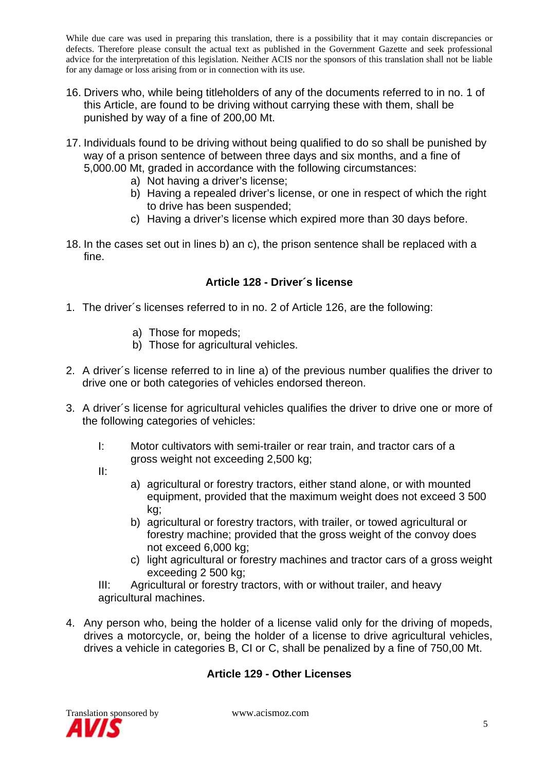While due care was used in preparing this translation, there is a possibility that it may contain discrepancies or defects. Therefore please consult the actual text as published in the Government Gazette and seek professional advice for the interpretation of this legislation. Neither ACIS nor the sponsors of this translation shall not be liable for any damage or loss arising from or in connection with its use.

16. Drivers who, while being titleholders of any of the documents referred to in no. 1 of this Article, are found to be driving without carrying these with them, shall be punished by way of a fine of 200,00 Mt.

17. Individuals found to be driving without being qualified to do so shall be punished by way of a prison sentence of between three days and six months, and a fine of 5,000.00 Mt, graded in accordance with the following circumstances:
    a) Not having a driver's license;
    b) Having a repealed driver's license, or one in respect of which the right to drive has been suspended;
    c) Having a driver's license which expired more than 30 days before.

18. In the cases set out in lines b) an c), the prison sentence shall be replaced with a fine.

### Article 128 - Driver´s license

1. The driver´s licenses referred to in no. 2 of Article 126, are the following:

    a) Those for mopeds;
    b) Those for agricultural vehicles.

2. A driver´s license referred to in line a) of the previous number qualifies the driver to drive one or both categories of vehicles endorsed thereon.

3. A driver´s license for agricultural vehicles qualifies the driver to drive one or more of the following categories of vehicles:

    I: Motor cultivators with semi-trailer or rear train, and tractor cars of a gross weight not exceeding 2,500 kg;

    II:
    a) agricultural or forestry tractors, either stand alone, or with mounted equipment, provided that the maximum weight does not exceed 3 500 kg;
    b) agricultural or forestry tractors, with trailer, or towed agricultural or forestry machine; provided that the gross weight of the convoy does not exceed 6,000 kg;
    c) light agricultural or forestry machines and tractor cars of a gross weight exceeding 2 500 kg;

    III: Agricultural or forestry tractors, with or without trailer, and heavy agricultural machines.

4. Any person who, being the holder of a license valid only for the driving of mopeds, drives a motorcycle, or, being the holder of a license to drive agricultural vehicles, drives a vehicle in categories B, CI or C, shall be penalized by a fine of 750,00 Mt.

### Article 129 - Other Licenses

Translation sponsored by AVIS www.acismoz.com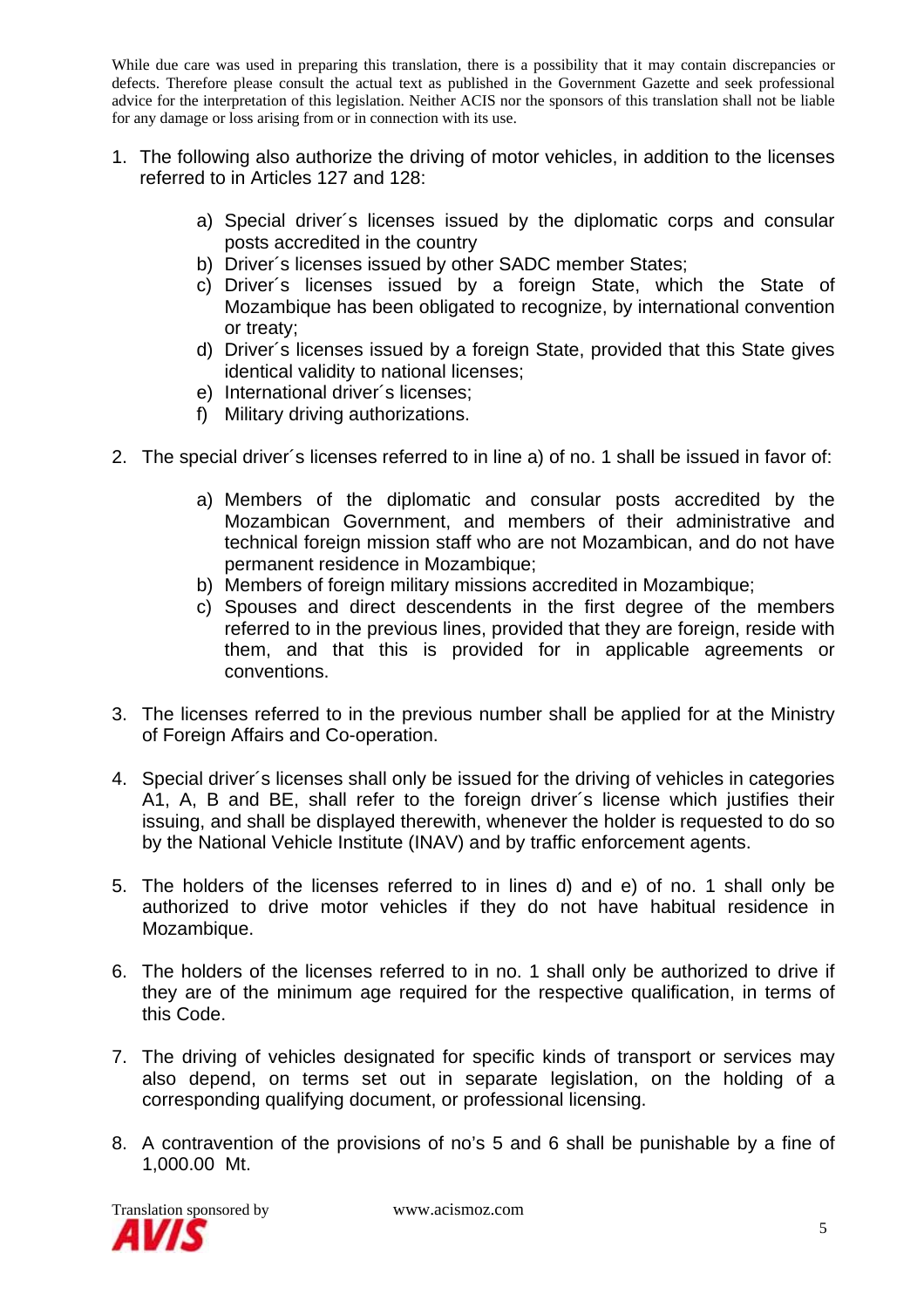While due care was used in preparing this translation, there is a possibility that it may contain discrepancies or defects. Therefore please consult the actual text as published in the Government Gazette and seek professional advice for the interpretation of this legislation. Neither ACIS nor the sponsors of this translation shall not be liable for any damage or loss arising from or in connection with its use.

1. The following also authorize the driving of motor vehicles, in addition to the licenses referred to in Articles 127 and 128:

   a) Special driver´s licenses issued by the diplomatic corps and consular posts accredited in the country
   b) Driver´s licenses issued by other SADC member States;
   c) Driver´s licenses issued by a foreign State, which the State of Mozambique has been obligated to recognize, by international convention or treaty;
   d) Driver´s licenses issued by a foreign State, provided that this State gives identical validity to national licenses;
   e) International driver´s licenses;
   f) Military driving authorizations.

2. The special driver´s licenses referred to in line a) of no. 1 shall be issued in favor of:

   a) Members of the diplomatic and consular posts accredited by the Mozambican Government, and members of their administrative and technical foreign mission staff who are not Mozambican, and do not have permanent residence in Mozambique;
   b) Members of foreign military missions accredited in Mozambique;
   c) Spouses and direct descendents in the first degree of the members referred to in the previous lines, provided that they are foreign, reside with them, and that this is provided for in applicable agreements or conventions.

3. The licenses referred to in the previous number shall be applied for at the Ministry of Foreign Affairs and Co-operation.

4. Special driver´s licenses shall only be issued for the driving of vehicles in categories A1, A, B and BE, shall refer to the foreign driver´s license which justifies their issuing, and shall be displayed therewith, whenever the holder is requested to do so by the National Vehicle Institute (INAV) and by traffic enforcement agents.

5. The holders of the licenses referred to in lines d) and e) of no. 1 shall only be authorized to drive motor vehicles if they do not have habitual residence in Mozambique.

6. The holders of the licenses referred to in no. 1 shall only be authorized to drive if they are of the minimum age required for the respective qualification, in terms of this Code.

7. The driving of vehicles designated for specific kinds of transport or services may also depend, on terms set out in separate legislation, on the holding of a corresponding qualifying document, or professional licensing.

8. A contravention of the provisions of no's 5 and 6 shall be punishable by a fine of 1,000.00 Mt.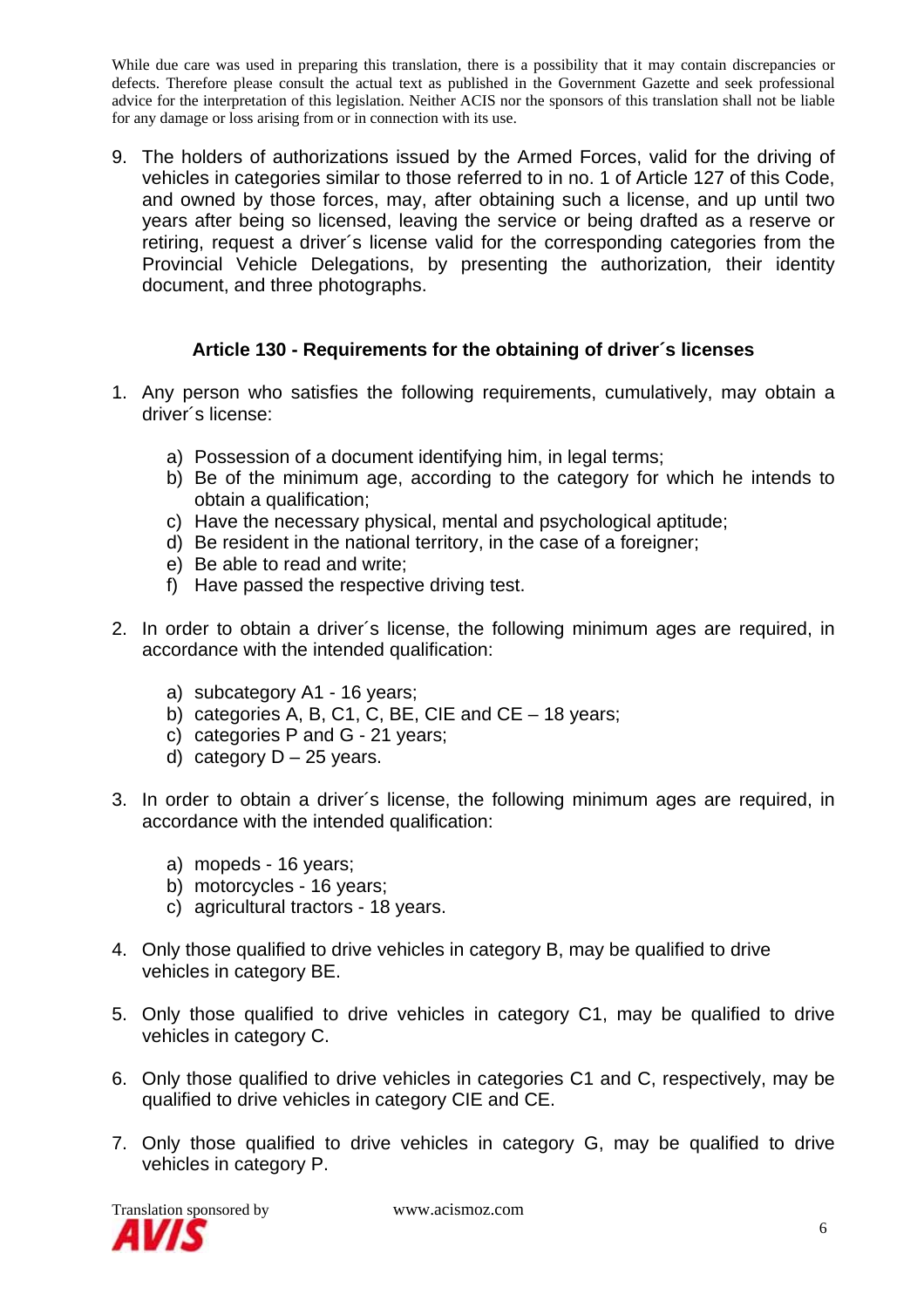While due care was used in preparing this translation, there is a possibility that it may contain discrepancies or defects. Therefore please consult the actual text as published in the Government Gazette and seek professional advice for the interpretation of this legislation. Neither ACIS nor the sponsors of this translation shall not be liable for any damage or loss arising from or in connection with its use.

9. The holders of authorizations issued by the Armed Forces, valid for the driving of vehicles in categories similar to those referred to in no. 1 of Article 127 of this Code, and owned by those forces, may, after obtaining such a license, and up until two years after being so licensed, leaving the service or being drafted as a reserve or retiring, request a driver´s license valid for the corresponding categories from the Provincial Vehicle Delegations, by presenting the authorization, their identity document, and three photographs.

### Article 130 - Requirements for the obtaining of driver´s licenses

1. Any person who satisfies the following requirements, cumulatively, may obtain a driver´s license:
    a) Possession of a document identifying him, in legal terms;
    b) Be of the minimum age, according to the category for which he intends to obtain a qualification;
    c) Have the necessary physical, mental and psychological aptitude;
    d) Be resident in the national territory, in the case of a foreigner;
    e) Be able to read and write;
    f) Have passed the respective driving test.

2. In order to obtain a driver´s license, the following minimum ages are required, in accordance with the intended qualification:
    a) subcategory A1 - 16 years;
    b) categories A, B, C1, C, BE, CIE and CE – 18 years;
    c) categories P and G - 21 years;
    d) category D – 25 years.

3. In order to obtain a driver´s license, the following minimum ages are required, in accordance with the intended qualification:
    a) mopeds - 16 years;
    b) motorcycles - 16 years;
    c) agricultural tractors - 18 years.

4. Only those qualified to drive vehicles in category B, may be qualified to drive vehicles in category BE.

5. Only those qualified to drive vehicles in category C1, may be qualified to drive vehicles in category C.

6. Only those qualified to drive vehicles in categories C1 and C, respectively, may be qualified to drive vehicles in category CIE and CE.

7. Only those qualified to drive vehicles in category G, may be qualified to drive vehicles in category P.

Translation sponsored by www.acismoz.com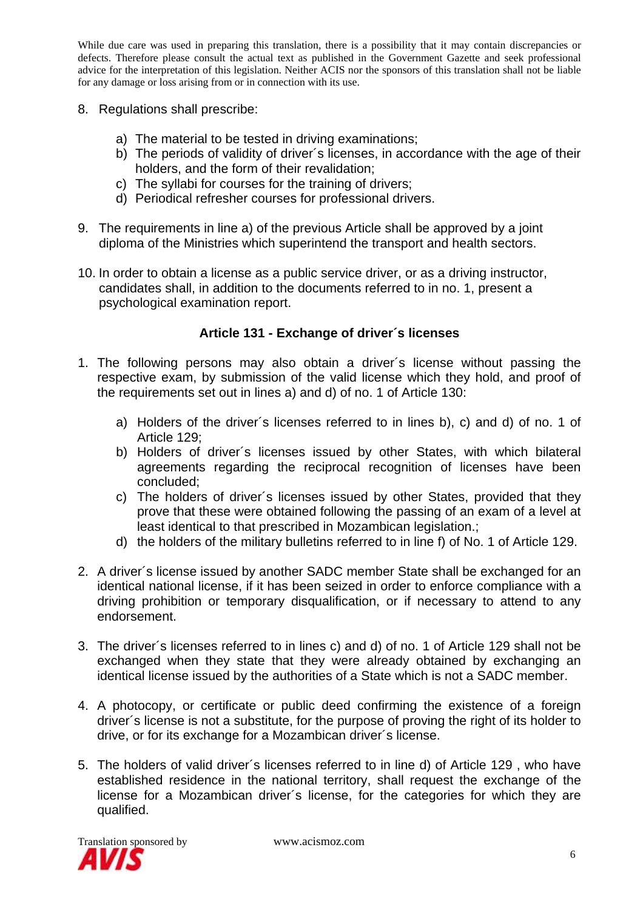While due care was used in preparing this translation, there is a possibility that it may contain discrepancies or defects. Therefore please consult the actual text as published in the Government Gazette and seek professional advice for the interpretation of this legislation. Neither ACIS nor the sponsors of this translation shall not be liable for any damage or loss arising from or in connection with its use.

8. Regulations shall prescribe:

    a) The material to be tested in driving examinations;
    b) The periods of validity of driver´s licenses, in accordance with the age of their holders, and the form of their revalidation;
    c) The syllabi for courses for the training of drivers;
    d) Periodical refresher courses for professional drivers.

9. The requirements in line a) of the previous Article shall be approved by a joint diploma of the Ministries which superintend the transport and health sectors.

10. In order to obtain a license as a public service driver, or as a driving instructor, candidates shall, in addition to the documents referred to in no. 1, present a psychological examination report.

### Article 131 - Exchange of driver´s licenses

1. The following persons may also obtain a driver´s license without passing the respective exam, by submission of the valid license which they hold, and proof of the requirements set out in lines a) and d) of no. 1 of Article 130:

    a) Holders of the driver´s licenses referred to in lines b), c) and d) of no. 1 of Article 129;
    b) Holders of driver´s licenses issued by other States, with which bilateral agreements regarding the reciprocal recognition of licenses have been concluded;
    c) The holders of driver´s licenses issued by other States, provided that they prove that these were obtained following the passing of an exam of a level at least identical to that prescribed in Mozambican legislation.;
    d) the holders of the military bulletins referred to in line f) of No. 1 of Article 129.

2. A driver´s license issued by another SADC member State shall be exchanged for an identical national license, if it has been seized in order to enforce compliance with a driving prohibition or temporary disqualification, or if necessary to attend to any endorsement.

3. The driver´s licenses referred to in lines c) and d) of no. 1 of Article 129 shall not be exchanged when they state that they were already obtained by exchanging an identical license issued by the authorities of a State which is not a SADC member.

4. A photocopy, or certificate or public deed confirming the existence of a foreign driver´s license is not a substitute, for the purpose of proving the right of its holder to drive, or for its exchange for a Mozambican driver´s license.

5. The holders of valid driver´s licenses referred to in line d) of Article 129 , who have established residence in the national territory, shall request the exchange of the license for a Mozambican driver´s license, for the categories for which they are qualified.

Translation sponsored by www.acismoz.com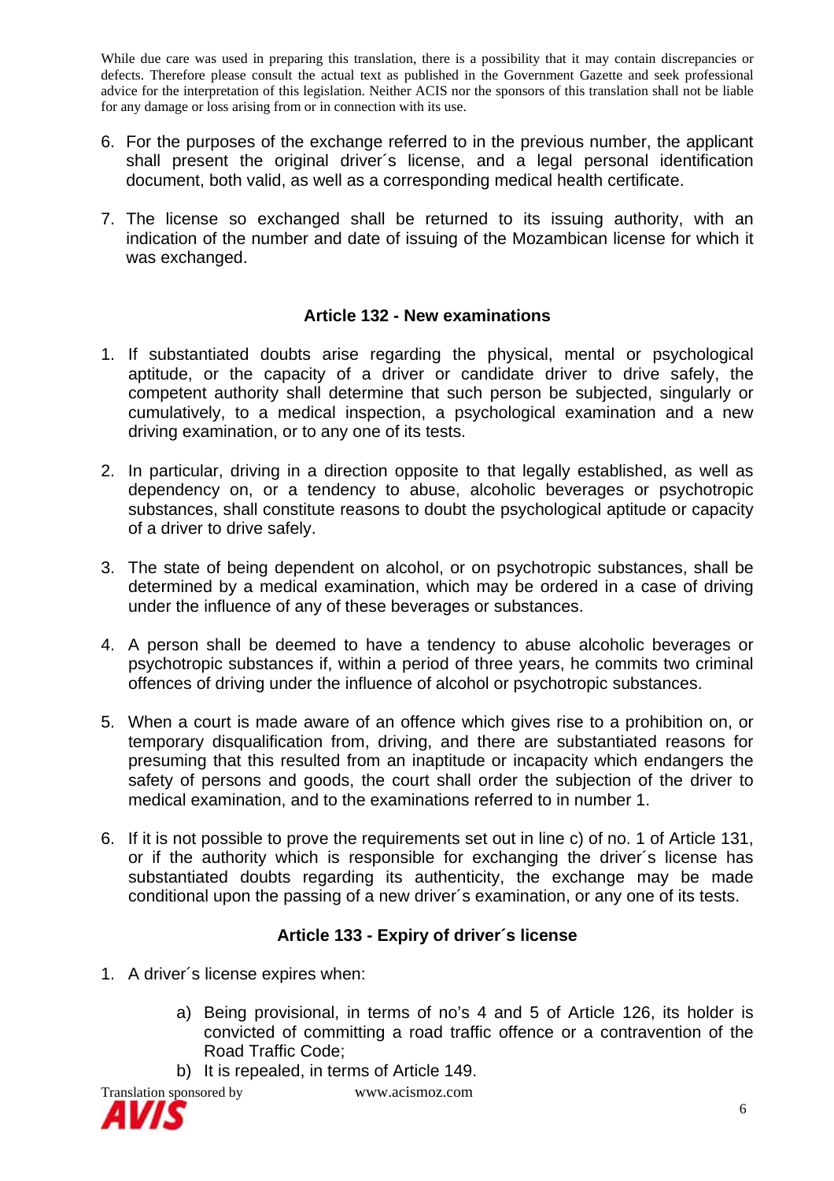6. For the purposes of the exchange referred to in the previous number, the applicant shall present the original driver´s license, and a legal personal identification document, both valid, as well as a corresponding medical health certificate.

7. The license so exchanged shall be returned to its issuing authority, with an indication of the number and date of issuing of the Mozambican license for which it was exchanged.

### Article 132 - New examinations

1. If substantiated doubts arise regarding the physical, mental or psychological aptitude, or the capacity of a driver or candidate driver to drive safely, the competent authority shall determine that such person be subjected, singularly or cumulatively, to a medical inspection, a psychological examination and a new driving examination, or to any one of its tests.

2. In particular, driving in a direction opposite to that legally established, as well as dependency on, or a tendency to abuse, alcoholic beverages or psychotropic substances, shall constitute reasons to doubt the psychological aptitude or capacity of a driver to drive safely.

3. The state of being dependent on alcohol, or on psychotropic substances, shall be determined by a medical examination, which may be ordered in a case of driving under the influence of any of these beverages or substances.

4. A person shall be deemed to have a tendency to abuse alcoholic beverages or psychotropic substances if, within a period of three years, he commits two criminal offences of driving under the influence of alcohol or psychotropic substances.

5. When a court is made aware of an offence which gives rise to a prohibition on, or temporary disqualification from, driving, and there are substantiated reasons for presuming that this resulted from an inaptitude or incapacity which endangers the safety of persons and goods, the court shall order the subjection of the driver to medical examination, and to the examinations referred to in number 1.

6. If it is not possible to prove the requirements set out in line c) of no. 1 of Article 131, or if the authority which is responsible for exchanging the driver´s license has substantiated doubts regarding its authenticity, the exchange may be made conditional upon the passing of a new driver´s examination, or any one of its tests.

### Article 133 - Expiry of driver´s license

1. A driver´s license expires when:

   a) Being provisional, in terms of no's 4 and 5 of Article 126, its holder is convicted of committing a road traffic offence or a contravention of the Road Traffic Code;

   b) It is repealed, in terms of Article 149.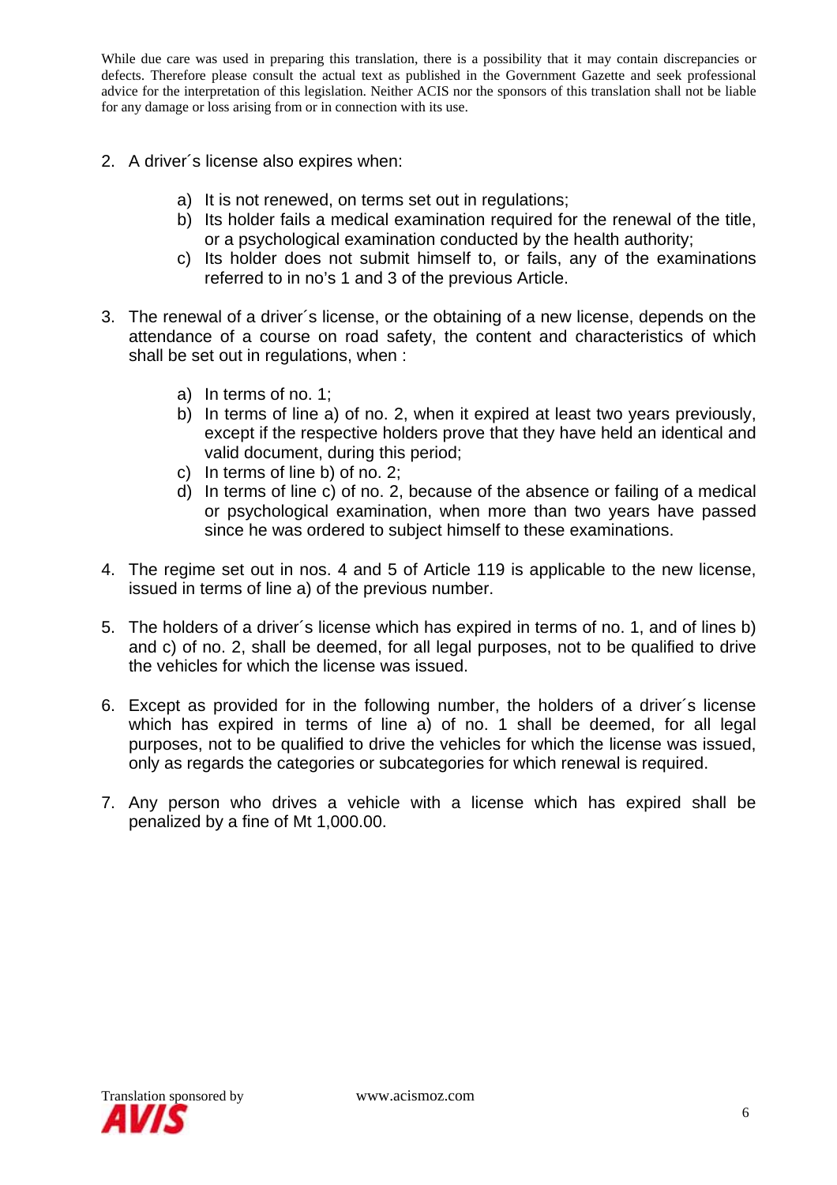While due care was used in preparing this translation, there is a possibility that it may contain discrepancies or defects. Therefore please consult the actual text as published in the Government Gazette and seek professional advice for the interpretation of this legislation. Neither ACIS nor the sponsors of this translation shall not be liable for any damage or loss arising from or in connection with its use.

2. A driver´s license also expires when:

    a) It is not renewed, on terms set out in regulations;
    b) Its holder fails a medical examination required for the renewal of the title, or a psychological examination conducted by the health authority;
    c) Its holder does not submit himself to, or fails, any of the examinations referred to in no's 1 and 3 of the previous Article.

3. The renewal of a driver´s license, or the obtaining of a new license, depends on the attendance of a course on road safety, the content and characteristics of which shall be set out in regulations, when :

    a) In terms of no. 1;
    b) In terms of line a) of no. 2, when it expired at least two years previously, except if the respective holders prove that they have held an identical and valid document, during this period;
    c) In terms of line b) of no. 2;
    d) In terms of line c) of no. 2, because of the absence or failing of a medical or psychological examination, when more than two years have passed since he was ordered to subject himself to these examinations.

4. The regime set out in nos. 4 and 5 of Article 119 is applicable to the new license, issued in terms of line a) of the previous number.

5. The holders of a driver´s license which has expired in terms of no. 1, and of lines b) and c) of no. 2, shall be deemed, for all legal purposes, not to be qualified to drive the vehicles for which the license was issued.

6. Except as provided for in the following number, the holders of a driver´s license which has expired in terms of line a) of no. 1 shall be deemed, for all legal purposes, not to be qualified to drive the vehicles for which the license was issued, only as regards the categories or subcategories for which renewal is required.

7. Any person who drives a vehicle with a license which has expired shall be penalized by a fine of Mt 1,000.00.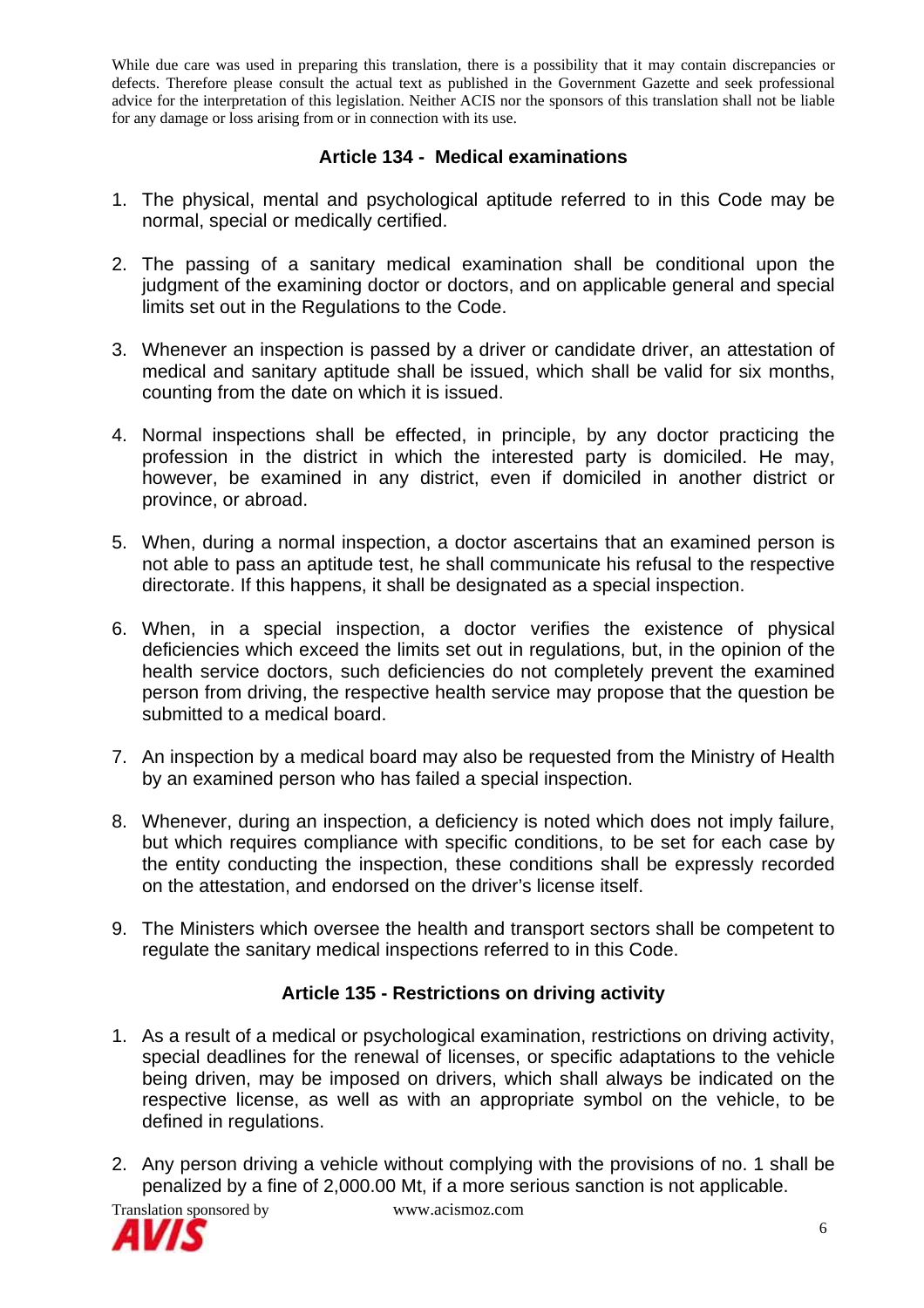While due care was used in preparing this translation, there is a possibility that it may contain discrepancies or defects. Therefore please consult the actual text as published in the Government Gazette and seek professional advice for the interpretation of this legislation. Neither ACIS nor the sponsors of this translation shall not be liable for any damage or loss arising from or in connection with its use.

## Article 134 - Medical examinations

1. The physical, mental and psychological aptitude referred to in this Code may be normal, special or medically certified.

2. The passing of a sanitary medical examination shall be conditional upon the judgment of the examining doctor or doctors, and on applicable general and special limits set out in the Regulations to the Code.

3. Whenever an inspection is passed by a driver or candidate driver, an attestation of medical and sanitary aptitude shall be issued, which shall be valid for six months, counting from the date on which it is issued.

4. Normal inspections shall be effected, in principle, by any doctor practicing the profession in the district in which the interested party is domiciled. He may, however, be examined in any district, even if domiciled in another district or province, or abroad.

5. When, during a normal inspection, a doctor ascertains that an examined person is not able to pass an aptitude test, he shall communicate his refusal to the respective directorate. If this happens, it shall be designated as a special inspection.

6. When, in a special inspection, a doctor verifies the existence of physical deficiencies which exceed the limits set out in regulations, but, in the opinion of the health service doctors, such deficiencies do not completely prevent the examined person from driving, the respective health service may propose that the question be submitted to a medical board.

7. An inspection by a medical board may also be requested from the Ministry of Health by an examined person who has failed a special inspection.

8. Whenever, during an inspection, a deficiency is noted which does not imply failure, but which requires compliance with specific conditions, to be set for each case by the entity conducting the inspection, these conditions shall be expressly recorded on the attestation, and endorsed on the driver's license itself.

9. The Ministers which oversee the health and transport sectors shall be competent to regulate the sanitary medical inspections referred to in this Code.

## Article 135 - Restrictions on driving activity

1. As a result of a medical or psychological examination, restrictions on driving activity, special deadlines for the renewal of licenses, or specific adaptations to the vehicle being driven, may be imposed on drivers, which shall always be indicated on the respective license, as well as with an appropriate symbol on the vehicle, to be defined in regulations.

2. Any person driving a vehicle without complying with the provisions of no. 1 shall be penalized by a fine of 2,000.00 Mt, if a more serious sanction is not applicable.

Translation sponsored by www.acismoz.com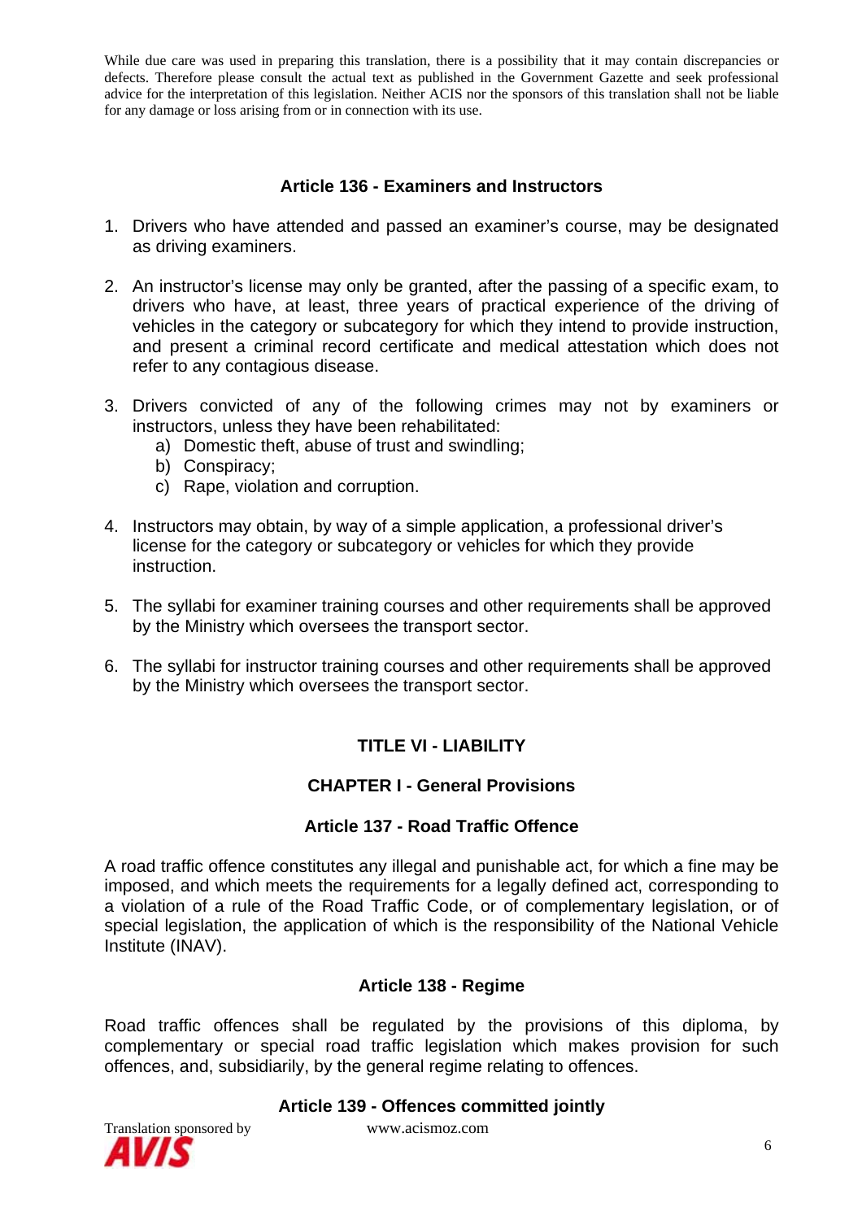While due care was used in preparing this translation, there is a possibility that it may contain discrepancies or defects. Therefore please consult the actual text as published in the Government Gazette and seek professional advice for the interpretation of this legislation. Neither ACIS nor the sponsors of this translation shall not be liable for any damage or loss arising from or in connection with its use.

### Article 136 - Examiners and Instructors

1. Drivers who have attended and passed an examiner's course, may be designated as driving examiners.
2. An instructor's license may only be granted, after the passing of a specific exam, to drivers who have, at least, three years of practical experience of the driving of vehicles in the category or subcategory for which they intend to provide instruction, and present a criminal record certificate and medical attestation which does not refer to any contagious disease.
3. Drivers convicted of any of the following crimes may not by examiners or instructors, unless they have been rehabilitated:
   a) Domestic theft, abuse of trust and swindling;
   b) Conspiracy;
   c) Rape, violation and corruption.
4. Instructors may obtain, by way of a simple application, a professional driver's license for the category or subcategory or vehicles for which they provide instruction.
5. The syllabi for examiner training courses and other requirements shall be approved by the Ministry which oversees the transport sector.
6. The syllabi for instructor training courses and other requirements shall be approved by the Ministry which oversees the transport sector.

## TITLE VI - LIABILITY

## CHAPTER I - General Provisions

### Article 137 - Road Traffic Offence

A road traffic offence constitutes any illegal and punishable act, for which a fine may be imposed, and which meets the requirements for a legally defined act, corresponding to a violation of a rule of the Road Traffic Code, or of complementary legislation, or of special legislation, the application of which is the responsibility of the National Vehicle Institute (INAV).

### Article 138 - Regime

Road traffic offences shall be regulated by the provisions of this diploma, by complementary or special road traffic legislation which makes provision for such offences, and, subsidiarily, by the general regime relating to offences.

### Article 139 - Offences committed jointly

Translation sponsored by www.acismoz.com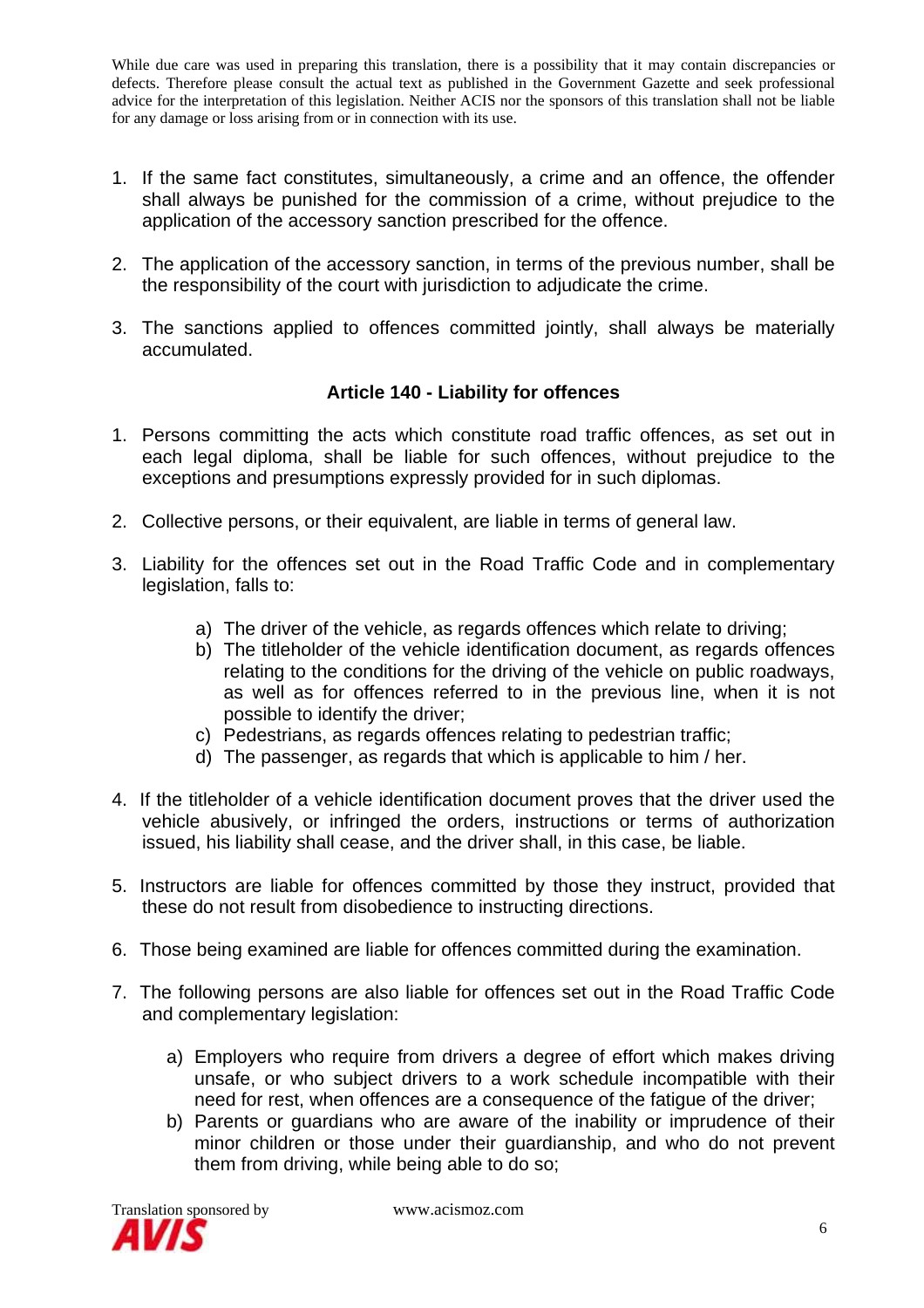While due care was used in preparing this translation, there is a possibility that it may contain discrepancies or defects. Therefore please consult the actual text as published in the Government Gazette and seek professional advice for the interpretation of this legislation. Neither ACIS nor the sponsors of this translation shall not be liable for any damage or loss arising from or in connection with its use.

1. If the same fact constitutes, simultaneously, a crime and an offence, the offender shall always be punished for the commission of a crime, without prejudice to the application of the accessory sanction prescribed for the offence.

2. The application of the accessory sanction, in terms of the previous number, shall be the responsibility of the court with jurisdiction to adjudicate the crime.

3. The sanctions applied to offences committed jointly, shall always be materially accumulated.

**Article 140 - Liability for offences**

1. Persons committing the acts which constitute road traffic offences, as set out in each legal diploma, shall be liable for such offences, without prejudice to the exceptions and presumptions expressly provided for in such diplomas.

2. Collective persons, or their equivalent, are liable in terms of general law.

3. Liability for the offences set out in the Road Traffic Code and in complementary legislation, falls to:

   a) The driver of the vehicle, as regards offences which relate to driving;
   b) The titleholder of the vehicle identification document, as regards offences relating to the conditions for the driving of the vehicle on public roadways, as well as for offences referred to in the previous line, when it is not possible to identify the driver;
   c) Pedestrians, as regards offences relating to pedestrian traffic;
   d) The passenger, as regards that which is applicable to him / her.

4. If the titleholder of a vehicle identification document proves that the driver used the vehicle abusively, or infringed the orders, instructions or terms of authorization issued, his liability shall cease, and the driver shall, in this case, be liable.

5. Instructors are liable for offences committed by those they instruct, provided that these do not result from disobedience to instructing directions.

6. Those being examined are liable for offences committed during the examination.

7. The following persons are also liable for offences set out in the Road Traffic Code and complementary legislation:

   a) Employers who require from drivers a degree of effort which makes driving unsafe, or who subject drivers to a work schedule incompatible with their need for rest, when offences are a consequence of the fatigue of the driver;
   b) Parents or guardians who are aware of the inability or imprudence of their minor children or those under their guardianship, and who do not prevent them from driving, while being able to do so;

Translation sponsored by AVIS www.acismoz.com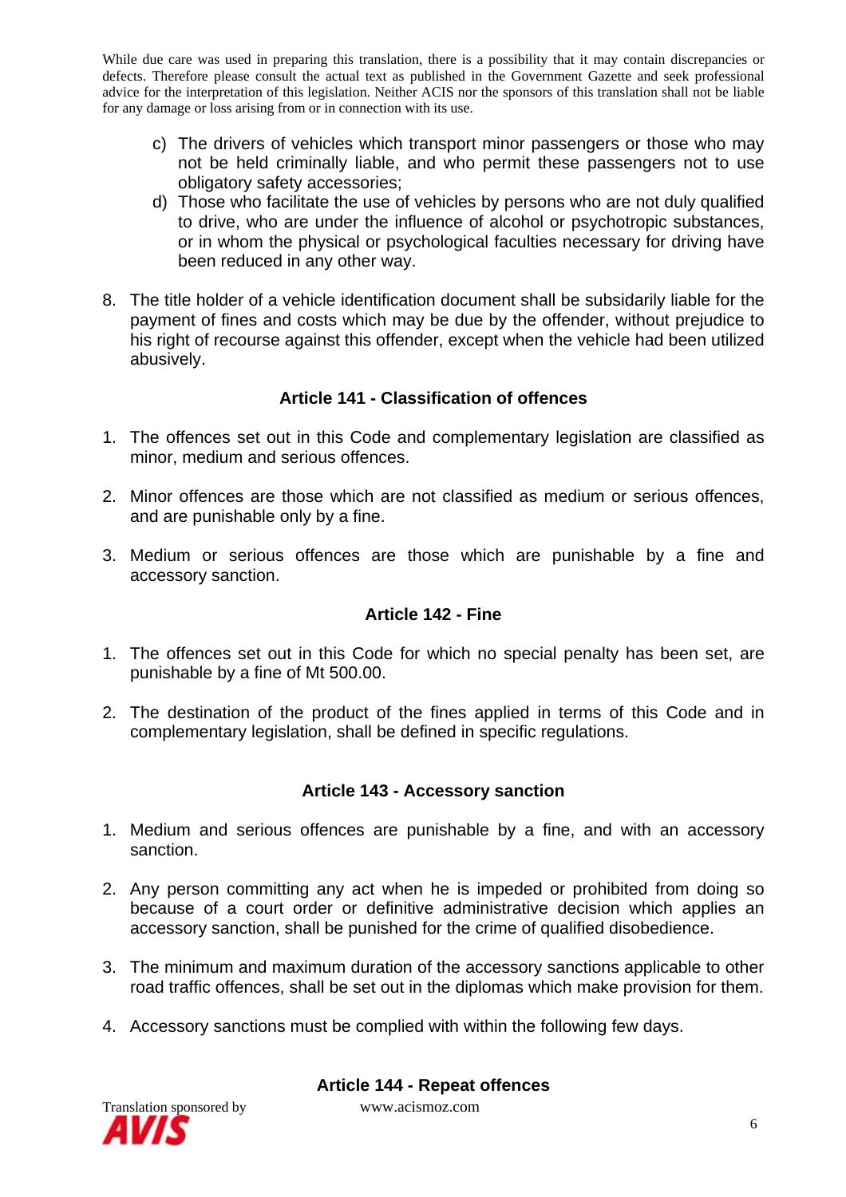c) The drivers of vehicles which transport minor passengers or those who may not be held criminally liable, and who permit these passengers not to use obligatory safety accessories;
d) Those who facilitate the use of vehicles by persons who are not duly qualified to drive, who are under the influence of alcohol or psychotropic substances, or in whom the physical or psychological faculties necessary for driving have been reduced in any other way.

8. The title holder of a vehicle identification document shall be subsidarily liable for the payment of fines and costs which may be due by the offender, without prejudice to his right of recourse against this offender, except when the vehicle had been utilized abusively.

### Article 141 - Classification of offences

1. The offences set out in this Code and complementary legislation are classified as minor, medium and serious offences.

2. Minor offences are those which are not classified as medium or serious offences, and are punishable only by a fine.

3. Medium or serious offences are those which are punishable by a fine and accessory sanction.

### Article 142 - Fine

1. The offences set out in this Code for which no special penalty has been set, are punishable by a fine of Mt 500.00.

2. The destination of the product of the fines applied in terms of this Code and in complementary legislation, shall be defined in specific regulations.

### Article 143 - Accessory sanction

1. Medium and serious offences are punishable by a fine, and with an accessory sanction.

2. Any person committing any act when he is impeded or prohibited from doing so because of a court order or definitive administrative decision which applies an accessory sanction, shall be punished for the crime of qualified disobedience.

3. The minimum and maximum duration of the accessory sanctions applicable to other road traffic offences, shall be set out in the diplomas which make provision for them.

4. Accessory sanctions must be complied with within the following few days.

### Article 144 - Repeat offences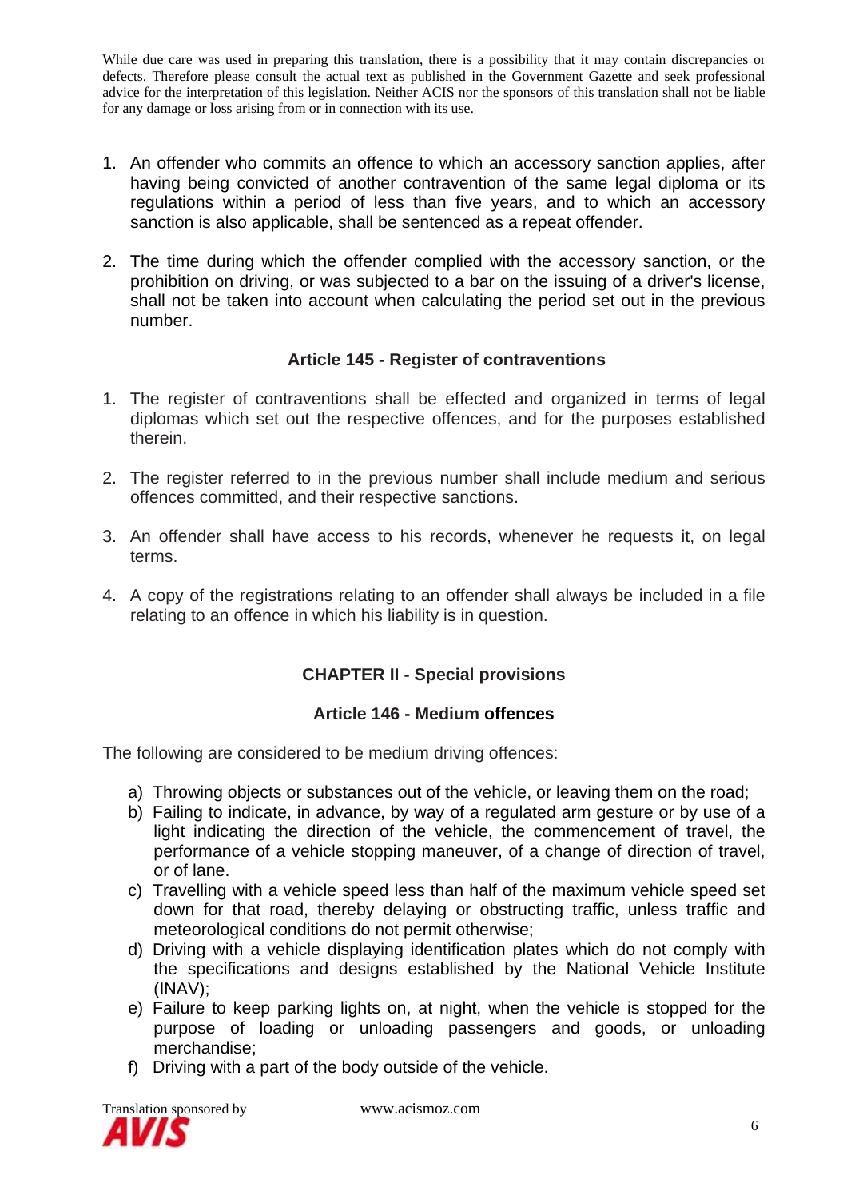While due care was used in preparing this translation, there is a possibility that it may contain discrepancies or defects. Therefore please consult the actual text as published in the Government Gazette and seek professional advice for the interpretation of this legislation. Neither ACIS nor the sponsors of this translation shall not be liable for any damage or loss arising from or in connection with its use.

1. An offender who commits an offence to which an accessory sanction applies, after having being convicted of another contravention of the same legal diploma or its regulations within a period of less than five years, and to which an accessory sanction is also applicable, shall be sentenced as a repeat offender.

2. The time during which the offender complied with the accessory sanction, or the prohibition on driving, or was subjected to a bar on the issuing of a driver's license, shall not be taken into account when calculating the period set out in the previous number.

### Article 145 - Register of contraventions

1. The register of contraventions shall be effected and organized in terms of legal diplomas which set out the respective offences, and for the purposes established therein.

2. The register referred to in the previous number shall include medium and serious offences committed, and their respective sanctions.

3. An offender shall have access to his records, whenever he requests it, on legal terms.

4. A copy of the registrations relating to an offender shall always be included in a file relating to an offence in which his liability is in question.

## CHAPTER II - Special provisions

### Article 146 - Medium offences

The following are considered to be medium driving offences:

a) Throwing objects or substances out of the vehicle, or leaving them on the road;
b) Failing to indicate, in advance, by way of a regulated arm gesture or by use of a light indicating the direction of the vehicle, the commencement of travel, the performance of a vehicle stopping maneuver, of a change of direction of travel, or of lane.
c) Travelling with a vehicle speed less than half of the maximum vehicle speed set down for that road, thereby delaying or obstructing traffic, unless traffic and meteorological conditions do not permit otherwise;
d) Driving with a vehicle displaying identification plates which do not comply with the specifications and designs established by the National Vehicle Institute (INAV);
e) Failure to keep parking lights on, at night, when the vehicle is stopped for the purpose of loading or unloading passengers and goods, or unloading merchandise;
f) Driving with a part of the body outside of the vehicle.

Translation sponsored by AVIS www.acismoz.com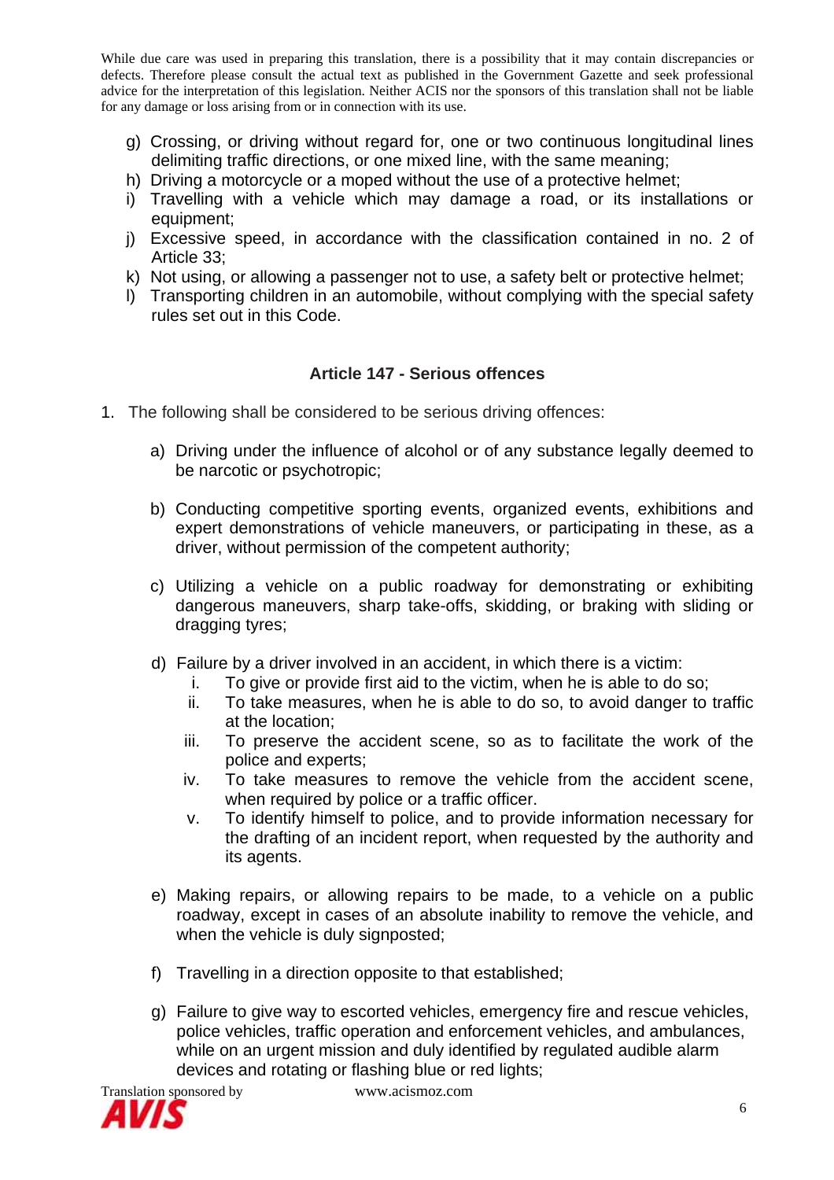g) Crossing, or driving without regard for, one or two continuous longitudinal lines delimiting traffic directions, or one mixed line, with the same meaning;
h) Driving a motorcycle or a moped without the use of a protective helmet;
i) Travelling with a vehicle which may damage a road, or its installations or equipment;
j) Excessive speed, in accordance with the classification contained in no. 2 of Article 33;
k) Not using, or allowing a passenger not to use, a safety belt or protective helmet;
l) Transporting children in an automobile, without complying with the special safety rules set out in this Code.

### Article 147 - Serious offences

1. The following shall be considered to be serious driving offences:

   a) Driving under the influence of alcohol or of any substance legally deemed to be narcotic or psychotropic;

   b) Conducting competitive sporting events, organized events, exhibitions and expert demonstrations of vehicle maneuvers, or participating in these, as a driver, without permission of the competent authority;

   c) Utilizing a vehicle on a public roadway for demonstrating or exhibiting dangerous maneuvers, sharp take-offs, skidding, or braking with sliding or dragging tyres;

   d) Failure by a driver involved in an accident, in which there is a victim:
      i. To give or provide first aid to the victim, when he is able to do so;
      ii. To take measures, when he is able to do so, to avoid danger to traffic at the location;
      iii. To preserve the accident scene, so as to facilitate the work of the police and experts;
      iv. To take measures to remove the vehicle from the accident scene, when required by police or a traffic officer.
      v. To identify himself to police, and to provide information necessary for the drafting of an incident report, when requested by the authority and its agents.

   e) Making repairs, or allowing repairs to be made, to a vehicle on a public roadway, except in cases of an absolute inability to remove the vehicle, and when the vehicle is duly signposted;

   f) Travelling in a direction opposite to that established;

   g) Failure to give way to escorted vehicles, emergency fire and rescue vehicles, police vehicles, traffic operation and enforcement vehicles, and ambulances, while on an urgent mission and duly identified by regulated audible alarm devices and rotating or flashing blue or red lights;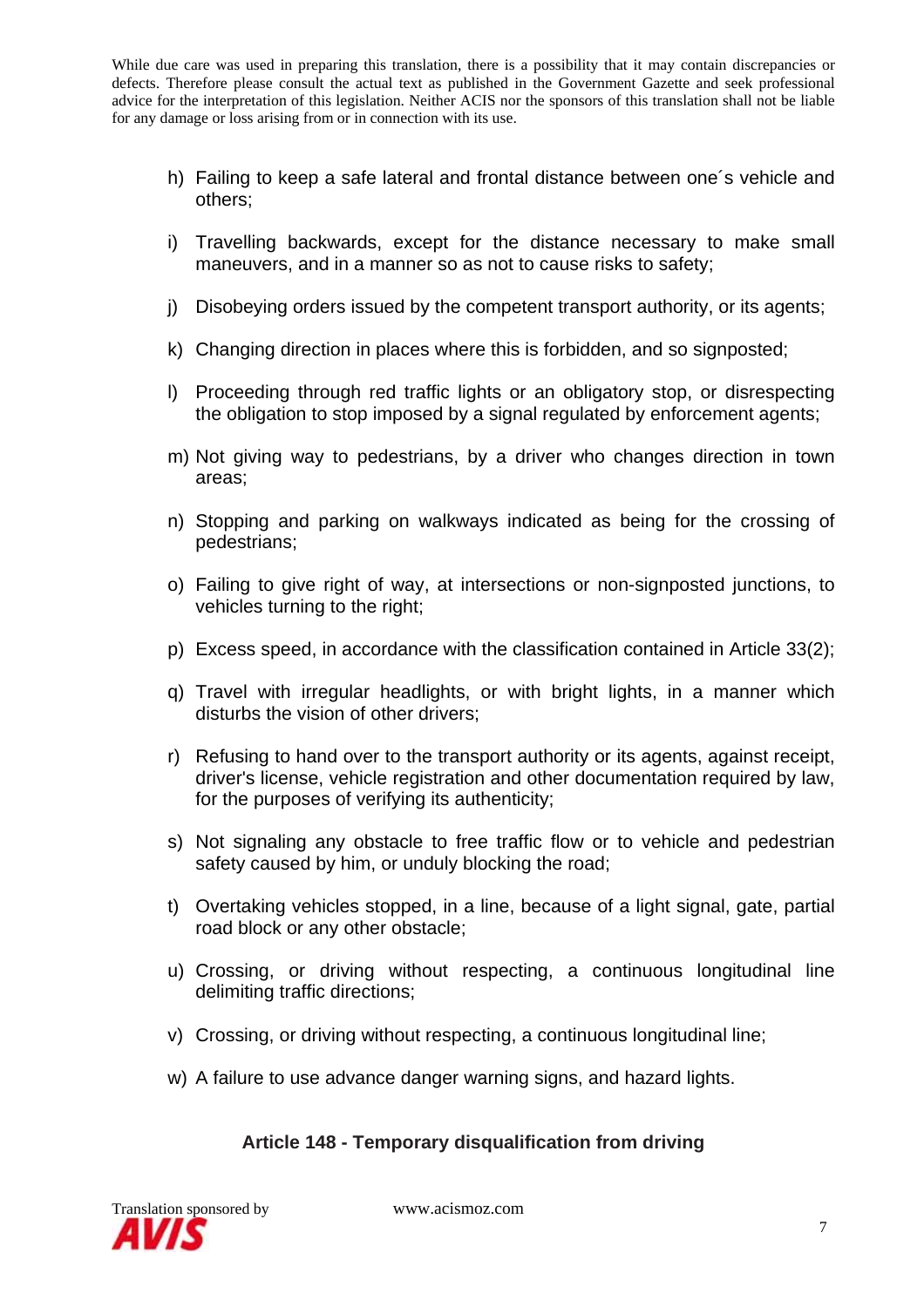While due care was used in preparing this translation, there is a possibility that it may contain discrepancies or defects. Therefore please consult the actual text as published in the Government Gazette and seek professional advice for the interpretation of this legislation. Neither ACIS nor the sponsors of this translation shall not be liable for any damage or loss arising from or in connection with its use.

h) Failing to keep a safe lateral and frontal distance between one´s vehicle and others;

i) Travelling backwards, except for the distance necessary to make small maneuvers, and in a manner so as not to cause risks to safety;

j) Disobeying orders issued by the competent transport authority, or its agents;

k) Changing direction in places where this is forbidden, and so signposted;

l) Proceeding through red traffic lights or an obligatory stop, or disrespecting the obligation to stop imposed by a signal regulated by enforcement agents;

m) Not giving way to pedestrians, by a driver who changes direction in town areas;

n) Stopping and parking on walkways indicated as being for the crossing of pedestrians;

o) Failing to give right of way, at intersections or non-signposted junctions, to vehicles turning to the right;

p) Excess speed, in accordance with the classification contained in Article 33(2);

q) Travel with irregular headlights, or with bright lights, in a manner which disturbs the vision of other drivers;

r) Refusing to hand over to the transport authority or its agents, against receipt, driver's license, vehicle registration and other documentation required by law, for the purposes of verifying its authenticity;

s) Not signaling any obstacle to free traffic flow or to vehicle and pedestrian safety caused by him, or unduly blocking the road;

t) Overtaking vehicles stopped, in a line, because of a light signal, gate, partial road block or any other obstacle;

u) Crossing, or driving without respecting, a continuous longitudinal line delimiting traffic directions;

v) Crossing, or driving without respecting, a continuous longitudinal line;

w) A failure to use advance danger warning signs, and hazard lights.

### Article 148 - Temporary disqualification from driving

Translation sponsored by AVIS www.acismoz.com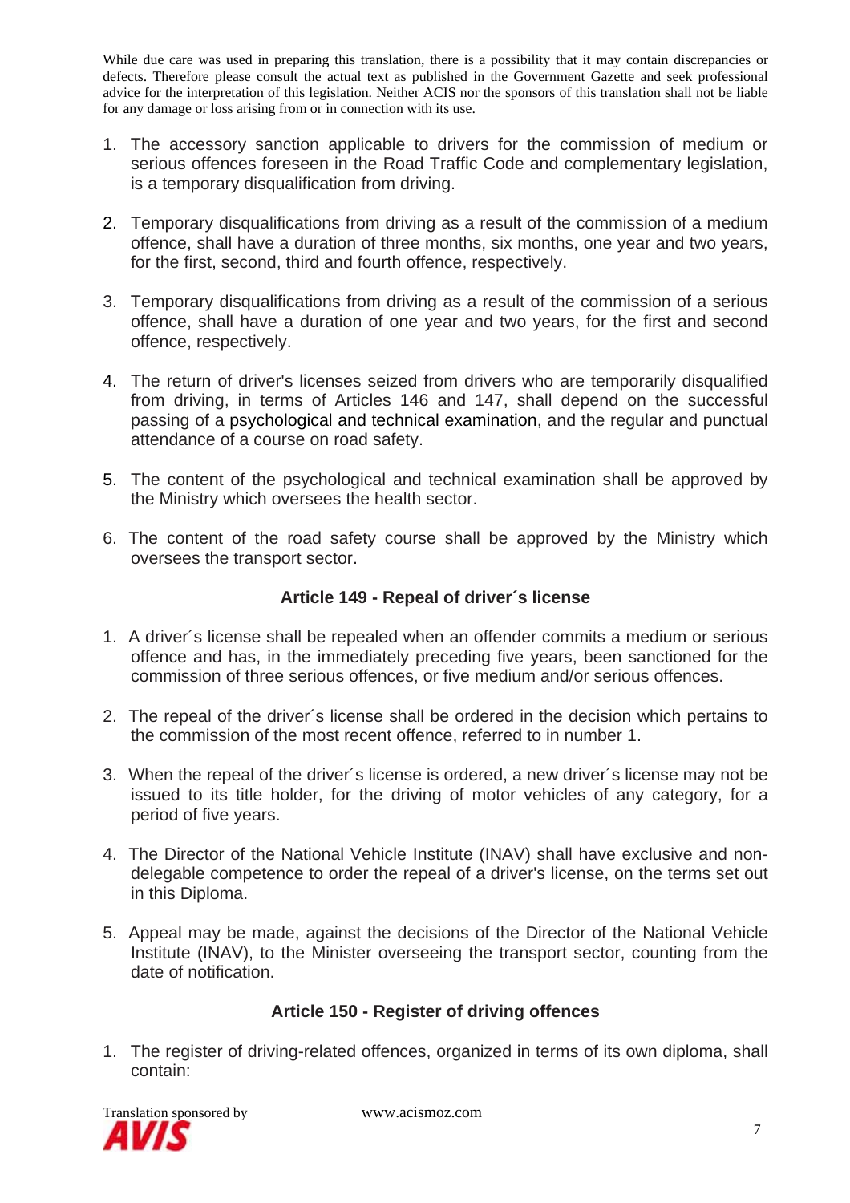While due care was used in preparing this translation, there is a possibility that it may contain discrepancies or defects. Therefore please consult the actual text as published in the Government Gazette and seek professional advice for the interpretation of this legislation. Neither ACIS nor the sponsors of this translation shall not be liable for any damage or loss arising from or in connection with its use.

1. The accessory sanction applicable to drivers for the commission of medium or serious offences foreseen in the Road Traffic Code and complementary legislation, is a temporary disqualification from driving.

2. Temporary disqualifications from driving as a result of the commission of a medium offence, shall have a duration of three months, six months, one year and two years, for the first, second, third and fourth offence, respectively.

3. Temporary disqualifications from driving as a result of the commission of a serious offence, shall have a duration of one year and two years, for the first and second offence, respectively.

4. The return of driver's licenses seized from drivers who are temporarily disqualified from driving, in terms of Articles 146 and 147, shall depend on the successful passing of a psychological and technical examination, and the regular and punctual attendance of a course on road safety.

5. The content of the psychological and technical examination shall be approved by the Ministry which oversees the health sector.

6. The content of the road safety course shall be approved by the Ministry which oversees the transport sector.

### Article 149 - Repeal of driver´s license

1. A driver´s license shall be repealed when an offender commits a medium or serious offence and has, in the immediately preceding five years, been sanctioned for the commission of three serious offences, or five medium and/or serious offences.

2. The repeal of the driver´s license shall be ordered in the decision which pertains to the commission of the most recent offence, referred to in number 1.

3. When the repeal of the driver´s license is ordered, a new driver´s license may not be issued to its title holder, for the driving of motor vehicles of any category, for a period of five years.

4. The Director of the National Vehicle Institute (INAV) shall have exclusive and non-delegable competence to order the repeal of a driver's license, on the terms set out in this Diploma.

5. Appeal may be made, against the decisions of the Director of the National Vehicle Institute (INAV), to the Minister overseeing the transport sector, counting from the date of notification.

### Article 150 - Register of driving offences

1. The register of driving-related offences, organized in terms of its own diploma, shall contain:

Translation sponsored by AVIS www.acismoz.com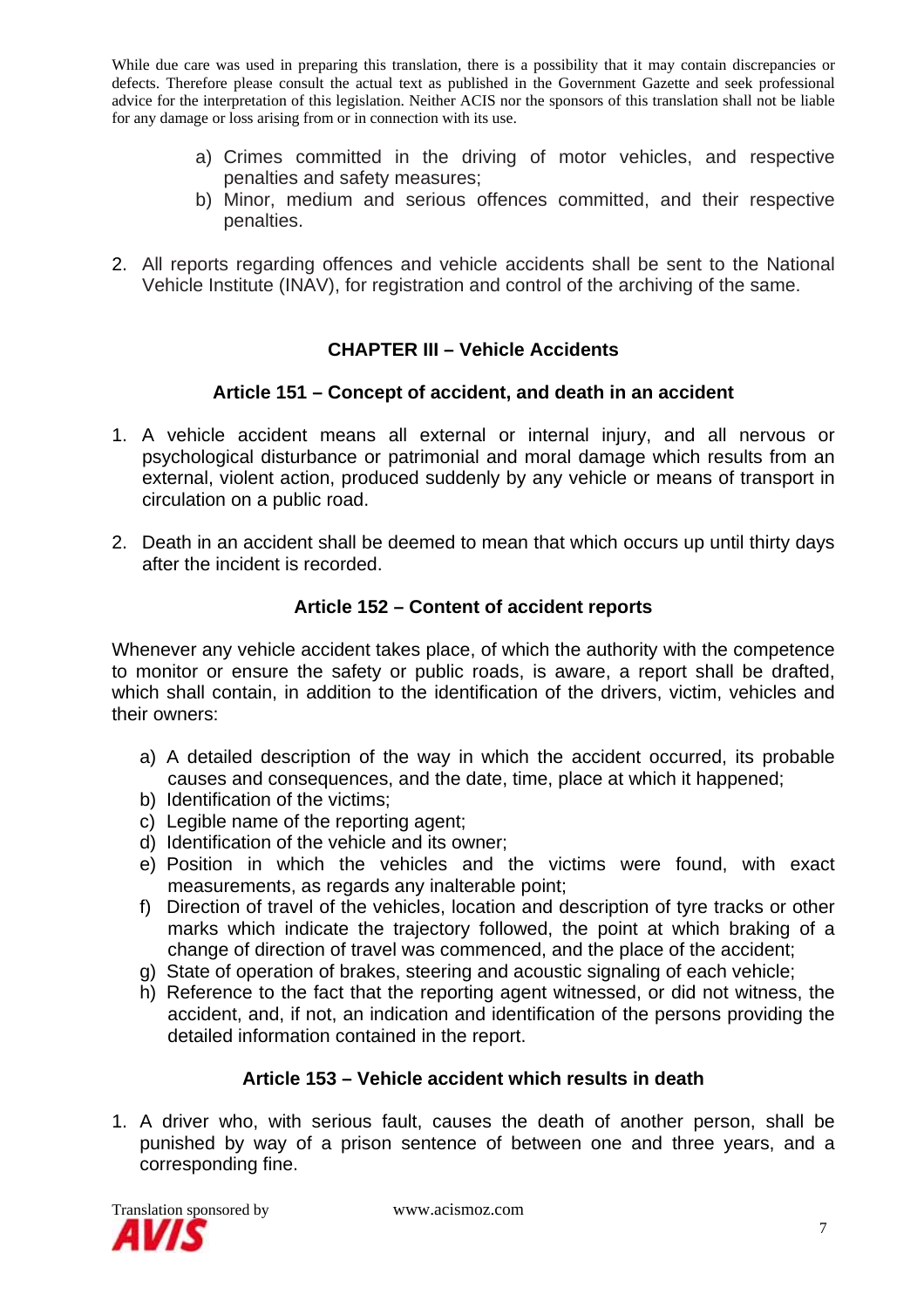While due care was used in preparing this translation, there is a possibility that it may contain discrepancies or defects. Therefore please consult the actual text as published in the Government Gazette and seek professional advice for the interpretation of this legislation. Neither ACIS nor the sponsors of this translation shall not be liable for any damage or loss arising from or in connection with its use.

a) Crimes committed in the driving of motor vehicles, and respective penalties and safety measures;
b) Minor, medium and serious offences committed, and their respective penalties.

2. All reports regarding offences and vehicle accidents shall be sent to the National Vehicle Institute (INAV), for registration and control of the archiving of the same.

## CHAPTER III – Vehicle Accidents

### Article 151 – Concept of accident, and death in an accident

1. A vehicle accident means all external or internal injury, and all nervous or psychological disturbance or patrimonial and moral damage which results from an external, violent action, produced suddenly by any vehicle or means of transport in circulation on a public road.
2. Death in an accident shall be deemed to mean that which occurs up until thirty days after the incident is recorded.

### Article 152 – Content of accident reports

Whenever any vehicle accident takes place, of which the authority with the competence to monitor or ensure the safety or public roads, is aware, a report shall be drafted, which shall contain, in addition to the identification of the drivers, victim, vehicles and their owners:

a) A detailed description of the way in which the accident occurred, its probable causes and consequences, and the date, time, place at which it happened;
b) Identification of the victims;
c) Legible name of the reporting agent;
d) Identification of the vehicle and its owner;
e) Position in which the vehicles and the victims were found, with exact measurements, as regards any inalterable point;
f) Direction of travel of the vehicles, location and description of tyre tracks or other marks which indicate the trajectory followed, the point at which braking of a change of direction of travel was commenced, and the place of the accident;
g) State of operation of brakes, steering and acoustic signaling of each vehicle;
h) Reference to the fact that the reporting agent witnessed, or did not witness, the accident, and, if not, an indication and identification of the persons providing the detailed information contained in the report.

### Article 153 – Vehicle accident which results in death

1. A driver who, with serious fault, causes the death of another person, shall be punished by way of a prison sentence of between one and three years, and a corresponding fine.

Translation sponsored by AVIS www.acismoz.com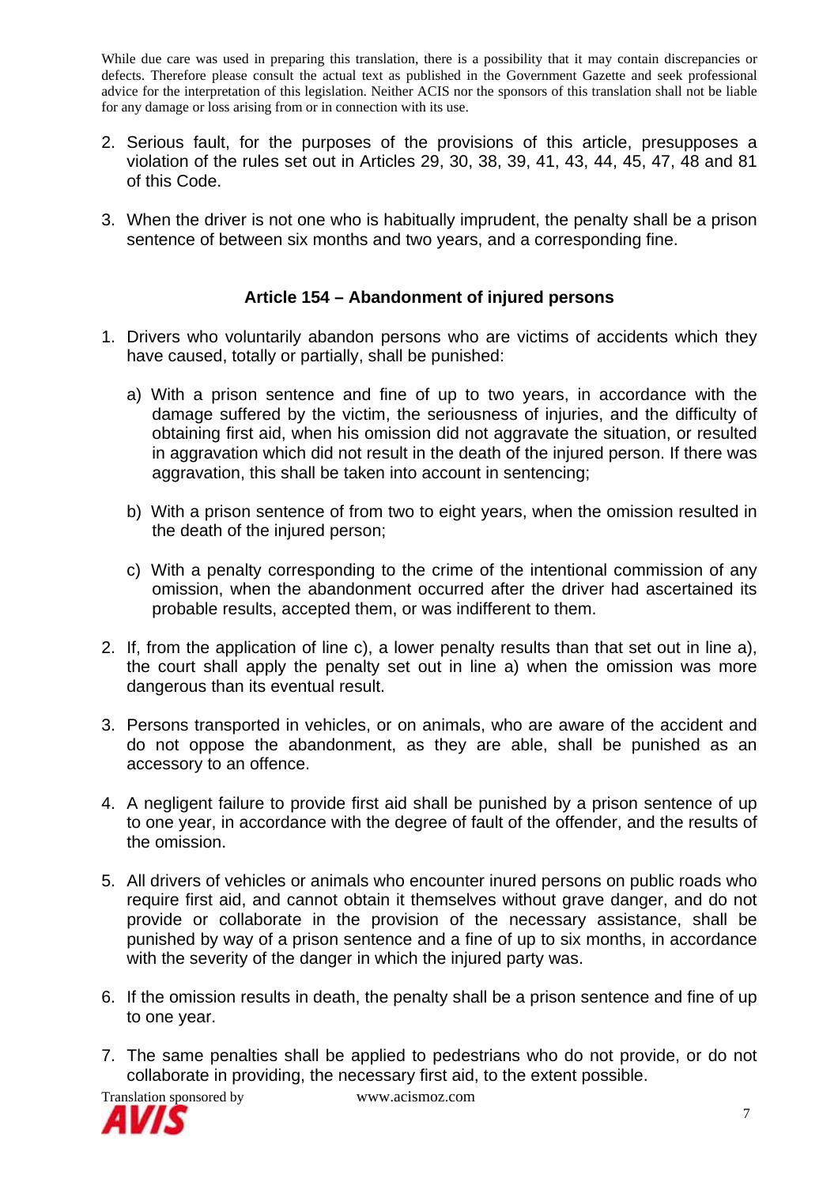While due care was used in preparing this translation, there is a possibility that it may contain discrepancies or defects. Therefore please consult the actual text as published in the Government Gazette and seek professional advice for the interpretation of this legislation. Neither ACIS nor the sponsors of this translation shall not be liable for any damage or loss arising from or in connection with its use.

2. Serious fault, for the purposes of the provisions of this article, presupposes a violation of the rules set out in Articles 29, 30, 38, 39, 41, 43, 44, 45, 47, 48 and 81 of this Code.

3. When the driver is not one who is habitually imprudent, the penalty shall be a prison sentence of between six months and two years, and a corresponding fine.

### Article 154 – Abandonment of injured persons

1. Drivers who voluntarily abandon persons who are victims of accidents which they have caused, totally or partially, shall be punished:

   a) With a prison sentence and fine of up to two years, in accordance with the damage suffered by the victim, the seriousness of injuries, and the difficulty of obtaining first aid, when his omission did not aggravate the situation, or resulted in aggravation which did not result in the death of the injured person. If there was aggravation, this shall be taken into account in sentencing;

   b) With a prison sentence of from two to eight years, when the omission resulted in the death of the injured person;

   c) With a penalty corresponding to the crime of the intentional commission of any omission, when the abandonment occurred after the driver had ascertained its probable results, accepted them, or was indifferent to them.

2. If, from the application of line c), a lower penalty results than that set out in line a), the court shall apply the penalty set out in line a) when the omission was more dangerous than its eventual result.

3. Persons transported in vehicles, or on animals, who are aware of the accident and do not oppose the abandonment, as they are able, shall be punished as an accessory to an offence.

4. A negligent failure to provide first aid shall be punished by a prison sentence of up to one year, in accordance with the degree of fault of the offender, and the results of the omission.

5. All drivers of vehicles or animals who encounter inured persons on public roads who require first aid, and cannot obtain it themselves without grave danger, and do not provide or collaborate in the provision of the necessary assistance, shall be punished by way of a prison sentence and a fine of up to six months, in accordance with the severity of the danger in which the injured party was.

6. If the omission results in death, the penalty shall be a prison sentence and fine of up to one year.

7. The same penalties shall be applied to pedestrians who do not provide, or do not collaborate in providing, the necessary first aid, to the extent possible.

Translation sponsored by www.acismoz.com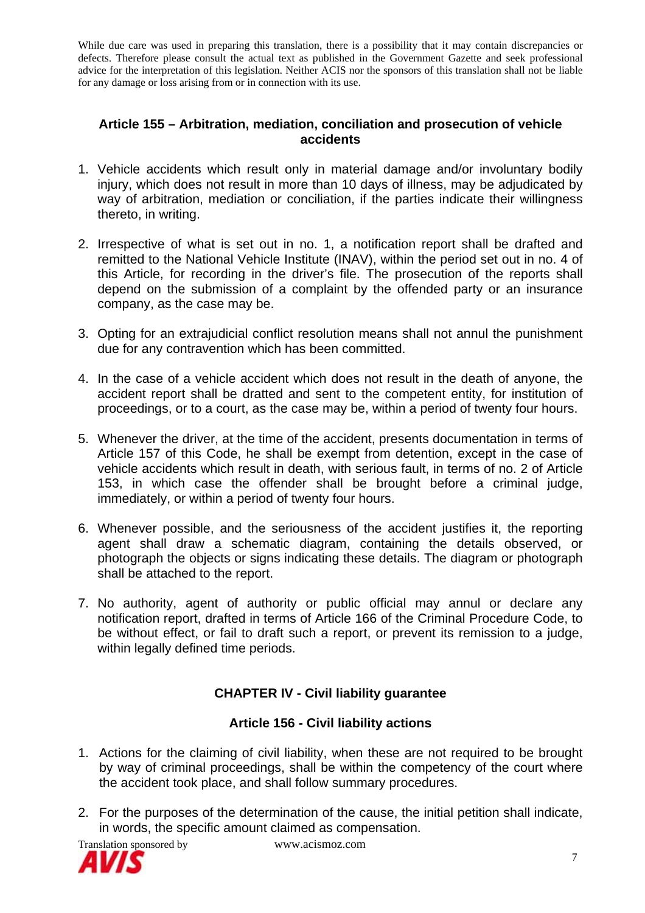While due care was used in preparing this translation, there is a possibility that it may contain discrepancies or defects. Therefore please consult the actual text as published in the Government Gazette and seek professional advice for the interpretation of this legislation. Neither ACIS nor the sponsors of this translation shall not be liable for any damage or loss arising from or in connection with its use.

### Article 155 – Arbitration, mediation, conciliation and prosecution of vehicle accidents

1. Vehicle accidents which result only in material damage and/or involuntary bodily injury, which does not result in more than 10 days of illness, may be adjudicated by way of arbitration, mediation or conciliation, if the parties indicate their willingness thereto, in writing.

2. Irrespective of what is set out in no. 1, a notification report shall be drafted and remitted to the National Vehicle Institute (INAV), within the period set out in no. 4 of this Article, for recording in the driver's file. The prosecution of the reports shall depend on the submission of a complaint by the offended party or an insurance company, as the case may be.

3. Opting for an extrajudicial conflict resolution means shall not annul the punishment due for any contravention which has been committed.

4. In the case of a vehicle accident which does not result in the death of anyone, the accident report shall be dratted and sent to the competent entity, for institution of proceedings, or to a court, as the case may be, within a period of twenty four hours.

5. Whenever the driver, at the time of the accident, presents documentation in terms of Article 157 of this Code, he shall be exempt from detention, except in the case of vehicle accidents which result in death, with serious fault, in terms of no. 2 of Article 153, in which case the offender shall be brought before a criminal judge, immediately, or within a period of twenty four hours.

6. Whenever possible, and the seriousness of the accident justifies it, the reporting agent shall draw a schematic diagram, containing the details observed, or photograph the objects or signs indicating these details. The diagram or photograph shall be attached to the report.

7. No authority, agent of authority or public official may annul or declare any notification report, drafted in terms of Article 166 of the Criminal Procedure Code, to be without effect, or fail to draft such a report, or prevent its remission to a judge, within legally defined time periods.

## CHAPTER IV - Civil liability guarantee

### Article 156 - Civil liability actions

1. Actions for the claiming of civil liability, when these are not required to be brought by way of criminal proceedings, shall be within the competency of the court where the accident took place, and shall follow summary procedures.

2. For the purposes of the determination of the cause, the initial petition shall indicate, in words, the specific amount claimed as compensation.

Translation sponsored by www.acismoz.com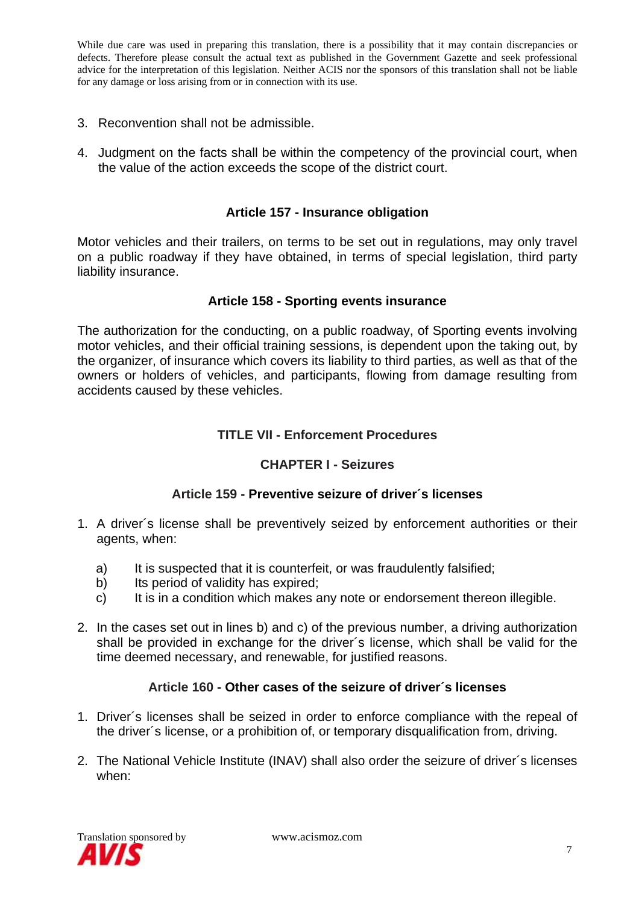3. Reconvention shall not be admissible.

4. Judgment on the facts shall be within the competency of the provincial court, when the value of the action exceeds the scope of the district court.

### Article 157 - Insurance obligation

Motor vehicles and their trailers, on terms to be set out in regulations, may only travel on a public roadway if they have obtained, in terms of special legislation, third party liability insurance.

### Article 158 - Sporting events insurance

The authorization for the conducting, on a public roadway, of Sporting events involving motor vehicles, and their official training sessions, is dependent upon the taking out, by the organizer, of insurance which covers its liability to third parties, as well as that of the owners or holders of vehicles, and participants, flowing from damage resulting from accidents caused by these vehicles.

## TITLE VII - Enforcement Procedures

## CHAPTER I - Seizures

### Article 159 - Preventive seizure of driver´s licenses

1. A driver´s license shall be preventively seized by enforcement authorities or their agents, when:

   a) It is suspected that it is counterfeit, or was fraudulently falsified;
   
   b) Its period of validity has expired;
   
   c) It is in a condition which makes any note or endorsement thereon illegible.

2. In the cases set out in lines b) and c) of the previous number, a driving authorization shall be provided in exchange for the driver´s license, which shall be valid for the time deemed necessary, and renewable, for justified reasons.

### Article 160 - Other cases of the seizure of driver´s licenses

1. Driver´s licenses shall be seized in order to enforce compliance with the repeal of the driver´s license, or a prohibition of, or temporary disqualification from, driving.

2. The National Vehicle Institute (INAV) shall also order the seizure of driver´s licenses when: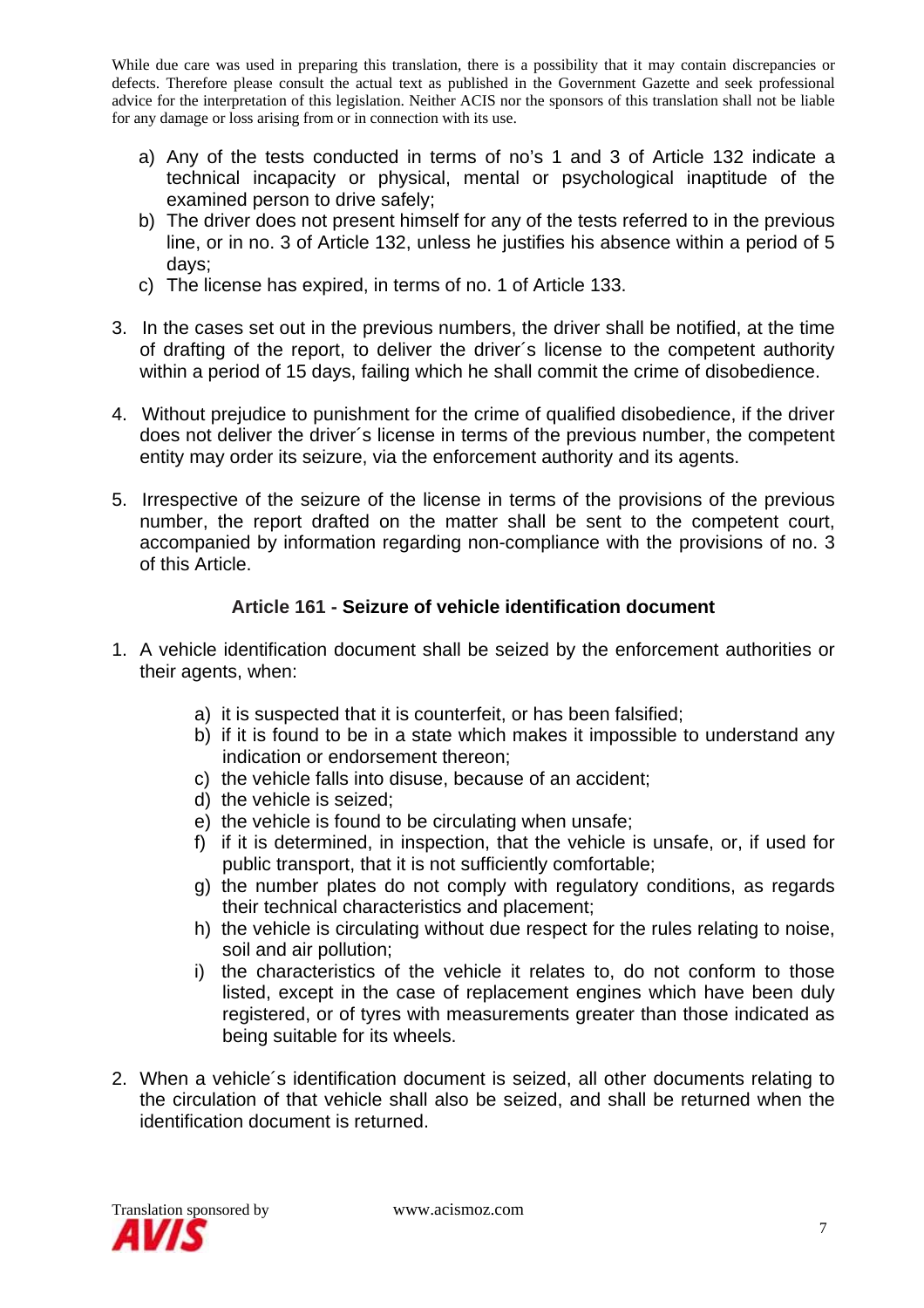While due care was used in preparing this translation, there is a possibility that it may contain discrepancies or defects. Therefore please consult the actual text as published in the Government Gazette and seek professional advice for the interpretation of this legislation. Neither ACIS nor the sponsors of this translation shall not be liable for any damage or loss arising from or in connection with its use.

a) Any of the tests conducted in terms of no's 1 and 3 of Article 132 indicate a technical incapacity or physical, mental or psychological inaptitude of the examined person to drive safely;
b) The driver does not present himself for any of the tests referred to in the previous line, or in no. 3 of Article 132, unless he justifies his absence within a period of 5 days;
c) The license has expired, in terms of no. 1 of Article 133.

3. In the cases set out in the previous numbers, the driver shall be notified, at the time of drafting of the report, to deliver the driver´s license to the competent authority within a period of 15 days, failing which he shall commit the crime of disobedience.

4. Without prejudice to punishment for the crime of qualified disobedience, if the driver does not deliver the driver´s license in terms of the previous number, the competent entity may order its seizure, via the enforcement authority and its agents.

5. Irrespective of the seizure of the license in terms of the provisions of the previous number, the report drafted on the matter shall be sent to the competent court, accompanied by information regarding non-compliance with the provisions of no. 3 of this Article.

### Article 161 - Seizure of vehicle identification document

1. A vehicle identification document shall be seized by the enforcement authorities or their agents, when:

   a) it is suspected that it is counterfeit, or has been falsified;
   b) if it is found to be in a state which makes it impossible to understand any indication or endorsement thereon;
   c) the vehicle falls into disuse, because of an accident;
   d) the vehicle is seized;
   e) the vehicle is found to be circulating when unsafe;
   f) if it is determined, in inspection, that the vehicle is unsafe, or, if used for public transport, that it is not sufficiently comfortable;
   g) the number plates do not comply with regulatory conditions, as regards their technical characteristics and placement;
   h) the vehicle is circulating without due respect for the rules relating to noise, soil and air pollution;
   i) the characteristics of the vehicle it relates to, do not conform to those listed, except in the case of replacement engines which have been duly registered, or of tyres with measurements greater than those indicated as being suitable for its wheels.

2. When a vehicle´s identification document is seized, all other documents relating to the circulation of that vehicle shall also be seized, and shall be returned when the identification document is returned.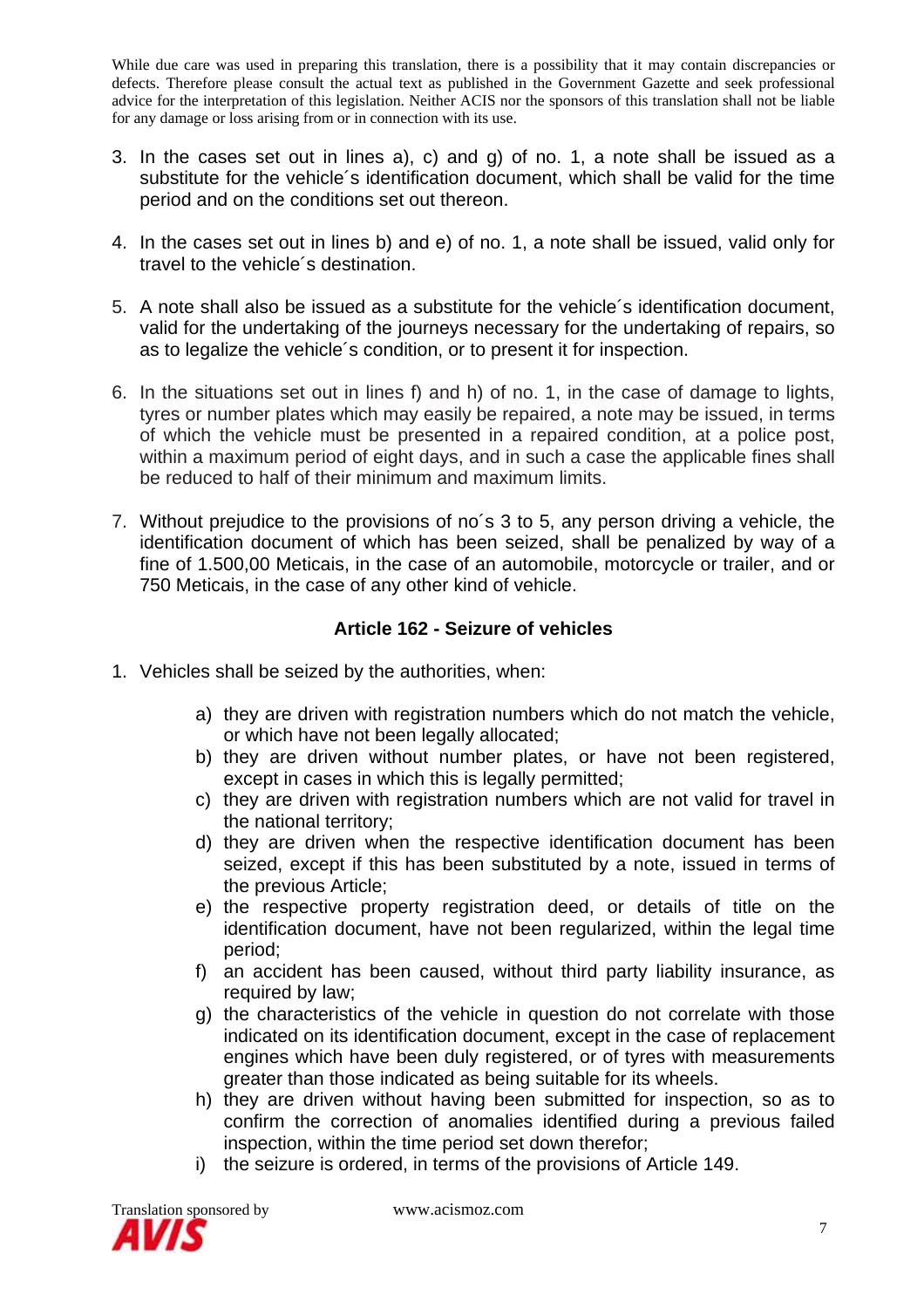3. In the cases set out in lines a), c) and g) of no. 1, a note shall be issued as a substitute for the vehicle´s identification document, which shall be valid for the time period and on the conditions set out thereon.
4. In the cases set out in lines b) and e) of no. 1, a note shall be issued, valid only for travel to the vehicle´s destination.
5. A note shall also be issued as a substitute for the vehicle´s identification document, valid for the undertaking of the journeys necessary for the undertaking of repairs, so as to legalize the vehicle´s condition, or to present it for inspection.
6. In the situations set out in lines f) and h) of no. 1, in the case of damage to lights, tyres or number plates which may easily be repaired, a note may be issued, in terms of which the vehicle must be presented in a repaired condition, at a police post, within a maximum period of eight days, and in such a case the applicable fines shall be reduced to half of their minimum and maximum limits.
7. Without prejudice to the provisions of no´s 3 to 5, any person driving a vehicle, the identification document of which has been seized, shall be penalized by way of a fine of 1.500,00 Meticais, in the case of an automobile, motorcycle or trailer, and or 750 Meticais, in the case of any other kind of vehicle.

### Article 162 - Seizure of vehicles

1. Vehicles shall be seized by the authorities, when:
   a) they are driven with registration numbers which do not match the vehicle, or which have not been legally allocated;
   b) they are driven without number plates, or have not been registered, except in cases in which this is legally permitted;
   c) they are driven with registration numbers which are not valid for travel in the national territory;
   d) they are driven when the respective identification document has been seized, except if this has been substituted by a note, issued in terms of the previous Article;
   e) the respective property registration deed, or details of title on the identification document, have not been regularized, within the legal time period;
   f) an accident has been caused, without third party liability insurance, as required by law;
   g) the characteristics of the vehicle in question do not correlate with those indicated on its identification document, except in the case of replacement engines which have been duly registered, or of tyres with measurements greater than those indicated as being suitable for its wheels.
   h) they are driven without having been submitted for inspection, so as to confirm the correction of anomalies identified during a previous failed inspection, within the time period set down therefor;
   i) the seizure is ordered, in terms of the provisions of Article 149.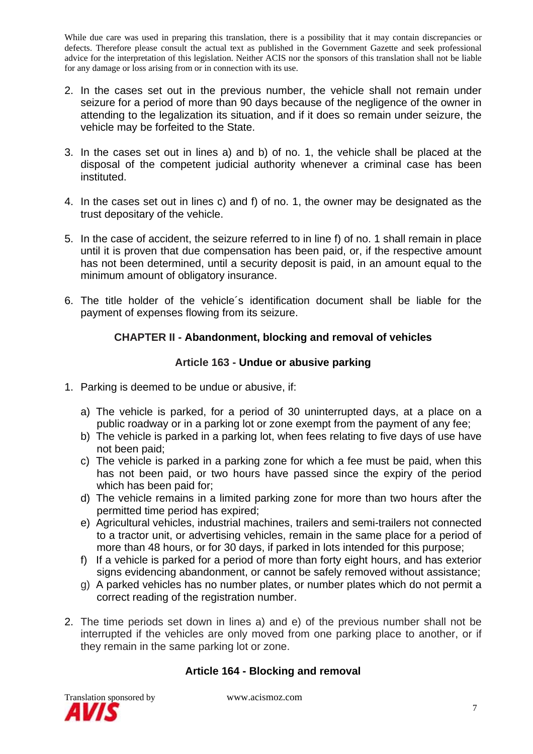While due care was used in preparing this translation, there is a possibility that it may contain discrepancies or defects. Therefore please consult the actual text as published in the Government Gazette and seek professional advice for the interpretation of this legislation. Neither ACIS nor the sponsors of this translation shall not be liable for any damage or loss arising from or in connection with its use.

2. In the cases set out in the previous number, the vehicle shall not remain under seizure for a period of more than 90 days because of the negligence of the owner in attending to the legalization its situation, and if it does so remain under seizure, the vehicle may be forfeited to the State.

3. In the cases set out in lines a) and b) of no. 1, the vehicle shall be placed at the disposal of the competent judicial authority whenever a criminal case has been instituted.

4. In the cases set out in lines c) and f) of no. 1, the owner may be designated as the trust depositary of the vehicle.

5. In the case of accident, the seizure referred to in line f) of no. 1 shall remain in place until it is proven that due compensation has been paid, or, if the respective amount has not been determined, until a security deposit is paid, in an amount equal to the minimum amount of obligatory insurance.

6. The title holder of the vehicle´s identification document shall be liable for the payment of expenses flowing from its seizure.

## CHAPTER II - Abandonment, blocking and removal of vehicles

### Article 163 - Undue or abusive parking

1. Parking is deemed to be undue or abusive, if:

   a) The vehicle is parked, for a period of 30 uninterrupted days, at a place on a public roadway or in a parking lot or zone exempt from the payment of any fee;
   b) The vehicle is parked in a parking lot, when fees relating to five days of use have not been paid;
   c) The vehicle is parked in a parking zone for which a fee must be paid, when this has not been paid, or two hours have passed since the expiry of the period which has been paid for;
   d) The vehicle remains in a limited parking zone for more than two hours after the permitted time period has expired;
   e) Agricultural vehicles, industrial machines, trailers and semi-trailers not connected to a tractor unit, or advertising vehicles, remain in the same place for a period of more than 48 hours, or for 30 days, if parked in lots intended for this purpose;
   f) If a vehicle is parked for a period of more than forty eight hours, and has exterior signs evidencing abandonment, or cannot be safely removed without assistance;
   g) A parked vehicles has no number plates, or number plates which do not permit a correct reading of the registration number.

2. The time periods set down in lines a) and e) of the previous number shall not be interrupted if the vehicles are only moved from one parking place to another, or if they remain in the same parking lot or zone.

### Article 164 - Blocking and removal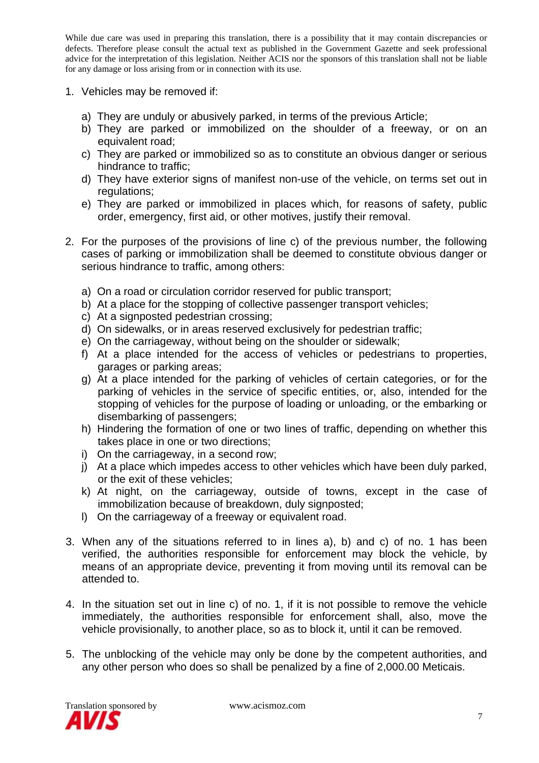While due care was used in preparing this translation, there is a possibility that it may contain discrepancies or defects. Therefore please consult the actual text as published in the Government Gazette and seek professional advice for the interpretation of this legislation. Neither ACIS nor the sponsors of this translation shall not be liable for any damage or loss arising from or in connection with its use.

1. Vehicles may be removed if:

   a) They are unduly or abusively parked, in terms of the previous Article;
   b) They are parked or immobilized on the shoulder of a freeway, or on an equivalent road;
   c) They are parked or immobilized so as to constitute an obvious danger or serious hindrance to traffic;
   d) They have exterior signs of manifest non-use of the vehicle, on terms set out in regulations;
   e) They are parked or immobilized in places which, for reasons of safety, public order, emergency, first aid, or other motives, justify their removal.

2. For the purposes of the provisions of line c) of the previous number, the following cases of parking or immobilization shall be deemed to constitute obvious danger or serious hindrance to traffic, among others:

   a) On a road or circulation corridor reserved for public transport;
   b) At a place for the stopping of collective passenger transport vehicles;
   c) At a signposted pedestrian crossing;
   d) On sidewalks, or in areas reserved exclusively for pedestrian traffic;
   e) On the carriageway, without being on the shoulder or sidewalk;
   f) At a place intended for the access of vehicles or pedestrians to properties, garages or parking areas;
   g) At a place intended for the parking of vehicles of certain categories, or for the parking of vehicles in the service of specific entities, or, also, intended for the stopping of vehicles for the purpose of loading or unloading, or the embarking or disembarking of passengers;
   h) Hindering the formation of one or two lines of traffic, depending on whether this takes place in one or two directions;
   i) On the carriageway, in a second row;
   j) At a place which impedes access to other vehicles which have been duly parked, or the exit of these vehicles;
   k) At night, on the carriageway, outside of towns, except in the case of immobilization because of breakdown, duly signposted;
   l) On the carriageway of a freeway or equivalent road.

3. When any of the situations referred to in lines a), b) and c) of no. 1 has been verified, the authorities responsible for enforcement may block the vehicle, by means of an appropriate device, preventing it from moving until its removal can be attended to.

4. In the situation set out in line c) of no. 1, if it is not possible to remove the vehicle immediately, the authorities responsible for enforcement shall, also, move the vehicle provisionally, to another place, so as to block it, until it can be removed.

5. The unblocking of the vehicle may only be done by the competent authorities, and any other person who does so shall be penalized by a fine of 2,000.00 Meticais.

Translation sponsored by www.acismoz.com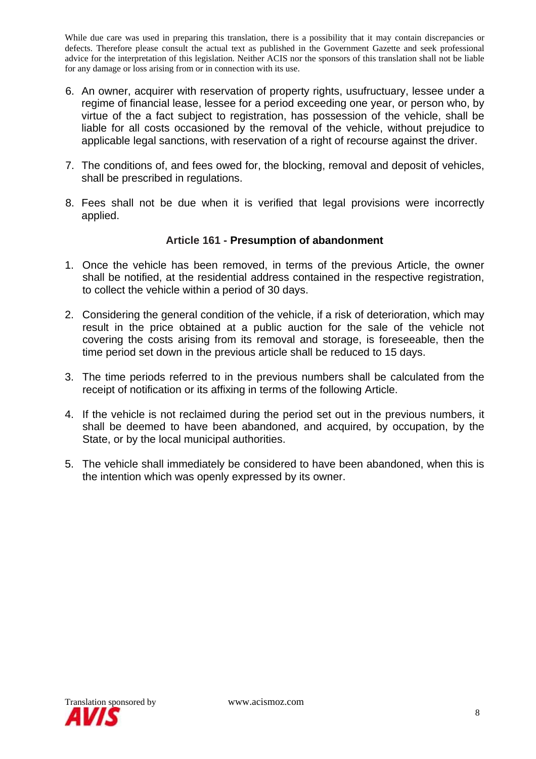6. An owner, acquirer with reservation of property rights, usufructuary, lessee under a regime of financial lease, lessee for a period exceeding one year, or person who, by virtue of the a fact subject to registration, has possession of the vehicle, shall be liable for all costs occasioned by the removal of the vehicle, without prejudice to applicable legal sanctions, with reservation of a right of recourse against the driver.

7. The conditions of, and fees owed for, the blocking, removal and deposit of vehicles, shall be prescribed in regulations.

8. Fees shall not be due when it is verified that legal provisions were incorrectly applied.

### Article 161 - Presumption of abandonment

1. Once the vehicle has been removed, in terms of the previous Article, the owner shall be notified, at the residential address contained in the respective registration, to collect the vehicle within a period of 30 days.

2. Considering the general condition of the vehicle, if a risk of deterioration, which may result in the price obtained at a public auction for the sale of the vehicle not covering the costs arising from its removal and storage, is foreseeable, then the time period set down in the previous article shall be reduced to 15 days.

3. The time periods referred to in the previous numbers shall be calculated from the receipt of notification or its affixing in terms of the following Article.

4. If the vehicle is not reclaimed during the period set out in the previous numbers, it shall be deemed to have been abandoned, and acquired, by occupation, by the State, or by the local municipal authorities.

5. The vehicle shall immediately be considered to have been abandoned, when this is the intention which was openly expressed by its owner.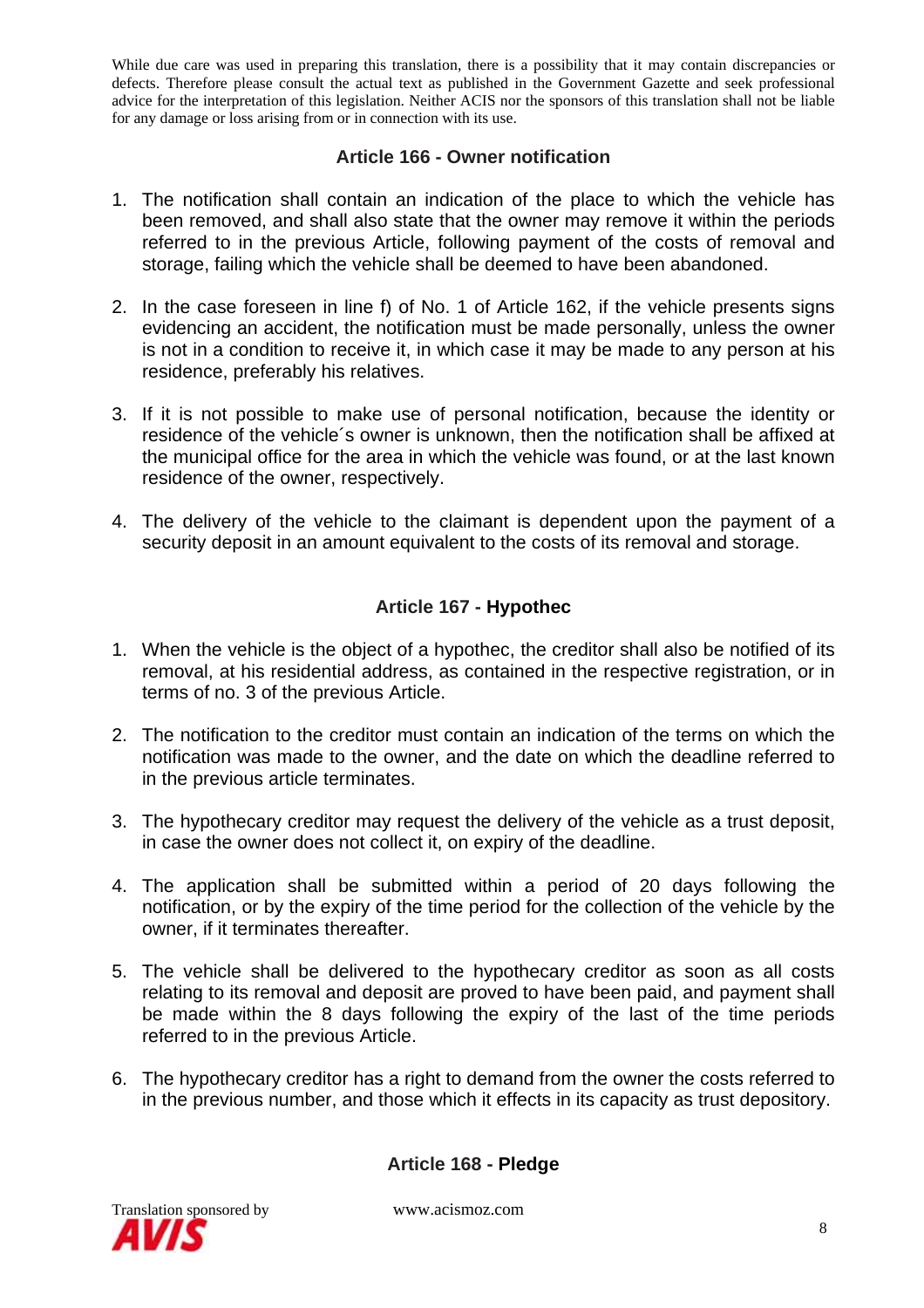While due care was used in preparing this translation, there is a possibility that it may contain discrepancies or defects. Therefore please consult the actual text as published in the Government Gazette and seek professional advice for the interpretation of this legislation. Neither ACIS nor the sponsors of this translation shall not be liable for any damage or loss arising from or in connection with its use.

### Article 166 - Owner notification

1. The notification shall contain an indication of the place to which the vehicle has been removed, and shall also state that the owner may remove it within the periods referred to in the previous Article, following payment of the costs of removal and storage, failing which the vehicle shall be deemed to have been abandoned.
2. In the case foreseen in line f) of No. 1 of Article 162, if the vehicle presents signs evidencing an accident, the notification must be made personally, unless the owner is not in a condition to receive it, in which case it may be made to any person at his residence, preferably his relatives.
3. If it is not possible to make use of personal notification, because the identity or residence of the vehicle´s owner is unknown, then the notification shall be affixed at the municipal office for the area in which the vehicle was found, or at the last known residence of the owner, respectively.
4. The delivery of the vehicle to the claimant is dependent upon the payment of a security deposit in an amount equivalent to the costs of its removal and storage.

### Article 167 - **Hypothec**

1. When the vehicle is the object of a hypothec, the creditor shall also be notified of its removal, at his residential address, as contained in the respective registration, or in terms of no. 3 of the previous Article.
2. The notification to the creditor must contain an indication of the terms on which the notification was made to the owner, and the date on which the deadline referred to in the previous article terminates.
3. The hypothecary creditor may request the delivery of the vehicle as a trust deposit, in case the owner does not collect it, on expiry of the deadline.
4. The application shall be submitted within a period of 20 days following the notification, or by the expiry of the time period for the collection of the vehicle by the owner, if it terminates thereafter.
5. The vehicle shall be delivered to the hypothecary creditor as soon as all costs relating to its removal and deposit are proved to have been paid, and payment shall be made within the 8 days following the expiry of the last of the time periods referred to in the previous Article.
6. The hypothecary creditor has a right to demand from the owner the costs referred to in the previous number, and those which it effects in its capacity as trust depository.

### Article 168 - **Pledge**

Translation sponsored by AVIS www.acismoz.com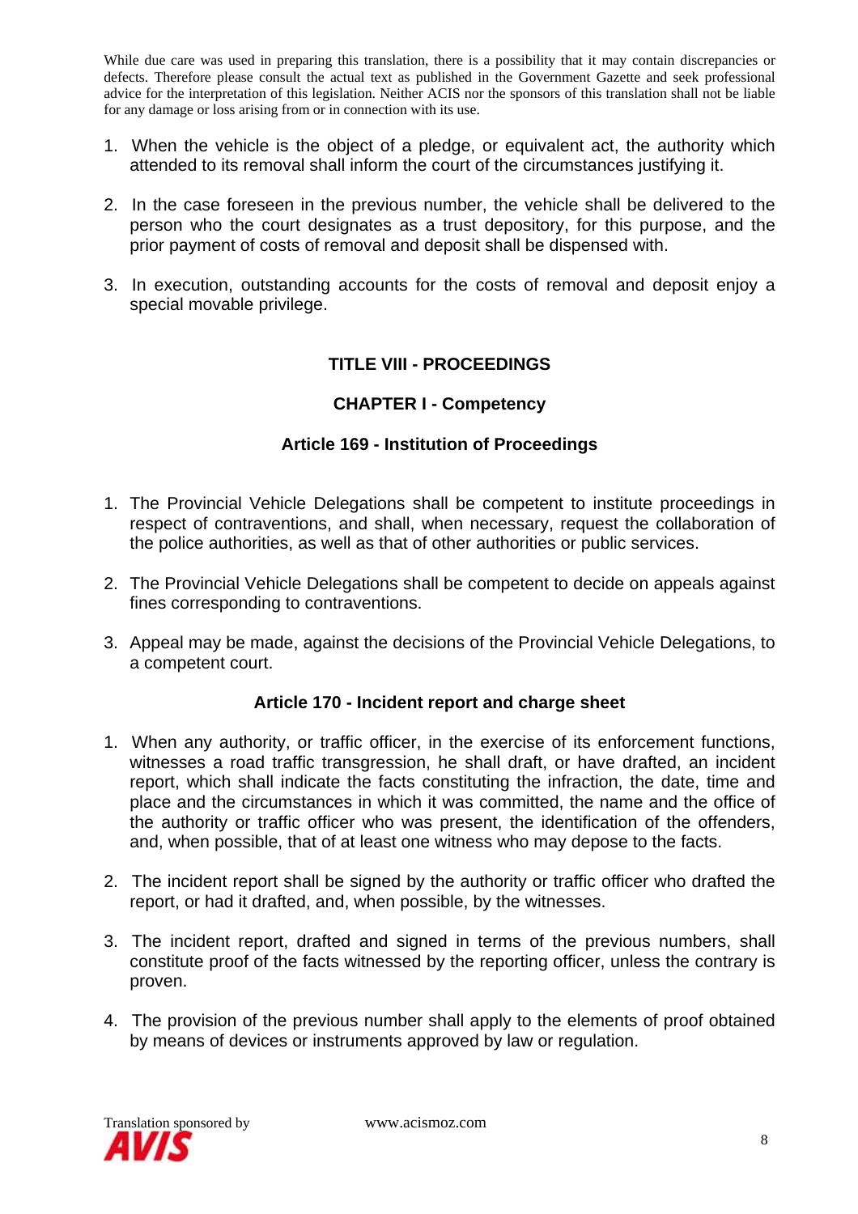While due care was used in preparing this translation, there is a possibility that it may contain discrepancies or defects. Therefore please consult the actual text as published in the Government Gazette and seek professional advice for the interpretation of this legislation. Neither ACIS nor the sponsors of this translation shall not be liable for any damage or loss arising from or in connection with its use.

1. When the vehicle is the object of a pledge, or equivalent act, the authority which attended to its removal shall inform the court of the circumstances justifying it.

2. In the case foreseen in the previous number, the vehicle shall be delivered to the person who the court designates as a trust depository, for this purpose, and the prior payment of costs of removal and deposit shall be dispensed with.

3. In execution, outstanding accounts for the costs of removal and deposit enjoy a special movable privilege.

## TITLE VIII - PROCEEDINGS

### CHAPTER I - Competency

#### Article 169 - Institution of Proceedings

1. The Provincial Vehicle Delegations shall be competent to institute proceedings in respect of contraventions, and shall, when necessary, request the collaboration of the police authorities, as well as that of other authorities or public services.

2. The Provincial Vehicle Delegations shall be competent to decide on appeals against fines corresponding to contraventions.

3. Appeal may be made, against the decisions of the Provincial Vehicle Delegations, to a competent court.

#### Article 170 - Incident report and charge sheet

1. When any authority, or traffic officer, in the exercise of its enforcement functions, witnesses a road traffic transgression, he shall draft, or have drafted, an incident report, which shall indicate the facts constituting the infraction, the date, time and place and the circumstances in which it was committed, the name and the office of the authority or traffic officer who was present, the identification of the offenders, and, when possible, that of at least one witness who may depose to the facts.

2. The incident report shall be signed by the authority or traffic officer who drafted the report, or had it drafted, and, when possible, by the witnesses.

3. The incident report, drafted and signed in terms of the previous numbers, shall constitute proof of the facts witnessed by the reporting officer, unless the contrary is proven.

4. The provision of the previous number shall apply to the elements of proof obtained by means of devices or instruments approved by law or regulation.

Translation sponsored by AVIS www.acismoz.com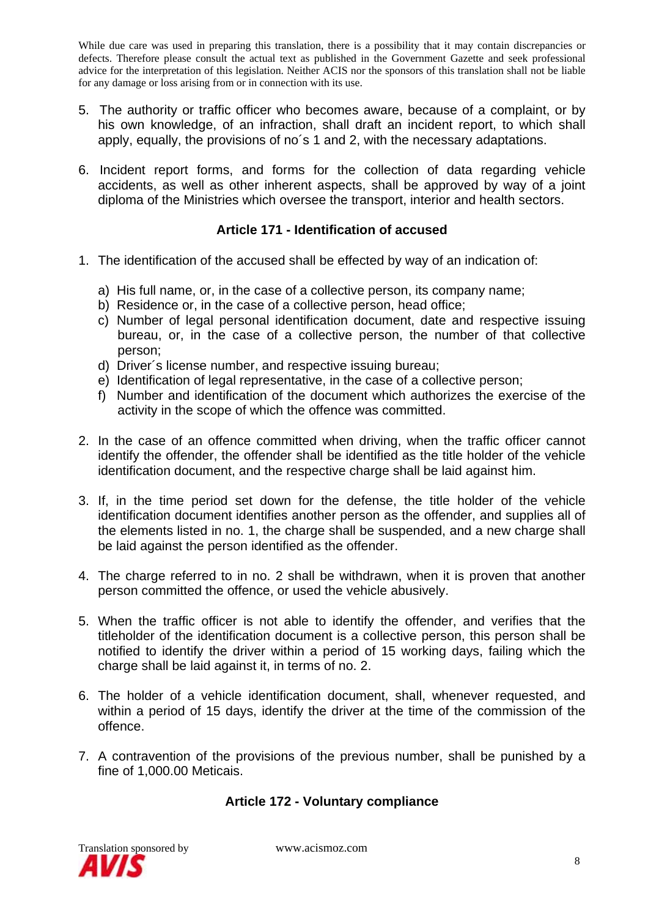5. The authority or traffic officer who becomes aware, because of a complaint, or by his own knowledge, of an infraction, shall draft an incident report, to which shall apply, equally, the provisions of no´s 1 and 2, with the necessary adaptations.

6. Incident report forms, and forms for the collection of data regarding vehicle accidents, as well as other inherent aspects, shall be approved by way of a joint diploma of the Ministries which oversee the transport, interior and health sectors.

### Article 171 - Identification of accused

1. The identification of the accused shall be effected by way of an indication of:

   a) His full name, or, in the case of a collective person, its company name;
   b) Residence or, in the case of a collective person, head office;
   c) Number of legal personal identification document, date and respective issuing bureau, or, in the case of a collective person, the number of that collective person;
   d) Driver´s license number, and respective issuing bureau;
   e) Identification of legal representative, in the case of a collective person;
   f) Number and identification of the document which authorizes the exercise of the activity in the scope of which the offence was committed.

2. In the case of an offence committed when driving, when the traffic officer cannot identify the offender, the offender shall be identified as the title holder of the vehicle identification document, and the respective charge shall be laid against him.

3. If, in the time period set down for the defense, the title holder of the vehicle identification document identifies another person as the offender, and supplies all of the elements listed in no. 1, the charge shall be suspended, and a new charge shall be laid against the person identified as the offender.

4. The charge referred to in no. 2 shall be withdrawn, when it is proven that another person committed the offence, or used the vehicle abusively.

5. When the traffic officer is not able to identify the offender, and verifies that the titleholder of the identification document is a collective person, this person shall be notified to identify the driver within a period of 15 working days, failing which the charge shall be laid against it, in terms of no. 2.

6. The holder of a vehicle identification document, shall, whenever requested, and within a period of 15 days, identify the driver at the time of the commission of the offence.

7. A contravention of the provisions of the previous number, shall be punished by a fine of 1,000.00 Meticais.

### Article 172 - Voluntary compliance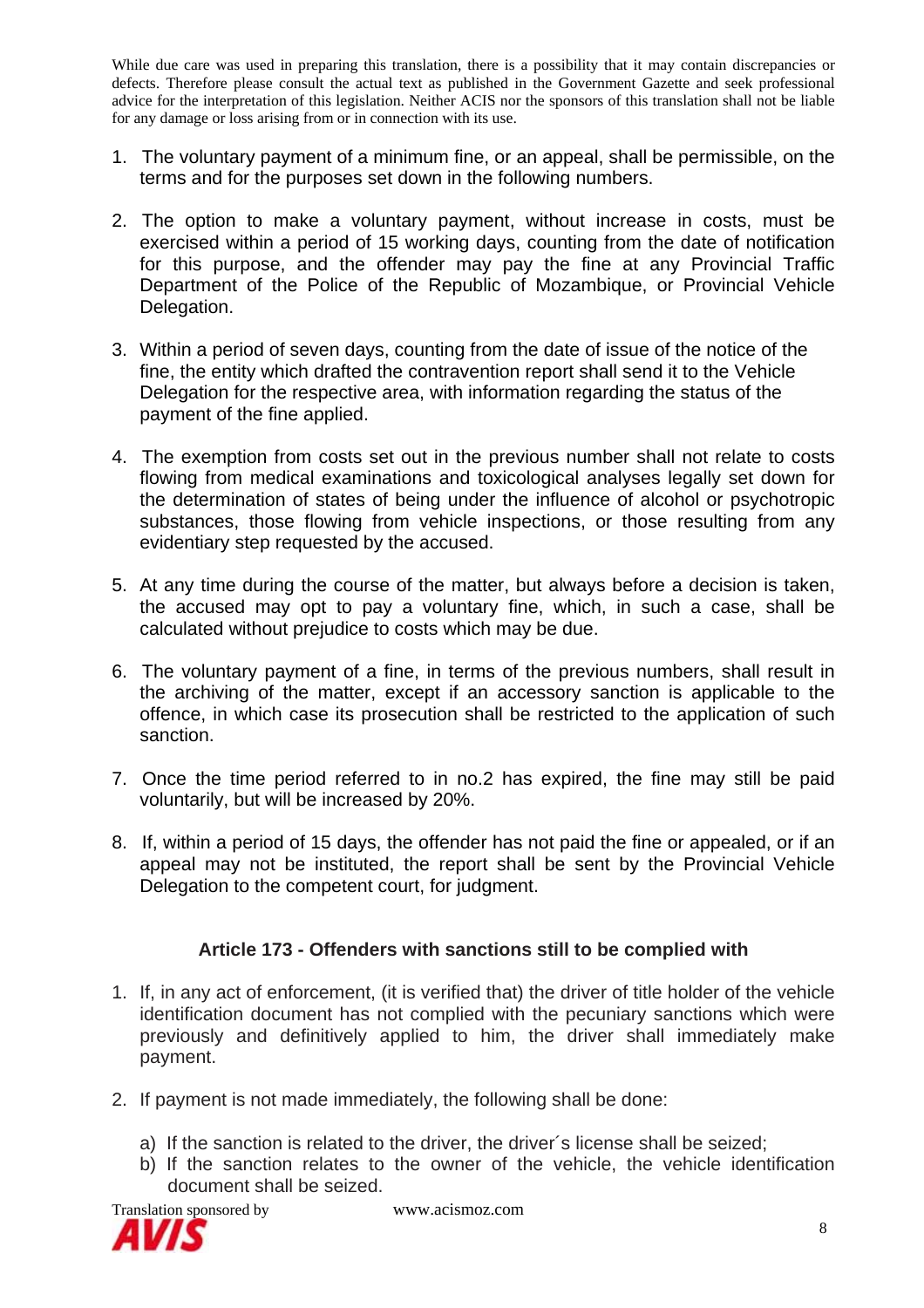While due care was used in preparing this translation, there is a possibility that it may contain discrepancies or defects. Therefore please consult the actual text as published in the Government Gazette and seek professional advice for the interpretation of this legislation. Neither ACIS nor the sponsors of this translation shall not be liable for any damage or loss arising from or in connection with its use.

1. The voluntary payment of a minimum fine, or an appeal, shall be permissible, on the terms and for the purposes set down in the following numbers.

2. The option to make a voluntary payment, without increase in costs, must be exercised within a period of 15 working days, counting from the date of notification for this purpose, and the offender may pay the fine at any Provincial Traffic Department of the Police of the Republic of Mozambique, or Provincial Vehicle Delegation.

3. Within a period of seven days, counting from the date of issue of the notice of the fine, the entity which drafted the contravention report shall send it to the Vehicle Delegation for the respective area, with information regarding the status of the payment of the fine applied.

4. The exemption from costs set out in the previous number shall not relate to costs flowing from medical examinations and toxicological analyses legally set down for the determination of states of being under the influence of alcohol or psychotropic substances, those flowing from vehicle inspections, or those resulting from any evidentiary step requested by the accused.

5. At any time during the course of the matter, but always before a decision is taken, the accused may opt to pay a voluntary fine, which, in such a case, shall be calculated without prejudice to costs which may be due.

6. The voluntary payment of a fine, in terms of the previous numbers, shall result in the archiving of the matter, except if an accessory sanction is applicable to the offence, in which case its prosecution shall be restricted to the application of such sanction.

7. Once the time period referred to in no.2 has expired, the fine may still be paid voluntarily, but will be increased by 20%.

8. If, within a period of 15 days, the offender has not paid the fine or appealed, or if an appeal may not be instituted, the report shall be sent by the Provincial Vehicle Delegation to the competent court, for judgment.

### Article 173 - Offenders with sanctions still to be complied with

1. If, in any act of enforcement, (it is verified that) the driver of title holder of the vehicle identification document has not complied with the pecuniary sanctions which were previously and definitively applied to him, the driver shall immediately make payment.

2. If payment is not made immediately, the following shall be done:

   a) If the sanction is related to the driver, the driver´s license shall be seized;
   b) If the sanction relates to the owner of the vehicle, the vehicle identification document shall be seized.

Translation sponsored by www.acismoz.com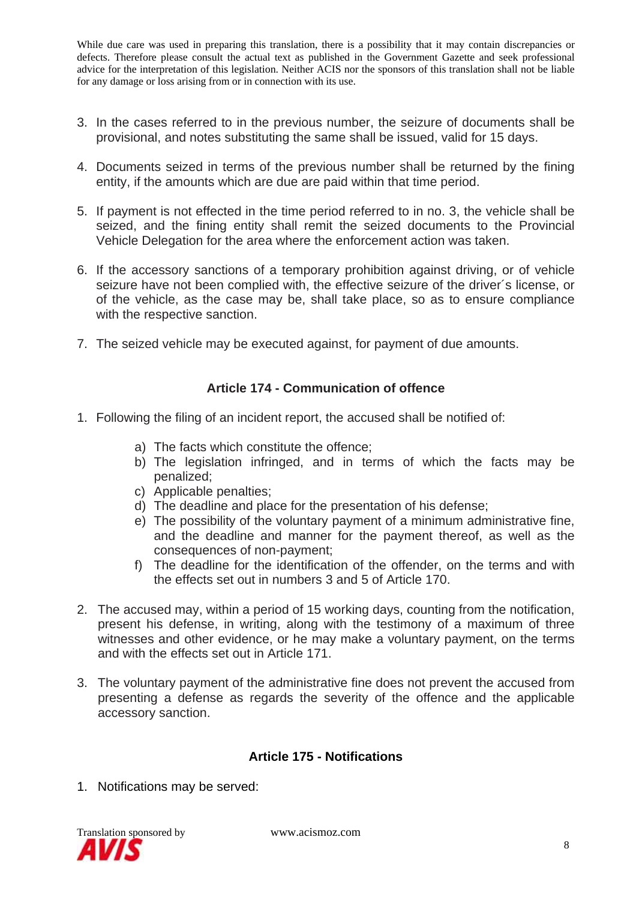3. In the cases referred to in the previous number, the seizure of documents shall be provisional, and notes substituting the same shall be issued, valid for 15 days.

4. Documents seized in terms of the previous number shall be returned by the fining entity, if the amounts which are due are paid within that time period.

5. If payment is not effected in the time period referred to in no. 3, the vehicle shall be seized, and the fining entity shall remit the seized documents to the Provincial Vehicle Delegation for the area where the enforcement action was taken.

6. If the accessory sanctions of a temporary prohibition against driving, or of vehicle seizure have not been complied with, the effective seizure of the driver´s license, or of the vehicle, as the case may be, shall take place, so as to ensure compliance with the respective sanction.

7. The seized vehicle may be executed against, for payment of due amounts.

### Article 174 - Communication of offence

1. Following the filing of an incident report, the accused shall be notified of:
   a) The facts which constitute the offence;
   b) The legislation infringed, and in terms of which the facts may be penalized;
   c) Applicable penalties;
   d) The deadline and place for the presentation of his defense;
   e) The possibility of the voluntary payment of a minimum administrative fine, and the deadline and manner for the payment thereof, as well as the consequences of non-payment;
   f) The deadline for the identification of the offender, on the terms and with the effects set out in numbers 3 and 5 of Article 170.

2. The accused may, within a period of 15 working days, counting from the notification, present his defense, in writing, along with the testimony of a maximum of three witnesses and other evidence, or he may make a voluntary payment, on the terms and with the effects set out in Article 171.

3. The voluntary payment of the administrative fine does not prevent the accused from presenting a defense as regards the severity of the offence and the applicable accessory sanction.

### Article 175 - Notifications

1. Notifications may be served: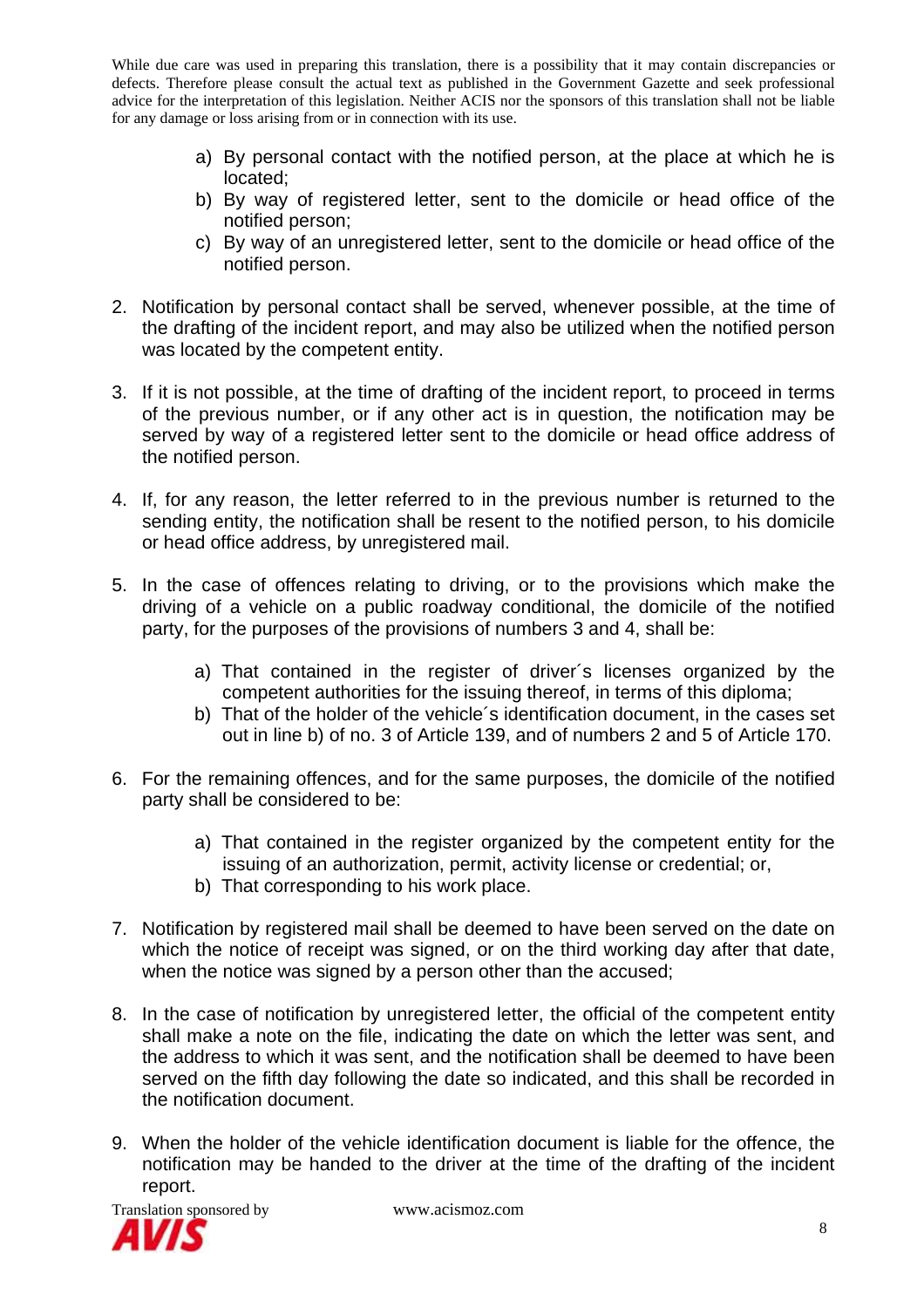While due care was used in preparing this translation, there is a possibility that it may contain discrepancies or defects. Therefore please consult the actual text as published in the Government Gazette and seek professional advice for the interpretation of this legislation. Neither ACIS nor the sponsors of this translation shall not be liable for any damage or loss arising from or in connection with its use.

a) By personal contact with the notified person, at the place at which he is located;
b) By way of registered letter, sent to the domicile or head office of the notified person;
c) By way of an unregistered letter, sent to the domicile or head office of the notified person.

2. Notification by personal contact shall be served, whenever possible, at the time of the drafting of the incident report, and may also be utilized when the notified person was located by the competent entity.

3. If it is not possible, at the time of drafting of the incident report, to proceed in terms of the previous number, or if any other act is in question, the notification may be served by way of a registered letter sent to the domicile or head office address of the notified person.

4. If, for any reason, the letter referred to in the previous number is returned to the sending entity, the notification shall be resent to the notified person, to his domicile or head office address, by unregistered mail.

5. In the case of offences relating to driving, or to the provisions which make the driving of a vehicle on a public roadway conditional, the domicile of the notified party, for the purposes of the provisions of numbers 3 and 4, shall be:

   a) That contained in the register of driver´s licenses organized by the competent authorities for the issuing thereof, in terms of this diploma;
   b) That of the holder of the vehicle´s identification document, in the cases set out in line b) of no. 3 of Article 139, and of numbers 2 and 5 of Article 170.

6. For the remaining offences, and for the same purposes, the domicile of the notified party shall be considered to be:

   a) That contained in the register organized by the competent entity for the issuing of an authorization, permit, activity license or credential; or,
   b) That corresponding to his work place.

7. Notification by registered mail shall be deemed to have been served on the date on which the notice of receipt was signed, or on the third working day after that date, when the notice was signed by a person other than the accused;

8. In the case of notification by unregistered letter, the official of the competent entity shall make a note on the file, indicating the date on which the letter was sent, and the address to which it was sent, and the notification shall be deemed to have been served on the fifth day following the date so indicated, and this shall be recorded in the notification document.

9. When the holder of the vehicle identification document is liable for the offence, the notification may be handed to the driver at the time of the drafting of the incident report.

Translation sponsored by AVIS www.acismoz.com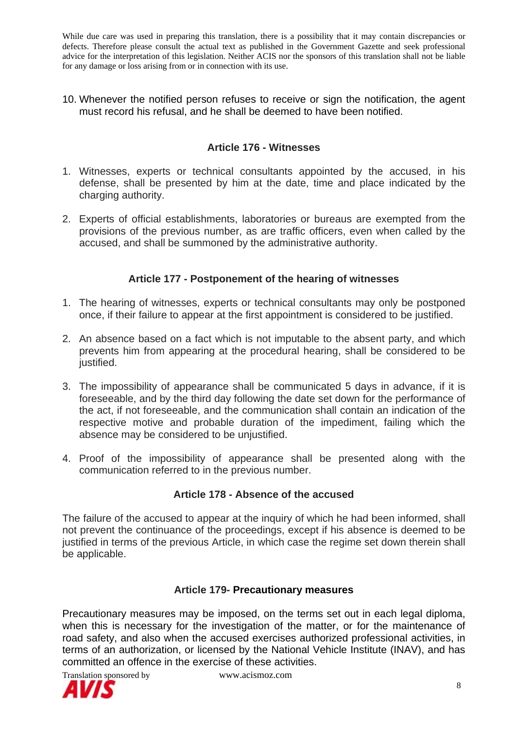While due care was used in preparing this translation, there is a possibility that it may contain discrepancies or defects. Therefore please consult the actual text as published in the Government Gazette and seek professional advice for the interpretation of this legislation. Neither ACIS nor the sponsors of this translation shall not be liable for any damage or loss arising from or in connection with its use.

10. Whenever the notified person refuses to receive or sign the notification, the agent must record his refusal, and he shall be deemed to have been notified.

### Article 176 - Witnesses

1. Witnesses, experts or technical consultants appointed by the accused, in his defense, shall be presented by him at the date, time and place indicated by the charging authority.
2. Experts of official establishments, laboratories or bureaus are exempted from the provisions of the previous number, as are traffic officers, even when called by the accused, and shall be summoned by the administrative authority.

### Article 177 - Postponement of the hearing of witnesses

1. The hearing of witnesses, experts or technical consultants may only be postponed once, if their failure to appear at the first appointment is considered to be justified.
2. An absence based on a fact which is not imputable to the absent party, and which prevents him from appearing at the procedural hearing, shall be considered to be justified.
3. The impossibility of appearance shall be communicated 5 days in advance, if it is foreseeable, and by the third day following the date set down for the performance of the act, if not foreseeable, and the communication shall contain an indication of the respective motive and probable duration of the impediment, failing which the absence may be considered to be unjustified.
4. Proof of the impossibility of appearance shall be presented along with the communication referred to in the previous number.

### Article 178 - Absence of the accused

The failure of the accused to appear at the inquiry of which he had been informed, shall not prevent the continuance of the proceedings, except if his absence is deemed to be justified in terms of the previous Article, in which case the regime set down therein shall be applicable.

### Article 179- Precautionary measures

Precautionary measures may be imposed, on the terms set out in each legal diploma, when this is necessary for the investigation of the matter, or for the maintenance of road safety, and also when the accused exercises authorized professional activities, in terms of an authorization, or licensed by the National Vehicle Institute (INAV), and has committed an offence in the exercise of these activities.

Translation sponsored by www.acismoz.com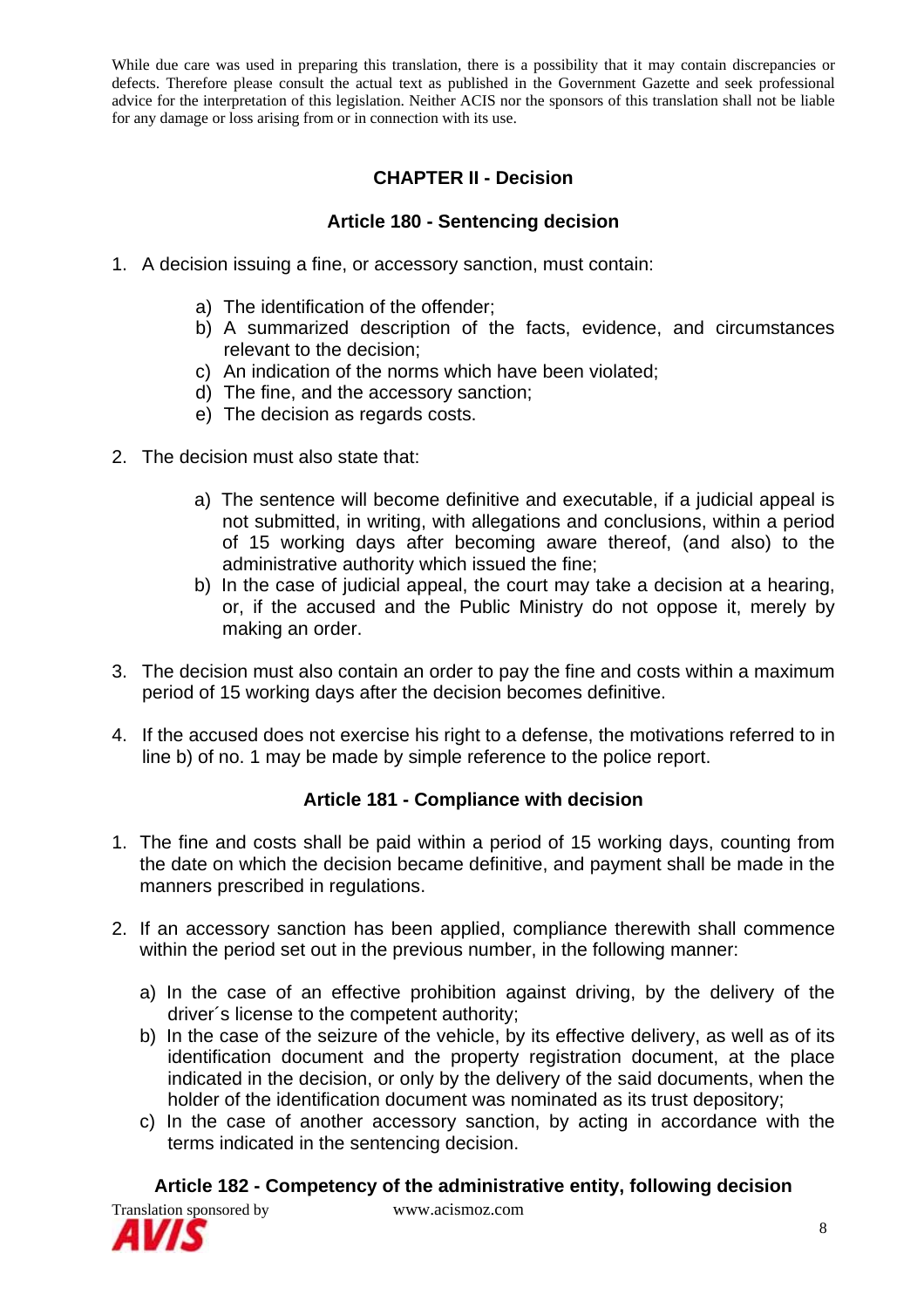While due care was used in preparing this translation, there is a possibility that it may contain discrepancies or defects. Therefore please consult the actual text as published in the Government Gazette and seek professional advice for the interpretation of this legislation. Neither ACIS nor the sponsors of this translation shall not be liable for any damage or loss arising from or in connection with its use.

## CHAPTER II - Decision

### Article 180 - Sentencing decision

1. A decision issuing a fine, or accessory sanction, must contain:

   a) The identification of the offender;
   b) A summarized description of the facts, evidence, and circumstances relevant to the decision;
   c) An indication of the norms which have been violated;
   d) The fine, and the accessory sanction;
   e) The decision as regards costs.

2. The decision must also state that:

   a) The sentence will become definitive and executable, if a judicial appeal is not submitted, in writing, with allegations and conclusions, within a period of 15 working days after becoming aware thereof, (and also) to the administrative authority which issued the fine;
   b) In the case of judicial appeal, the court may take a decision at a hearing, or, if the accused and the Public Ministry do not oppose it, merely by making an order.

3. The decision must also contain an order to pay the fine and costs within a maximum period of 15 working days after the decision becomes definitive.

4. If the accused does not exercise his right to a defense, the motivations referred to in line b) of no. 1 may be made by simple reference to the police report.

### Article 181 - Compliance with decision

1. The fine and costs shall be paid within a period of 15 working days, counting from the date on which the decision became definitive, and payment shall be made in the manners prescribed in regulations.

2. If an accessory sanction has been applied, compliance therewith shall commence within the period set out in the previous number, in the following manner:

   a) In the case of an effective prohibition against driving, by the delivery of the driver´s license to the competent authority;
   b) In the case of the seizure of the vehicle, by its effective delivery, as well as of its identification document and the property registration document, at the place indicated in the decision, or only by the delivery of the said documents, when the holder of the identification document was nominated as its trust depository;
   c) In the case of another accessory sanction, by acting in accordance with the terms indicated in the sentencing decision.

### Article 182 - Competency of the administrative entity, following decision

Translation sponsored by AVIS www.acismoz.com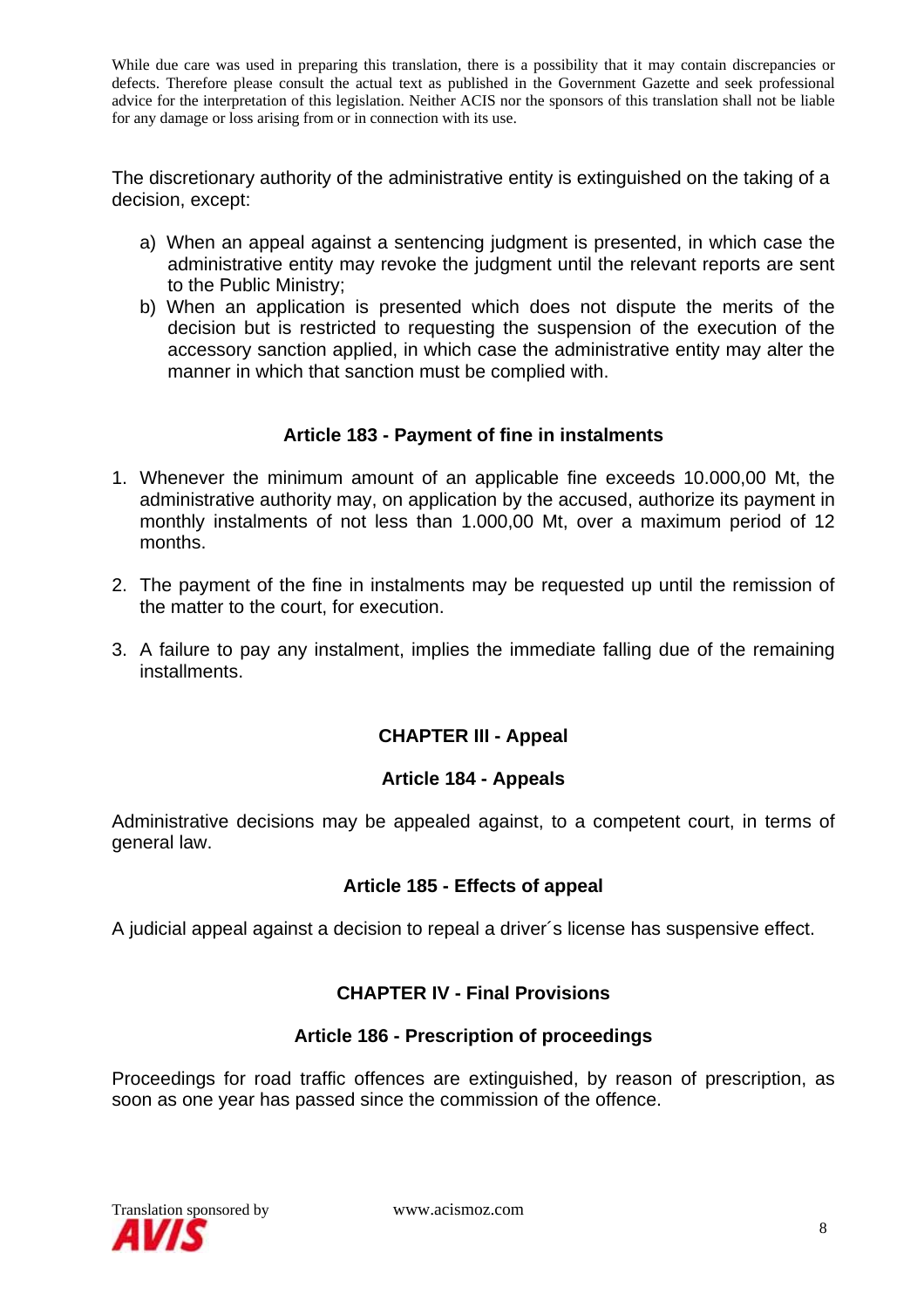While due care was used in preparing this translation, there is a possibility that it may contain discrepancies or defects. Therefore please consult the actual text as published in the Government Gazette and seek professional advice for the interpretation of this legislation. Neither ACIS nor the sponsors of this translation shall not be liable for any damage or loss arising from or in connection with its use.

The discretionary authority of the administrative entity is extinguished on the taking of a decision, except:

a) When an appeal against a sentencing judgment is presented, in which case the administrative entity may revoke the judgment until the relevant reports are sent to the Public Ministry;
b) When an application is presented which does not dispute the merits of the decision but is restricted to requesting the suspension of the execution of the accessory sanction applied, in which case the administrative entity may alter the manner in which that sanction must be complied with.

### Article 183 - Payment of fine in instalments

1. Whenever the minimum amount of an applicable fine exceeds 10.000,00 Mt, the administrative authority may, on application by the accused, authorize its payment in monthly instalments of not less than 1.000,00 Mt, over a maximum period of 12 months.

2. The payment of the fine in instalments may be requested up until the remission of the matter to the court, for execution.

3. A failure to pay any instalment, implies the immediate falling due of the remaining installments.

## CHAPTER III - Appeal

### Article 184 - Appeals

Administrative decisions may be appealed against, to a competent court, in terms of general law.

### Article 185 - Effects of appeal

A judicial appeal against a decision to repeal a driver´s license has suspensive effect.

## CHAPTER IV - Final Provisions

### Article 186 - Prescription of proceedings

Proceedings for road traffic offences are extinguished, by reason of prescription, as soon as one year has passed since the commission of the offence.

Translation sponsored by AVIS www.acismoz.com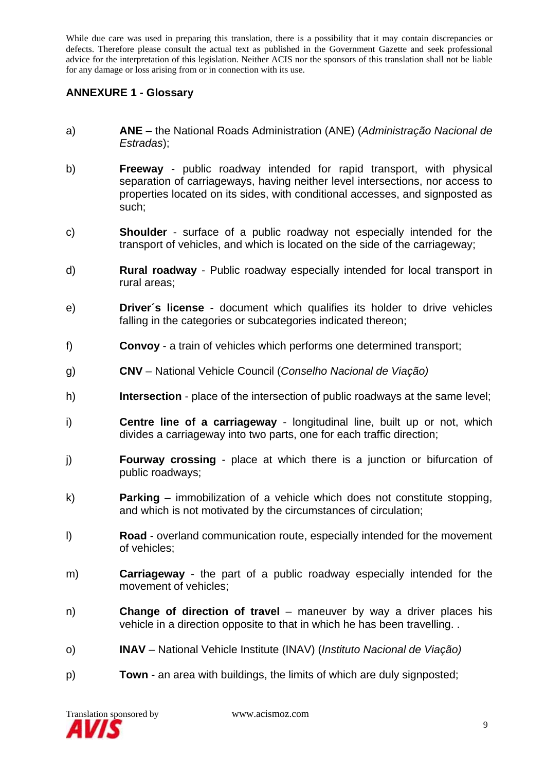While due care was used in preparing this translation, there is a possibility that it may contain discrepancies or defects. Therefore please consult the actual text as published in the Government Gazette and seek professional advice for the interpretation of this legislation. Neither ACIS nor the sponsors of this translation shall not be liable for any damage or loss arising from or in connection with its use.

## ANNEXURE 1 - Glossary

a) **ANE** – the National Roads Administration (ANE) (*Administração Nacional de Estradas*);

b) **Freeway** - public roadway intended for rapid transport, with physical separation of carriageways, having neither level intersections, nor access to properties located on its sides, with conditional accesses, and signposted as such;

c) **Shoulder** - surface of a public roadway not especially intended for the transport of vehicles, and which is located on the side of the carriageway;

d) **Rural roadway** - Public roadway especially intended for local transport in rural areas;

e) **Driver´s license** - document which qualifies its holder to drive vehicles falling in the categories or subcategories indicated thereon;

f) **Convoy** - a train of vehicles which performs one determined transport;

g) **CNV** – National Vehicle Council (*Conselho Nacional de Viação)*

h) **Intersection** - place of the intersection of public roadways at the same level;

i) **Centre line of a carriageway** - longitudinal line, built up or not, which divides a carriageway into two parts, one for each traffic direction;

j) **Fourway crossing** - place at which there is a junction or bifurcation of public roadways;

k) **Parking** – immobilization of a vehicle which does not constitute stopping, and which is not motivated by the circumstances of circulation;

l) **Road** - overland communication route, especially intended for the movement of vehicles;

m) **Carriageway** - the part of a public roadway especially intended for the movement of vehicles;

n) **Change of direction of travel** – maneuver by way a driver places his vehicle in a direction opposite to that in which he has been travelling. .

o) **INAV** – National Vehicle Institute (INAV) (*Instituto Nacional de Viação)*

p) **Town** - an area with buildings, the limits of which are duly signposted;

Translation sponsored by AVIS www.acismoz.com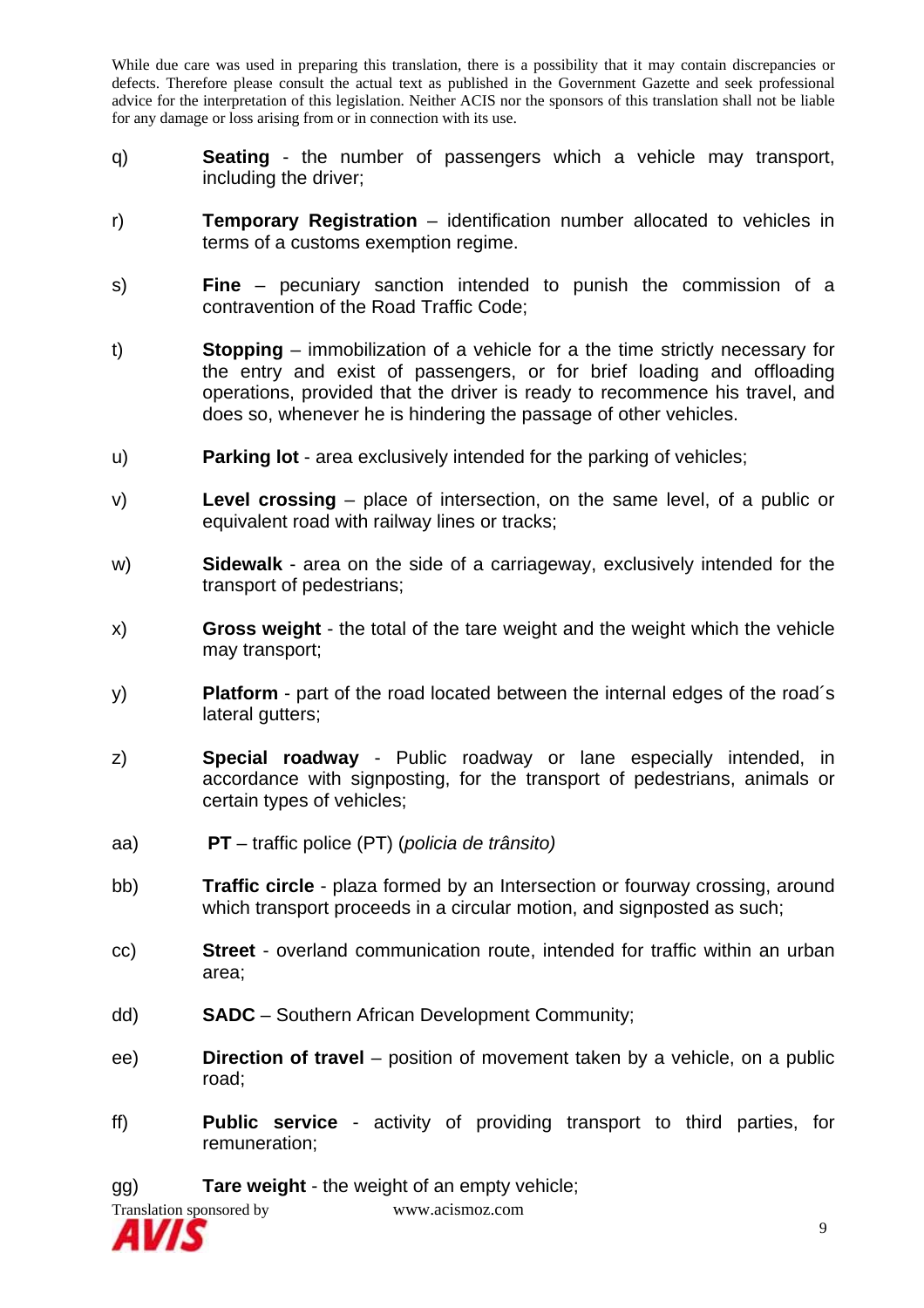While due care was used in preparing this translation, there is a possibility that it may contain discrepancies or defects. Therefore please consult the actual text as published in the Government Gazette and seek professional advice for the interpretation of this legislation. Neither ACIS nor the sponsors of this translation shall not be liable for any damage or loss arising from or in connection with its use.

q) **Seating** - the number of passengers which a vehicle may transport, including the driver;

r) **Temporary Registration** – identification number allocated to vehicles in terms of a customs exemption regime.

s) **Fine** – pecuniary sanction intended to punish the commission of a contravention of the Road Traffic Code;

t) **Stopping** – immobilization of a vehicle for a the time strictly necessary for the entry and exist of passengers, or for brief loading and offloading operations, provided that the driver is ready to recommence his travel, and does so, whenever he is hindering the passage of other vehicles.

u) **Parking lot** - area exclusively intended for the parking of vehicles;

v) **Level crossing** – place of intersection, on the same level, of a public or equivalent road with railway lines or tracks;

w) **Sidewalk** - area on the side of a carriageway, exclusively intended for the transport of pedestrians;

x) **Gross weight** - the total of the tare weight and the weight which the vehicle may transport;

y) **Platform** - part of the road located between the internal edges of the road´s lateral gutters;

z) **Special roadway** - Public roadway or lane especially intended, in accordance with signposting, for the transport of pedestrians, animals or certain types of vehicles;

aa) **PT** – traffic police (PT) (*policia de trânsito)*

bb) **Traffic circle** - plaza formed by an Intersection or fourway crossing, around which transport proceeds in a circular motion, and signposted as such;

cc) **Street** - overland communication route, intended for traffic within an urban area;

dd) **SADC** – Southern African Development Community;

ee) **Direction of travel** – position of movement taken by a vehicle, on a public road;

ff) **Public service** - activity of providing transport to third parties, for remuneration;

gg) **Tare weight** - the weight of an empty vehicle;

Translation sponsored by www.acismoz.com

AVIS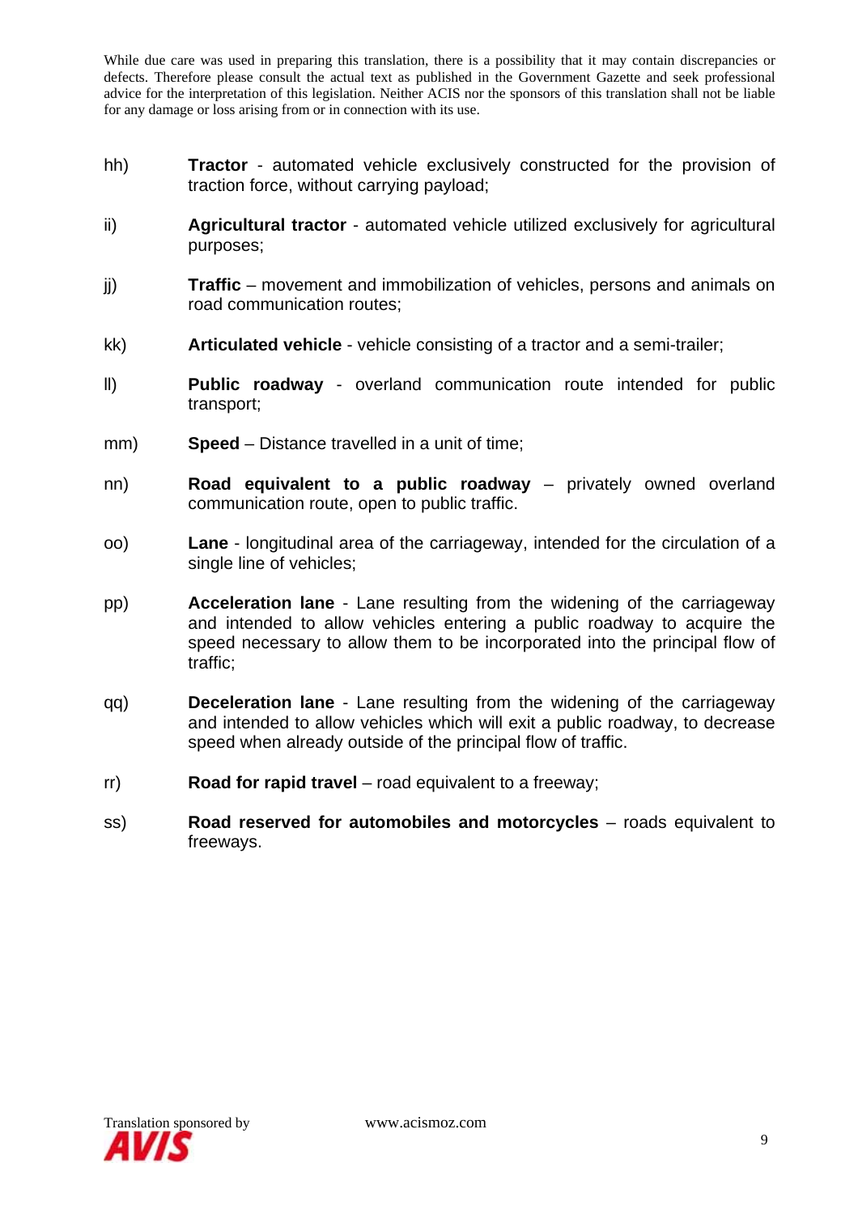While due care was used in preparing this translation, there is a possibility that it may contain discrepancies or defects. Therefore please consult the actual text as published in the Government Gazette and seek professional advice for the interpretation of this legislation. Neither ACIS nor the sponsors of this translation shall not be liable for any damage or loss arising from or in connection with its use.

hh) **Tractor** - automated vehicle exclusively constructed for the provision of traction force, without carrying payload;

ii) **Agricultural tractor** - automated vehicle utilized exclusively for agricultural purposes;

jj) **Traffic** – movement and immobilization of vehicles, persons and animals on road communication routes;

kk) **Articulated vehicle** - vehicle consisting of a tractor and a semi-trailer;

ll) **Public roadway** - overland communication route intended for public transport;

mm) **Speed** – Distance travelled in a unit of time;

nn) **Road equivalent to a public roadway** – privately owned overland communication route, open to public traffic.

oo) **Lane** - longitudinal area of the carriageway, intended for the circulation of a single line of vehicles;

pp) **Acceleration lane** - Lane resulting from the widening of the carriageway and intended to allow vehicles entering a public roadway to acquire the speed necessary to allow them to be incorporated into the principal flow of traffic;

qq) **Deceleration lane** - Lane resulting from the widening of the carriageway and intended to allow vehicles which will exit a public roadway, to decrease speed when already outside of the principal flow of traffic.

rr) **Road for rapid travel** – road equivalent to a freeway;

ss) **Road reserved for automobiles and motorcycles** – roads equivalent to freeways.

Translation sponsored by AVIS www.acismoz.com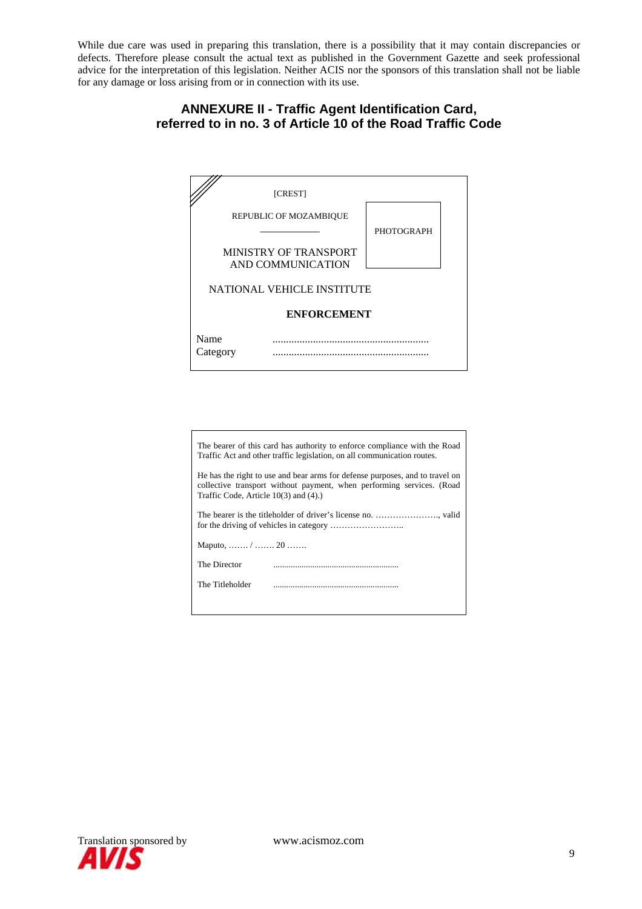While due care was used in preparing this translation, there is a possibility that it may contain discrepancies or defects. Therefore please consult the actual text as published in the Government Gazette and seek professional advice for the interpretation of this legislation. Neither ACIS nor the sponsors of this translation shall not be liable for any damage or loss arising from or in connection with its use.

## ANNEXURE II - Traffic Agent Identification Card, referred to in no. 3 of Article 10 of the Road Traffic Code

[CREST]

REPUBLIC OF MOZAMBIQUE

———————

MINISTRY OF TRANSPORT AND COMMUNICATION

PHOTOGRAPH

NATIONAL VEHICLE INSTITUTE

**ENFORCEMENT**

Name ..........................................................

Category ..........................................................

---

The bearer of this card has authority to enforce compliance with the Road Traffic Act and other traffic legislation, on all communication routes.

He has the right to use and bear arms for defense purposes, and to travel on collective transport without payment, when performing services. (Road Traffic Code, Article 10(3) and (4).)

The bearer is the titleholder of driver's license no. …………………., valid for the driving of vehicles in category ……………………..

Maputo, ……. / ……. 20 …….

The Director ..........................................................

The Titleholder ..........................................................

Translation sponsored by AVIS www.acismoz.com